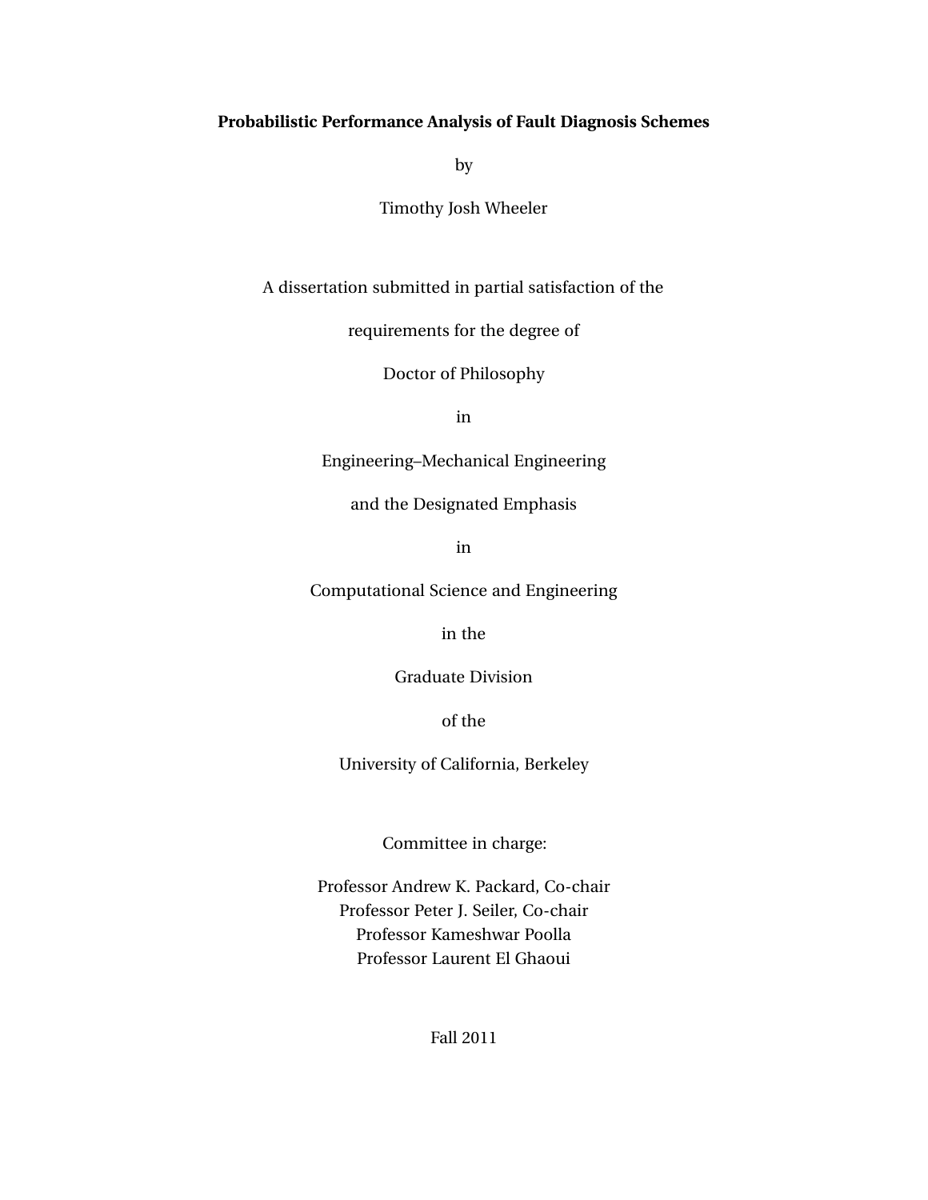**Probabilistic Performance Analysis of Fault Diagnosis Schemes**

by

Timothy Josh Wheeler

A dissertation submitted in partial satisfaction of the

requirements for the degree of

Doctor of Philosophy

in

Engineering–Mechanical Engineering

and the Designated Emphasis

in

Computational Science and Engineering

in the

Graduate Division

of the

University of California, Berkeley

Committee in charge:

Professor Andrew K. Packard, Co-chair
Professor Peter J. Seiler, Co-chair
Professor Kameshwar Poolla
Professor Laurent El Ghaoui

Fall 2011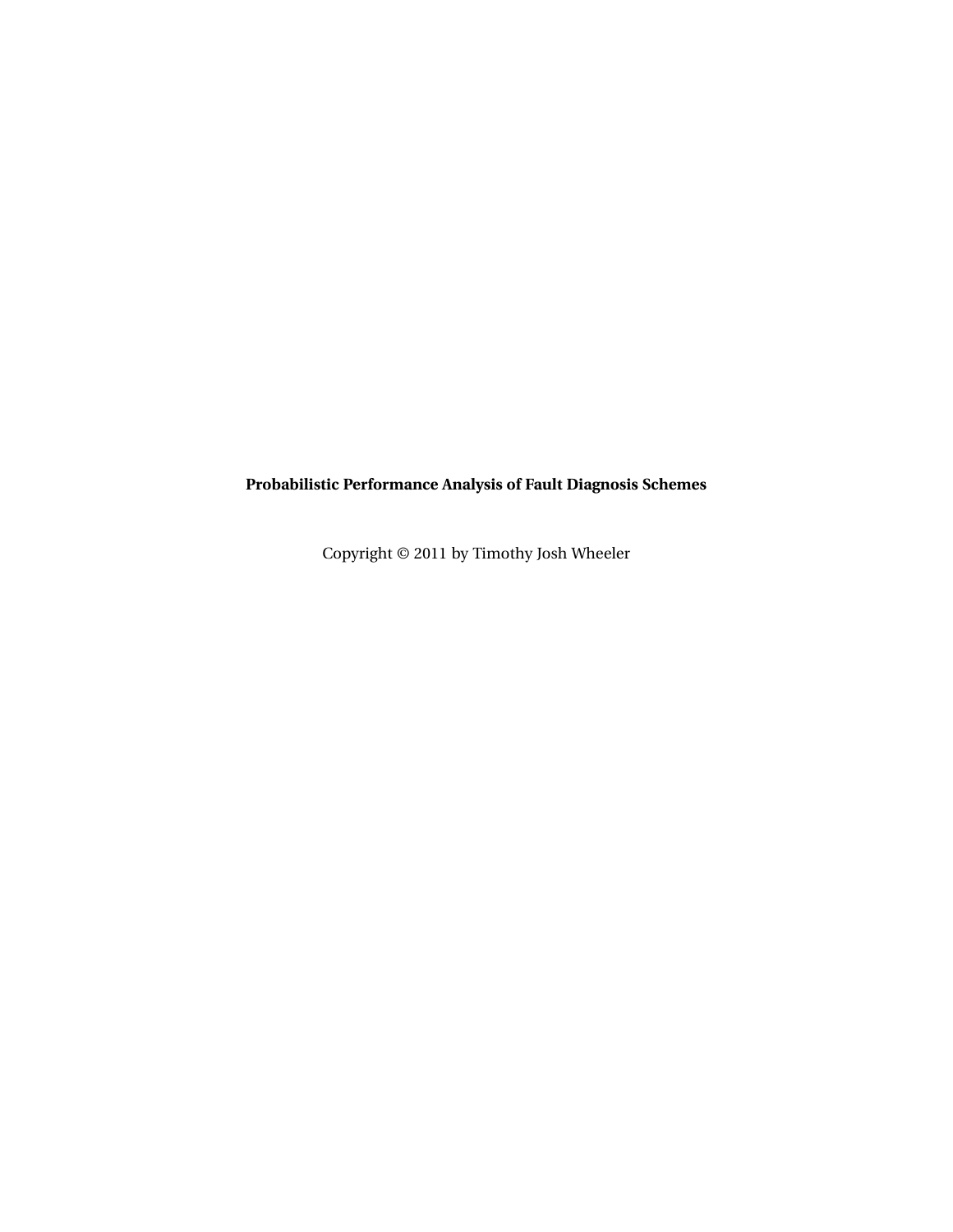**Probabilistic Performance Analysis of Fault Diagnosis Schemes**

Copyright © 2011 by Timothy Josh Wheeler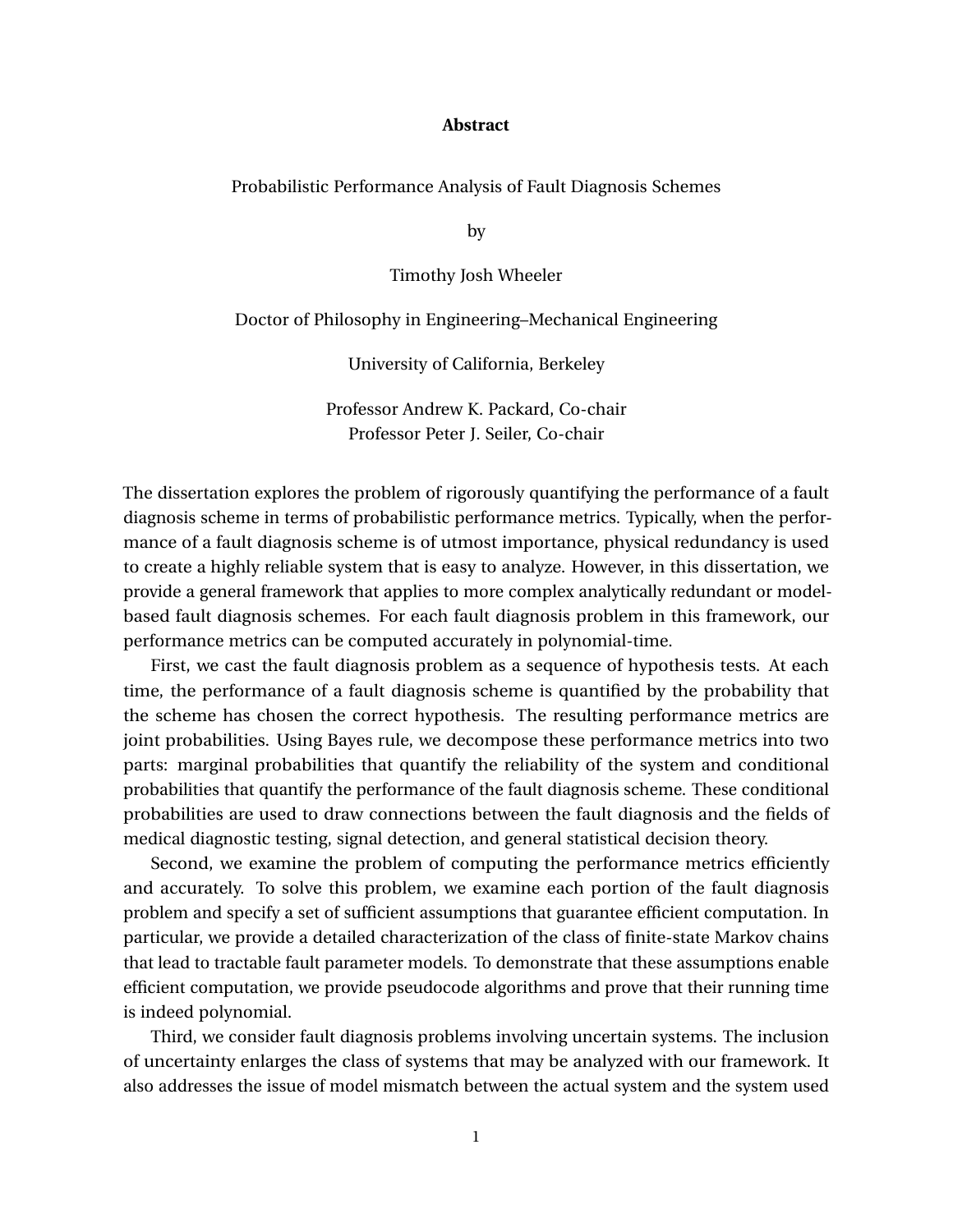# Abstract

Probabilistic Performance Analysis of Fault Diagnosis Schemes

by

Timothy Josh Wheeler

Doctor of Philosophy in Engineering–Mechanical Engineering

University of California, Berkeley

Professor Andrew K. Packard, Co-chair
Professor Peter J. Seiler, Co-chair

The dissertation explores the problem of rigorously quantifying the performance of a fault diagnosis scheme in terms of probabilistic performance metrics. Typically, when the performance of a fault diagnosis scheme is of utmost importance, physical redundancy is used to create a highly reliable system that is easy to analyze. However, in this dissertation, we provide a general framework that applies to more complex analytically redundant or model-based fault diagnosis schemes. For each fault diagnosis problem in this framework, our performance metrics can be computed accurately in polynomial-time.

First, we cast the fault diagnosis problem as a sequence of hypothesis tests. At each time, the performance of a fault diagnosis scheme is quantified by the probability that the scheme has chosen the correct hypothesis. The resulting performance metrics are joint probabilities. Using Bayes rule, we decompose these performance metrics into two parts: marginal probabilities that quantify the reliability of the system and conditional probabilities that quantify the performance of the fault diagnosis scheme. These conditional probabilities are used to draw connections between the fault diagnosis and the fields of medical diagnostic testing, signal detection, and general statistical decision theory.

Second, we examine the problem of computing the performance metrics efficiently and accurately. To solve this problem, we examine each portion of the fault diagnosis problem and specify a set of sufficient assumptions that guarantee efficient computation. In particular, we provide a detailed characterization of the class of finite-state Markov chains that lead to tractable fault parameter models. To demonstrate that these assumptions enable efficient computation, we provide pseudocode algorithms and prove that their running time is indeed polynomial.

Third, we consider fault diagnosis problems involving uncertain systems. The inclusion of uncertainty enlarges the class of systems that may be analyzed with our framework. It also addresses the issue of model mismatch between the actual system and the system used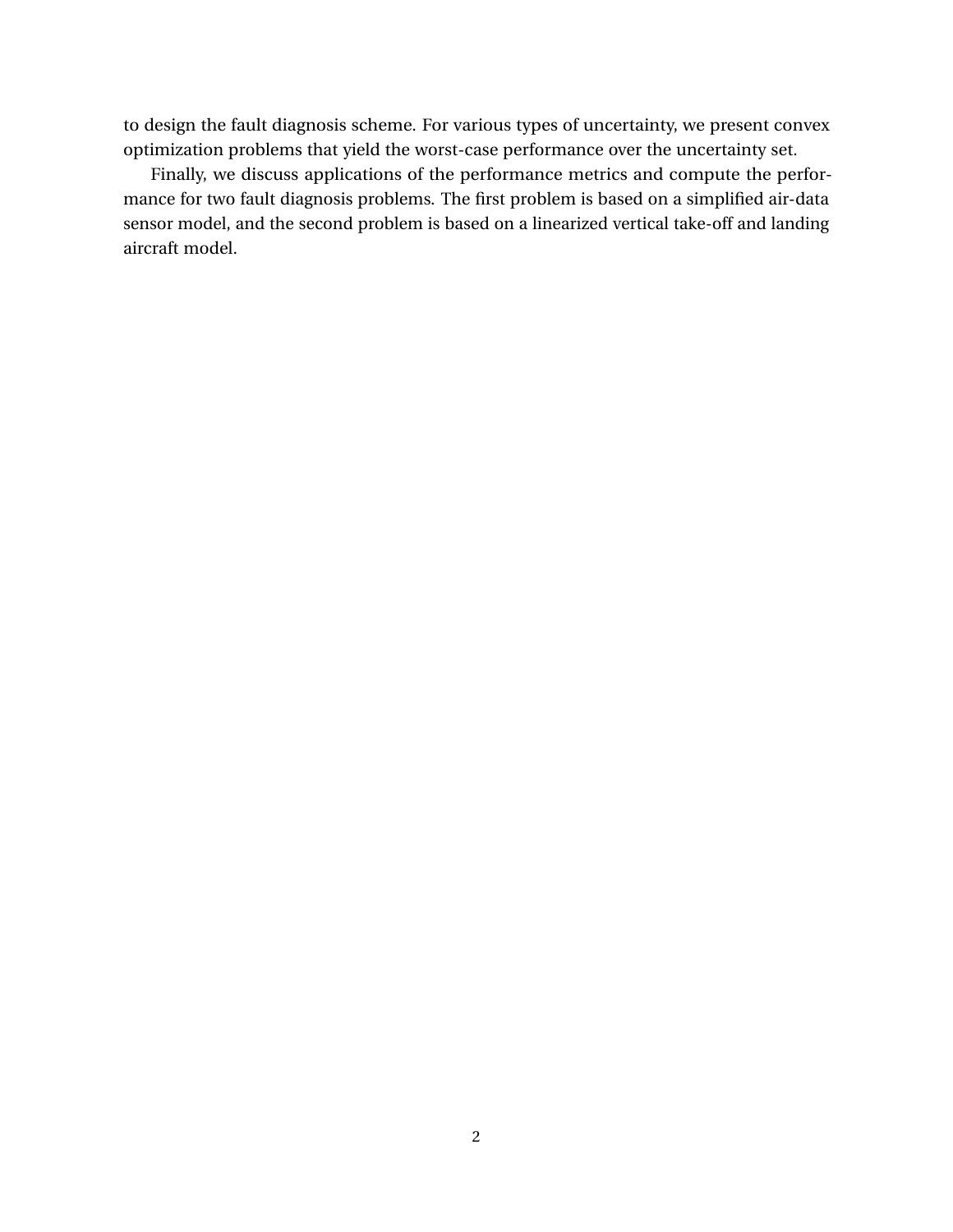to design the fault diagnosis scheme. For various types of uncertainty, we present convex optimization problems that yield the worst-case performance over the uncertainty set.

Finally, we discuss applications of the performance metrics and compute the performance for two fault diagnosis problems. The first problem is based on a simplified air-data sensor model, and the second problem is based on a linearized vertical take-off and landing aircraft model.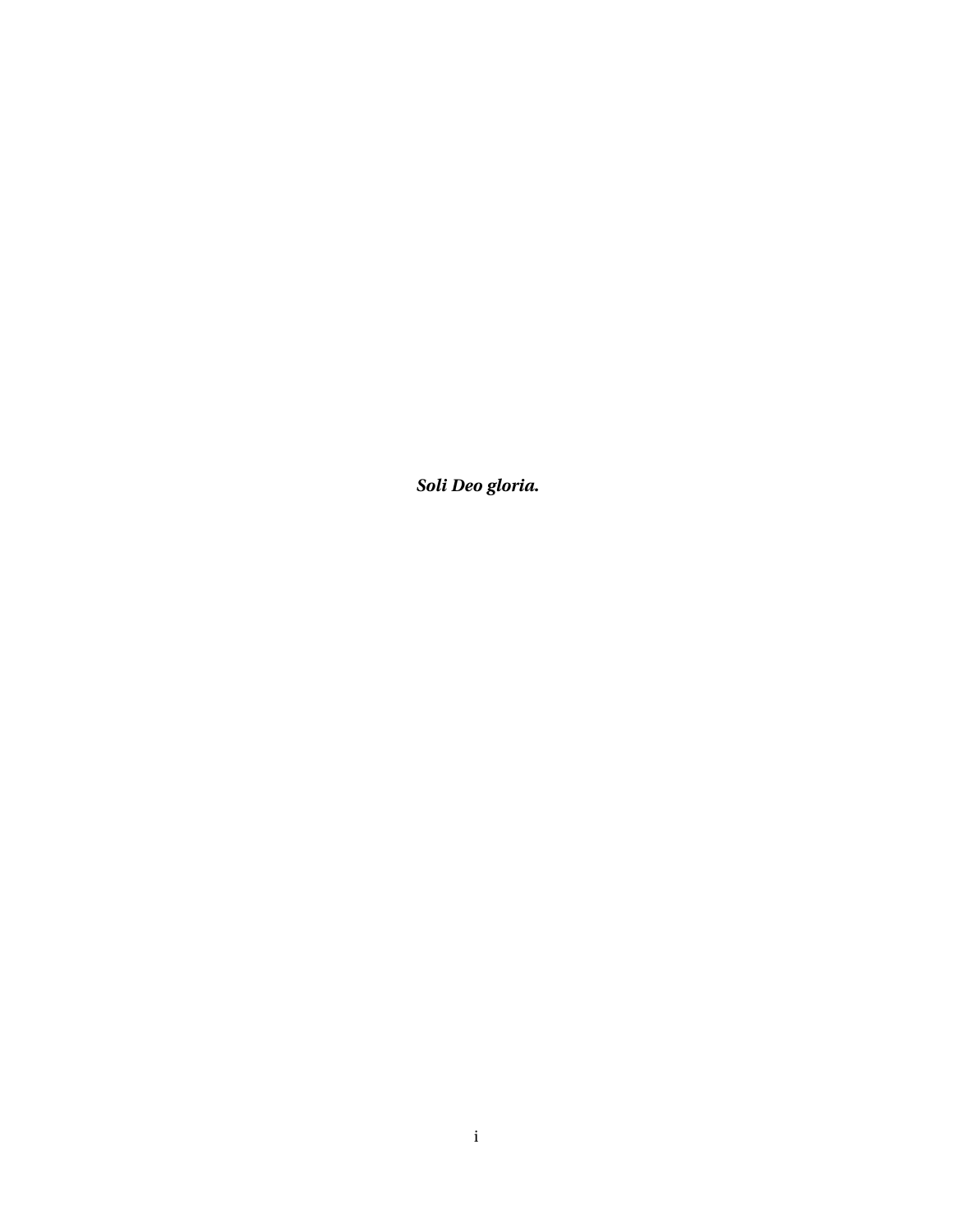***Soli Deo gloria.***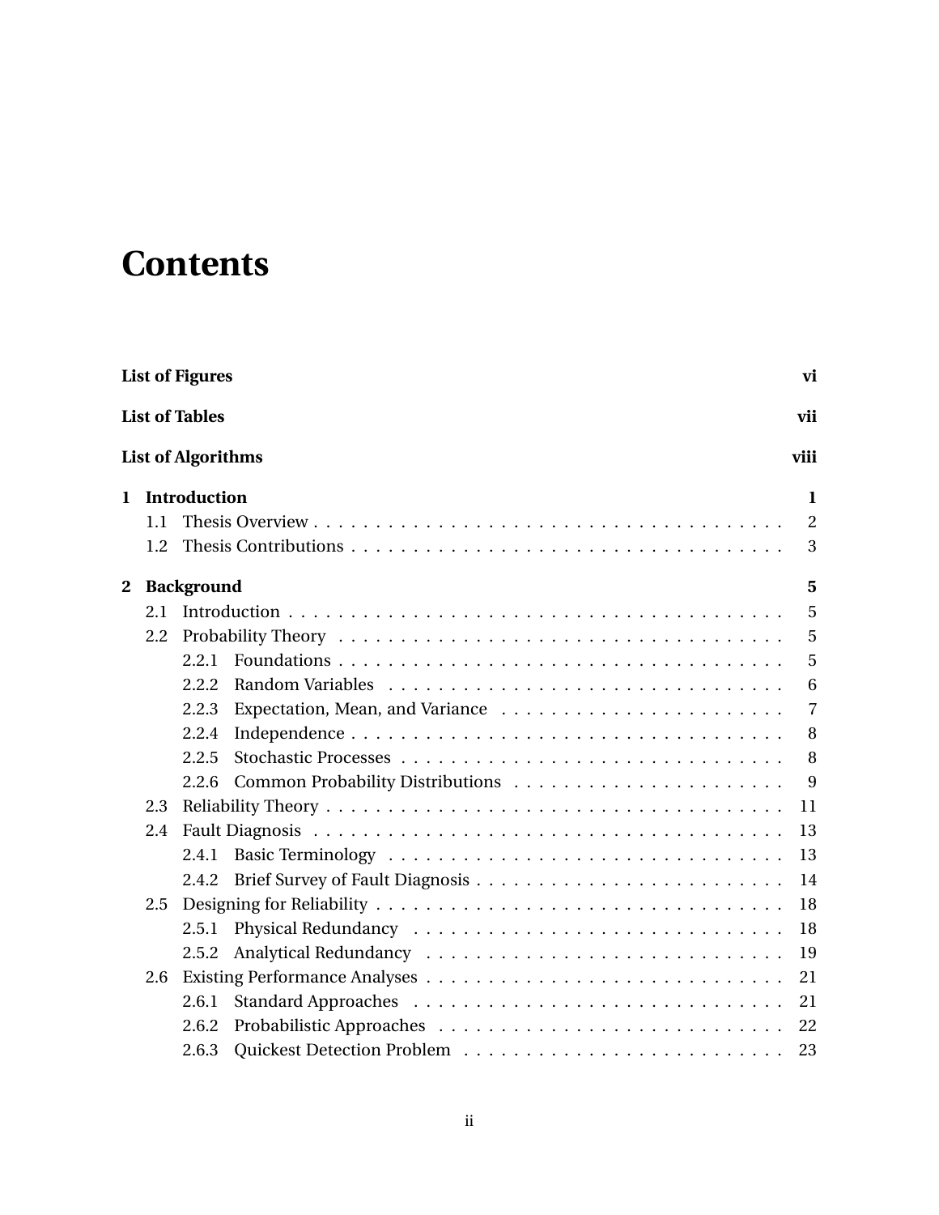# Contents

**List of Figures** **vi**

**List of Tables** **vii**

**List of Algorithms** **viii**

**1 Introduction** **1**

- 1.1 Thesis Overview . . . . . 2
- 1.2 Thesis Contributions . . . . . 3

**2 Background** **5**

- 2.1 Introduction . . . . . 5
- 2.2 Probability Theory . . . . . 5
  - 2.2.1 Foundations . . . . . 5
  - 2.2.2 Random Variables . . . . . 6
  - 2.2.3 Expectation, Mean, and Variance . . . . . 7
  - 2.2.4 Independence . . . . . 8
  - 2.2.5 Stochastic Processes . . . . . 8
  - 2.2.6 Common Probability Distributions . . . . . 9
- 2.3 Reliability Theory . . . . . 11
- 2.4 Fault Diagnosis . . . . . 13
  - 2.4.1 Basic Terminology . . . . . 13
  - 2.4.2 Brief Survey of Fault Diagnosis . . . . . 14
- 2.5 Designing for Reliability . . . . . 18
  - 2.5.1 Physical Redundancy . . . . . 18
  - 2.5.2 Analytical Redundancy . . . . . 19
- 2.6 Existing Performance Analyses . . . . . 21
  - 2.6.1 Standard Approaches . . . . . 21
  - 2.6.2 Probabilistic Approaches . . . . . 22
  - 2.6.3 Quickest Detection Problem . . . . . 23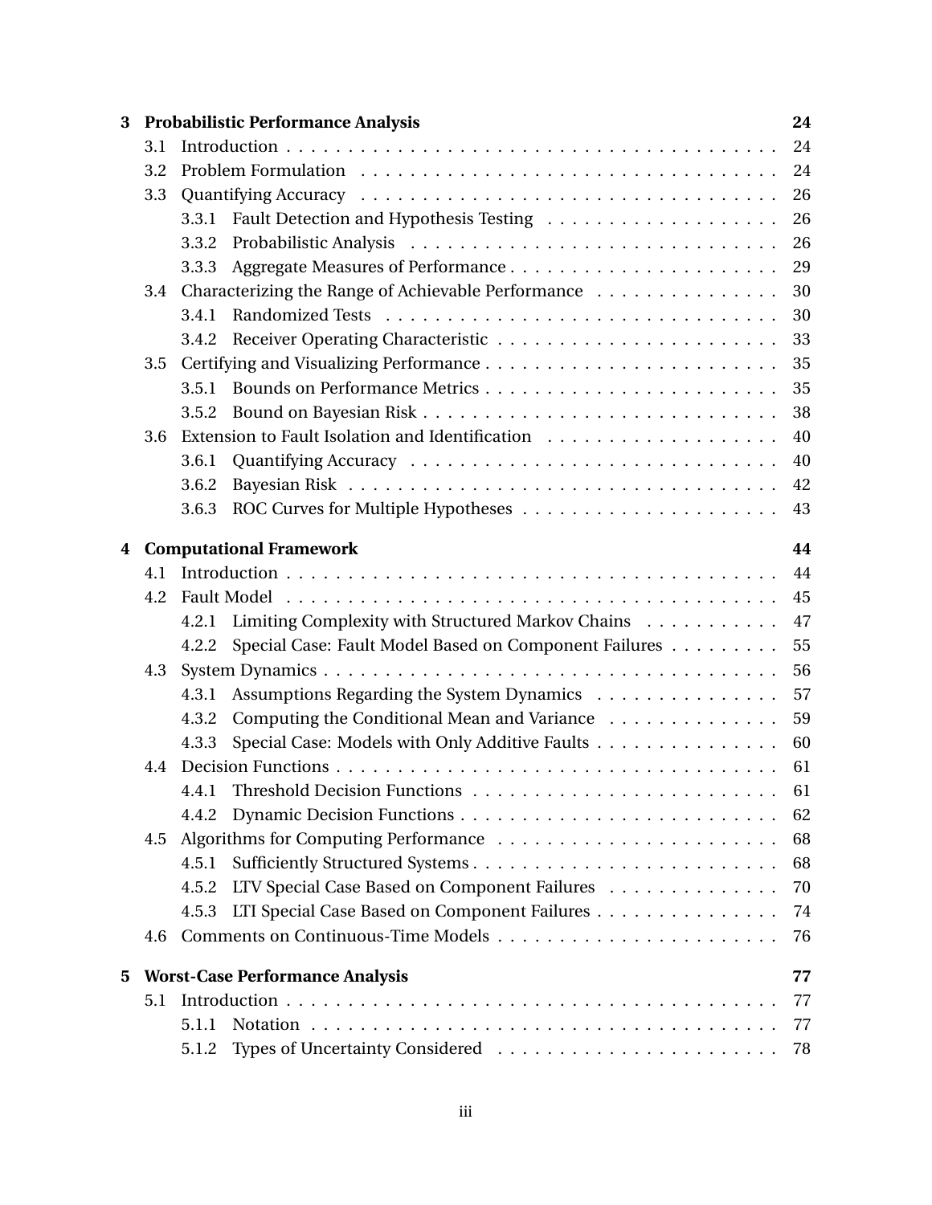**3 Probabilistic Performance Analysis** — 24

- 3.1 Introduction — 24
- 3.2 Problem Formulation — 24
- 3.3 Quantifying Accuracy — 26
  - 3.3.1 Fault Detection and Hypothesis Testing — 26
  - 3.3.2 Probabilistic Analysis — 26
  - 3.3.3 Aggregate Measures of Performance — 29
- 3.4 Characterizing the Range of Achievable Performance — 30
  - 3.4.1 Randomized Tests — 30
  - 3.4.2 Receiver Operating Characteristic — 33
- 3.5 Certifying and Visualizing Performance — 35
  - 3.5.1 Bounds on Performance Metrics — 35
  - 3.5.2 Bound on Bayesian Risk — 38
- 3.6 Extension to Fault Isolation and Identification — 40
  - 3.6.1 Quantifying Accuracy — 40
  - 3.6.2 Bayesian Risk — 42
  - 3.6.3 ROC Curves for Multiple Hypotheses — 43

**4 Computational Framework** — 44

- 4.1 Introduction — 44
- 4.2 Fault Model — 45
  - 4.2.1 Limiting Complexity with Structured Markov Chains — 47
  - 4.2.2 Special Case: Fault Model Based on Component Failures — 55
- 4.3 System Dynamics — 56
  - 4.3.1 Assumptions Regarding the System Dynamics — 57
  - 4.3.2 Computing the Conditional Mean and Variance — 59
  - 4.3.3 Special Case: Models with Only Additive Faults — 60
- 4.4 Decision Functions — 61
  - 4.4.1 Threshold Decision Functions — 61
  - 4.4.2 Dynamic Decision Functions — 62
- 4.5 Algorithms for Computing Performance — 68
  - 4.5.1 Sufficiently Structured Systems — 68
  - 4.5.2 LTV Special Case Based on Component Failures — 70
  - 4.5.3 LTI Special Case Based on Component Failures — 74
- 4.6 Comments on Continuous-Time Models — 76

**5 Worst-Case Performance Analysis** — 77

- 5.1 Introduction — 77
  - 5.1.1 Notation — 77
  - 5.1.2 Types of Uncertainty Considered — 78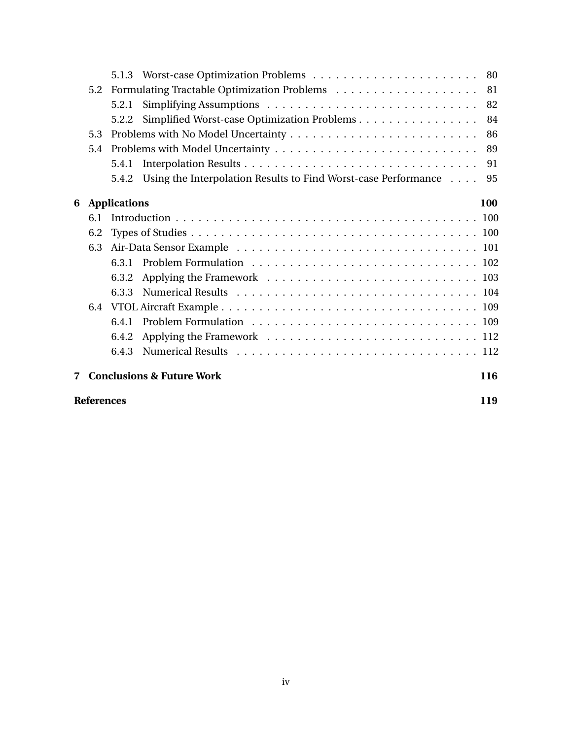5.1.3 Worst-case Optimization Problems . . . . . . . . . . . . . . . . . . . . . . 80

5.2 Formulating Tractable Optimization Problems . . . . . . . . . . . . . . . . . . . 81

5.2.1 Simplifying Assumptions . . . . . . . . . . . . . . . . . . . . . . . . . . . . 82

5.2.2 Simplified Worst-case Optimization Problems . . . . . . . . . . . . . . . . 84

5.3 Problems with No Model Uncertainty . . . . . . . . . . . . . . . . . . . . . . . . 86

5.4 Problems with Model Uncertainty . . . . . . . . . . . . . . . . . . . . . . . . . . 89

5.4.1 Interpolation Results . . . . . . . . . . . . . . . . . . . . . . . . . . . . . . 91

5.4.2 Using the Interpolation Results to Find Worst-case Performance . . . . 95

**6 Applications** **100**

6.1 Introduction . . . . . . . . . . . . . . . . . . . . . . . . . . . . . . . . . . . . . . . . 100

6.2 Types of Studies . . . . . . . . . . . . . . . . . . . . . . . . . . . . . . . . . . . . . 100

6.3 Air-Data Sensor Example . . . . . . . . . . . . . . . . . . . . . . . . . . . . . . . 101

6.3.1 Problem Formulation . . . . . . . . . . . . . . . . . . . . . . . . . . . . . . 102

6.3.2 Applying the Framework . . . . . . . . . . . . . . . . . . . . . . . . . . . . 103

6.3.3 Numerical Results . . . . . . . . . . . . . . . . . . . . . . . . . . . . . . . . 104

6.4 VTOL Aircraft Example . . . . . . . . . . . . . . . . . . . . . . . . . . . . . . . . . 109

6.4.1 Problem Formulation . . . . . . . . . . . . . . . . . . . . . . . . . . . . . . 109

6.4.2 Applying the Framework . . . . . . . . . . . . . . . . . . . . . . . . . . . . 112

6.4.3 Numerical Results . . . . . . . . . . . . . . . . . . . . . . . . . . . . . . . . 112

**7 Conclusions & Future Work** **116**

**References** **119**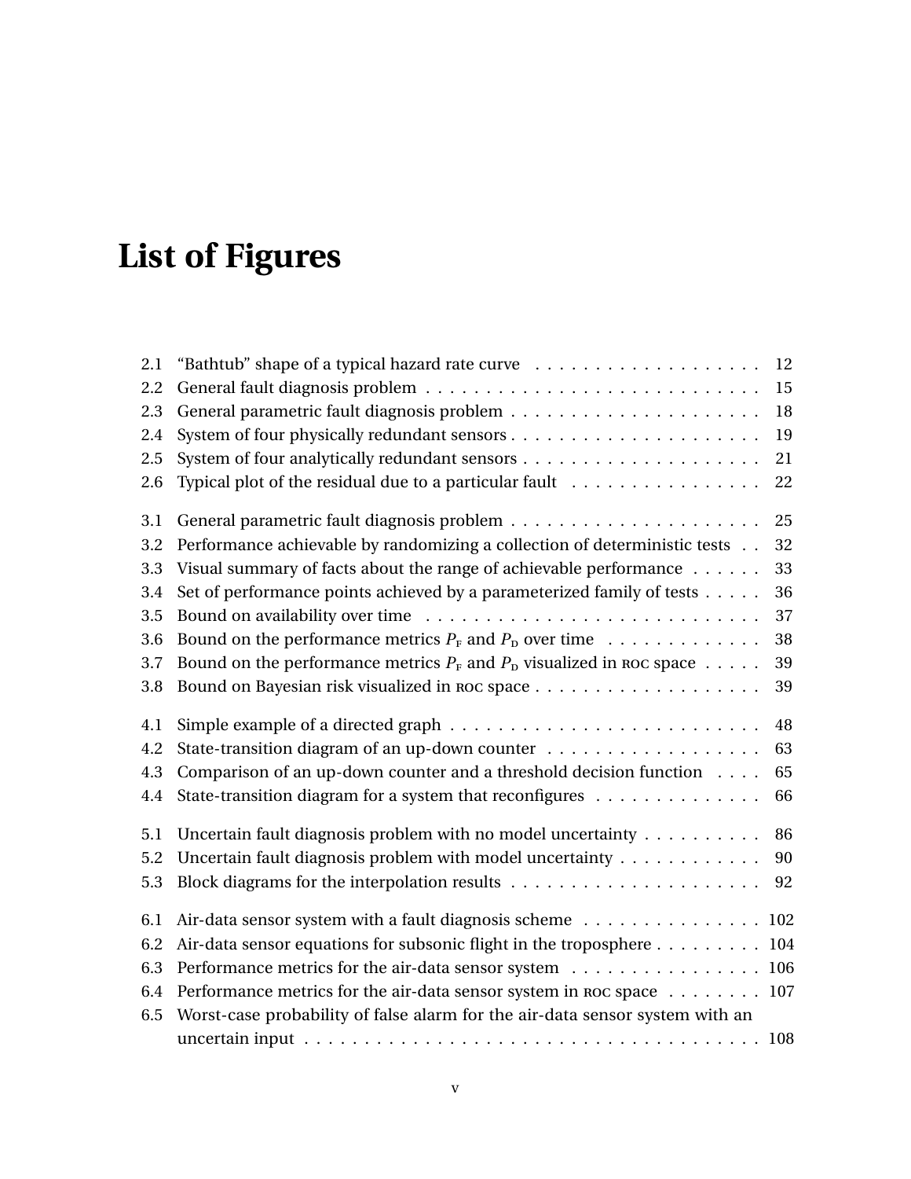# List of Figures

| | | |
|---|---|---|
| 2.1 | "Bathtub" shape of a typical hazard rate curve | 12 |
| 2.2 | General fault diagnosis problem | 15 |
| 2.3 | General parametric fault diagnosis problem | 18 |
| 2.4 | System of four physically redundant sensors | 19 |
| 2.5 | System of four analytically redundant sensors | 21 |
| 2.6 | Typical plot of the residual due to a particular fault | 22 |
| 3.1 | General parametric fault diagnosis problem | 25 |
| 3.2 | Performance achievable by randomizing a collection of deterministic tests | 32 |
| 3.3 | Visual summary of facts about the range of achievable performance | 33 |
| 3.4 | Set of performance points achieved by a parameterized family of tests | 36 |
| 3.5 | Bound on availability over time | 37 |
| 3.6 | Bound on the performance metrics $P_F$ and $P_D$ over time | 38 |
| 3.7 | Bound on the performance metrics $P_F$ and $P_D$ visualized in ROC space | 39 |
| 3.8 | Bound on Bayesian risk visualized in ROC space | 39 |
| 4.1 | Simple example of a directed graph | 48 |
| 4.2 | State-transition diagram of an up-down counter | 63 |
| 4.3 | Comparison of an up-down counter and a threshold decision function | 65 |
| 4.4 | State-transition diagram for a system that reconfigures | 66 |
| 5.1 | Uncertain fault diagnosis problem with no model uncertainty | 86 |
| 5.2 | Uncertain fault diagnosis problem with model uncertainty | 90 |
| 5.3 | Block diagrams for the interpolation results | 92 |
| 6.1 | Air-data sensor system with a fault diagnosis scheme | 102 |
| 6.2 | Air-data sensor equations for subsonic flight in the troposphere | 104 |
| 6.3 | Performance metrics for the air-data sensor system | 106 |
| 6.4 | Performance metrics for the air-data sensor system in ROC space | 107 |
| 6.5 | Worst-case probability of false alarm for the air-data sensor system with an uncertain input | 108 |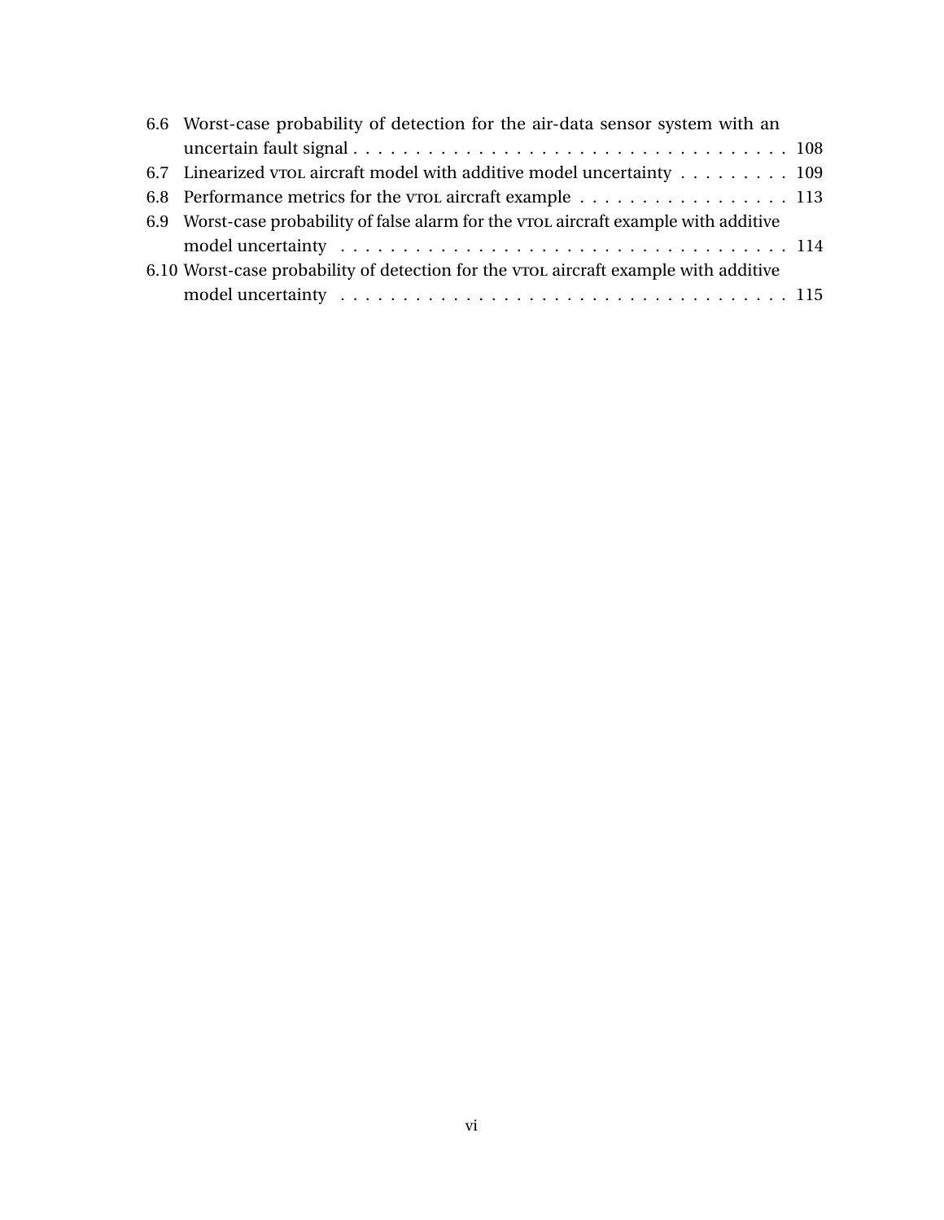6.6 Worst-case probability of detection for the air-data sensor system with an uncertain fault signal . . . . . . . . . . . . . . . . . . . . . . . . . . . . . . . . . . . 108
6.7 Linearized VTOL aircraft model with additive model uncertainty . . . . . . . . . 109
6.8 Performance metrics for the VTOL aircraft example . . . . . . . . . . . . . . . . . 113
6.9 Worst-case probability of false alarm for the VTOL aircraft example with additive model uncertainty . . . . . . . . . . . . . . . . . . . . . . . . . . . . . . . . . . . . 114
6.10 Worst-case probability of detection for the VTOL aircraft example with additive model uncertainty . . . . . . . . . . . . . . . . . . . . . . . . . . . . . . . . . . . . 115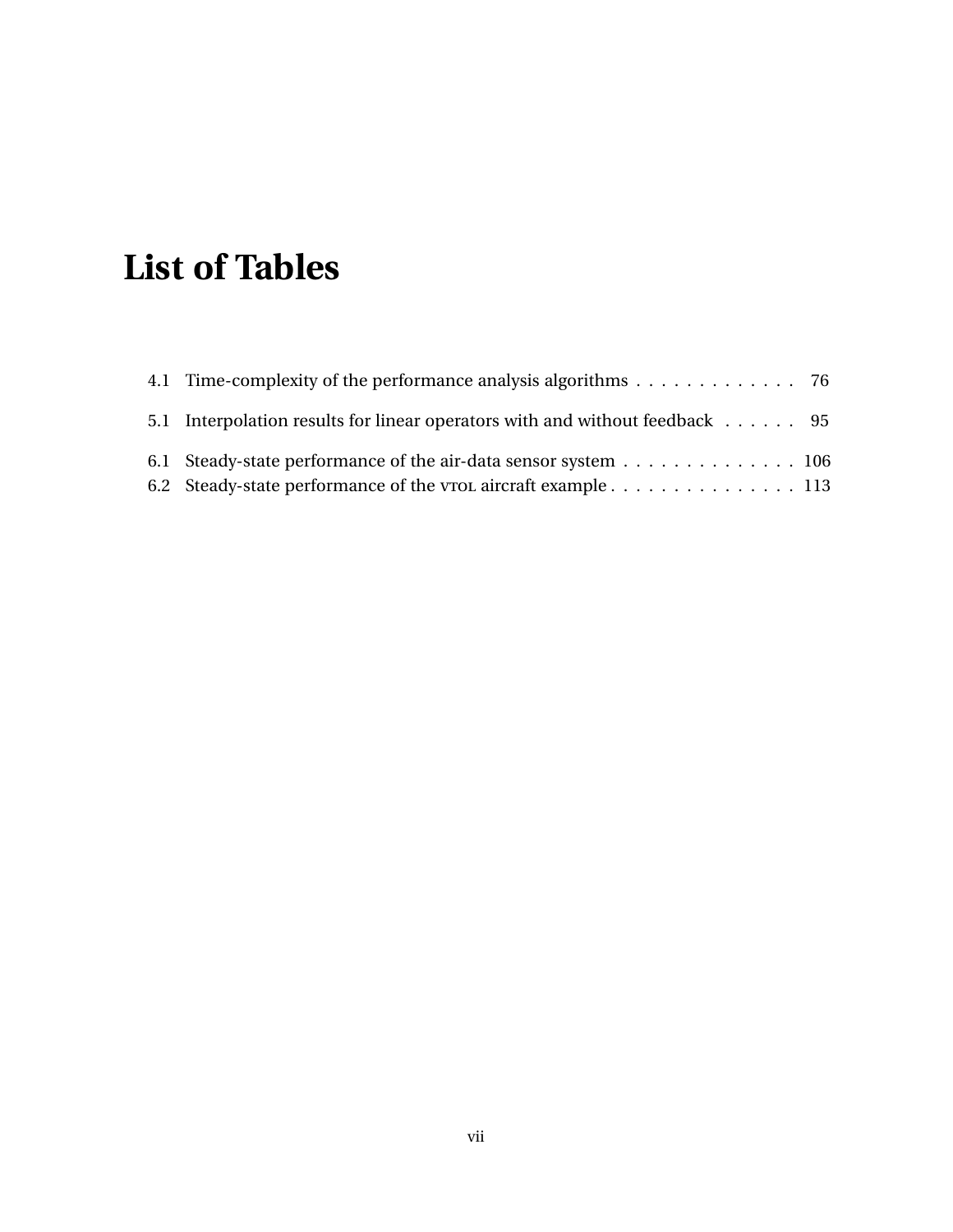# List of Tables

4.1 Time-complexity of the performance analysis algorithms . . . . . . . . . . . . . 76

5.1 Interpolation results for linear operators with and without feedback . . . . . . 95

6.1 Steady-state performance of the air-data sensor system . . . . . . . . . . . . . . 106
6.2 Steady-state performance of the VTOL aircraft example . . . . . . . . . . . . . . . 113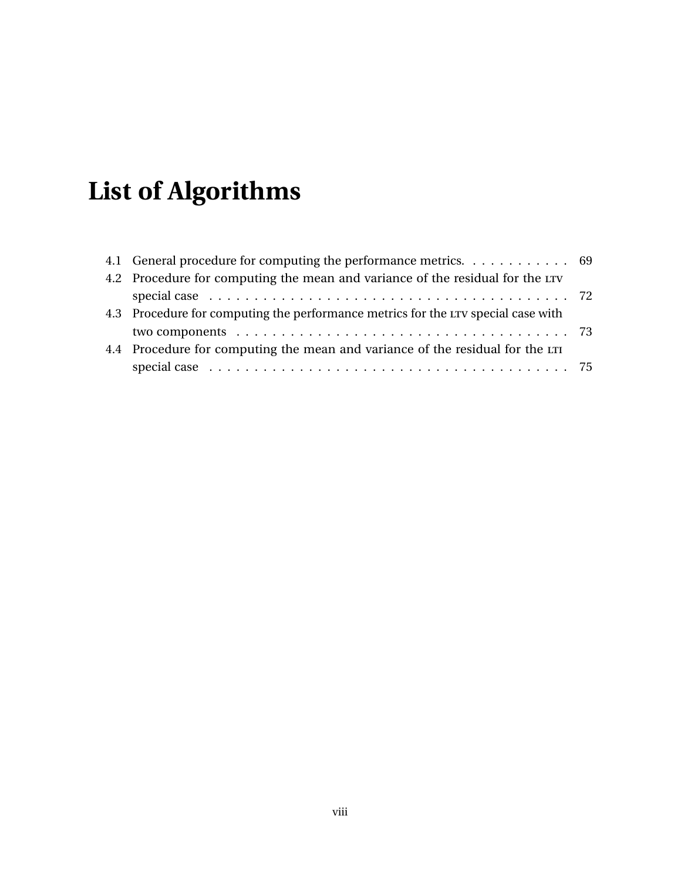# List of Algorithms

4.1 General procedure for computing the performance metrics. . . . . . . . . . . . 69

4.2 Procedure for computing the mean and variance of the residual for the LTV special case . . . . . . . . . . . . . . . . . . . . . . . . . . . . . . . . . . . . . . . . . 72

4.3 Procedure for computing the performance metrics for the LTV special case with two components . . . . . . . . . . . . . . . . . . . . . . . . . . . . . . . . . . . . . 73

4.4 Procedure for computing the mean and variance of the residual for the LTI special case . . . . . . . . . . . . . . . . . . . . . . . . . . . . . . . . . . . . . . . . . 75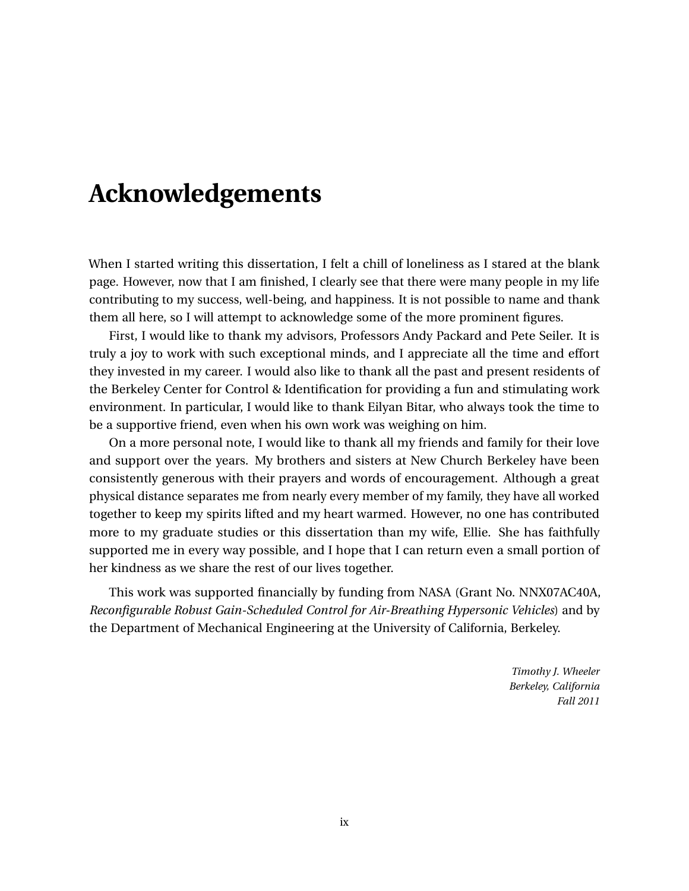# Acknowledgements

When I started writing this dissertation, I felt a chill of loneliness as I stared at the blank page. However, now that I am finished, I clearly see that there were many people in my life contributing to my success, well-being, and happiness. It is not possible to name and thank them all here, so I will attempt to acknowledge some of the more prominent figures.

First, I would like to thank my advisors, Professors Andy Packard and Pete Seiler. It is truly a joy to work with such exceptional minds, and I appreciate all the time and effort they invested in my career. I would also like to thank all the past and present residents of the Berkeley Center for Control & Identification for providing a fun and stimulating work environment. In particular, I would like to thank Eilyan Bitar, who always took the time to be a supportive friend, even when his own work was weighing on him.

On a more personal note, I would like to thank all my friends and family for their love and support over the years. My brothers and sisters at New Church Berkeley have been consistently generous with their prayers and words of encouragement. Although a great physical distance separates me from nearly every member of my family, they have all worked together to keep my spirits lifted and my heart warmed. However, no one has contributed more to my graduate studies or this dissertation than my wife, Ellie. She has faithfully supported me in every way possible, and I hope that I can return even a small portion of her kindness as we share the rest of our lives together.

This work was supported financially by funding from NASA (Grant No. NNX07AC40A, *Reconfigurable Robust Gain-Scheduled Control for Air-Breathing Hypersonic Vehicles*) and by the Department of Mechanical Engineering at the University of California, Berkeley.

*Timothy J. Wheeler*
*Berkeley, California*
*Fall 2011*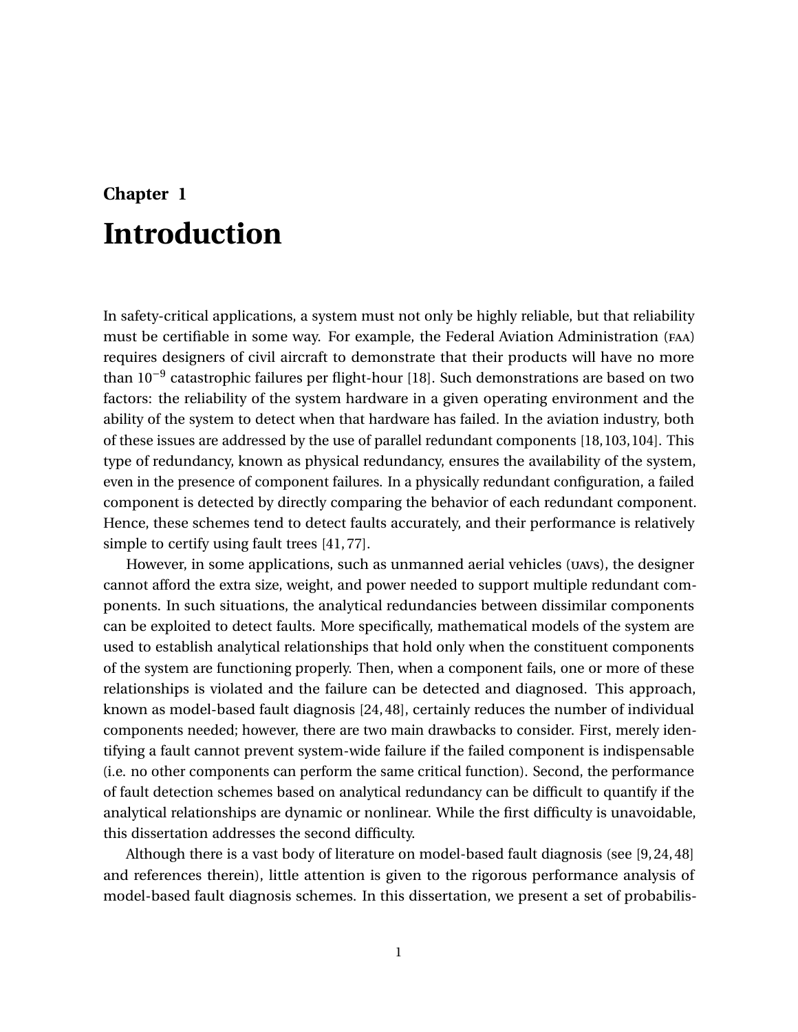# Chapter 1

# Introduction

In safety-critical applications, a system must not only be highly reliable, but that reliability must be certifiable in some way. For example, the Federal Aviation Administration (FAA) requires designers of civil aircraft to demonstrate that their products will have no more than $10^{-9}$ catastrophic failures per flight-hour [18]. Such demonstrations are based on two factors: the reliability of the system hardware in a given operating environment and the ability of the system to detect when that hardware has failed. In the aviation industry, both of these issues are addressed by the use of parallel redundant components [18, 103, 104]. This type of redundancy, known as physical redundancy, ensures the availability of the system, even in the presence of component failures. In a physically redundant configuration, a failed component is detected by directly comparing the behavior of each redundant component. Hence, these schemes tend to detect faults accurately, and their performance is relatively simple to certify using fault trees [41, 77].

However, in some applications, such as unmanned aerial vehicles (UAVs), the designer cannot afford the extra size, weight, and power needed to support multiple redundant components. In such situations, the analytical redundancies between dissimilar components can be exploited to detect faults. More specifically, mathematical models of the system are used to establish analytical relationships that hold only when the constituent components of the system are functioning properly. Then, when a component fails, one or more of these relationships is violated and the failure can be detected and diagnosed. This approach, known as model-based fault diagnosis [24, 48], certainly reduces the number of individual components needed; however, there are two main drawbacks to consider. First, merely identifying a fault cannot prevent system-wide failure if the failed component is indispensable (i.e. no other components can perform the same critical function). Second, the performance of fault detection schemes based on analytical redundancy can be difficult to quantify if the analytical relationships are dynamic or nonlinear. While the first difficulty is unavoidable, this dissertation addresses the second difficulty.

Although there is a vast body of literature on model-based fault diagnosis (see [9, 24, 48] and references therein), little attention is given to the rigorous performance analysis of model-based fault diagnosis schemes. In this dissertation, we present a set of probabilis-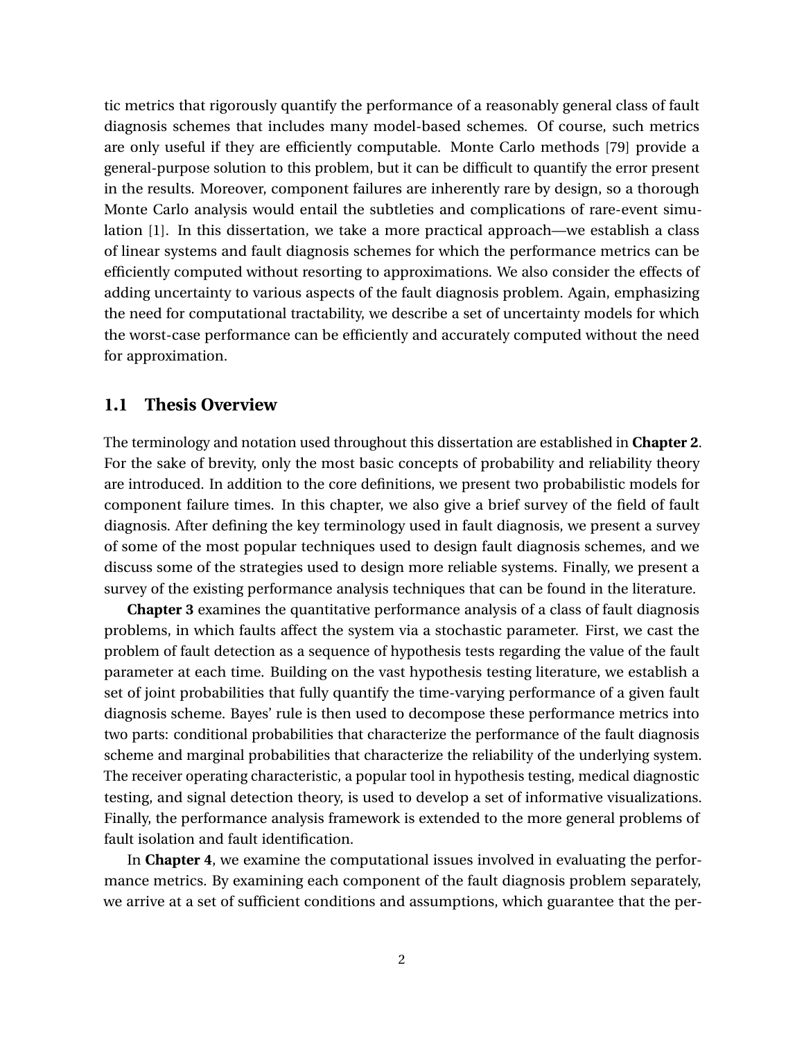tic metrics that rigorously quantify the performance of a reasonably general class of fault diagnosis schemes that includes many model-based schemes. Of course, such metrics are only useful if they are efficiently computable. Monte Carlo methods [79] provide a general-purpose solution to this problem, but it can be difficult to quantify the error present in the results. Moreover, component failures are inherently rare by design, so a thorough Monte Carlo analysis would entail the subtleties and complications of rare-event simulation [1]. In this dissertation, we take a more practical approach—we establish a class of linear systems and fault diagnosis schemes for which the performance metrics can be efficiently computed without resorting to approximations. We also consider the effects of adding uncertainty to various aspects of the fault diagnosis problem. Again, emphasizing the need for computational tractability, we describe a set of uncertainty models for which the worst-case performance can be efficiently and accurately computed without the need for approximation.

## 1.1 Thesis Overview

The terminology and notation used throughout this dissertation are established in **Chapter 2**. For the sake of brevity, only the most basic concepts of probability and reliability theory are introduced. In addition to the core definitions, we present two probabilistic models for component failure times. In this chapter, we also give a brief survey of the field of fault diagnosis. After defining the key terminology used in fault diagnosis, we present a survey of some of the most popular techniques used to design fault diagnosis schemes, and we discuss some of the strategies used to design more reliable systems. Finally, we present a survey of the existing performance analysis techniques that can be found in the literature.

**Chapter 3** examines the quantitative performance analysis of a class of fault diagnosis problems, in which faults affect the system via a stochastic parameter. First, we cast the problem of fault detection as a sequence of hypothesis tests regarding the value of the fault parameter at each time. Building on the vast hypothesis testing literature, we establish a set of joint probabilities that fully quantify the time-varying performance of a given fault diagnosis scheme. Bayes' rule is then used to decompose these performance metrics into two parts: conditional probabilities that characterize the performance of the fault diagnosis scheme and marginal probabilities that characterize the reliability of the underlying system. The receiver operating characteristic, a popular tool in hypothesis testing, medical diagnostic testing, and signal detection theory, is used to develop a set of informative visualizations. Finally, the performance analysis framework is extended to the more general problems of fault isolation and fault identification.

In **Chapter 4**, we examine the computational issues involved in evaluating the performance metrics. By examining each component of the fault diagnosis problem separately, we arrive at a set of sufficient conditions and assumptions, which guarantee that the per-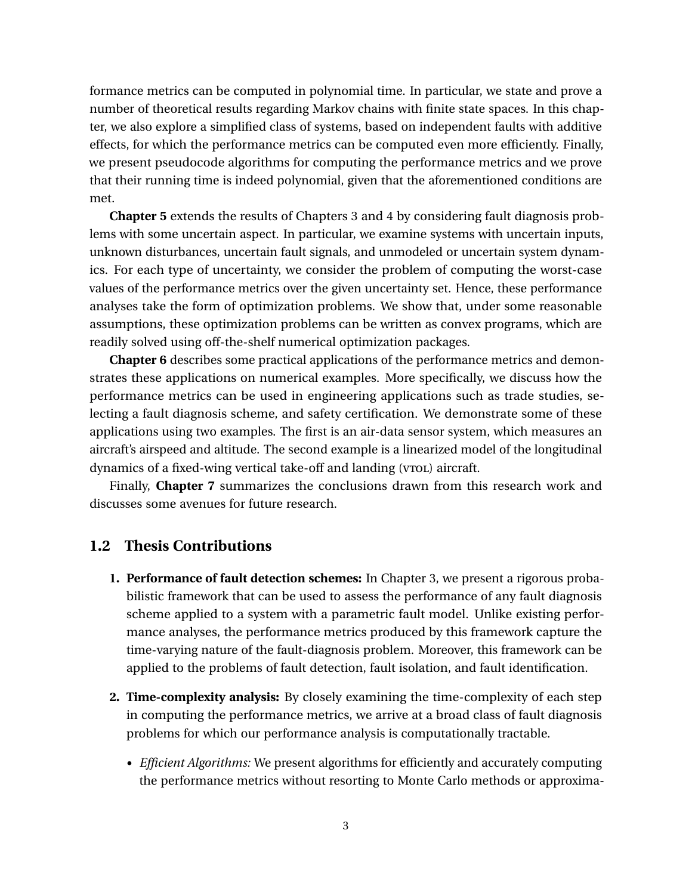formance metrics can be computed in polynomial time. In particular, we state and prove a number of theoretical results regarding Markov chains with finite state spaces. In this chapter, we also explore a simplified class of systems, based on independent faults with additive effects, for which the performance metrics can be computed even more efficiently. Finally, we present pseudocode algorithms for computing the performance metrics and we prove that their running time is indeed polynomial, given that the aforementioned conditions are met.

**Chapter 5** extends the results of Chapters 3 and 4 by considering fault diagnosis problems with some uncertain aspect. In particular, we examine systems with uncertain inputs, unknown disturbances, uncertain fault signals, and unmodeled or uncertain system dynamics. For each type of uncertainty, we consider the problem of computing the worst-case values of the performance metrics over the given uncertainty set. Hence, these performance analyses take the form of optimization problems. We show that, under some reasonable assumptions, these optimization problems can be written as convex programs, which are readily solved using off-the-shelf numerical optimization packages.

**Chapter 6** describes some practical applications of the performance metrics and demonstrates these applications on numerical examples. More specifically, we discuss how the performance metrics can be used in engineering applications such as trade studies, selecting a fault diagnosis scheme, and safety certification. We demonstrate some of these applications using two examples. The first is an air-data sensor system, which measures an aircraft's airspeed and altitude. The second example is a linearized model of the longitudinal dynamics of a fixed-wing vertical take-off and landing (VTOL) aircraft.

Finally, **Chapter 7** summarizes the conclusions drawn from this research work and discusses some avenues for future research.

## 1.2 Thesis Contributions

1. **Performance of fault detection schemes:** In Chapter 3, we present a rigorous probabilistic framework that can be used to assess the performance of any fault diagnosis scheme applied to a system with a parametric fault model. Unlike existing performance analyses, the performance metrics produced by this framework capture the time-varying nature of the fault-diagnosis problem. Moreover, this framework can be applied to the problems of fault detection, fault isolation, and fault identification.

2. **Time-complexity analysis:** By closely examining the time-complexity of each step in computing the performance metrics, we arrive at a broad class of fault diagnosis problems for which our performance analysis is computationally tractable.

   - *Efficient Algorithms:* We present algorithms for efficiently and accurately computing the performance metrics without resorting to Monte Carlo methods or approxima-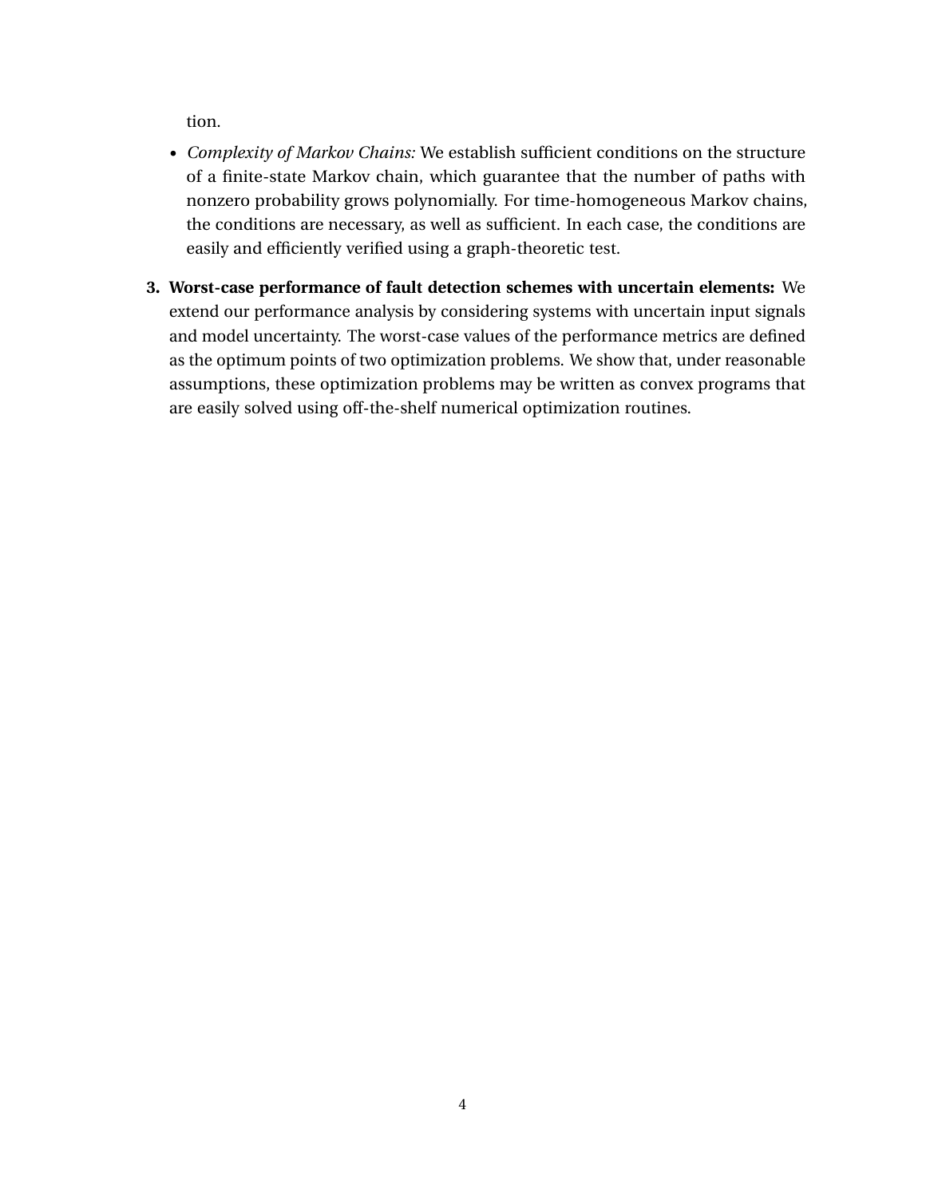tion.

- *Complexity of Markov Chains:* We establish sufficient conditions on the structure of a finite-state Markov chain, which guarantee that the number of paths with nonzero probability grows polynomially. For time-homogeneous Markov chains, the conditions are necessary, as well as sufficient. In each case, the conditions are easily and efficiently verified using a graph-theoretic test.

3. **Worst-case performance of fault detection schemes with uncertain elements:** We extend our performance analysis by considering systems with uncertain input signals and model uncertainty. The worst-case values of the performance metrics are defined as the optimum points of two optimization problems. We show that, under reasonable assumptions, these optimization problems may be written as convex programs that are easily solved using off-the-shelf numerical optimization routines.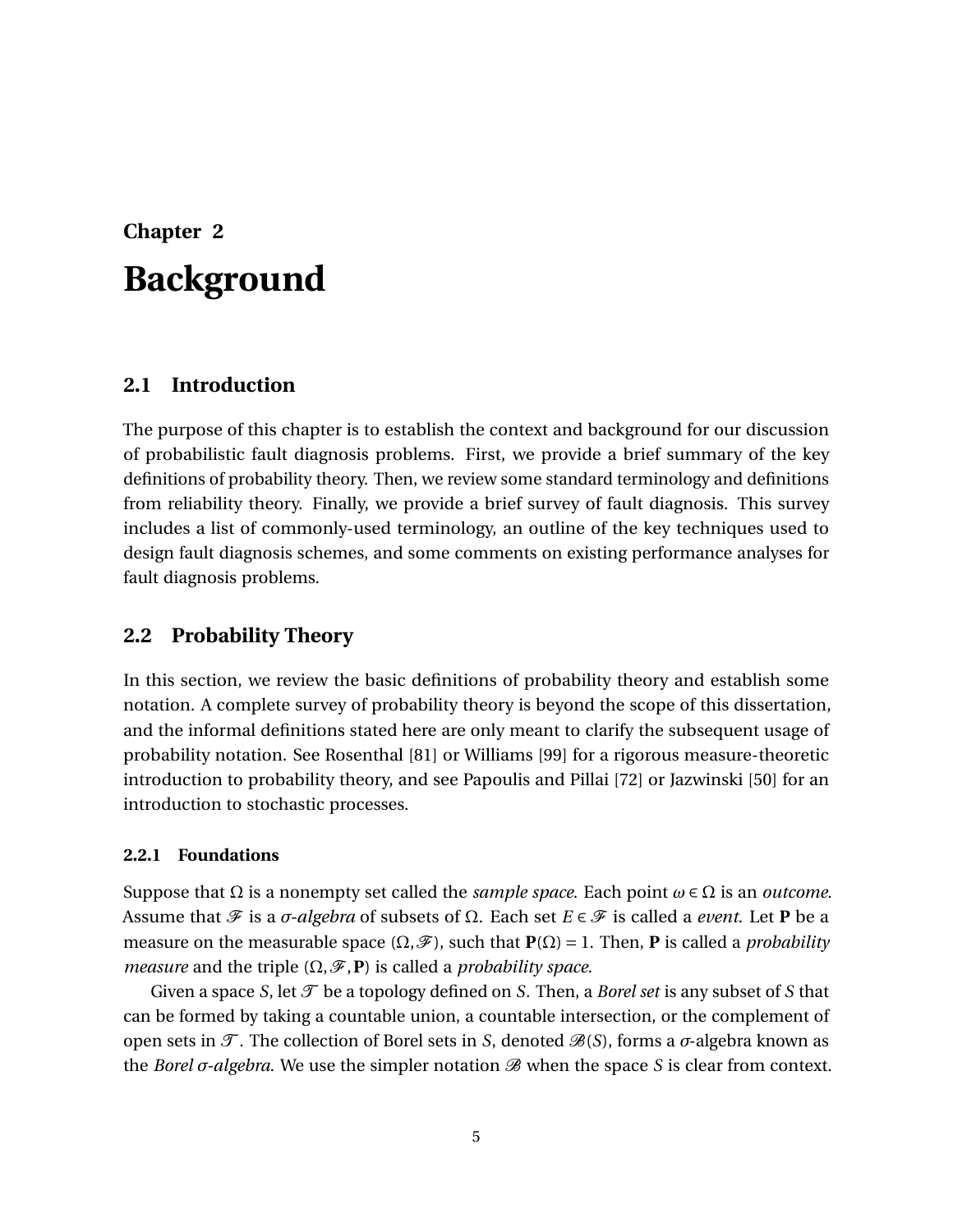# Chapter 2

# Background

## 2.1 Introduction

The purpose of this chapter is to establish the context and background for our discussion of probabilistic fault diagnosis problems. First, we provide a brief summary of the key definitions of probability theory. Then, we review some standard terminology and definitions from reliability theory. Finally, we provide a brief survey of fault diagnosis. This survey includes a list of commonly-used terminology, an outline of the key techniques used to design fault diagnosis schemes, and some comments on existing performance analyses for fault diagnosis problems.

## 2.2 Probability Theory

In this section, we review the basic definitions of probability theory and establish some notation. A complete survey of probability theory is beyond the scope of this dissertation, and the informal definitions stated here are only meant to clarify the subsequent usage of probability notation. See Rosenthal [81] or Williams [99] for a rigorous measure-theoretic introduction to probability theory, and see Papoulis and Pillai [72] or Jazwinski [50] for an introduction to stochastic processes.

### 2.2.1 Foundations

Suppose that $\Omega$ is a nonempty set called the *sample space*. Each point $\omega \in \Omega$ is an *outcome*. Assume that $\mathscr{F}$ is a *$\sigma$-algebra* of subsets of $\Omega$. Each set $E \in \mathscr{F}$ is called a *event*. Let $\mathbf{P}$ be a measure on the measurable space $(\Omega, \mathscr{F})$, such that $\mathbf{P}(\Omega) = 1$. Then, $\mathbf{P}$ is called a *probability measure* and the triple $(\Omega, \mathscr{F}, \mathbf{P})$ is called a *probability space*.

Given a space $S$, let $\mathscr{T}$ be a topology defined on $S$. Then, a *Borel set* is any subset of $S$ that can be formed by taking a countable union, a countable intersection, or the complement of open sets in $\mathscr{T}$. The collection of Borel sets in $S$, denoted $\mathscr{B}(S)$, forms a $\sigma$-algebra known as the *Borel $\sigma$-algebra*. We use the simpler notation $\mathscr{B}$ when the space $S$ is clear from context.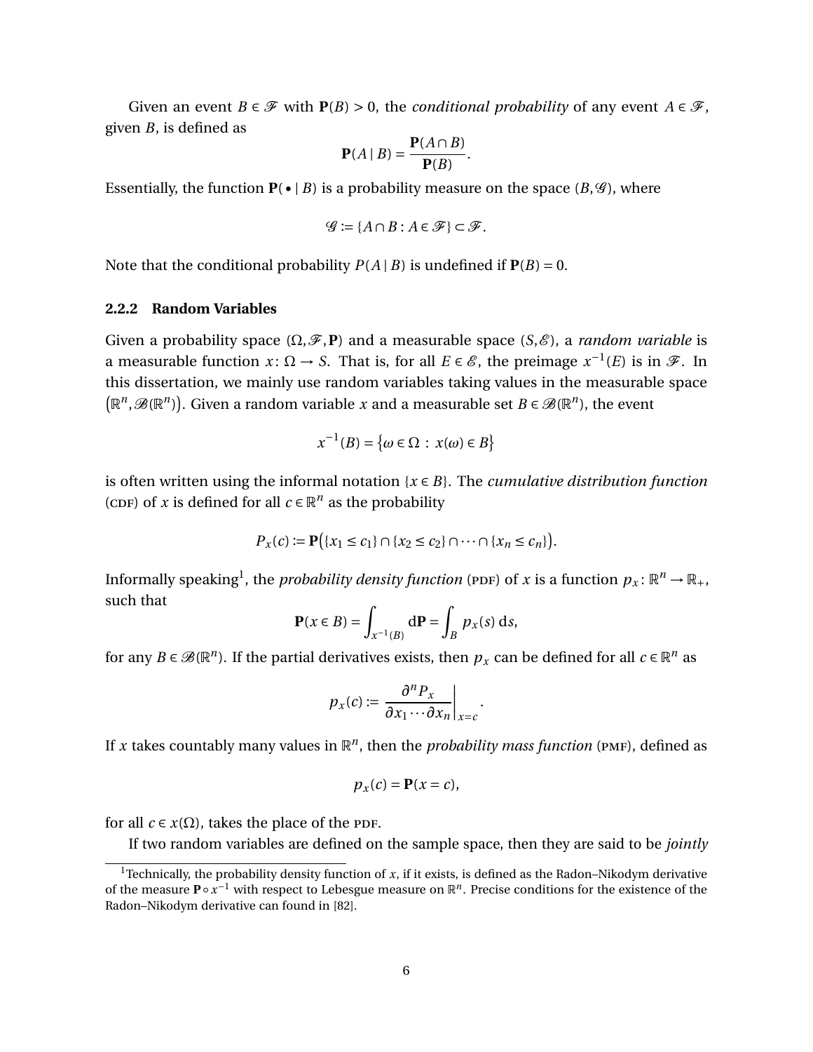Given an event $B \in \mathscr{F}$ with $\mathbf{P}(B) > 0$, the *conditional probability* of any event $A \in \mathscr{F}$, given $B$, is defined as

$$\mathbf{P}(A \mid B) = \frac{\mathbf{P}(A \cap B)}{\mathbf{P}(B)}.$$

Essentially, the function $\mathbf{P}(\bullet \mid B)$ is a probability measure on the space $(B, \mathscr{G})$, where

$$\mathscr{G} := \{A \cap B : A \in \mathscr{F}\} \subset \mathscr{F}.$$

Note that the conditional probability $P(A \mid B)$ is undefined if $\mathbf{P}(B) = 0$.

### 2.2.2 Random Variables

Given a probability space $(\Omega, \mathscr{F}, \mathbf{P})$ and a measurable space $(S, \mathscr{E})$, a *random variable* is a measurable function $x \colon \Omega \to S$. That is, for all $E \in \mathscr{E}$, the preimage $x^{-1}(E)$ is in $\mathscr{F}$. In this dissertation, we mainly use random variables taking values in the measurable space $\big(\mathbb{R}^n, \mathscr{B}(\mathbb{R}^n)\big)$. Given a random variable $x$ and a measurable set $B \in \mathscr{B}(\mathbb{R}^n)$, the event

$$x^{-1}(B) = \big\{\omega \in \Omega \,:\, x(\omega) \in B\big\}$$

is often written using the informal notation $\{x \in B\}$. The *cumulative distribution function* (CDF) of $x$ is defined for all $c \in \mathbb{R}^n$ as the probability

$$P_x(c) := \mathbf{P}\big(\{x_1 \le c_1\} \cap \{x_2 \le c_2\} \cap \cdots \cap \{x_n \le c_n\}\big).$$

Informally speaking[1], the *probability density function* (PDF) of $x$ is a function $p_x \colon \mathbb{R}^n \to \mathbb{R}_+$, such that

$$\mathbf{P}(x \in B) = \int_{x^{-1}(B)} \mathrm{d}\mathbf{P} = \int_B p_x(s)\, \mathrm{d}s,$$

for any $B \in \mathscr{B}(\mathbb{R}^n)$. If the partial derivatives exists, then $p_x$ can be defined for all $c \in \mathbb{R}^n$ as

$$p_x(c) := \left.\frac{\partial^n P_x}{\partial x_1 \cdots \partial x_n}\right|_{x=c}.$$

If $x$ takes countably many values in $\mathbb{R}^n$, then the *probability mass function* (PMF), defined as

$$p_x(c) = \mathbf{P}(x = c),$$

for all $c \in x(\Omega)$, takes the place of the PDF.

If two random variables are defined on the sample space, then they are said to be *jointly*

[1] Technically, the probability density function of $x$, if it exists, is defined as the Radon–Nikodym derivative of the measure $\mathbf{P} \circ x^{-1}$ with respect to Lebesgue measure on $\mathbb{R}^n$. Precise conditions for the existence of the Radon–Nikodym derivative can found in [82].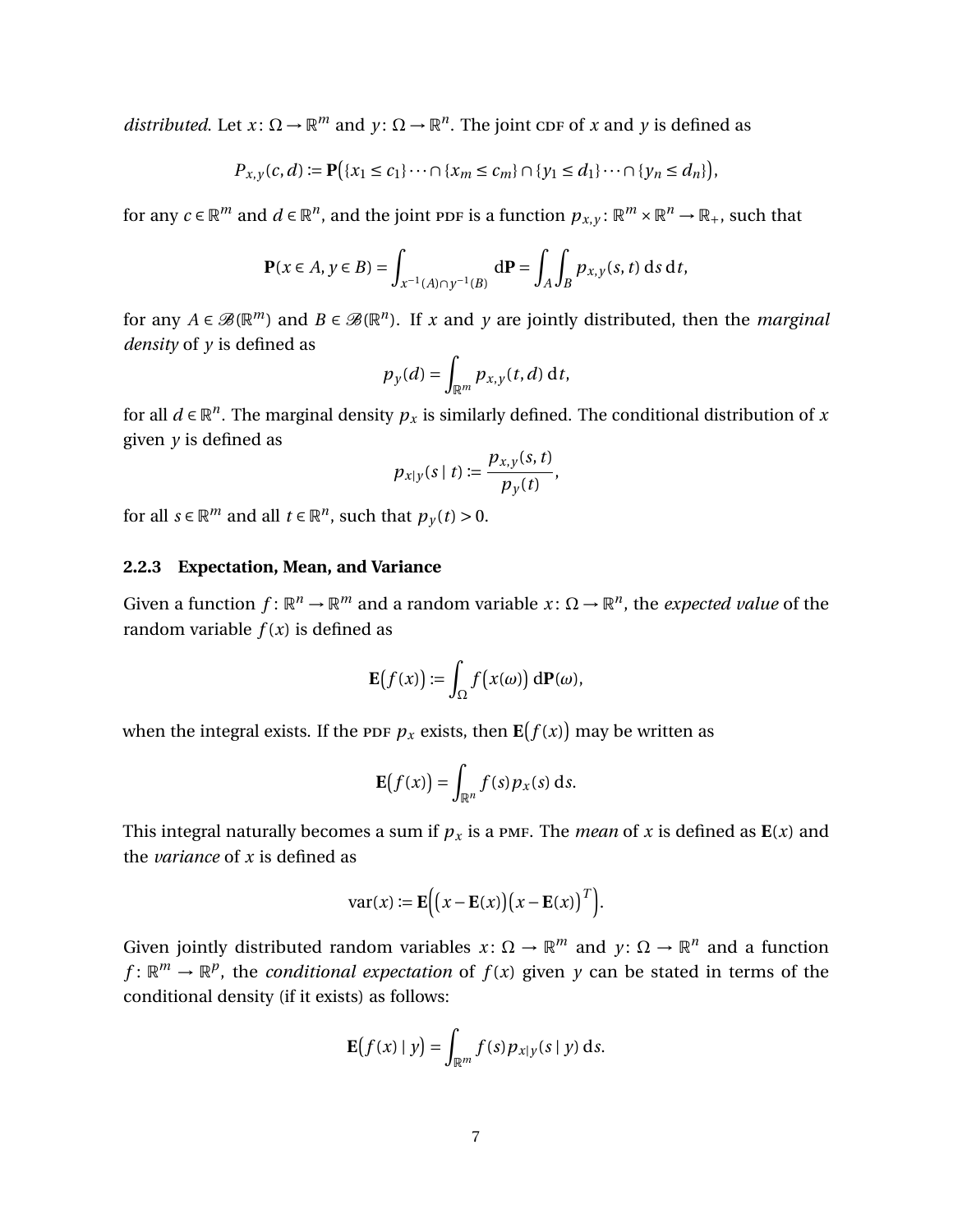*distributed*. Let $x\colon \Omega \to \mathbb{R}^m$ and $y\colon \Omega \to \mathbb{R}^n$. The joint CDF of $x$ and $y$ is defined as

$$P_{x,y}(c,d) := \mathbf{P}\big(\{x_1 \le c_1\} \cdots \cap \{x_m \le c_m\} \cap \{y_1 \le d_1\} \cdots \cap \{y_n \le d_n\}\big),$$

for any $c \in \mathbb{R}^m$ and $d \in \mathbb{R}^n$, and the joint PDF is a function $p_{x,y}\colon \mathbb{R}^m \times \mathbb{R}^n \to \mathbb{R}_+$, such that

$$\mathbf{P}(x \in A, y \in B) = \int_{x^{-1}(A) \cap y^{-1}(B)} \mathrm{d}\mathbf{P} = \int_A \int_B p_{x,y}(s,t)\,\mathrm{d}s\,\mathrm{d}t,$$

for any $A \in \mathscr{B}(\mathbb{R}^m)$ and $B \in \mathscr{B}(\mathbb{R}^n)$. If $x$ and $y$ are jointly distributed, then the *marginal density* of $y$ is defined as

$$p_y(d) = \int_{\mathbb{R}^m} p_{x,y}(t,d)\,\mathrm{d}t,$$

for all $d \in \mathbb{R}^n$. The marginal density $p_x$ is similarly defined. The conditional distribution of $x$ given $y$ is defined as

$$p_{x|y}(s \mid t) := \frac{p_{x,y}(s,t)}{p_y(t)},$$

for all $s \in \mathbb{R}^m$ and all $t \in \mathbb{R}^n$, such that $p_y(t) > 0$.

### 2.2.3 Expectation, Mean, and Variance

Given a function $f\colon \mathbb{R}^n \to \mathbb{R}^m$ and a random variable $x\colon \Omega \to \mathbb{R}^n$, the *expected value* of the random variable $f(x)$ is defined as

$$\mathbf{E}\big(f(x)\big) := \int_\Omega f\big(x(\omega)\big)\,\mathrm{d}\mathbf{P}(\omega),$$

when the integral exists. If the PDF $p_x$ exists, then $\mathbf{E}\big(f(x)\big)$ may be written as

$$\mathbf{E}\big(f(x)\big) = \int_{\mathbb{R}^n} f(s) p_x(s)\,\mathrm{d}s.$$

This integral naturally becomes a sum if $p_x$ is a PMF. The *mean* of $x$ is defined as $\mathbf{E}(x)$ and the *variance* of $x$ is defined as

$$\mathrm{var}(x) := \mathbf{E}\Big(\big(x - \mathbf{E}(x)\big)\big(x - \mathbf{E}(x)\big)^T\Big).$$

Given jointly distributed random variables $x\colon \Omega \to \mathbb{R}^m$ and $y\colon \Omega \to \mathbb{R}^n$ and a function $f\colon \mathbb{R}^m \to \mathbb{R}^p$, the *conditional expectation* of $f(x)$ given $y$ can be stated in terms of the conditional density (if it exists) as follows:

$$\mathbf{E}\big(f(x) \mid y\big) = \int_{\mathbb{R}^m} f(s) p_{x|y}(s \mid y)\,\mathrm{d}s.$$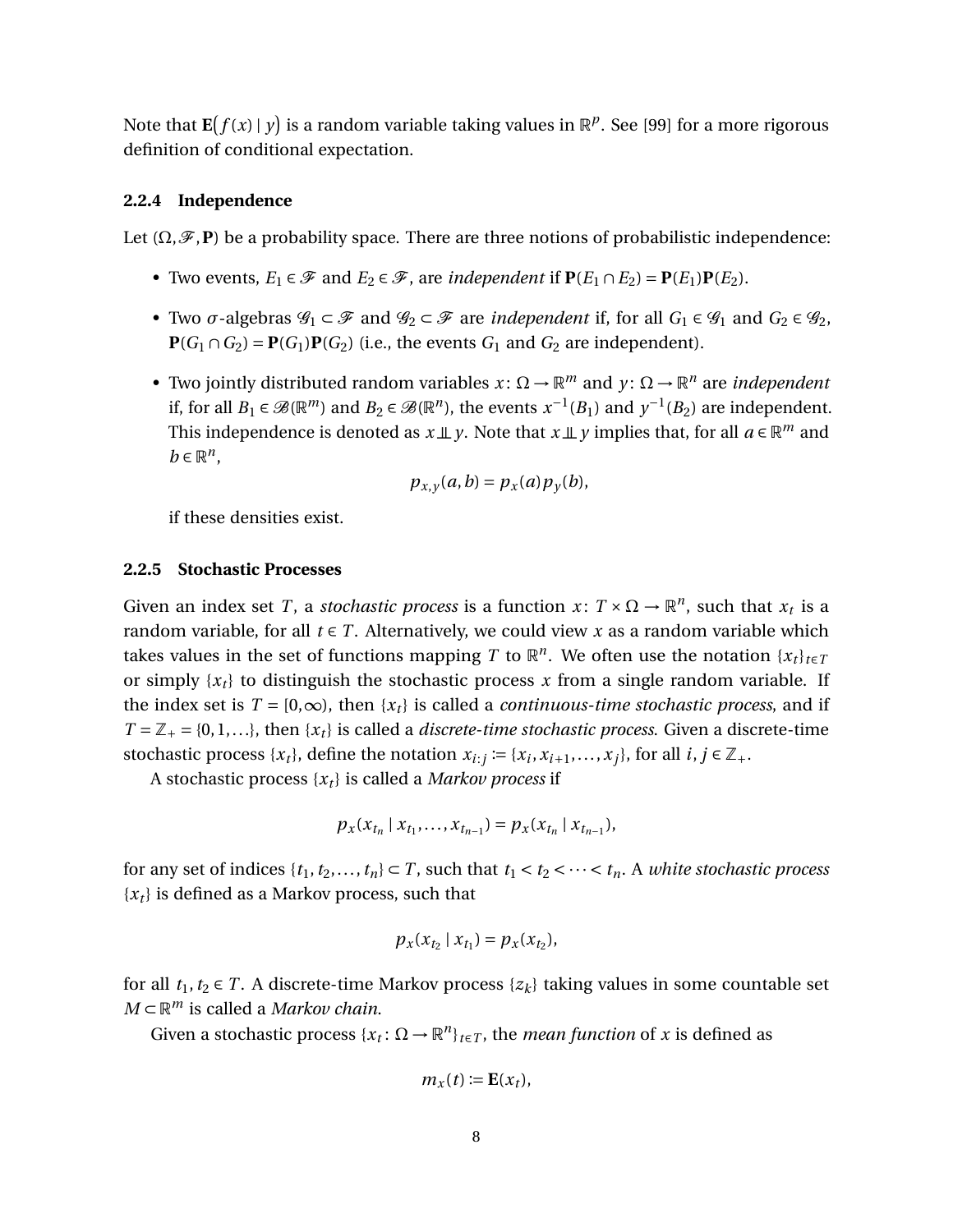Note that $\mathbf{E}\big(f(x) \mid y\big)$ is a random variable taking values in $\mathbb{R}^p$. See [99] for a more rigorous definition of conditional expectation.

### 2.2.4 Independence

Let $(\Omega, \mathscr{F}, \mathbf{P})$ be a probability space. There are three notions of probabilistic independence:

- Two events, $E_1 \in \mathscr{F}$ and $E_2 \in \mathscr{F}$, are *independent* if $\mathbf{P}(E_1 \cap E_2) = \mathbf{P}(E_1)\mathbf{P}(E_2)$.
- Two $\sigma$-algebras $\mathscr{G}_1 \subset \mathscr{F}$ and $\mathscr{G}_2 \subset \mathscr{F}$ are *independent* if, for all $G_1 \in \mathscr{G}_1$ and $G_2 \in \mathscr{G}_2$, $\mathbf{P}(G_1 \cap G_2) = \mathbf{P}(G_1)\mathbf{P}(G_2)$ (i.e., the events $G_1$ and $G_2$ are independent).
- Two jointly distributed random variables $x \colon \Omega \to \mathbb{R}^m$ and $y \colon \Omega \to \mathbb{R}^n$ are *independent* if, for all $B_1 \in \mathscr{B}(\mathbb{R}^m)$ and $B_2 \in \mathscr{B}(\mathbb{R}^n)$, the events $x^{-1}(B_1)$ and $y^{-1}(B_2)$ are independent. This independence is denoted as $x \perp\!\!\!\perp y$. Note that $x \perp\!\!\!\perp y$ implies that, for all $a \in \mathbb{R}^m$ and $b \in \mathbb{R}^n$,

$$p_{x,y}(a,b) = p_x(a)p_y(b),$$

  if these densities exist.

### 2.2.5 Stochastic Processes

Given an index set $T$, a *stochastic process* is a function $x \colon T \times \Omega \to \mathbb{R}^n$, such that $x_t$ is a random variable, for all $t \in T$. Alternatively, we could view $x$ as a random variable which takes values in the set of functions mapping $T$ to $\mathbb{R}^n$. We often use the notation $\{x_t\}_{t \in T}$ or simply $\{x_t\}$ to distinguish the stochastic process $x$ from a single random variable. If the index set is $T = [0, \infty)$, then $\{x_t\}$ is called a *continuous-time stochastic process*, and if $T = \mathbb{Z}_+ = \{0, 1, \ldots\}$, then $\{x_t\}$ is called a *discrete-time stochastic process*. Given a discrete-time stochastic process $\{x_t\}$, define the notation $x_{i:j} := \{x_i, x_{i+1}, \ldots, x_j\}$, for all $i, j \in \mathbb{Z}_+$.

A stochastic process $\{x_t\}$ is called a *Markov process* if

$$p_x(x_{t_n} \mid x_{t_1}, \ldots, x_{t_{n-1}}) = p_x(x_{t_n} \mid x_{t_{n-1}}),$$

for any set of indices $\{t_1, t_2, \ldots, t_n\} \subset T$, such that $t_1 < t_2 < \cdots < t_n$. A *white stochastic process* $\{x_t\}$ is defined as a Markov process, such that

$$p_x(x_{t_2} \mid x_{t_1}) = p_x(x_{t_2}),$$

for all $t_1, t_2 \in T$. A discrete-time Markov process $\{z_k\}$ taking values in some countable set $M \subset \mathbb{R}^m$ is called a *Markov chain*.

Given a stochastic process $\{x_t \colon \Omega \to \mathbb{R}^n\}_{t \in T}$, the *mean function* of $x$ is defined as

$$m_x(t) := \mathbf{E}(x_t),$$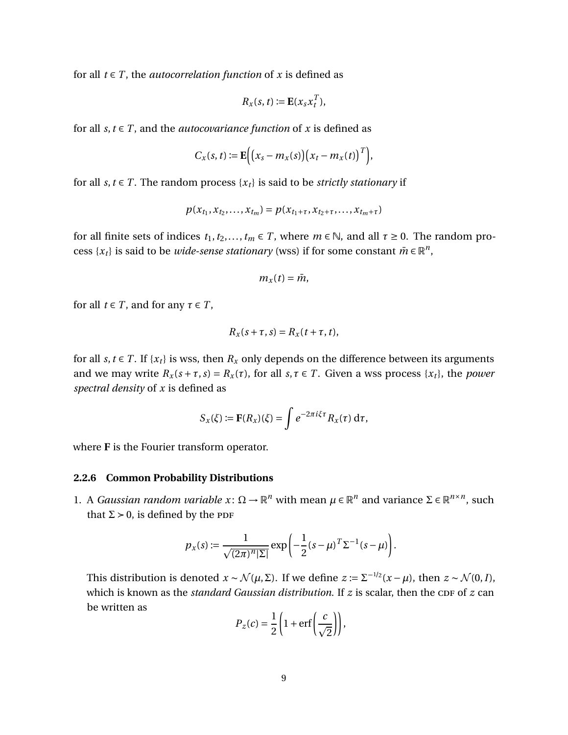for all $t \in T$, the *autocorrelation function* of $x$ is defined as

$$R_x(s,t) := \mathbf{E}(x_s x_t^T),$$

for all $s, t \in T$, and the *autocovariance function* of $x$ is defined as

$$C_x(s,t) := \mathbf{E}\Big(\big(x_s - m_x(s)\big)\big(x_t - m_x(t)\big)^T\Big),$$

for all $s, t \in T$. The random process $\{x_t\}$ is said to be *strictly stationary* if

$$p(x_{t_1}, x_{t_2}, \ldots, x_{t_m}) = p(x_{t_1+\tau}, x_{t_2+\tau}, \ldots, x_{t_m+\tau})$$

for all finite sets of indices $t_1, t_2, \ldots, t_m \in T$, where $m \in \mathbb{N}$, and all $\tau \geq 0$. The random process $\{x_t\}$ is said to be *wide-sense stationary* (wss) if for some constant $\bar{m} \in \mathbb{R}^n$,

$$m_x(t) = \bar{m},$$

for all $t \in T$, and for any $\tau \in T$,

$$R_x(s+\tau, s) = R_x(t+\tau, t),$$

for all $s, t \in T$. If $\{x_t\}$ is wss, then $R_x$ only depends on the difference between its arguments and we may write $R_x(s+\tau, s) = R_x(\tau)$, for all $s, \tau \in T$. Given a wss process $\{x_t\}$, the *power spectral density* of $x$ is defined as

$$S_x(\xi) := \mathbf{F}(R_x)(\xi) = \int e^{-2\pi i \xi \tau} R_x(\tau)\, \mathrm{d}\tau,$$

where $\mathbf{F}$ is the Fourier transform operator.

### 2.2.6 Common Probability Distributions

1. A *Gaussian random variable* $x \colon \Omega \to \mathbb{R}^n$ with mean $\mu \in \mathbb{R}^n$ and variance $\Sigma \in \mathbb{R}^{n \times n}$, such that $\Sigma \succ 0$, is defined by the PDF

$$p_x(s) := \frac{1}{\sqrt{(2\pi)^n |\Sigma|}} \exp\left(-\frac{1}{2}(s-\mu)^T \Sigma^{-1}(s-\mu)\right).$$

   This distribution is denoted $x \sim \mathcal{N}(\mu, \Sigma)$. If we define $z := \Sigma^{-1/2}(x-\mu)$, then $z \sim \mathcal{N}(0, I)$, which is known as the *standard Gaussian distribution*. If $z$ is scalar, then the CDF of $z$ can be written as

$$P_z(c) = \frac{1}{2}\left(1 + \operatorname{erf}\left(\frac{c}{\sqrt{2}}\right)\right),$$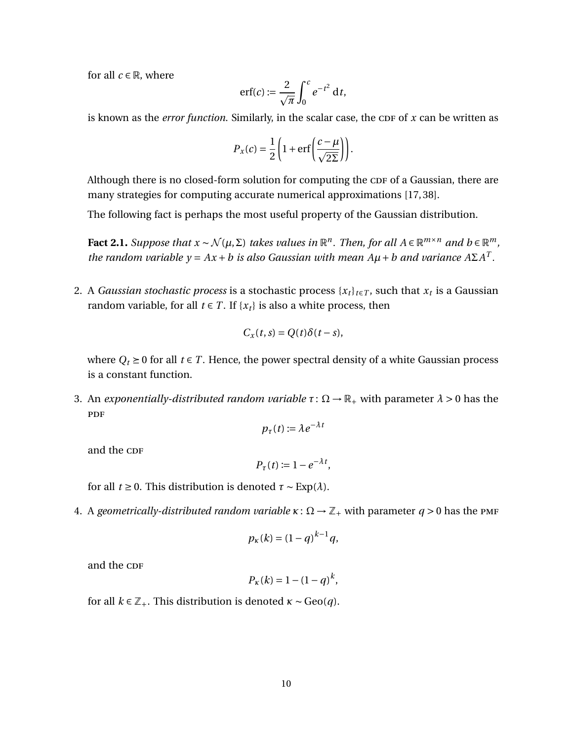for all $c \in \mathbb{R}$, where

$$\text{erf}(c) := \frac{2}{\sqrt{\pi}} \int_0^c e^{-t^2} \, \mathrm{d}t,$$

is known as the *error function*. Similarly, in the scalar case, the CDF of $x$ can be written as

$$P_x(c) = \frac{1}{2}\left(1 + \text{erf}\left(\frac{c-\mu}{\sqrt{2\Sigma}}\right)\right).$$

Although there is no closed-form solution for computing the CDF of a Gaussian, there are many strategies for computing accurate numerical approximations [17, 38].

The following fact is perhaps the most useful property of the Gaussian distribution.

**Fact 2.1.** *Suppose that $x \sim \mathcal{N}(\mu, \Sigma)$ takes values in $\mathbb{R}^n$. Then, for all $A \in \mathbb{R}^{m \times n}$ and $b \in \mathbb{R}^m$, the random variable $y = Ax + b$ is also Gaussian with mean $A\mu + b$ and variance $A\Sigma A^T$.*

2. A *Gaussian stochastic process* is a stochastic process $\{x_t\}_{t \in T}$, such that $x_t$ is a Gaussian random variable, for all $t \in T$. If $\{x_t\}$ is also a white process, then

$$C_x(t, s) = Q(t)\delta(t - s),$$

where $Q_t \succeq 0$ for all $t \in T$. Hence, the power spectral density of a white Gaussian process is a constant function.

3. An *exponentially-distributed random variable* $\tau : \Omega \to \mathbb{R}_+$ with parameter $\lambda > 0$ has the PDF

$$p_\tau(t) := \lambda e^{-\lambda t}$$

and the CDF

$$P_\tau(t) := 1 - e^{-\lambda t},$$

for all $t \geq 0$. This distribution is denoted $\tau \sim \text{Exp}(\lambda)$.

4. A *geometrically-distributed random variable* $\kappa : \Omega \to \mathbb{Z}_+$ with parameter $q > 0$ has the PMF

$$p_\kappa(k) = (1-q)^{k-1} q,$$

and the CDF

$$P_\kappa(k) = 1 - (1-q)^k,$$

for all $k \in \mathbb{Z}_+$. This distribution is denoted $\kappa \sim \text{Geo}(q)$.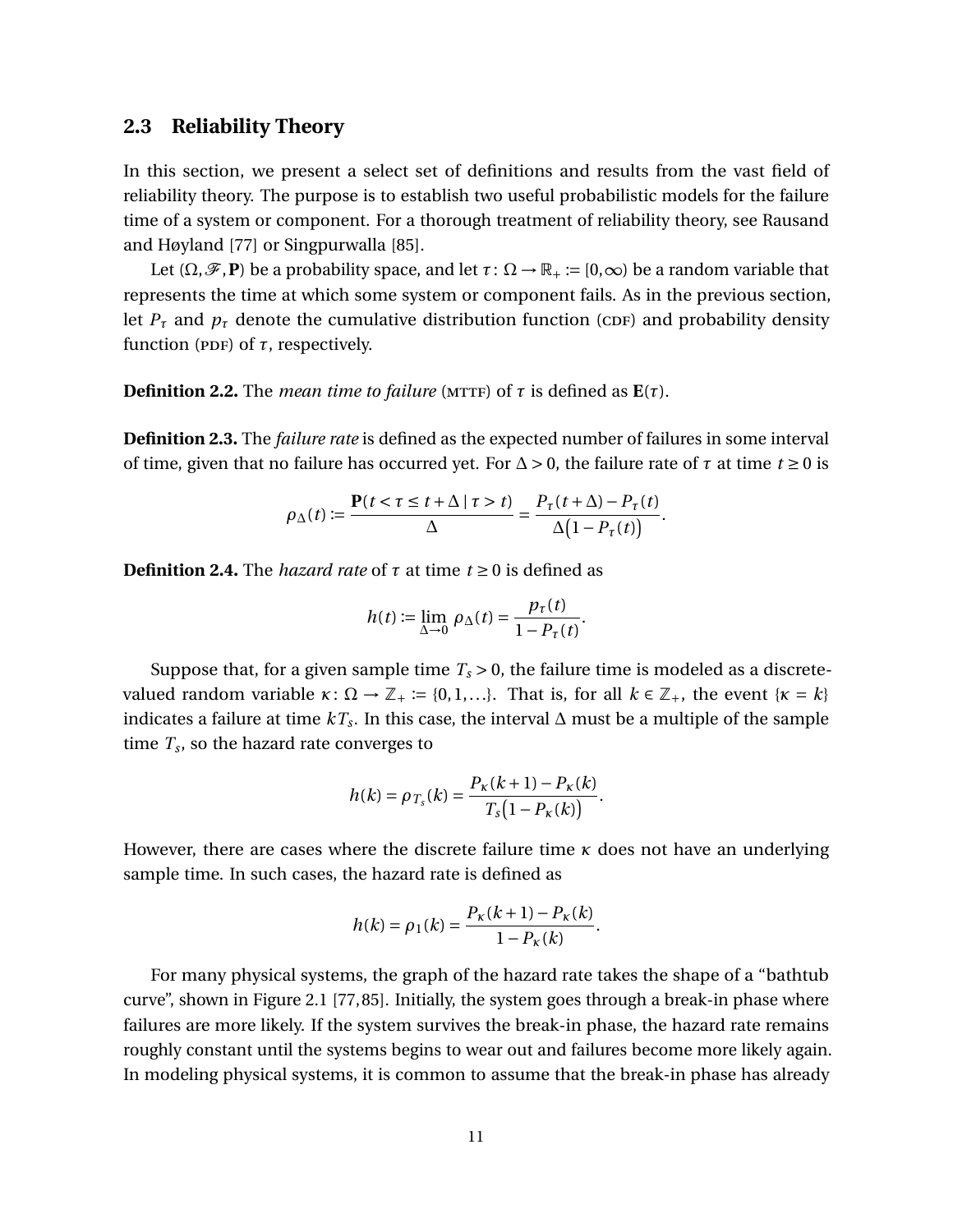## 2.3 Reliability Theory

In this section, we present a select set of definitions and results from the vast field of reliability theory. The purpose is to establish two useful probabilistic models for the failure time of a system or component. For a thorough treatment of reliability theory, see Rausand and Høyland [77] or Singpurwalla [85].

Let $(\Omega, \mathscr{F}, \mathbf{P})$ be a probability space, and let $\tau \colon \Omega \to \mathbb{R}_+ := [0, \infty)$ be a random variable that represents the time at which some system or component fails. As in the previous section, let $P_\tau$ and $p_\tau$ denote the cumulative distribution function (CDF) and probability density function (PDF) of $\tau$, respectively.

**Definition 2.2.** The *mean time to failure* (MTTF) of $\tau$ is defined as $\mathbf{E}(\tau)$.

**Definition 2.3.** The *failure rate* is defined as the expected number of failures in some interval of time, given that no failure has occurred yet. For $\Delta > 0$, the failure rate of $\tau$ at time $t \geq 0$ is

$$\rho_\Delta(t) := \frac{\mathbf{P}(t < \tau \leq t + \Delta \mid \tau > t)}{\Delta} = \frac{P_\tau(t+\Delta) - P_\tau(t)}{\Delta\big(1 - P_\tau(t)\big)}.$$

**Definition 2.4.** The *hazard rate* of $\tau$ at time $t \geq 0$ is defined as

$$h(t) := \lim_{\Delta \to 0} \rho_\Delta(t) = \frac{p_\tau(t)}{1 - P_\tau(t)}.$$

Suppose that, for a given sample time $T_s > 0$, the failure time is modeled as a discrete-valued random variable $\kappa \colon \Omega \to \mathbb{Z}_+ := \{0, 1, \ldots\}$. That is, for all $k \in \mathbb{Z}_+$, the event $\{\kappa = k\}$ indicates a failure at time $kT_s$. In this case, the interval $\Delta$ must be a multiple of the sample time $T_s$, so the hazard rate converges to

$$h(k) = \rho_{T_s}(k) = \frac{P_\kappa(k+1) - P_\kappa(k)}{T_s\big(1 - P_\kappa(k)\big)}.$$

However, there are cases where the discrete failure time $\kappa$ does not have an underlying sample time. In such cases, the hazard rate is defined as

$$h(k) = \rho_1(k) = \frac{P_\kappa(k+1) - P_\kappa(k)}{1 - P_\kappa(k)}.$$

For many physical systems, the graph of the hazard rate takes the shape of a "bathtub curve", shown in Figure 2.1 [77,85]. Initially, the system goes through a break-in phase where failures are more likely. If the system survives the break-in phase, the hazard rate remains roughly constant until the systems begins to wear out and failures become more likely again. In modeling physical systems, it is common to assume that the break-in phase has already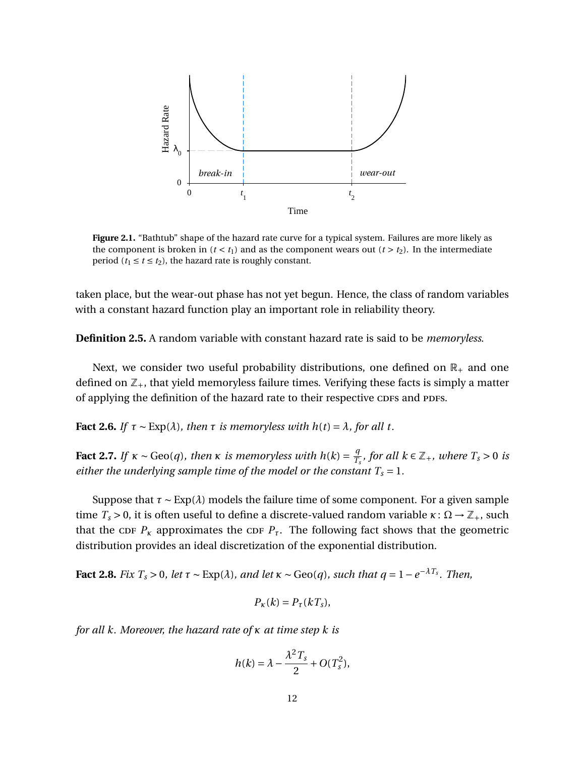**Figure 2.1.** "Bathtub" shape of the hazard rate curve for a typical system. Failures are more likely as the component is broken in ($t < t_1$) and as the component wears out ($t > t_2$). In the intermediate period ($t_1 \leq t \leq t_2$), the hazard rate is roughly constant.

taken place, but the wear-out phase has not yet begun. Hence, the class of random variables with a constant hazard function play an important role in reliability theory.

**Definition 2.5.** A random variable with constant hazard rate is said to be *memoryless*.

Next, we consider two useful probability distributions, one defined on $\mathbb{R}_+$ and one defined on $\mathbb{Z}_+$, that yield memoryless failure times. Verifying these facts is simply a matter of applying the definition of the hazard rate to their respective CDFs and PDFs.

**Fact 2.6.** *If $\tau \sim \text{Exp}(\lambda)$, then $\tau$ is memoryless with $h(t) = \lambda$, for all $t$.*

**Fact 2.7.** *If $\kappa \sim \text{Geo}(q)$, then $\kappa$ is memoryless with $h(k) = \frac{q}{T_s}$, for all $k \in \mathbb{Z}_+$, where $T_s > 0$ is either the underlying sample time of the model or the constant $T_s = 1$.*

Suppose that $\tau \sim \text{Exp}(\lambda)$ models the failure time of some component. For a given sample time $T_s > 0$, it is often useful to define a discrete-valued random variable $\kappa\colon \Omega \to \mathbb{Z}_+$, such that the CDF $P_\kappa$ approximates the CDF $P_\tau$. The following fact shows that the geometric distribution provides an ideal discretization of the exponential distribution.

**Fact 2.8.** *Fix $T_s > 0$, let $\tau \sim \text{Exp}(\lambda)$, and let $\kappa \sim \text{Geo}(q)$, such that $q = 1 - e^{-\lambda T_s}$. Then,*

$$P_\kappa(k) = P_\tau(kT_s),$$

*for all $k$. Moreover, the hazard rate of $\kappa$ at time step $k$ is*

$$h(k) = \lambda - \frac{\lambda^2 T_s}{2} + O(T_s^2),$$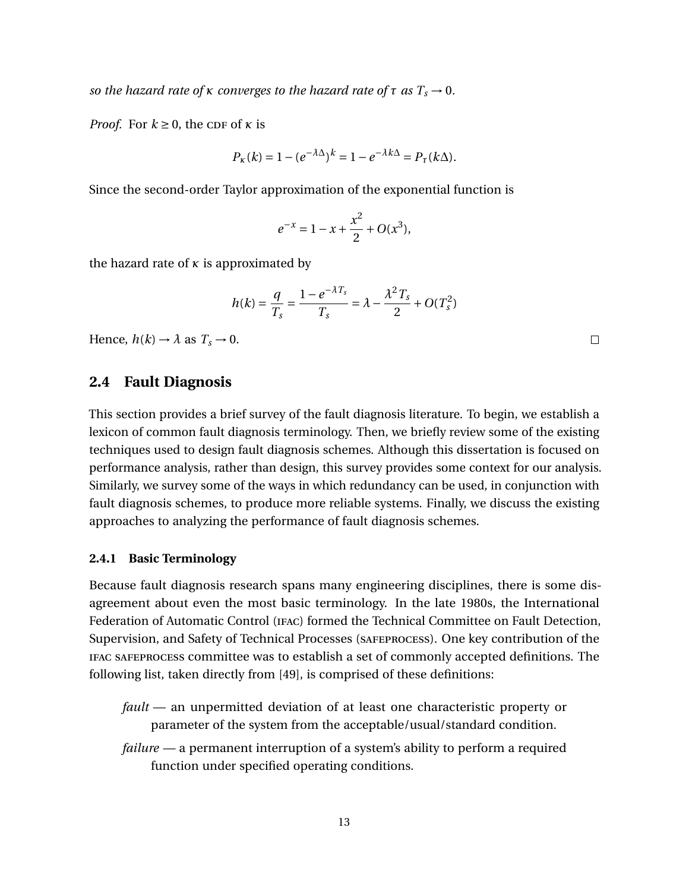*so the hazard rate of $\kappa$ converges to the hazard rate of $\tau$ as $T_s \to 0$.*

*Proof.* For $k \geq 0$, the CDF of $\kappa$ is

$$P_\kappa(k) = 1 - (e^{-\lambda\Delta})^k = 1 - e^{-\lambda k\Delta} = P_\tau(k\Delta).$$

Since the second-order Taylor approximation of the exponential function is

$$e^{-x} = 1 - x + \frac{x^2}{2} + O(x^3),$$

the hazard rate of $\kappa$ is approximated by

$$h(k) = \frac{q}{T_s} = \frac{1 - e^{-\lambda T_s}}{T_s} = \lambda - \frac{\lambda^2 T_s}{2} + O(T_s^2)$$

Hence, $h(k) \to \lambda$ as $T_s \to 0$. □

## 2.4 Fault Diagnosis

This section provides a brief survey of the fault diagnosis literature. To begin, we establish a lexicon of common fault diagnosis terminology. Then, we briefly review some of the existing techniques used to design fault diagnosis schemes. Although this dissertation is focused on performance analysis, rather than design, this survey provides some context for our analysis. Similarly, we survey some of the ways in which redundancy can be used, in conjunction with fault diagnosis schemes, to produce more reliable systems. Finally, we discuss the existing approaches to analyzing the performance of fault diagnosis schemes.

### 2.4.1 Basic Terminology

Because fault diagnosis research spans many engineering disciplines, there is some disagreement about even the most basic terminology. In the late 1980s, the International Federation of Automatic Control (IFAC) formed the Technical Committee on Fault Detection, Supervision, and Safety of Technical Processes (SAFEPROCESS). One key contribution of the IFAC SAFEPROCESS committee was to establish a set of commonly accepted definitions. The following list, taken directly from [49], is comprised of these definitions:

*fault* — an unpermitted deviation of at least one characteristic property or parameter of the system from the acceptable/usual/standard condition.

*failure* — a permanent interruption of a system's ability to perform a required function under specified operating conditions.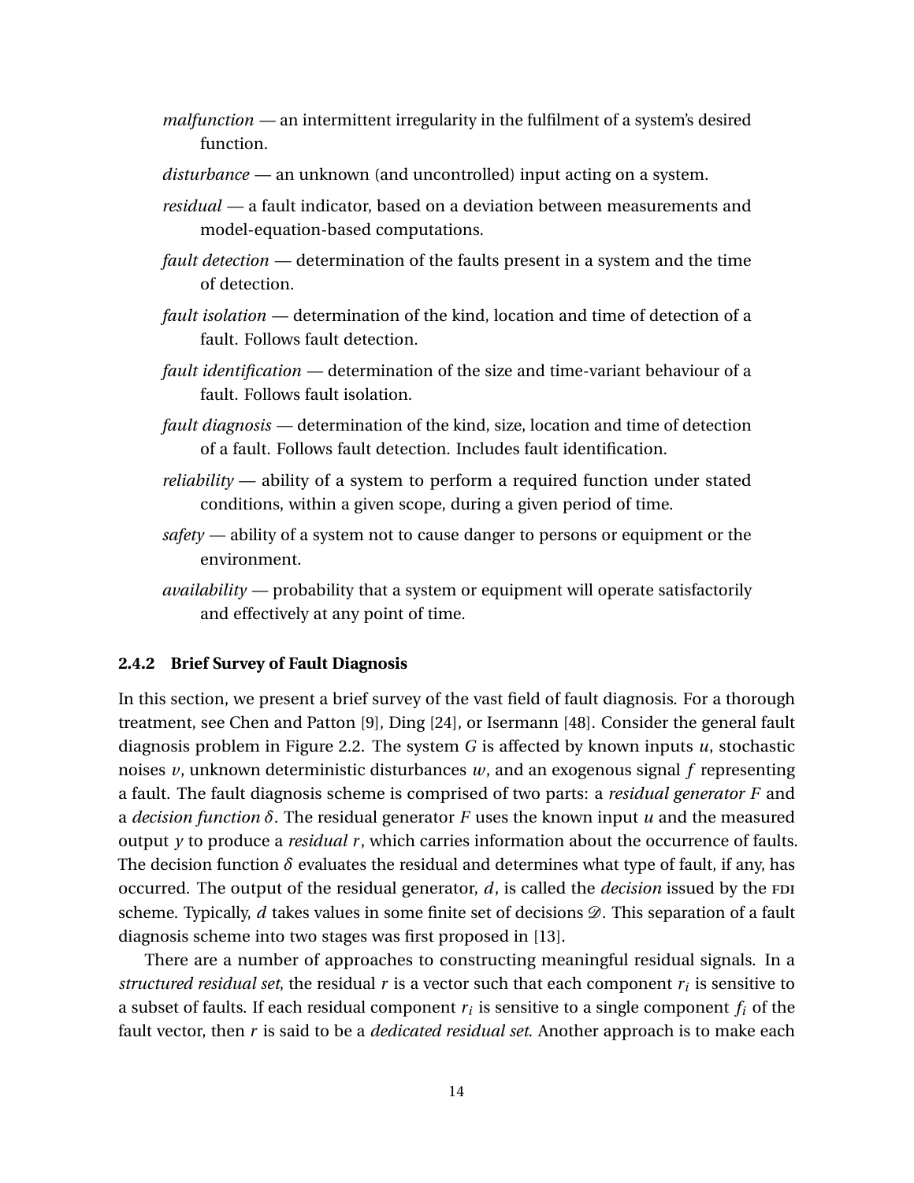*malfunction* — an intermittent irregularity in the fulfilment of a system's desired function.

*disturbance* — an unknown (and uncontrolled) input acting on a system.

*residual* — a fault indicator, based on a deviation between measurements and model-equation-based computations.

*fault detection* — determination of the faults present in a system and the time of detection.

*fault isolation* — determination of the kind, location and time of detection of a fault. Follows fault detection.

*fault identification* — determination of the size and time-variant behaviour of a fault. Follows fault isolation.

*fault diagnosis* — determination of the kind, size, location and time of detection of a fault. Follows fault detection. Includes fault identification.

*reliability* — ability of a system to perform a required function under stated conditions, within a given scope, during a given period of time.

*safety* — ability of a system not to cause danger to persons or equipment or the environment.

*availability* — probability that a system or equipment will operate satisfactorily and effectively at any point of time.

### 2.4.2 Brief Survey of Fault Diagnosis

In this section, we present a brief survey of the vast field of fault diagnosis. For a thorough treatment, see Chen and Patton [9], Ding [24], or Isermann [48]. Consider the general fault diagnosis problem in Figure 2.2. The system $G$ is affected by known inputs $u$, stochastic noises $v$, unknown deterministic disturbances $w$, and an exogenous signal $f$ representing a fault. The fault diagnosis scheme is comprised of two parts: a *residual generator* $F$ and a *decision function* $\delta$. The residual generator $F$ uses the known input $u$ and the measured output $y$ to produce a *residual* $r$, which carries information about the occurrence of faults. The decision function $\delta$ evaluates the residual and determines what type of fault, if any, has occurred. The output of the residual generator, $d$, is called the *decision* issued by the FDI scheme. Typically, $d$ takes values in some finite set of decisions $\mathscr{D}$. This separation of a fault diagnosis scheme into two stages was first proposed in [13].

There are a number of approaches to constructing meaningful residual signals. In a *structured residual set*, the residual $r$ is a vector such that each component $r_i$ is sensitive to a subset of faults. If each residual component $r_i$ is sensitive to a single component $f_i$ of the fault vector, then $r$ is said to be a *dedicated residual set*. Another approach is to make each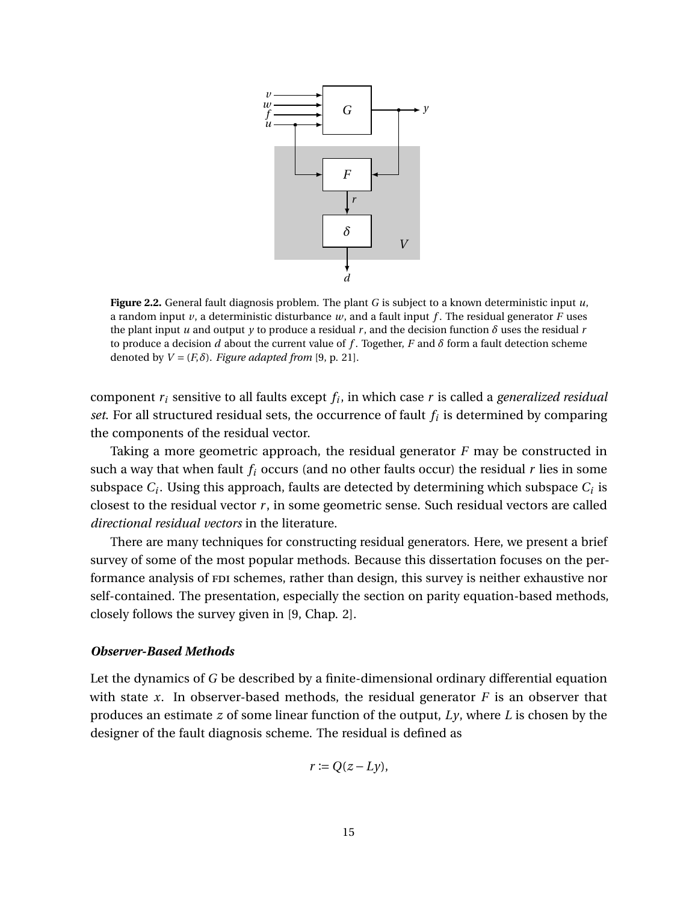**Figure 2.2.** General fault diagnosis problem. The plant $G$ is subject to a known deterministic input $u$, a random input $v$, a deterministic disturbance $w$, and a fault input $f$. The residual generator $F$ uses the plant input $u$ and output $y$ to produce a residual $r$, and the decision function $\delta$ uses the residual $r$ to produce a decision $d$ about the current value of $f$. Together, $F$ and $\delta$ form a fault detection scheme denoted by $V = (F, \delta)$. *Figure adapted from* [9, p. 21].

component $r_i$ sensitive to all faults except $f_i$, in which case $r$ is called a *generalized residual set*. For all structured residual sets, the occurrence of fault $f_i$ is determined by comparing the components of the residual vector.

Taking a more geometric approach, the residual generator $F$ may be constructed in such a way that when fault $f_i$ occurs (and no other faults occur) the residual $r$ lies in some subspace $C_i$. Using this approach, faults are detected by determining which subspace $C_i$ is closest to the residual vector $r$, in some geometric sense. Such residual vectors are called *directional residual vectors* in the literature.

There are many techniques for constructing residual generators. Here, we present a brief survey of some of the most popular methods. Because this dissertation focuses on the performance analysis of FDI schemes, rather than design, this survey is neither exhaustive nor self-contained. The presentation, especially the section on parity equation-based methods, closely follows the survey given in [9, Chap. 2].

#### *Observer-Based Methods*

Let the dynamics of $G$ be described by a finite-dimensional ordinary differential equation with state $x$. In observer-based methods, the residual generator $F$ is an observer that produces an estimate $z$ of some linear function of the output, $Ly$, where $L$ is chosen by the designer of the fault diagnosis scheme. The residual is defined as

$$r := Q(z - Ly),$$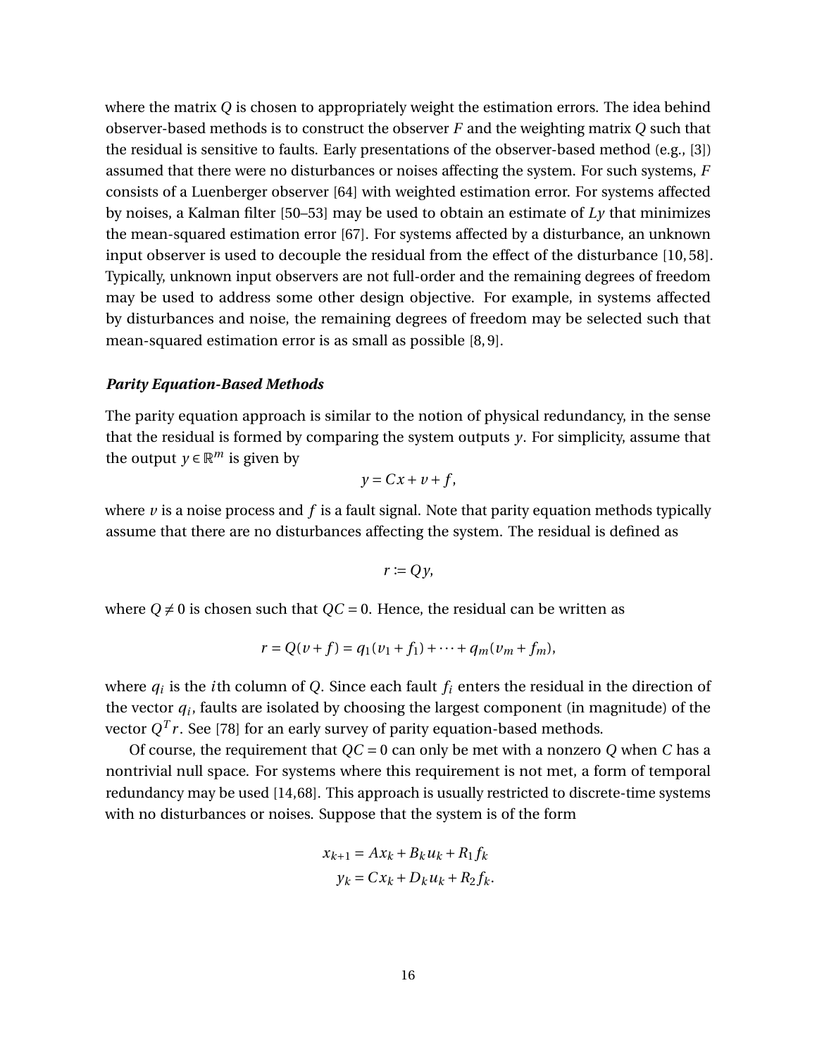where the matrix $Q$ is chosen to appropriately weight the estimation errors. The idea behind observer-based methods is to construct the observer $F$ and the weighting matrix $Q$ such that the residual is sensitive to faults. Early presentations of the observer-based method (e.g., [3]) assumed that there were no disturbances or noises affecting the system. For such systems, $F$ consists of a Luenberger observer [64] with weighted estimation error. For systems affected by noises, a Kalman filter [50–53] may be used to obtain an estimate of $Ly$ that minimizes the mean-squared estimation error [67]. For systems affected by a disturbance, an unknown input observer is used to decouple the residual from the effect of the disturbance [10, 58]. Typically, unknown input observers are not full-order and the remaining degrees of freedom may be used to address some other design objective. For example, in systems affected by disturbances and noise, the remaining degrees of freedom may be selected such that mean-squared estimation error is as small as possible [8, 9].

#### *Parity Equation-Based Methods*

The parity equation approach is similar to the notion of physical redundancy, in the sense that the residual is formed by comparing the system outputs $y$. For simplicity, assume that the output $y \in \mathbb{R}^m$ is given by

$$y = Cx + v + f,$$

where $v$ is a noise process and $f$ is a fault signal. Note that parity equation methods typically assume that there are no disturbances affecting the system. The residual is defined as

$$r := Qy,$$

where $Q \neq 0$ is chosen such that $QC = 0$. Hence, the residual can be written as

$$r = Q(v + f) = q_1(v_1 + f_1) + \cdots + q_m(v_m + f_m),$$

where $q_i$ is the $i$th column of $Q$. Since each fault $f_i$ enters the residual in the direction of the vector $q_i$, faults are isolated by choosing the largest component (in magnitude) of the vector $Q^T r$. See [78] for an early survey of parity equation-based methods.

Of course, the requirement that $QC = 0$ can only be met with a nonzero $Q$ when $C$ has a nontrivial null space. For systems where this requirement is not met, a form of temporal redundancy may be used [14, 68]. This approach is usually restricted to discrete-time systems with no disturbances or noises. Suppose that the system is of the form

$$\begin{aligned} x_{k+1} &= Ax_k + B_k u_k + R_1 f_k \\ y_k &= Cx_k + D_k u_k + R_2 f_k. \end{aligned}$$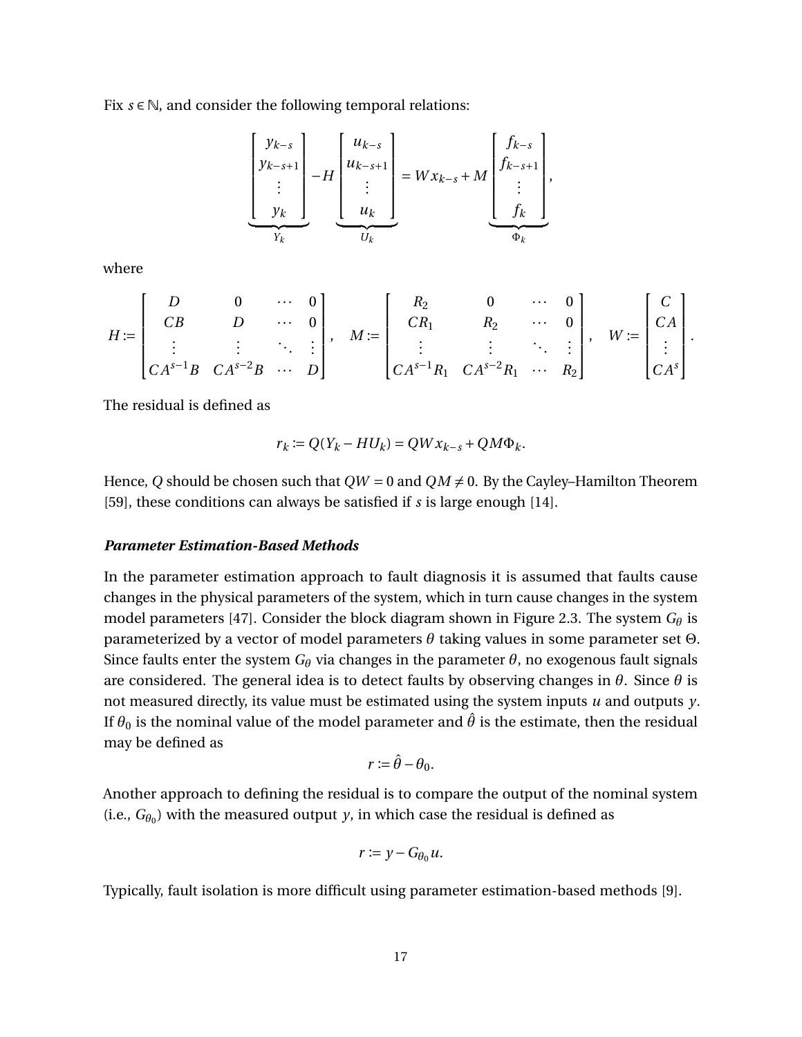Fix $s \in \mathbb{N}$, and consider the following temporal relations:

$$\underbrace{\begin{bmatrix} y_{k-s} \\ y_{k-s+1} \\ \vdots \\ y_k \end{bmatrix}}_{Y_k} - H \underbrace{\begin{bmatrix} u_{k-s} \\ u_{k-s+1} \\ \vdots \\ u_k \end{bmatrix}}_{U_k} = W x_{k-s} + M \underbrace{\begin{bmatrix} f_{k-s} \\ f_{k-s+1} \\ \vdots \\ f_k \end{bmatrix}}_{\Phi_k},$$

where

$$H := \begin{bmatrix} D & 0 & \cdots & 0 \\ CB & D & \cdots & 0 \\ \vdots & \vdots & \ddots & \vdots \\ CA^{s-1}B & CA^{s-2}B & \cdots & D \end{bmatrix}, \quad M := \begin{bmatrix} R_2 & 0 & \cdots & 0 \\ CR_1 & R_2 & \cdots & 0 \\ \vdots & \vdots & \ddots & \vdots \\ CA^{s-1}R_1 & CA^{s-2}R_1 & \cdots & R_2 \end{bmatrix}, \quad W := \begin{bmatrix} C \\ CA \\ \vdots \\ CA^s \end{bmatrix}.$$

The residual is defined as

$$r_k := Q(Y_k - HU_k) = QWx_{k-s} + QM\Phi_k.$$

Hence, $Q$ should be chosen such that $QW = 0$ and $QM \neq 0$. By the Cayley–Hamilton Theorem [59], these conditions can always be satisfied if $s$ is large enough [14].

#### *Parameter Estimation-Based Methods*

In the parameter estimation approach to fault diagnosis it is assumed that faults cause changes in the physical parameters of the system, which in turn cause changes in the system model parameters [47]. Consider the block diagram shown in Figure 2.3. The system $G_\theta$ is parameterized by a vector of model parameters $\theta$ taking values in some parameter set $\Theta$. Since faults enter the system $G_\theta$ via changes in the parameter $\theta$, no exogenous fault signals are considered. The general idea is to detect faults by observing changes in $\theta$. Since $\theta$ is not measured directly, its value must be estimated using the system inputs $u$ and outputs $y$. If $\theta_0$ is the nominal value of the model parameter and $\hat{\theta}$ is the estimate, then the residual may be defined as

$$r := \hat{\theta} - \theta_0.$$

Another approach to defining the residual is to compare the output of the nominal system (i.e., $G_{\theta_0}$) with the measured output $y$, in which case the residual is defined as

$$r := y - G_{\theta_0} u.$$

Typically, fault isolation is more difficult using parameter estimation-based methods [9].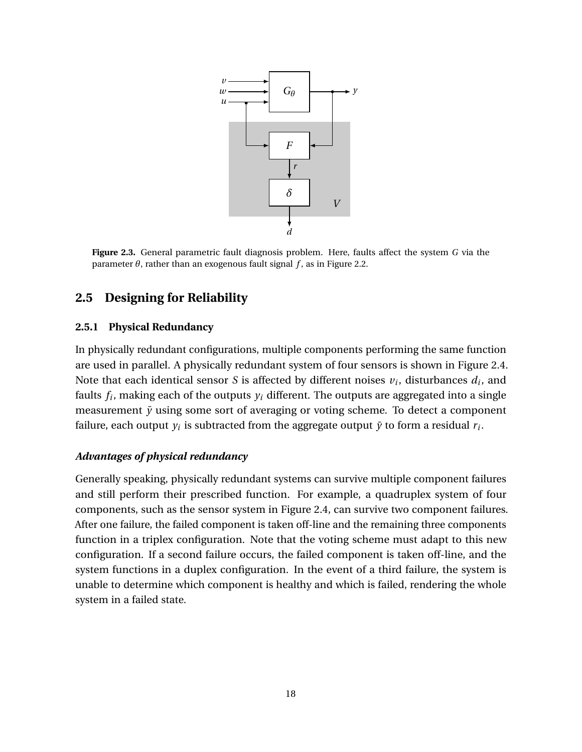**Figure 2.3.** General parametric fault diagnosis problem. Here, faults affect the system $G$ via the parameter $\theta$, rather than an exogenous fault signal $f$, as in Figure 2.2.

## 2.5 Designing for Reliability

### 2.5.1 Physical Redundancy

In physically redundant configurations, multiple components performing the same function are used in parallel. A physically redundant system of four sensors is shown in Figure 2.4. Note that each identical sensor $S$ is affected by different noises $v_i$, disturbances $d_i$, and faults $f_i$, making each of the outputs $y_i$ different. The outputs are aggregated into a single measurement $\bar{y}$ using some sort of averaging or voting scheme. To detect a component failure, each output $y_i$ is subtracted from the aggregate output $\bar{y}$ to form a residual $r_i$.

#### *Advantages of physical redundancy*

Generally speaking, physically redundant systems can survive multiple component failures and still perform their prescribed function. For example, a quadruplex system of four components, such as the sensor system in Figure 2.4, can survive two component failures. After one failure, the failed component is taken off-line and the remaining three components function in a triplex configuration. Note that the voting scheme must adapt to this new configuration. If a second failure occurs, the failed component is taken off-line, and the system functions in a duplex configuration. In the event of a third failure, the system is unable to determine which component is healthy and which is failed, rendering the whole system in a failed state.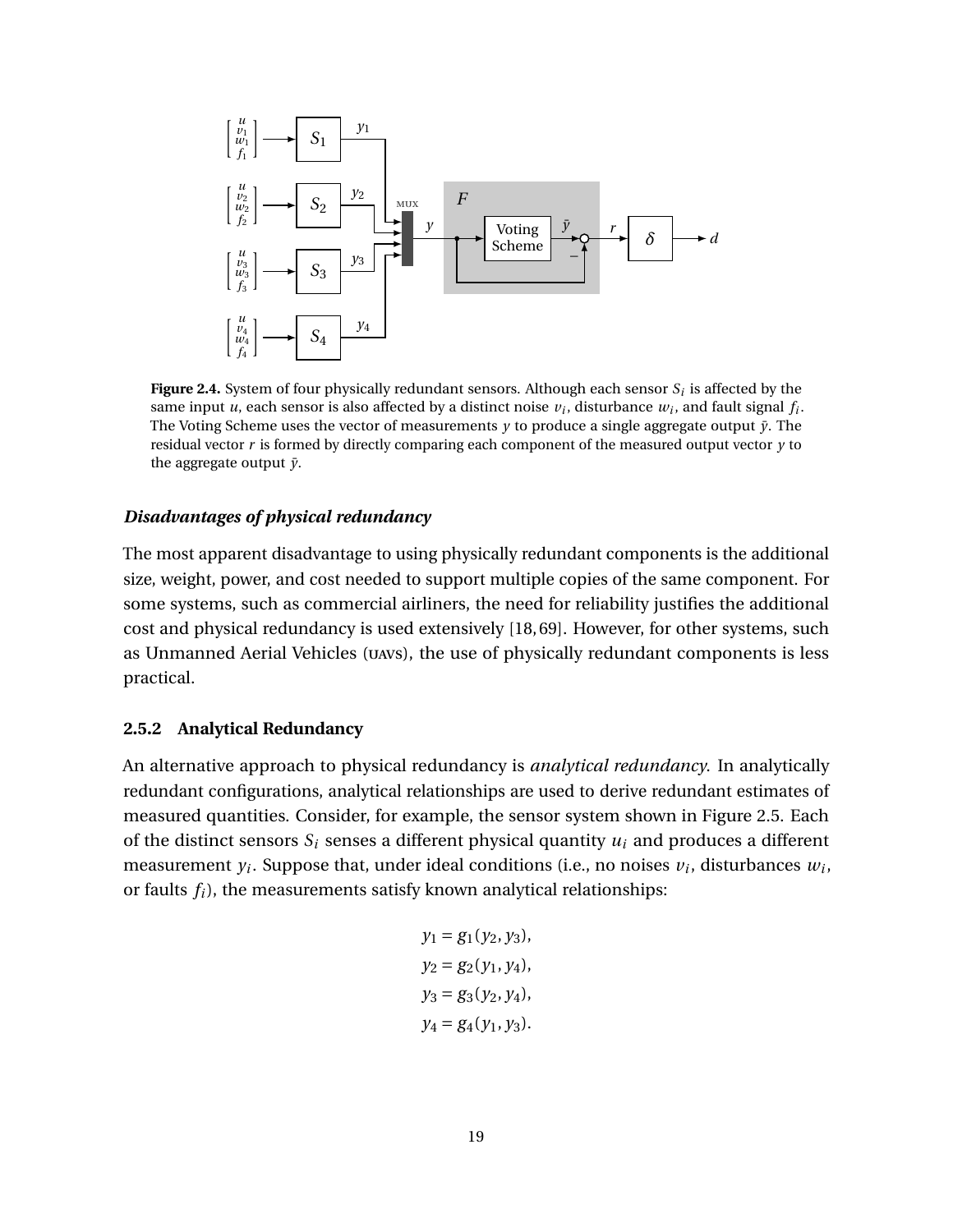**Figure 2.4.** System of four physically redundant sensors. Although each sensor $S_i$ is affected by the same input $u$, each sensor is also affected by a distinct noise $v_i$, disturbance $w_i$, and fault signal $f_i$. The Voting Scheme uses the vector of measurements $y$ to produce a single aggregate output $\bar{y}$. The residual vector $r$ is formed by directly comparing each component of the measured output vector $y$ to the aggregate output $\bar{y}$.

***Disadvantages of physical redundancy***

The most apparent disadvantage to using physically redundant components is the additional size, weight, power, and cost needed to support multiple copies of the same component. For some systems, such as commercial airliners, the need for reliability justifies the additional cost and physical redundancy is used extensively [18, 69]. However, for other systems, such as Unmanned Aerial Vehicles (UAVs), the use of physically redundant components is less practical.

### 2.5.2 Analytical Redundancy

An alternative approach to physical redundancy is *analytical redundancy*. In analytically redundant configurations, analytical relationships are used to derive redundant estimates of measured quantities. Consider, for example, the sensor system shown in Figure 2.5. Each of the distinct sensors $S_i$ senses a different physical quantity $u_i$ and produces a different measurement $y_i$. Suppose that, under ideal conditions (i.e., no noises $v_i$, disturbances $w_i$, or faults $f_i$), the measurements satisfy known analytical relationships:

$$
\begin{aligned}
y_1 &= g_1(y_2, y_3), \\
y_2 &= g_2(y_1, y_4), \\
y_3 &= g_3(y_2, y_4), \\
y_4 &= g_4(y_1, y_3).
\end{aligned}
$$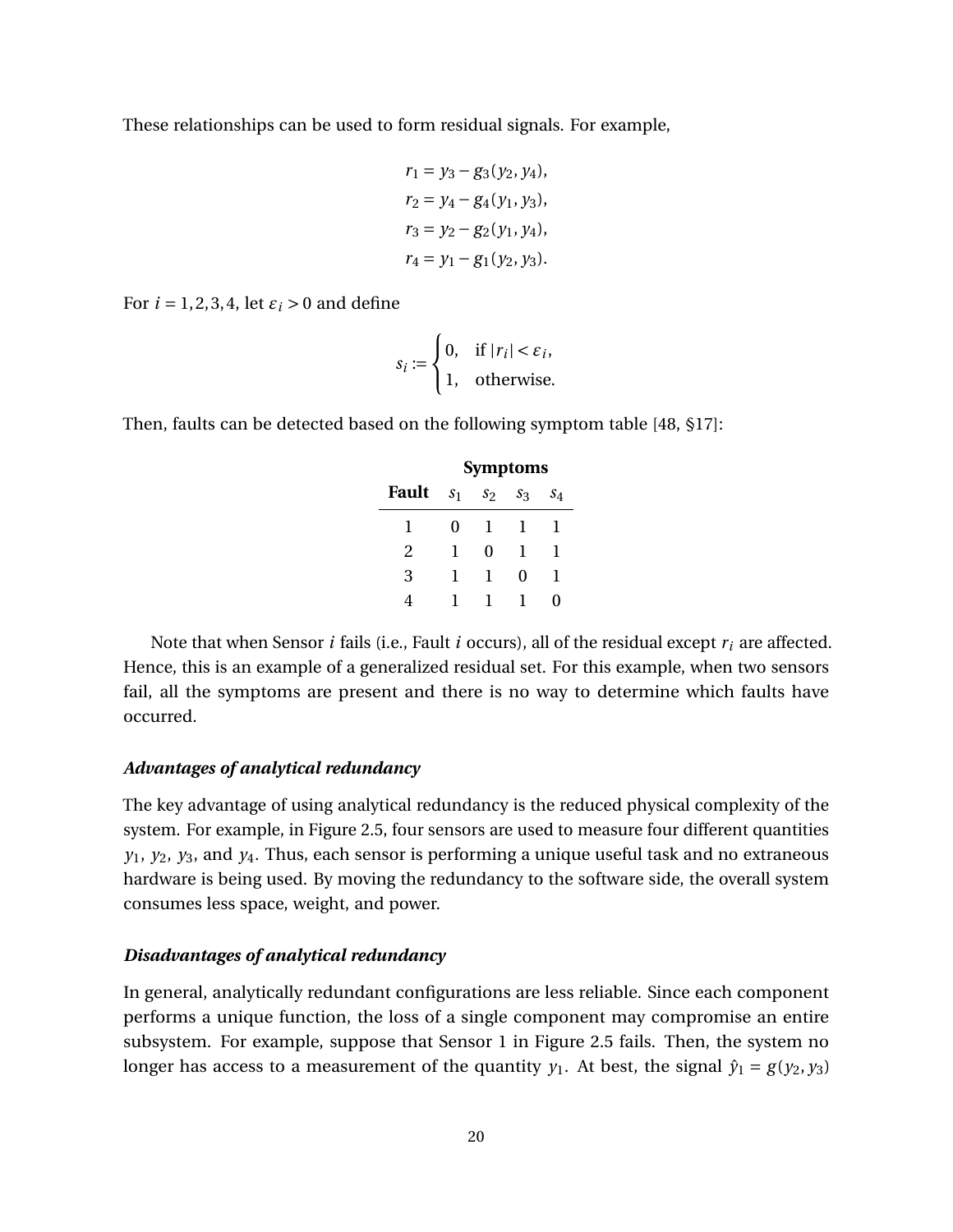These relationships can be used to form residual signals. For example,

$$
\begin{aligned}
r_1 &= y_3 - g_3(y_2, y_4), \\
r_2 &= y_4 - g_4(y_1, y_3), \\
r_3 &= y_2 - g_2(y_1, y_4), \\
r_4 &= y_1 - g_1(y_2, y_3).
\end{aligned}
$$

For $i = 1, 2, 3, 4$, let $\varepsilon_i > 0$ and define

$$
s_i := \begin{cases} 0, & \text{if } |r_i| < \varepsilon_i, \\ 1, & \text{otherwise.} \end{cases}
$$

Then, faults can be detected based on the following symptom table [48, §17]:

| | **Symptoms** | | | |
|---|---|---|---|---|
| **Fault** | $s_1$ | $s_2$ | $s_3$ | $s_4$ |
| 1 | 0 | 1 | 1 | 1 |
| 2 | 1 | 0 | 1 | 1 |
| 3 | 1 | 1 | 0 | 1 |
| 4 | 1 | 1 | 1 | 0 |

Note that when Sensor $i$ fails (i.e., Fault $i$ occurs), all of the residual except $r_i$ are affected. Hence, this is an example of a generalized residual set. For this example, when two sensors fail, all the symptoms are present and there is no way to determine which faults have occurred.

#### *Advantages of analytical redundancy*

The key advantage of using analytical redundancy is the reduced physical complexity of the system. For example, in Figure 2.5, four sensors are used to measure four different quantities $y_1$, $y_2$, $y_3$, and $y_4$. Thus, each sensor is performing a unique useful task and no extraneous hardware is being used. By moving the redundancy to the software side, the overall system consumes less space, weight, and power.

#### *Disadvantages of analytical redundancy*

In general, analytically redundant configurations are less reliable. Since each component performs a unique function, the loss of a single component may compromise an entire subsystem. For example, suppose that Sensor 1 in Figure 2.5 fails. Then, the system no longer has access to a measurement of the quantity $y_1$. At best, the signal $\hat{y}_1 = g(y_2, y_3)$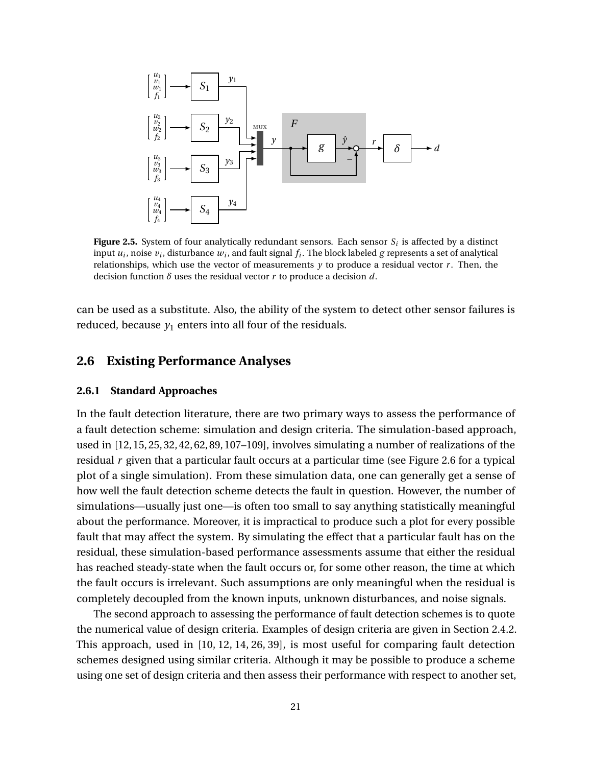**Figure 2.5.** System of four analytically redundant sensors. Each sensor $S_i$ is affected by a distinct input $u_i$, noise $v_i$, disturbance $w_i$, and fault signal $f_i$. The block labeled $g$ represents a set of analytical relationships, which use the vector of measurements $y$ to produce a residual vector $r$. Then, the decision function $\delta$ uses the residual vector $r$ to produce a decision $d$.

can be used as a substitute. Also, the ability of the system to detect other sensor failures is reduced, because $y_1$ enters into all four of the residuals.

## 2.6 Existing Performance Analyses

### 2.6.1 Standard Approaches

In the fault detection literature, there are two primary ways to assess the performance of a fault detection scheme: simulation and design criteria. The simulation-based approach, used in [12, 15, 25, 32, 42, 62, 89, 107–109], involves simulating a number of realizations of the residual $r$ given that a particular fault occurs at a particular time (see Figure 2.6 for a typical plot of a single simulation). From these simulation data, one can generally get a sense of how well the fault detection scheme detects the fault in question. However, the number of simulations—usually just one—is often too small to say anything statistically meaningful about the performance. Moreover, it is impractical to produce such a plot for every possible fault that may affect the system. By simulating the effect that a particular fault has on the residual, these simulation-based performance assessments assume that either the residual has reached steady-state when the fault occurs or, for some other reason, the time at which the fault occurs is irrelevant. Such assumptions are only meaningful when the residual is completely decoupled from the known inputs, unknown disturbances, and noise signals.

The second approach to assessing the performance of fault detection schemes is to quote the numerical value of design criteria. Examples of design criteria are given in Section 2.4.2. This approach, used in [10, 12, 14, 26, 39], is most useful for comparing fault detection schemes designed using similar criteria. Although it may be possible to produce a scheme using one set of design criteria and then assess their performance with respect to another set,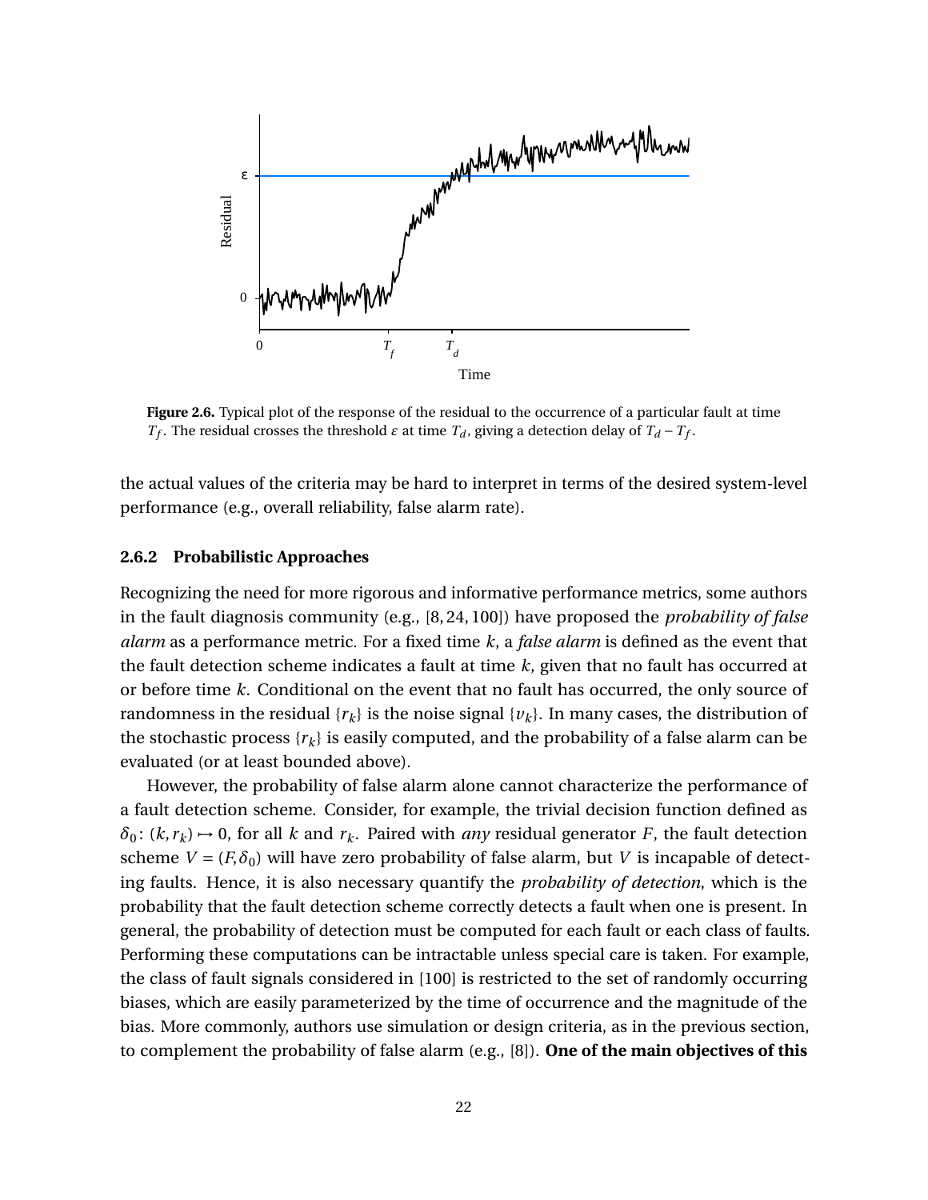**Figure 2.6.** Typical plot of the response of the residual to the occurrence of a particular fault at time $T_f$. The residual crosses the threshold $\varepsilon$ at time $T_d$, giving a detection delay of $T_d - T_f$.

the actual values of the criteria may be hard to interpret in terms of the desired system-level performance (e.g., overall reliability, false alarm rate).

### 2.6.2 Probabilistic Approaches

Recognizing the need for more rigorous and informative performance metrics, some authors in the fault diagnosis community (e.g., [8, 24, 100]) have proposed the *probability of false alarm* as a performance metric. For a fixed time $k$, a *false alarm* is defined as the event that the fault detection scheme indicates a fault at time $k$, given that no fault has occurred at or before time $k$. Conditional on the event that no fault has occurred, the only source of randomness in the residual $\{r_k\}$ is the noise signal $\{v_k\}$. In many cases, the distribution of the stochastic process $\{r_k\}$ is easily computed, and the probability of a false alarm can be evaluated (or at least bounded above).

However, the probability of false alarm alone cannot characterize the performance of a fault detection scheme. Consider, for example, the trivial decision function defined as $\delta_0 \colon (k, r_k) \mapsto 0$, for all $k$ and $r_k$. Paired with *any* residual generator $F$, the fault detection scheme $V = (F, \delta_0)$ will have zero probability of false alarm, but $V$ is incapable of detecting faults. Hence, it is also necessary quantify the *probability of detection*, which is the probability that the fault detection scheme correctly detects a fault when one is present. In general, the probability of detection must be computed for each fault or each class of faults. Performing these computations can be intractable unless special care is taken. For example, the class of fault signals considered in [100] is restricted to the set of randomly occurring biases, which are easily parameterized by the time of occurrence and the magnitude of the bias. More commonly, authors use simulation or design criteria, as in the previous section, to complement the probability of false alarm (e.g., [8]). **One of the main objectives of this**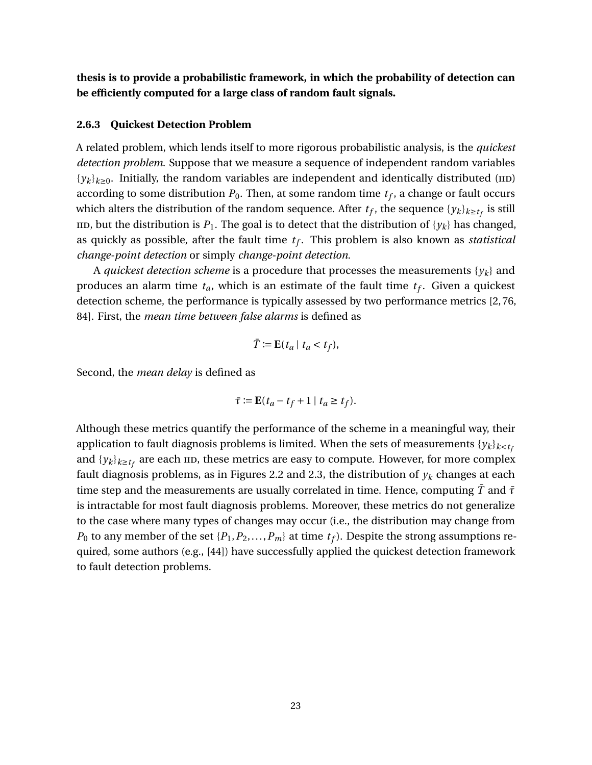**thesis is to provide a probabilistic framework, in which the probability of detection can be efficiently computed for a large class of random fault signals.**

### 2.6.3 Quickest Detection Problem

A related problem, which lends itself to more rigorous probabilistic analysis, is the *quickest detection problem*. Suppose that we measure a sequence of independent random variables $\{y_k\}_{k\geq 0}$. Initially, the random variables are independent and identically distributed (IID) according to some distribution $P_0$. Then, at some random time $t_f$, a change or fault occurs which alters the distribution of the random sequence. After $t_f$, the sequence $\{y_k\}_{k\geq t_f}$ is still IID, but the distribution is $P_1$. The goal is to detect that the distribution of $\{y_k\}$ has changed, as quickly as possible, after the fault time $t_f$. This problem is also known as *statistical change-point detection* or simply *change-point detection*.

A *quickest detection scheme* is a procedure that processes the measurements $\{y_k\}$ and produces an alarm time $t_a$, which is an estimate of the fault time $t_f$. Given a quickest detection scheme, the performance is typically assessed by two performance metrics [2, 76, 84]. First, the *mean time between false alarms* is defined as

$$\bar{T} := \mathbf{E}(t_a \mid t_a < t_f),$$

Second, the *mean delay* is defined as

$$\bar{\tau} := \mathbf{E}(t_a - t_f + 1 \mid t_a \geq t_f).$$

Although these metrics quantify the performance of the scheme in a meaningful way, their application to fault diagnosis problems is limited. When the sets of measurements $\{y_k\}_{k<t_f}$ and $\{y_k\}_{k\geq t_f}$ are each IID, these metrics are easy to compute. However, for more complex fault diagnosis problems, as in Figures 2.2 and 2.3, the distribution of $y_k$ changes at each time step and the measurements are usually correlated in time. Hence, computing $\bar{T}$ and $\bar{\tau}$ is intractable for most fault diagnosis problems. Moreover, these metrics do not generalize to the case where many types of changes may occur (i.e., the distribution may change from $P_0$ to any member of the set $\{P_1, P_2, \ldots, P_m\}$ at time $t_f$). Despite the strong assumptions required, some authors (e.g., [44]) have successfully applied the quickest detection framework to fault detection problems.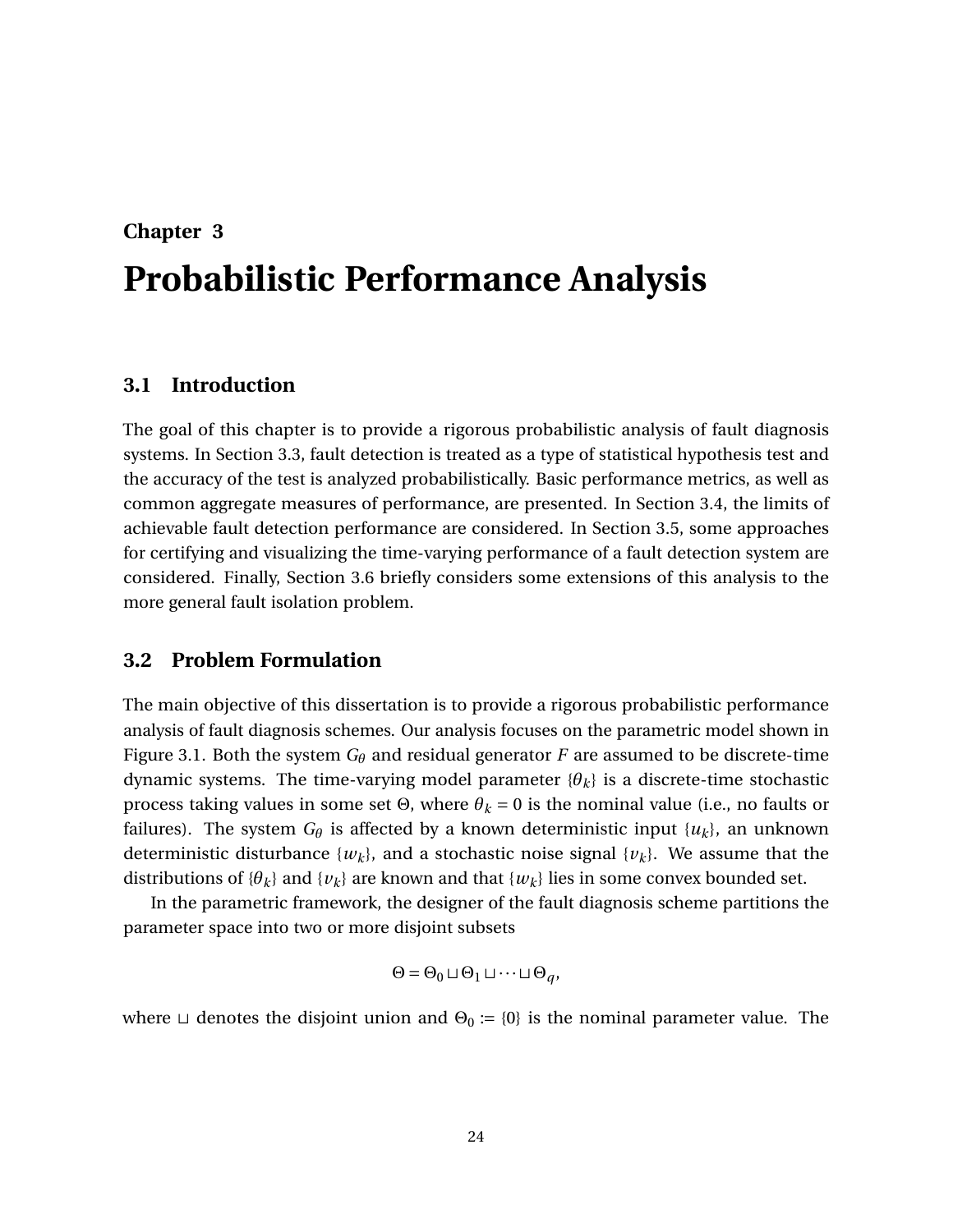# Chapter 3

# Probabilistic Performance Analysis

## 3.1 Introduction

The goal of this chapter is to provide a rigorous probabilistic analysis of fault diagnosis systems. In Section 3.3, fault detection is treated as a type of statistical hypothesis test and the accuracy of the test is analyzed probabilistically. Basic performance metrics, as well as common aggregate measures of performance, are presented. In Section 3.4, the limits of achievable fault detection performance are considered. In Section 3.5, some approaches for certifying and visualizing the time-varying performance of a fault detection system are considered. Finally, Section 3.6 briefly considers some extensions of this analysis to the more general fault isolation problem.

## 3.2 Problem Formulation

The main objective of this dissertation is to provide a rigorous probabilistic performance analysis of fault diagnosis schemes. Our analysis focuses on the parametric model shown in Figure 3.1. Both the system $G_\theta$ and residual generator $F$ are assumed to be discrete-time dynamic systems. The time-varying model parameter $\{\theta_k\}$ is a discrete-time stochastic process taking values in some set $\Theta$, where $\theta_k = 0$ is the nominal value (i.e., no faults or failures). The system $G_\theta$ is affected by a known deterministic input $\{u_k\}$, an unknown deterministic disturbance $\{w_k\}$, and a stochastic noise signal $\{v_k\}$. We assume that the distributions of $\{\theta_k\}$ and $\{v_k\}$ are known and that $\{w_k\}$ lies in some convex bounded set.

In the parametric framework, the designer of the fault diagnosis scheme partitions the parameter space into two or more disjoint subsets

$$\Theta = \Theta_0 \sqcup \Theta_1 \sqcup \cdots \sqcup \Theta_q,$$

where $\sqcup$ denotes the disjoint union and $\Theta_0 := \{0\}$ is the nominal parameter value. The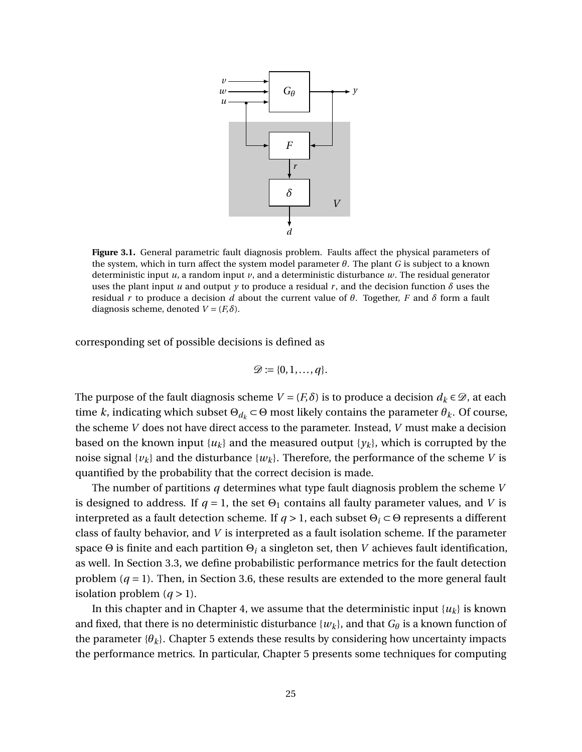**Figure 3.1.** General parametric fault diagnosis problem. Faults affect the physical parameters of the system, which in turn affect the system model parameter $\theta$. The plant $G$ is subject to a known deterministic input $u$, a random input $v$, and a deterministic disturbance $w$. The residual generator uses the plant input $u$ and output $y$ to produce a residual $r$, and the decision function $\delta$ uses the residual $r$ to produce a decision $d$ about the current value of $\theta$. Together, $F$ and $\delta$ form a fault diagnosis scheme, denoted $V = (F, \delta)$.

corresponding set of possible decisions is defined as

$$\mathscr{D} := \{0, 1, \dots, q\}.$$

The purpose of the fault diagnosis scheme $V = (F, \delta)$ is to produce a decision $d_k \in \mathscr{D}$, at each time $k$, indicating which subset $\Theta_{d_k} \subset \Theta$ most likely contains the parameter $\theta_k$. Of course, the scheme $V$ does not have direct access to the parameter. Instead, $V$ must make a decision based on the known input $\{u_k\}$ and the measured output $\{y_k\}$, which is corrupted by the noise signal $\{v_k\}$ and the disturbance $\{w_k\}$. Therefore, the performance of the scheme $V$ is quantified by the probability that the correct decision is made.

The number of partitions $q$ determines what type fault diagnosis problem the scheme $V$ is designed to address. If $q = 1$, the set $\Theta_1$ contains all faulty parameter values, and $V$ is interpreted as a fault detection scheme. If $q > 1$, each subset $\Theta_i \subset \Theta$ represents a different class of faulty behavior, and $V$ is interpreted as a fault isolation scheme. If the parameter space $\Theta$ is finite and each partition $\Theta_i$ a singleton set, then $V$ achieves fault identification, as well. In Section 3.3, we define probabilistic performance metrics for the fault detection problem ($q = 1$). Then, in Section 3.6, these results are extended to the more general fault isolation problem ($q > 1$).

In this chapter and in Chapter 4, we assume that the deterministic input $\{u_k\}$ is known and fixed, that there is no deterministic disturbance $\{w_k\}$, and that $G_\theta$ is a known function of the parameter $\{\theta_k\}$. Chapter 5 extends these results by considering how uncertainty impacts the performance metrics. In particular, Chapter 5 presents some techniques for computing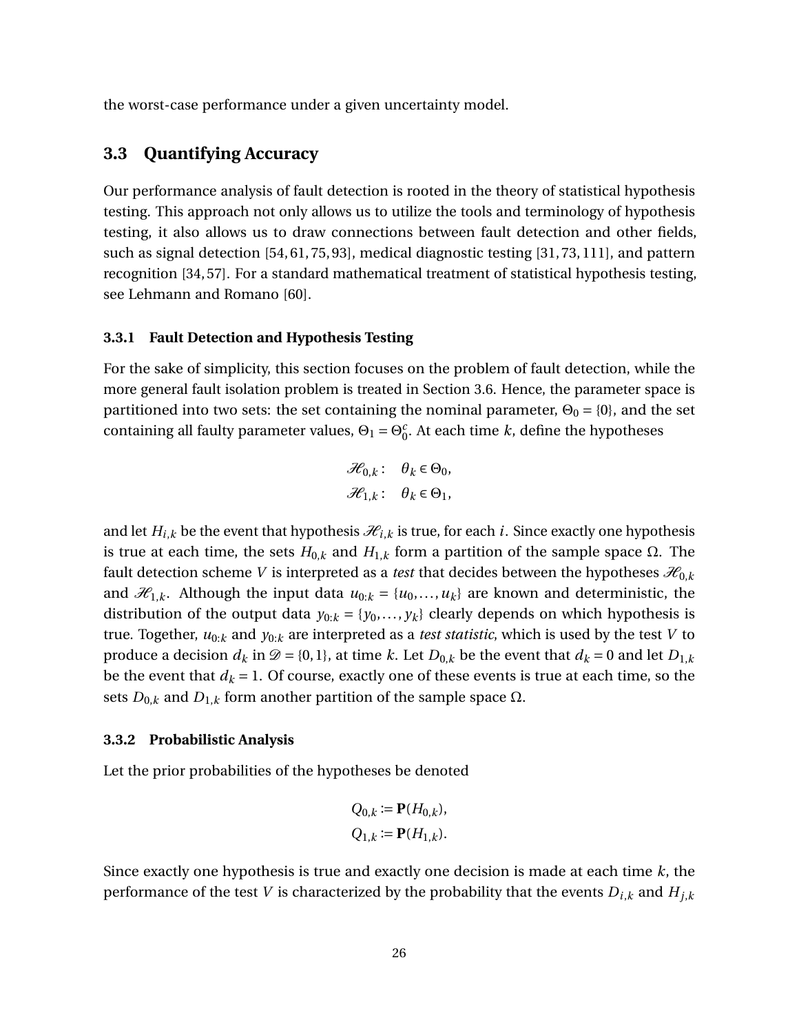the worst-case performance under a given uncertainty model.

## 3.3 Quantifying Accuracy

Our performance analysis of fault detection is rooted in the theory of statistical hypothesis testing. This approach not only allows us to utilize the tools and terminology of hypothesis testing, it also allows us to draw connections between fault detection and other fields, such as signal detection [54, 61, 75, 93], medical diagnostic testing [31, 73, 111], and pattern recognition [34, 57]. For a standard mathematical treatment of statistical hypothesis testing, see Lehmann and Romano [60].

### 3.3.1 Fault Detection and Hypothesis Testing

For the sake of simplicity, this section focuses on the problem of fault detection, while the more general fault isolation problem is treated in Section 3.6. Hence, the parameter space is partitioned into two sets: the set containing the nominal parameter, $\Theta_0 = \{0\}$, and the set containing all faulty parameter values, $\Theta_1 = \Theta_0^c$. At each time $k$, define the hypotheses

$$
\begin{aligned}
\mathscr{H}_{0,k}: &\quad \theta_k \in \Theta_0, \\
\mathscr{H}_{1,k}: &\quad \theta_k \in \Theta_1,
\end{aligned}
$$

and let $H_{i,k}$ be the event that hypothesis $\mathscr{H}_{i,k}$ is true, for each $i$. Since exactly one hypothesis is true at each time, the sets $H_{0,k}$ and $H_{1,k}$ form a partition of the sample space $\Omega$. The fault detection scheme $V$ is interpreted as a *test* that decides between the hypotheses $\mathscr{H}_{0,k}$ and $\mathscr{H}_{1,k}$. Although the input data $u_{0:k} = \{u_0, \dots, u_k\}$ are known and deterministic, the distribution of the output data $y_{0:k} = \{y_0, \dots, y_k\}$ clearly depends on which hypothesis is true. Together, $u_{0:k}$ and $y_{0:k}$ are interpreted as a *test statistic*, which is used by the test $V$ to produce a decision $d_k$ in $\mathscr{D} = \{0, 1\}$, at time $k$. Let $D_{0,k}$ be the event that $d_k = 0$ and let $D_{1,k}$ be the event that $d_k = 1$. Of course, exactly one of these events is true at each time, so the sets $D_{0,k}$ and $D_{1,k}$ form another partition of the sample space $\Omega$.

### 3.3.2 Probabilistic Analysis

Let the prior probabilities of the hypotheses be denoted

$$
\begin{aligned}
Q_{0,k} &:= \mathbf{P}(H_{0,k}), \\
Q_{1,k} &:= \mathbf{P}(H_{1,k}).
\end{aligned}
$$

Since exactly one hypothesis is true and exactly one decision is made at each time $k$, the performance of the test $V$ is characterized by the probability that the events $D_{i,k}$ and $H_{j,k}$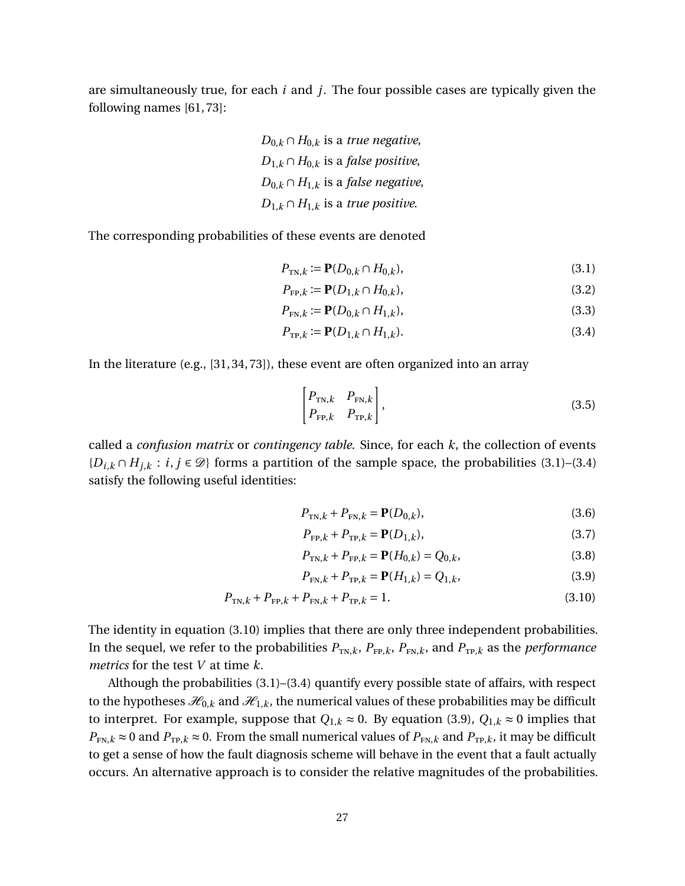are simultaneously true, for each $i$ and $j$. The four possible cases are typically given the following names [61, 73]:

$$
\begin{aligned}
D_{0,k} \cap H_{0,k} &\text{ is a \textit{true negative}},\\
D_{1,k} \cap H_{0,k} &\text{ is a \textit{false positive}},\\
D_{0,k} \cap H_{1,k} &\text{ is a \textit{false negative}},\\
D_{1,k} \cap H_{1,k} &\text{ is a \textit{true positive}}.
\end{aligned}
$$

The corresponding probabilities of these events are denoted

$$P_{\text{TN},k} := \mathbf{P}(D_{0,k} \cap H_{0,k}), \tag{3.1}$$

$$P_{\text{FP},k} := \mathbf{P}(D_{1,k} \cap H_{0,k}), \tag{3.2}$$

$$P_{\text{FN},k} := \mathbf{P}(D_{0,k} \cap H_{1,k}), \tag{3.3}$$

$$P_{\text{TP},k} := \mathbf{P}(D_{1,k} \cap H_{1,k}). \tag{3.4}$$

In the literature (e.g., [31, 34, 73]), these event are often organized into an array

$$\begin{bmatrix} P_{\text{TN},k} & P_{\text{FN},k} \\ P_{\text{FP},k} & P_{\text{TP},k} \end{bmatrix}, \tag{3.5}$$

called a *confusion matrix* or *contingency table*. Since, for each $k$, the collection of events $\{D_{i,k} \cap H_{j,k} : i, j \in \mathscr{D}\}$ forms a partition of the sample space, the probabilities (3.1)–(3.4) satisfy the following useful identities:

$$P_{\text{TN},k} + P_{\text{FN},k} = \mathbf{P}(D_{0,k}), \tag{3.6}$$

$$P_{\text{FP},k} + P_{\text{TP},k} = \mathbf{P}(D_{1,k}), \tag{3.7}$$

$$P_{\text{TN},k} + P_{\text{FP},k} = \mathbf{P}(H_{0,k}) = Q_{0,k}, \tag{3.8}$$

$$P_{\text{FN},k} + P_{\text{TP},k} = \mathbf{P}(H_{1,k}) = Q_{1,k}, \tag{3.9}$$

$$P_{\text{TN},k} + P_{\text{FP},k} + P_{\text{FN},k} + P_{\text{TP},k} = 1. \tag{3.10}$$

The identity in equation (3.10) implies that there are only three independent probabilities. In the sequel, we refer to the probabilities $P_{\text{TN},k}$, $P_{\text{FP},k}$, $P_{\text{FN},k}$, and $P_{\text{TP},k}$ as the *performance metrics* for the test $V$ at time $k$.

Although the probabilities (3.1)–(3.4) quantify every possible state of affairs, with respect to the hypotheses $\mathscr{H}_{0,k}$ and $\mathscr{H}_{1,k}$, the numerical values of these probabilities may be difficult to interpret. For example, suppose that $Q_{1,k} \approx 0$. By equation (3.9), $Q_{1,k} \approx 0$ implies that $P_{\text{FN},k} \approx 0$ and $P_{\text{TP},k} \approx 0$. From the small numerical values of $P_{\text{FN},k}$ and $P_{\text{TP},k}$, it may be difficult to get a sense of how the fault diagnosis scheme will behave in the event that a fault actually occurs. An alternative approach is to consider the relative magnitudes of the probabilities.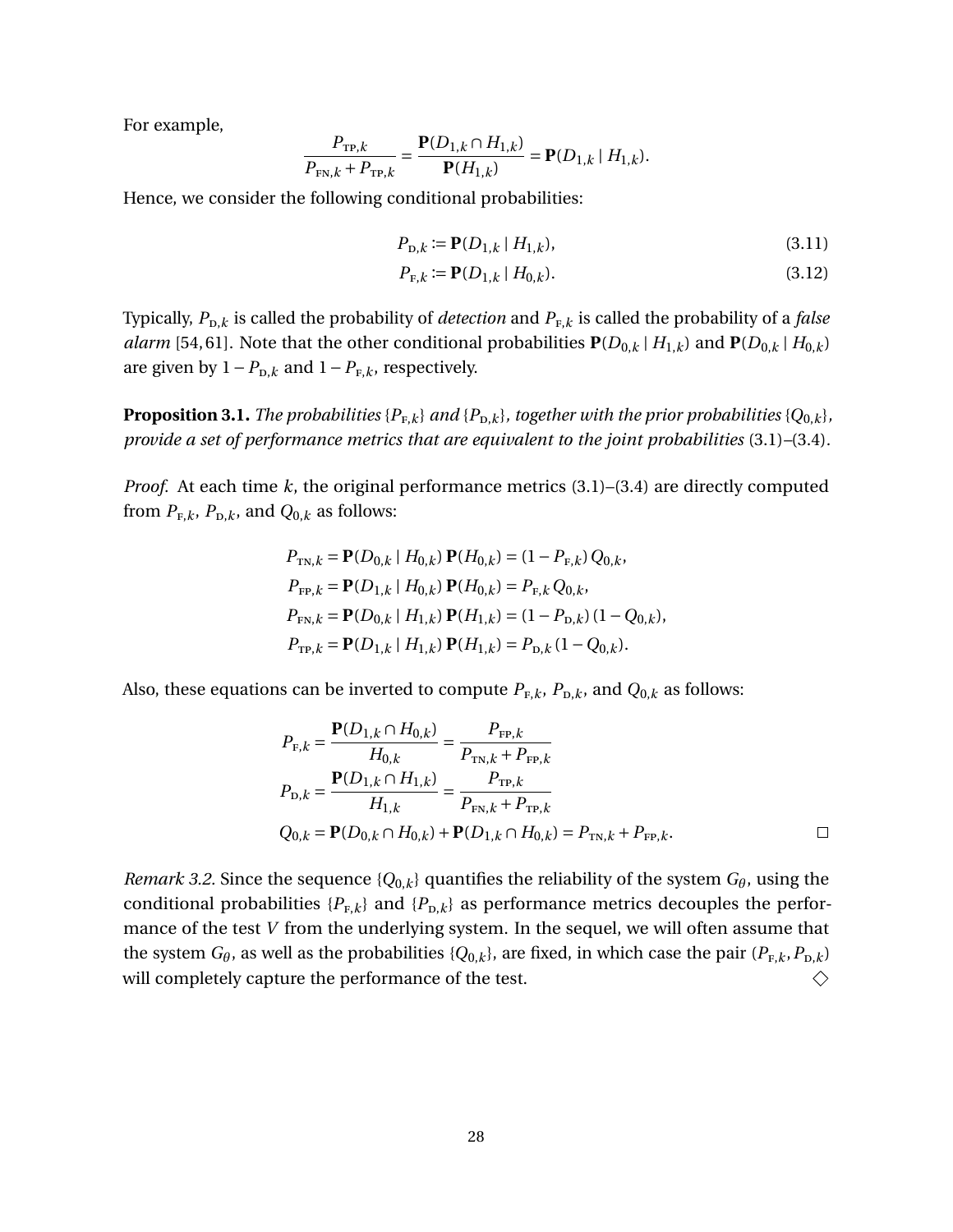For example,

$$\frac{P_{\text{TP},k}}{P_{\text{FN},k} + P_{\text{TP},k}} = \frac{\mathbf{P}(D_{1,k} \cap H_{1,k})}{\mathbf{P}(H_{1,k})} = \mathbf{P}(D_{1,k} \mid H_{1,k}).$$

Hence, we consider the following conditional probabilities:

$$P_{\text{D},k} \coloneqq \mathbf{P}(D_{1,k} \mid H_{1,k}), \tag{3.11}$$

$$P_{\text{F},k} \coloneqq \mathbf{P}(D_{1,k} \mid H_{0,k}). \tag{3.12}$$

Typically, $P_{\text{D},k}$ is called the probability of *detection* and $P_{\text{F},k}$ is called the probability of a *false alarm* [54, 61]. Note that the other conditional probabilities $\mathbf{P}(D_{0,k} \mid H_{1,k})$ and $\mathbf{P}(D_{0,k} \mid H_{0,k})$ are given by $1 - P_{\text{D},k}$ and $1 - P_{\text{F},k}$, respectively.

**Proposition 3.1.** *The probabilities* $\{P_{\text{F},k}\}$ *and* $\{P_{\text{D},k}\}$*, together with the prior probabilities* $\{Q_{0,k}\}$*, provide a set of performance metrics that are equivalent to the joint probabilities* (3.1)–(3.4).

*Proof.* At each time $k$, the original performance metrics (3.1)–(3.4) are directly computed from $P_{\text{F},k}$, $P_{\text{D},k}$, and $Q_{0,k}$ as follows:

$$\begin{aligned}
P_{\text{TN},k} &= \mathbf{P}(D_{0,k} \mid H_{0,k})\,\mathbf{P}(H_{0,k}) = (1 - P_{\text{F},k})\,Q_{0,k}, \\
P_{\text{FP},k} &= \mathbf{P}(D_{1,k} \mid H_{0,k})\,\mathbf{P}(H_{0,k}) = P_{\text{F},k}\,Q_{0,k}, \\
P_{\text{FN},k} &= \mathbf{P}(D_{0,k} \mid H_{1,k})\,\mathbf{P}(H_{1,k}) = (1 - P_{\text{D},k})\,(1 - Q_{0,k}), \\
P_{\text{TP},k} &= \mathbf{P}(D_{1,k} \mid H_{1,k})\,\mathbf{P}(H_{1,k}) = P_{\text{D},k}\,(1 - Q_{0,k}).
\end{aligned}$$

Also, these equations can be inverted to compute $P_{\text{F},k}$, $P_{\text{D},k}$, and $Q_{0,k}$ as follows:

$$\begin{aligned}
P_{\text{F},k} &= \frac{\mathbf{P}(D_{1,k} \cap H_{0,k})}{H_{0,k}} = \frac{P_{\text{FP},k}}{P_{\text{TN},k} + P_{\text{FP},k}} \\
P_{\text{D},k} &= \frac{\mathbf{P}(D_{1,k} \cap H_{1,k})}{H_{1,k}} = \frac{P_{\text{TP},k}}{P_{\text{FN},k} + P_{\text{TP},k}} \\
Q_{0,k} &= \mathbf{P}(D_{0,k} \cap H_{0,k}) + \mathbf{P}(D_{1,k} \cap H_{0,k}) = P_{\text{TN},k} + P_{\text{FP},k}.
\end{aligned}$$

□

*Remark 3.2.* Since the sequence $\{Q_{0,k}\}$ quantifies the reliability of the system $G_\theta$, using the conditional probabilities $\{P_{\text{F},k}\}$ and $\{P_{\text{D},k}\}$ as performance metrics decouples the performance of the test $V$ from the underlying system. In the sequel, we will often assume that the system $G_\theta$, as well as the probabilities $\{Q_{0,k}\}$, are fixed, in which case the pair $(P_{\text{F},k}, P_{\text{D},k})$ will completely capture the performance of the test. ◇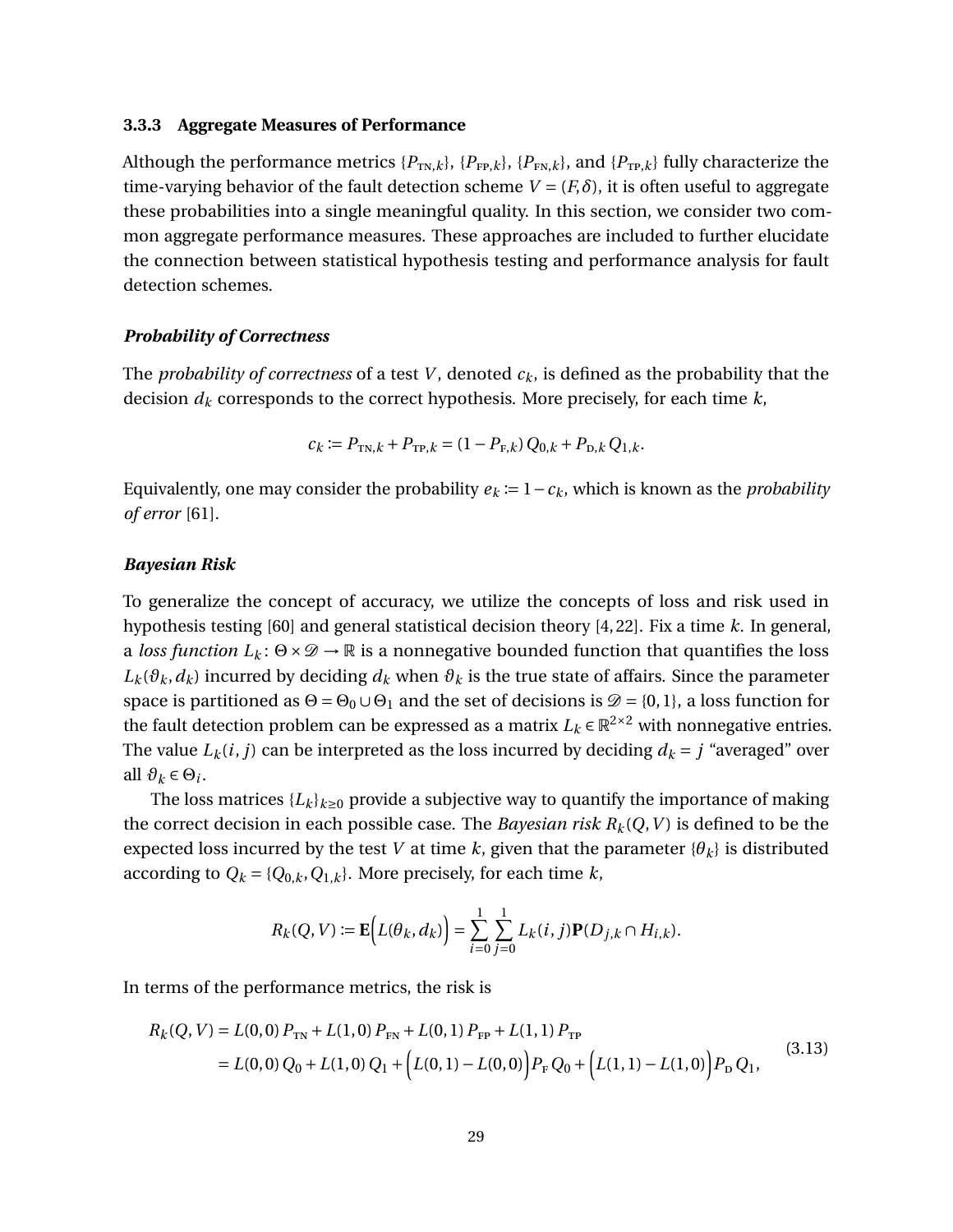### 3.3.3 Aggregate Measures of Performance

Although the performance metrics $\{P_{\text{TN},k}\}$, $\{P_{\text{FP},k}\}$, $\{P_{\text{FN},k}\}$, and $\{P_{\text{TP},k}\}$ fully characterize the time-varying behavior of the fault detection scheme $V = (F, \delta)$, it is often useful to aggregate these probabilities into a single meaningful quality. In this section, we consider two common aggregate performance measures. These approaches are included to further elucidate the connection between statistical hypothesis testing and performance analysis for fault detection schemes.

#### *Probability of Correctness*

The *probability of correctness* of a test $V$, denoted $c_k$, is defined as the probability that the decision $d_k$ corresponds to the correct hypothesis. More precisely, for each time $k$,

$$c_k := P_{\text{TN},k} + P_{\text{TP},k} = (1 - P_{\text{F},k})\, Q_{0,k} + P_{\text{D},k}\, Q_{1,k}.$$

Equivalently, one may consider the probability $e_k := 1 - c_k$, which is known as the *probability of error* [61].

#### *Bayesian Risk*

To generalize the concept of accuracy, we utilize the concepts of loss and risk used in hypothesis testing [60] and general statistical decision theory [4, 22]. Fix a time $k$. In general, a *loss function* $L_k \colon \Theta \times \mathscr{D} \to \mathbb{R}$ is a nonnegative bounded function that quantifies the loss $L_k(\vartheta_k, d_k)$ incurred by deciding $d_k$ when $\vartheta_k$ is the true state of affairs. Since the parameter space is partitioned as $\Theta = \Theta_0 \cup \Theta_1$ and the set of decisions is $\mathscr{D} = \{0, 1\}$, a loss function for the fault detection problem can be expressed as a matrix $L_k \in \mathbb{R}^{2\times 2}$ with nonnegative entries. The value $L_k(i, j)$ can be interpreted as the loss incurred by deciding $d_k = j$ "averaged" over all $\vartheta_k \in \Theta_i$.

The loss matrices $\{L_k\}_{k\geq 0}$ provide a subjective way to quantify the importance of making the correct decision in each possible case. The *Bayesian risk* $R_k(Q, V)$ is defined to be the expected loss incurred by the test $V$ at time $k$, given that the parameter $\{\theta_k\}$ is distributed according to $Q_k = \{Q_{0,k}, Q_{1,k}\}$. More precisely, for each time $k$,

$$R_k(Q, V) := \mathbf{E}\Big(L(\theta_k, d_k)\Big) = \sum_{i=0}^{1} \sum_{j=0}^{1} L_k(i, j)\mathbf{P}(D_{j,k} \cap H_{i,k}).$$

In terms of the performance metrics, the risk is

$$\begin{aligned} R_k(Q, V) &= L(0,0)\, P_{\text{TN}} + L(1,0)\, P_{\text{FN}} + L(0,1)\, P_{\text{FP}} + L(1,1)\, P_{\text{TP}} \\ &= L(0,0)\, Q_0 + L(1,0)\, Q_1 + \Big(L(0,1) - L(0,0)\Big) P_{\text{F}}\, Q_0 + \Big(L(1,1) - L(1,0)\Big) P_{\text{D}}\, Q_1, \end{aligned} \tag{3.13}$$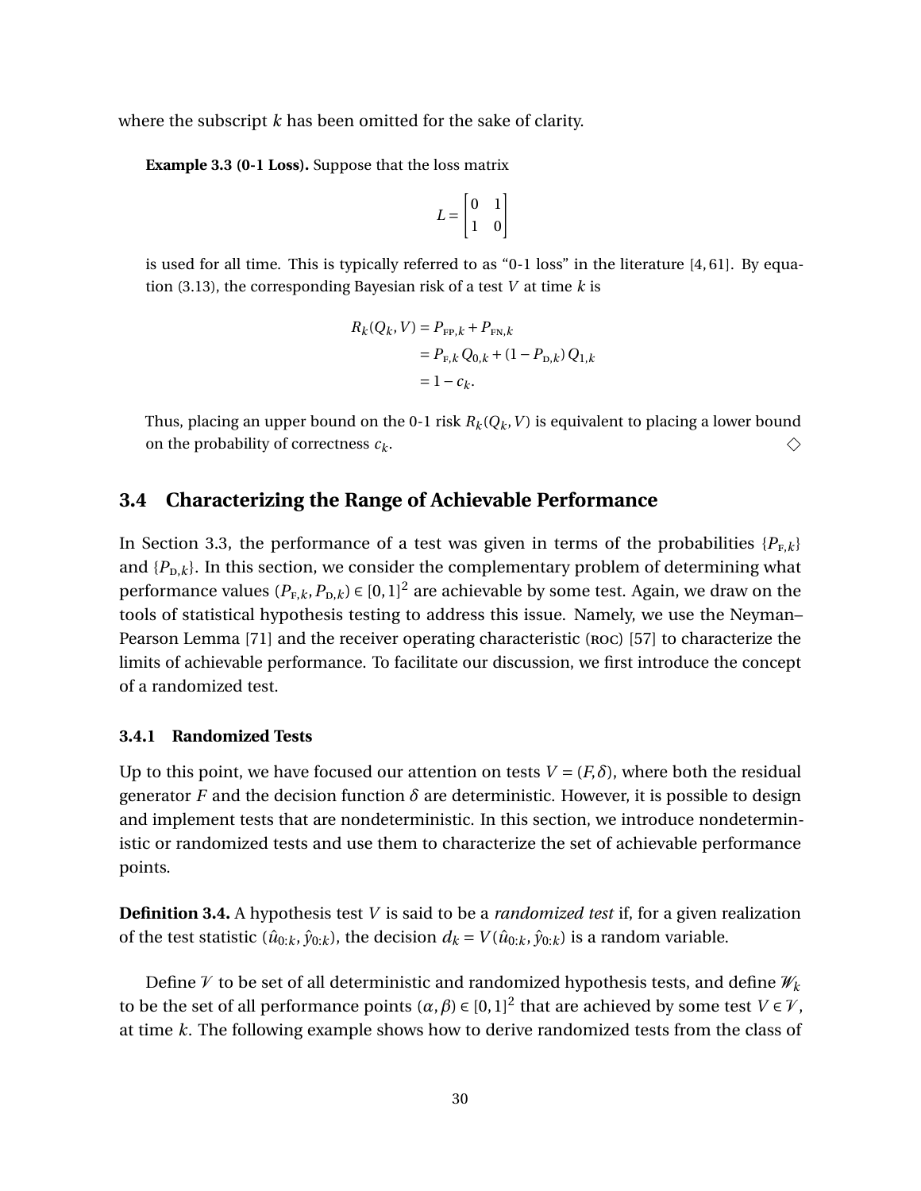where the subscript $k$ has been omitted for the sake of clarity.

**Example 3.3 (0-1 Loss).** Suppose that the loss matrix

$$L = \begin{bmatrix} 0 & 1 \\ 1 & 0 \end{bmatrix}$$

is used for all time. This is typically referred to as "0-1 loss" in the literature [4, 61]. By equation (3.13), the corresponding Bayesian risk of a test $V$ at time $k$ is

$$\begin{aligned} R_k(Q_k, V) &= P_{\text{FP},k} + P_{\text{FN},k} \\ &= P_{\text{F},k}\, Q_{0,k} + (1 - P_{\text{D},k})\, Q_{1,k} \\ &= 1 - c_k. \end{aligned}$$

Thus, placing an upper bound on the 0-1 risk $R_k(Q_k, V)$ is equivalent to placing a lower bound on the probability of correctness $c_k$. ◇

## 3.4 Characterizing the Range of Achievable Performance

In Section 3.3, the performance of a test was given in terms of the probabilities $\{P_{\text{F},k}\}$ and $\{P_{\text{D},k}\}$. In this section, we consider the complementary problem of determining what performance values $(P_{\text{F},k}, P_{\text{D},k}) \in [0,1]^2$ are achievable by some test. Again, we draw on the tools of statistical hypothesis testing to address this issue. Namely, we use the Neyman–Pearson Lemma [71] and the receiver operating characteristic (ROC) [57] to characterize the limits of achievable performance. To facilitate our discussion, we first introduce the concept of a randomized test.

### 3.4.1 Randomized Tests

Up to this point, we have focused our attention on tests $V = (F, \delta)$, where both the residual generator $F$ and the decision function $\delta$ are deterministic. However, it is possible to design and implement tests that are nondeterministic. In this section, we introduce nondeterministic or randomized tests and use them to characterize the set of achievable performance points.

**Definition 3.4.** A hypothesis test $V$ is said to be a *randomized test* if, for a given realization of the test statistic $(\hat{u}_{0:k}, \hat{y}_{0:k})$, the decision $d_k = V(\hat{u}_{0:k}, \hat{y}_{0:k})$ is a random variable.

Define $\mathcal{V}$ to be set of all deterministic and randomized hypothesis tests, and define $\mathcal{W}_k$ to be the set of all performance points $(\alpha, \beta) \in [0,1]^2$ that are achieved by some test $V \in \mathcal{V}$, at time $k$. The following example shows how to derive randomized tests from the class of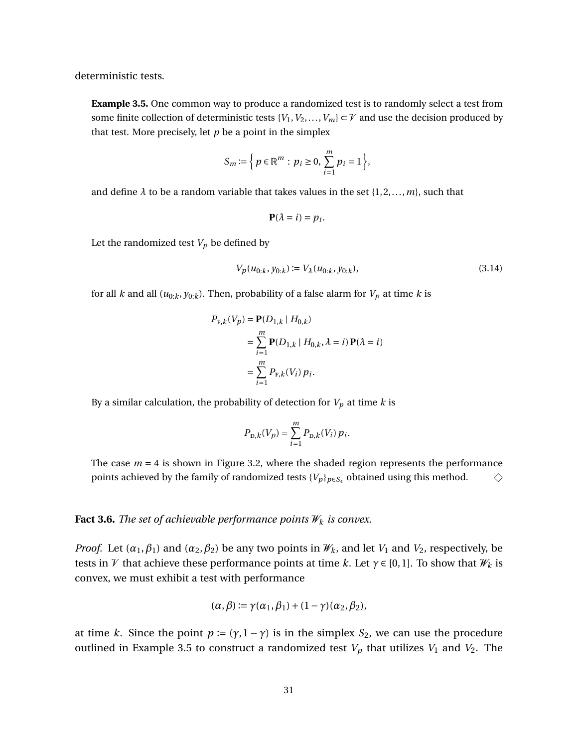deterministic tests.

**Example 3.5.** One common way to produce a randomized test is to randomly select a test from some finite collection of deterministic tests $\{V_1, V_2, \dots, V_m\} \subset \mathscr{V}$ and use the decision produced by that test. More precisely, let $p$ be a point in the simplex

$$S_m := \Big\{ p \in \mathbb{R}^m : p_i \geq 0, \sum_{i=1}^{m} p_i = 1 \Big\},$$

and define $\lambda$ to be a random variable that takes values in the set $\{1, 2, \dots, m\}$, such that

$$\mathbf{P}(\lambda = i) = p_i.$$

Let the randomized test $V_p$ be defined by

$$V_p(u_{0:k}, y_{0:k}) := V_\lambda(u_{0:k}, y_{0:k}), \tag{3.14}$$

for all $k$ and all $(u_{0:k}, y_{0:k})$. Then, probability of a false alarm for $V_p$ at time $k$ is

$$\begin{aligned}
P_{\text{F},k}(V_p) &= \mathbf{P}(D_{1,k} \mid H_{0,k}) \\
&= \sum_{i=1}^{m} \mathbf{P}(D_{1,k} \mid H_{0,k}, \lambda = i)\, \mathbf{P}(\lambda = i) \\
&= \sum_{i=1}^{m} P_{\text{F},k}(V_i)\, p_i.
\end{aligned}$$

By a similar calculation, the probability of detection for $V_p$ at time $k$ is

$$P_{\text{D},k}(V_p) = \sum_{i=1}^{m} P_{\text{D},k}(V_i)\, p_i.$$

The case $m = 4$ is shown in Figure 3.2, where the shaded region represents the performance points achieved by the family of randomized tests $\{V_p\}_{p \in S_4}$ obtained using this method. $\diamond$

**Fact 3.6.** *The set of achievable performance points $\mathscr{W}_k$ is convex.*

*Proof.* Let $(\alpha_1, \beta_1)$ and $(\alpha_2, \beta_2)$ be any two points in $\mathscr{W}_k$, and let $V_1$ and $V_2$, respectively, be tests in $\mathscr{V}$ that achieve these performance points at time $k$. Let $\gamma \in [0, 1]$. To show that $\mathscr{W}_k$ is convex, we must exhibit a test with performance

$$(\alpha, \beta) := \gamma(\alpha_1, \beta_1) + (1 - \gamma)(\alpha_2, \beta_2),$$

at time $k$. Since the point $p := (\gamma, 1 - \gamma)$ is in the simplex $S_2$, we can use the procedure outlined in Example 3.5 to construct a randomized test $V_p$ that utilizes $V_1$ and $V_2$. The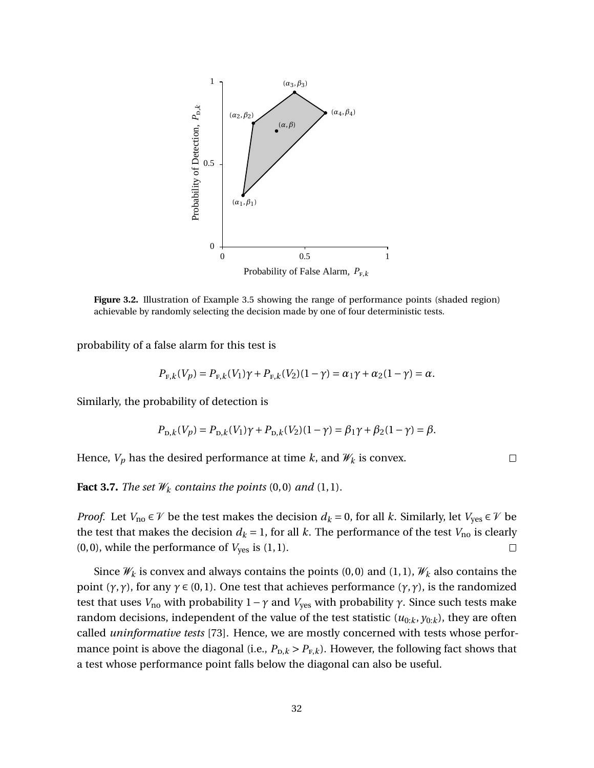**Figure 3.2.** Illustration of Example 3.5 showing the range of performance points (shaded region) achievable by randomly selecting the decision made by one of four deterministic tests.

probability of a false alarm for this test is

$$P_{F,k}(V_p) = P_{F,k}(V_1)\gamma + P_{F,k}(V_2)(1-\gamma) = \alpha_1\gamma + \alpha_2(1-\gamma) = \alpha.$$

Similarly, the probability of detection is

$$P_{D,k}(V_p) = P_{D,k}(V_1)\gamma + P_{D,k}(V_2)(1-\gamma) = \beta_1\gamma + \beta_2(1-\gamma) = \beta.$$

Hence, $V_p$ has the desired performance at time $k$, and $\mathscr{W}_k$ is convex. □

**Fact 3.7.** *The set $\mathscr{W}_k$ contains the points $(0,0)$ and $(1,1)$.*

*Proof.* Let $V_{\text{no}} \in \mathscr{V}$ be the test makes the decision $d_k = 0$, for all $k$. Similarly, let $V_{\text{yes}} \in \mathscr{V}$ be the test that makes the decision $d_k = 1$, for all $k$. The performance of the test $V_{\text{no}}$ is clearly $(0,0)$, while the performance of $V_{\text{yes}}$ is $(1,1)$. □

Since $\mathscr{W}_k$ is convex and always contains the points $(0,0)$ and $(1,1)$, $\mathscr{W}_k$ also contains the point $(\gamma,\gamma)$, for any $\gamma \in (0,1)$. One test that achieves performance $(\gamma,\gamma)$, is the randomized test that uses $V_{\text{no}}$ with probability $1-\gamma$ and $V_{\text{yes}}$ with probability $\gamma$. Since such tests make random decisions, independent of the value of the test statistic $(u_{0:k}, y_{0:k})$, they are often called *uninformative tests* [73]. Hence, we are mostly concerned with tests whose performance point is above the diagonal (i.e., $P_{D,k} > P_{F,k}$). However, the following fact shows that a test whose performance point falls below the diagonal can also be useful.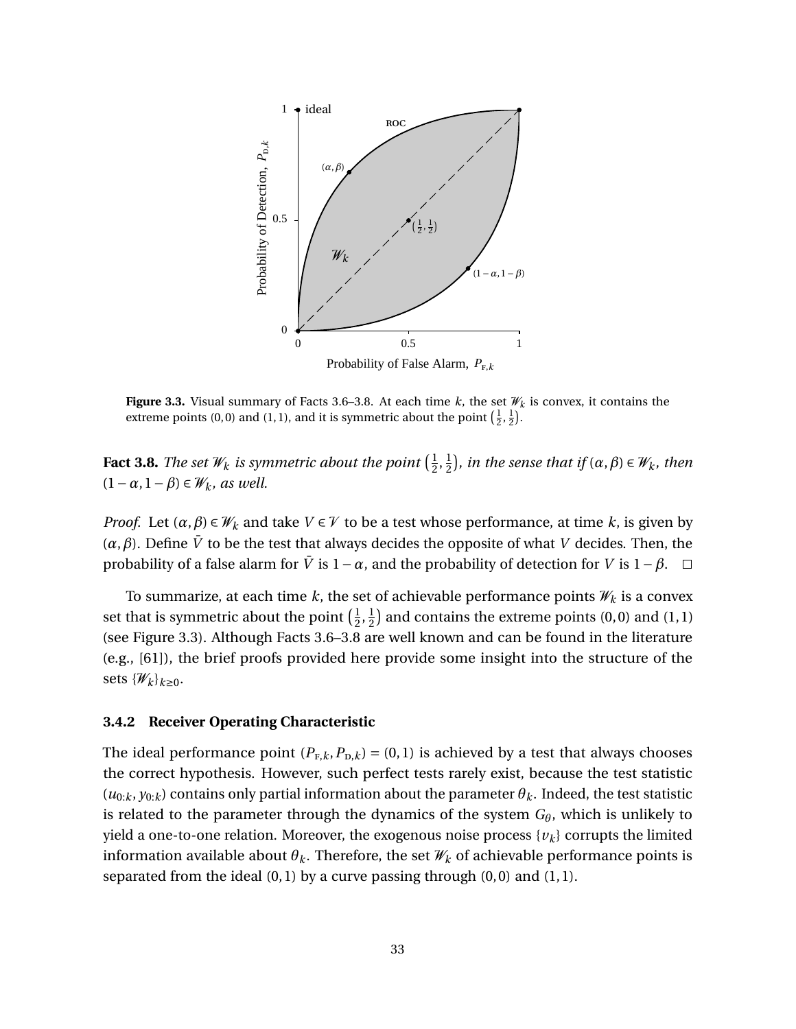**Figure 3.3.** Visual summary of Facts 3.6–3.8. At each time $k$, the set $\mathscr{W}_k$ is convex, it contains the extreme points $(0,0)$ and $(1,1)$, and it is symmetric about the point $\left(\frac{1}{2}, \frac{1}{2}\right)$.

**Fact 3.8.** *The set $\mathscr{W}_k$ is symmetric about the point $\left(\frac{1}{2}, \frac{1}{2}\right)$, in the sense that if $(\alpha, \beta) \in \mathscr{W}_k$, then $(1-\alpha, 1-\beta) \in \mathscr{W}_k$, as well.*

*Proof.* Let $(\alpha, \beta) \in \mathscr{W}_k$ and take $V \in \mathscr{V}$ to be a test whose performance, at time $k$, is given by $(\alpha, \beta)$. Define $\bar{V}$ to be the test that always decides the opposite of what $V$ decides. Then, the probability of a false alarm for $\bar{V}$ is $1-\alpha$, and the probability of detection for $V$ is $1-\beta$. □

To summarize, at each time $k$, the set of achievable performance points $\mathscr{W}_k$ is a convex set that is symmetric about the point $\left(\frac{1}{2}, \frac{1}{2}\right)$ and contains the extreme points $(0,0)$ and $(1,1)$ (see Figure 3.3). Although Facts 3.6–3.8 are well known and can be found in the literature (e.g., [61]), the brief proofs provided here provide some insight into the structure of the sets $\{\mathscr{W}_k\}_{k \geq 0}$.

### 3.4.2 Receiver Operating Characteristic

The ideal performance point $(P_{\text{F},k}, P_{\text{D},k}) = (0,1)$ is achieved by a test that always chooses the correct hypothesis. However, such perfect tests rarely exist, because the test statistic $(u_{0:k}, y_{0:k})$ contains only partial information about the parameter $\theta_k$. Indeed, the test statistic is related to the parameter through the dynamics of the system $G_\theta$, which is unlikely to yield a one-to-one relation. Moreover, the exogenous noise process $\{v_k\}$ corrupts the limited information available about $\theta_k$. Therefore, the set $\mathscr{W}_k$ of achievable performance points is separated from the ideal $(0,1)$ by a curve passing through $(0,0)$ and $(1,1)$.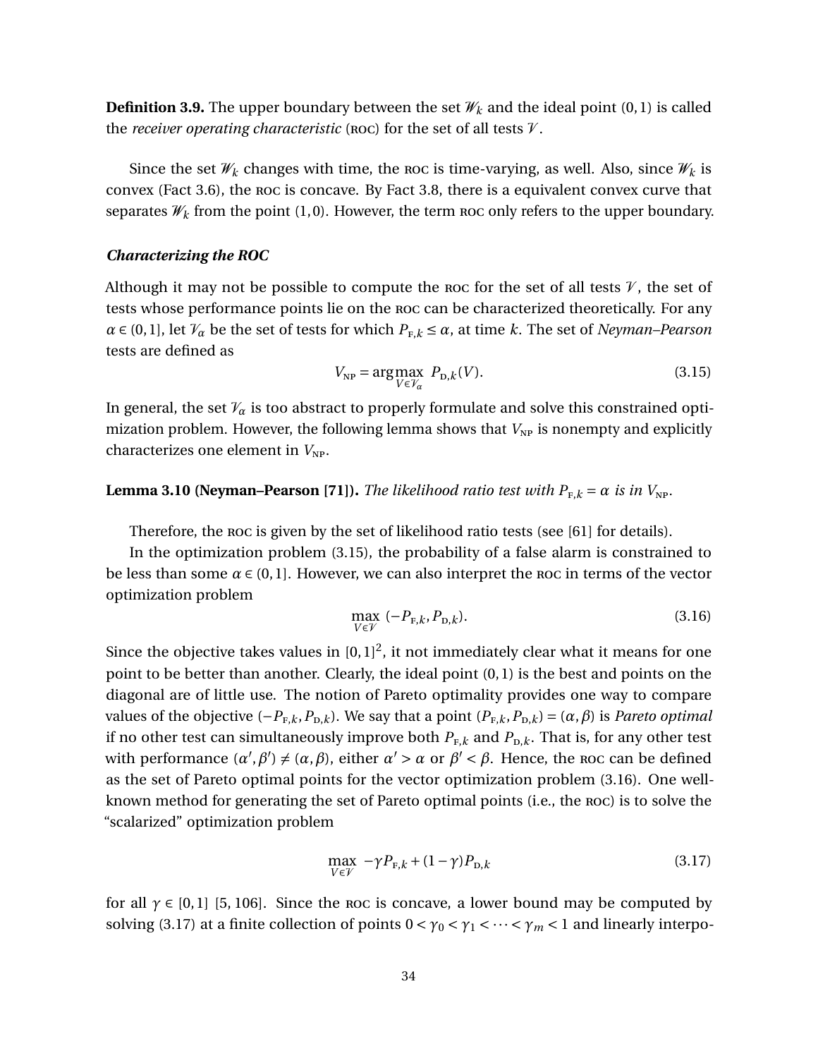**Definition 3.9.** The upper boundary between the set $\mathscr{W}_k$ and the ideal point $(0,1)$ is called the *receiver operating characteristic* (ROC) for the set of all tests $\mathscr{V}$.

Since the set $\mathscr{W}_k$ changes with time, the ROC is time-varying, as well. Also, since $\mathscr{W}_k$ is convex (Fact 3.6), the ROC is concave. By Fact 3.8, there is a equivalent convex curve that separates $\mathscr{W}_k$ from the point $(1,0)$. However, the term ROC only refers to the upper boundary.

### *Characterizing the ROC*

Although it may not be possible to compute the ROC for the set of all tests $\mathscr{V}$, the set of tests whose performance points lie on the ROC can be characterized theoretically. For any $\alpha \in (0,1]$, let $\mathscr{V}_\alpha$ be the set of tests for which $P_{\text{F},k} \le \alpha$, at time $k$. The set of *Neyman–Pearson* tests are defined as

$$V_{\text{NP}} = \arg\max_{V \in \mathscr{V}_\alpha} \; P_{\text{D},k}(V). \tag{3.15}$$

In general, the set $\mathscr{V}_\alpha$ is too abstract to properly formulate and solve this constrained optimization problem. However, the following lemma shows that $V_{\text{NP}}$ is nonempty and explicitly characterizes one element in $V_{\text{NP}}$.

**Lemma 3.10 (Neyman–Pearson [71]).** *The likelihood ratio test with $P_{\text{F},k} = \alpha$ is in $V_{\text{NP}}$.*

Therefore, the ROC is given by the set of likelihood ratio tests (see [61] for details).

In the optimization problem (3.15), the probability of a false alarm is constrained to be less than some $\alpha \in (0,1]$. However, we can also interpret the ROC in terms of the vector optimization problem

$$\max_{V \in \mathscr{V}} \; (-P_{\text{F},k}, P_{\text{D},k}). \tag{3.16}$$

Since the objective takes values in $[0,1]^2$, it not immediately clear what it means for one point to be better than another. Clearly, the ideal point $(0,1)$ is the best and points on the diagonal are of little use. The notion of Pareto optimality provides one way to compare values of the objective $(-P_{\text{F},k}, P_{\text{D},k})$. We say that a point $(P_{\text{F},k}, P_{\text{D},k}) = (\alpha, \beta)$ is *Pareto optimal* if no other test can simultaneously improve both $P_{\text{F},k}$ and $P_{\text{D},k}$. That is, for any other test with performance $(\alpha', \beta') \neq (\alpha, \beta)$, either $\alpha' > \alpha$ or $\beta' < \beta$. Hence, the ROC can be defined as the set of Pareto optimal points for the vector optimization problem (3.16). One well-known method for generating the set of Pareto optimal points (i.e., the ROC) is to solve the "scalarized" optimization problem

$$\max_{V \in \mathscr{V}} \; -\gamma P_{\text{F},k} + (1-\gamma) P_{\text{D},k} \tag{3.17}$$

for all $\gamma \in [0,1]$ [5, 106]. Since the ROC is concave, a lower bound may be computed by solving (3.17) at a finite collection of points $0 < \gamma_0 < \gamma_1 < \cdots < \gamma_m < 1$ and linearly interpo-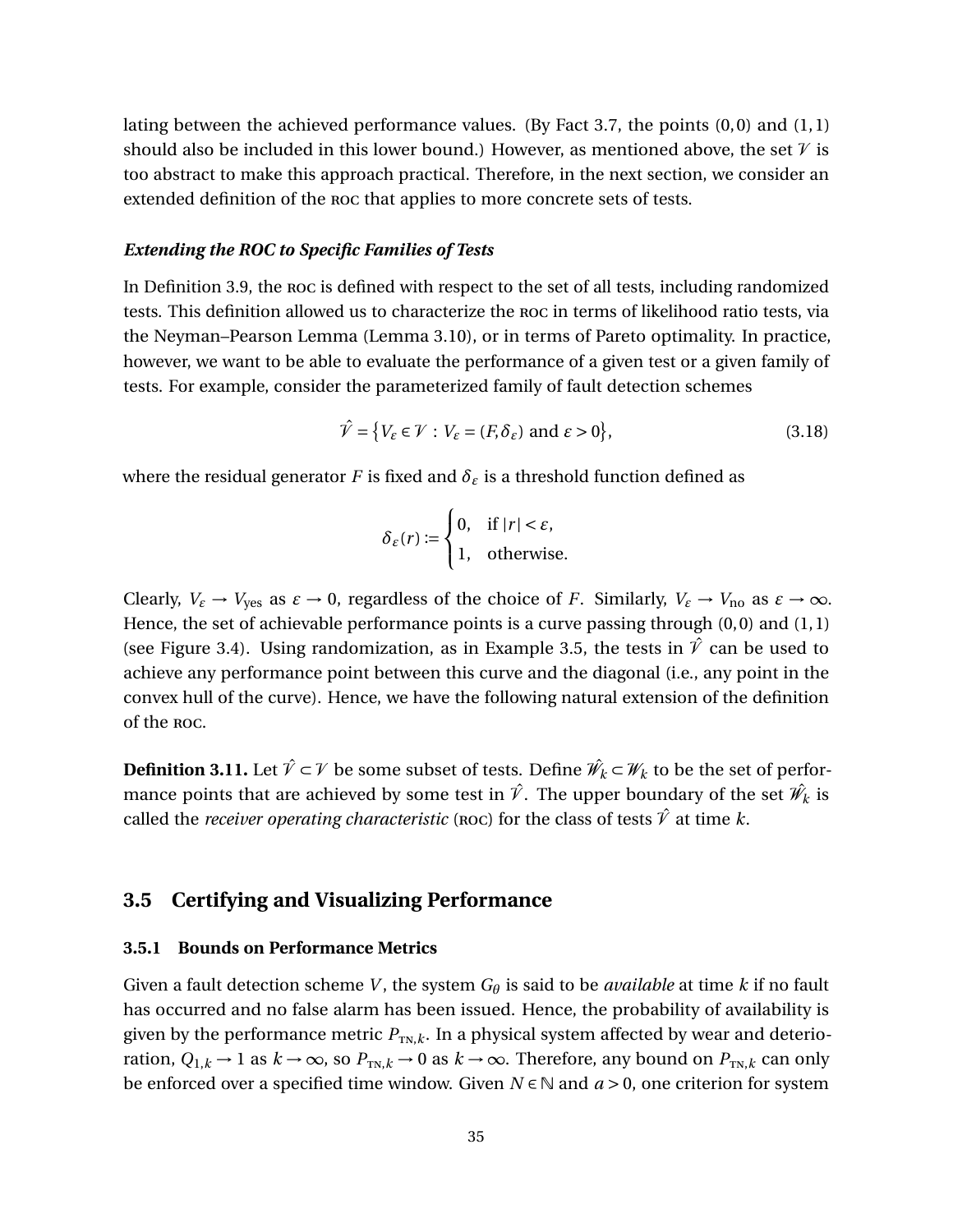lating between the achieved performance values. (By Fact 3.7, the points $(0,0)$ and $(1,1)$ should also be included in this lower bound.) However, as mentioned above, the set $\mathcal{V}$ is too abstract to make this approach practical. Therefore, in the next section, we consider an extended definition of the ROC that applies to more concrete sets of tests.

#### *Extending the ROC to Specific Families of Tests*

In Definition 3.9, the ROC is defined with respect to the set of all tests, including randomized tests. This definition allowed us to characterize the ROC in terms of likelihood ratio tests, via the Neyman–Pearson Lemma (Lemma 3.10), or in terms of Pareto optimality. In practice, however, we want to be able to evaluate the performance of a given test or a given family of tests. For example, consider the parameterized family of fault detection schemes

$$\hat{\mathcal{V}} = \big\{ V_\varepsilon \in \mathcal{V} : V_\varepsilon = (F, \delta_\varepsilon) \text{ and } \varepsilon > 0 \big\}, \tag{3.18}$$

where the residual generator $F$ is fixed and $\delta_\varepsilon$ is a threshold function defined as

$$\delta_\varepsilon(r) := \begin{cases} 0, & \text{if } |r| < \varepsilon, \\ 1, & \text{otherwise.} \end{cases}$$

Clearly, $V_\varepsilon \to V_{\text{yes}}$ as $\varepsilon \to 0$, regardless of the choice of $F$. Similarly, $V_\varepsilon \to V_{\text{no}}$ as $\varepsilon \to \infty$. Hence, the set of achievable performance points is a curve passing through $(0,0)$ and $(1,1)$ (see Figure 3.4). Using randomization, as in Example 3.5, the tests in $\hat{\mathcal{V}}$ can be used to achieve any performance point between this curve and the diagonal (i.e., any point in the convex hull of the curve). Hence, we have the following natural extension of the definition of the ROC.

**Definition 3.11.** Let $\hat{\mathcal{V}} \subset \mathcal{V}$ be some subset of tests. Define $\hat{\mathcal{W}}_k \subset \mathcal{W}_k$ to be the set of performance points that are achieved by some test in $\hat{\mathcal{V}}$. The upper boundary of the set $\hat{\mathcal{W}}_k$ is called the *receiver operating characteristic* (ROC) for the class of tests $\hat{\mathcal{V}}$ at time $k$.

## 3.5 Certifying and Visualizing Performance

### 3.5.1 Bounds on Performance Metrics

Given a fault detection scheme $V$, the system $G_\theta$ is said to be *available* at time $k$ if no fault has occurred and no false alarm has been issued. Hence, the probability of availability is given by the performance metric $P_{\text{TN},k}$. In a physical system affected by wear and deterioration, $Q_{1,k} \to 1$ as $k \to \infty$, so $P_{\text{TN},k} \to 0$ as $k \to \infty$. Therefore, any bound on $P_{\text{TN},k}$ can only be enforced over a specified time window. Given $N \in \mathbb{N}$ and $a > 0$, one criterion for system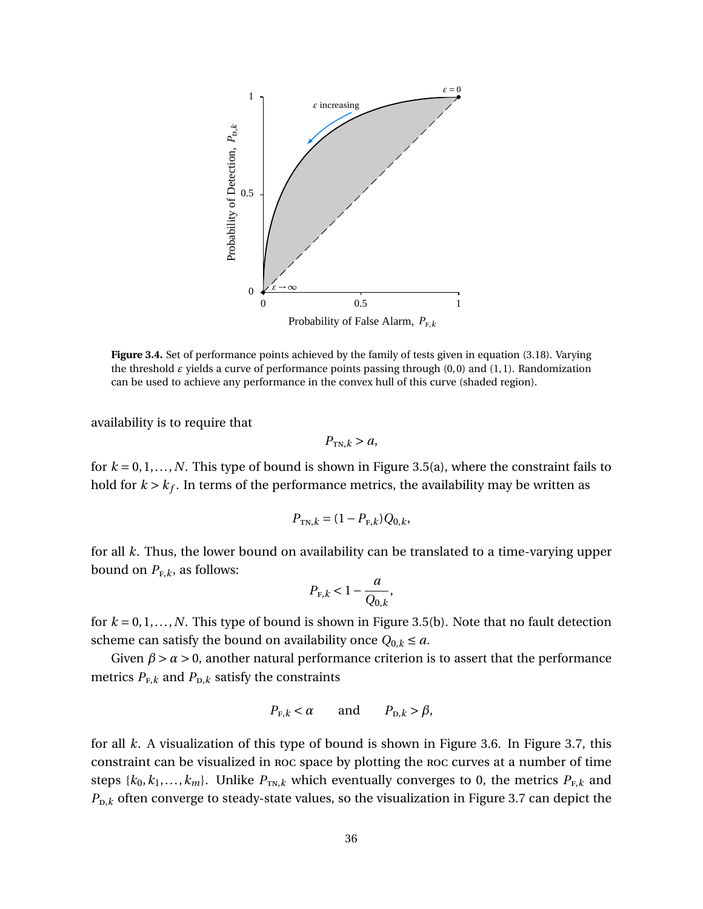**Figure 3.4.** Set of performance points achieved by the family of tests given in equation (3.18). Varying the threshold $\varepsilon$ yields a curve of performance points passing through $(0,0)$ and $(1,1)$. Randomization can be used to achieve any performance in the convex hull of this curve (shaded region).

availability is to require that

$$P_{\mathrm{TN},k} > a,$$

for $k = 0, 1, \ldots, N$. This type of bound is shown in Figure 3.5(a), where the constraint fails to hold for $k > k_f$. In terms of the performance metrics, the availability may be written as

$$P_{\mathrm{TN},k} = (1 - P_{\mathrm{F},k}) Q_{0,k},$$

for all $k$. Thus, the lower bound on availability can be translated to a time-varying upper bound on $P_{\mathrm{F},k}$, as follows:

$$P_{\mathrm{F},k} < 1 - \frac{a}{Q_{0,k}},$$

for $k = 0, 1, \ldots, N$. This type of bound is shown in Figure 3.5(b). Note that no fault detection scheme can satisfy the bound on availability once $Q_{0,k} \leq a$.

Given $\beta > \alpha > 0$, another natural performance criterion is to assert that the performance metrics $P_{\mathrm{F},k}$ and $P_{\mathrm{D},k}$ satisfy the constraints

$$P_{\mathrm{F},k} < \alpha \qquad \text{and} \qquad P_{\mathrm{D},k} > \beta,$$

for all $k$. A visualization of this type of bound is shown in Figure 3.6. In Figure 3.7, this constraint can be visualized in ROC space by plotting the ROC curves at a number of time steps $\{k_0, k_1, \ldots, k_m\}$. Unlike $P_{\mathrm{TN},k}$ which eventually converges to 0, the metrics $P_{\mathrm{F},k}$ and $P_{\mathrm{D},k}$ often converge to steady-state values, so the visualization in Figure 3.7 can depict the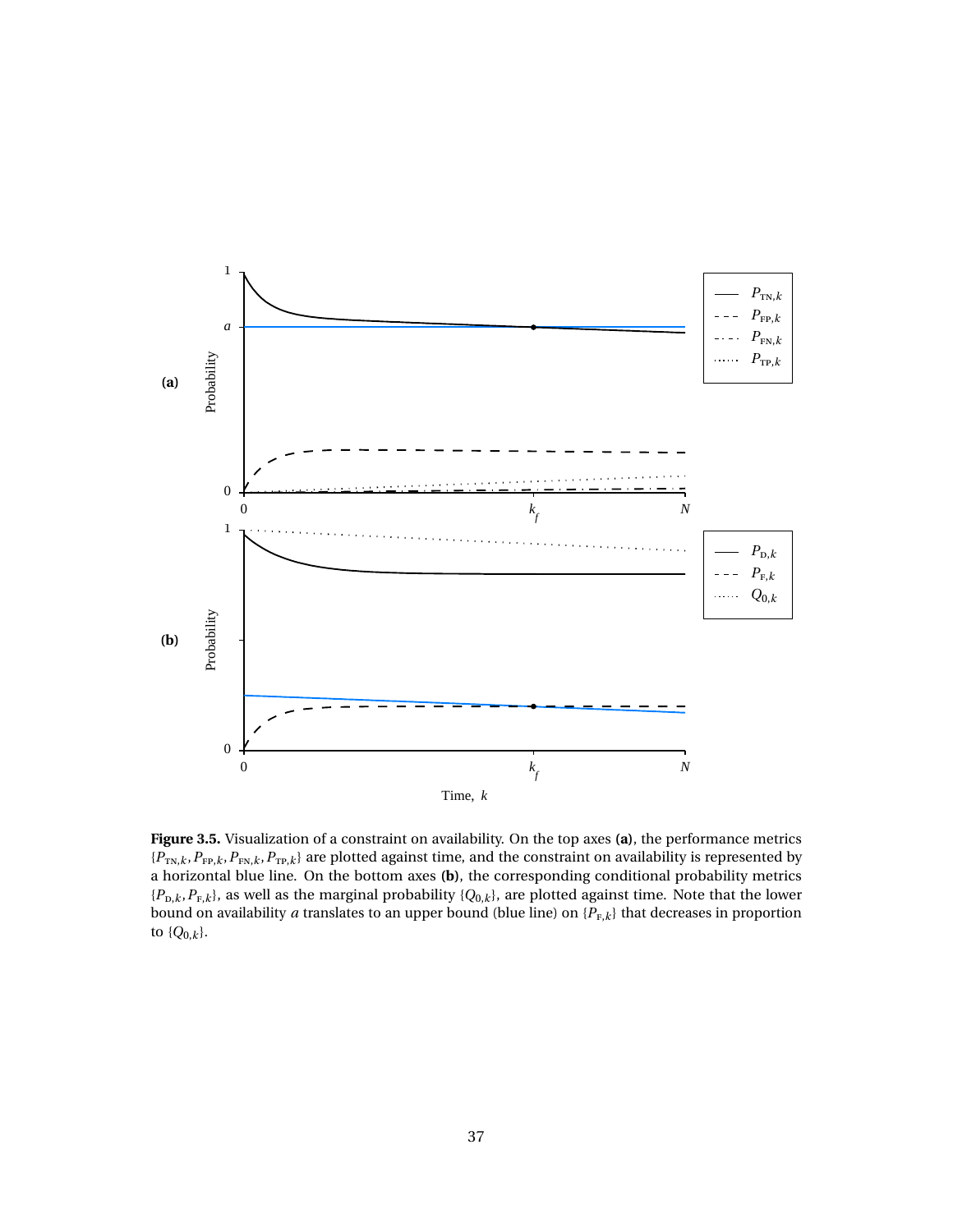Figure 3.5. Visualization of a constraint on availability. On the top axes (a), the performance metrics $\{P_{TN,k}, P_{FP,k}, P_{FN,k}, P_{TP,k}\}$ are plotted against time, and the constraint on availability is represented by a horizontal blue line. On the bottom axes (b), the corresponding conditional probability metrics $\{P_{D,k}, P_{F,k}\}$, as well as the marginal probability $\{Q_{0,k}\}$, are plotted against time. Note that the lower bound on availability $a$ translates to an upper bound (blue line) on $\{P_{F,k}\}$ that decreases in proportion to $\{Q_{0,k}\}$.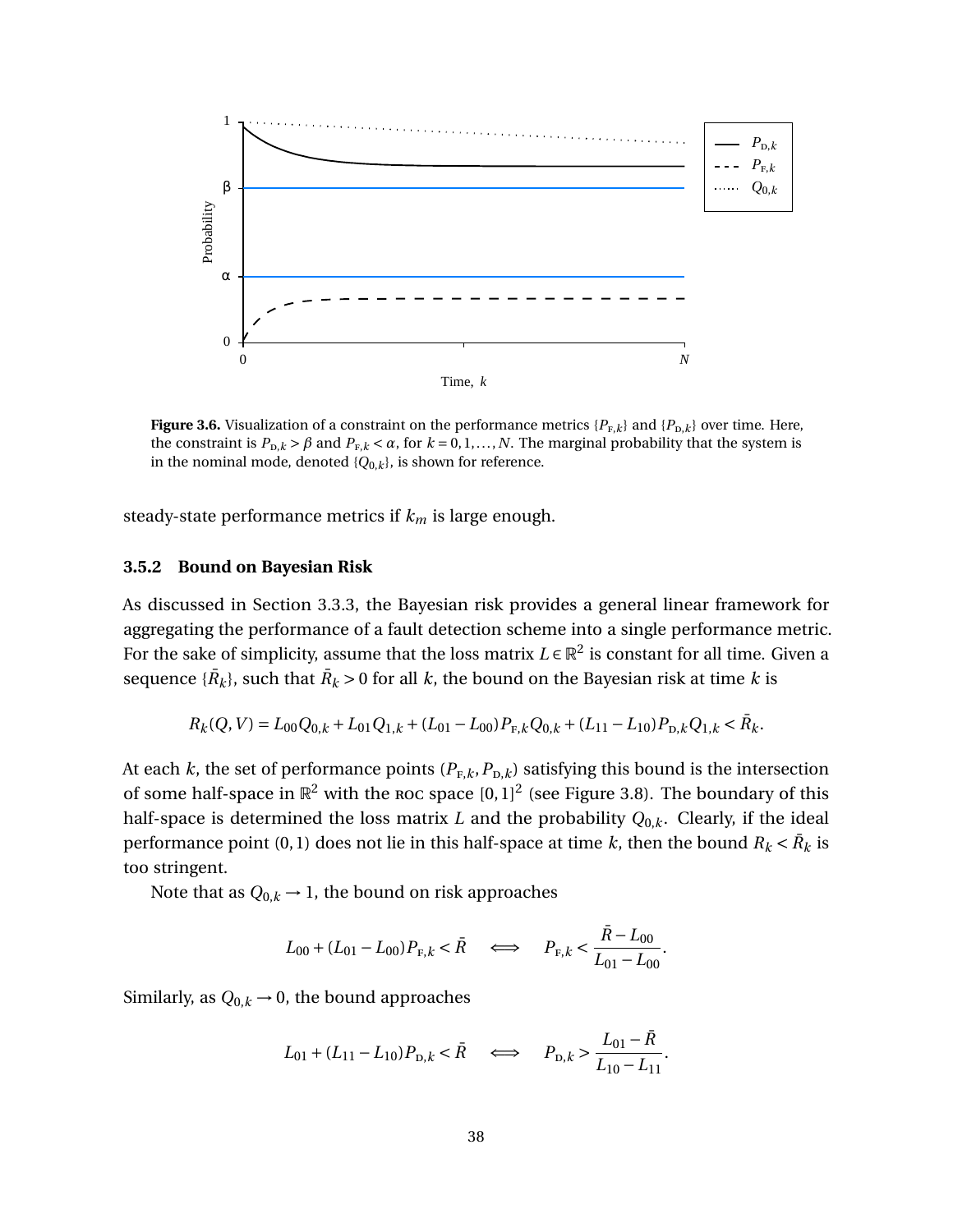**Figure 3.6.** Visualization of a constraint on the performance metrics $\{P_{\mathrm{F},k}\}$ and $\{P_{\mathrm{D},k}\}$ over time. Here, the constraint is $P_{\mathrm{D},k} > \beta$ and $P_{\mathrm{F},k} < \alpha$, for $k = 0, 1, \ldots, N$. The marginal probability that the system is in the nominal mode, denoted $\{Q_{0,k}\}$, is shown for reference.

steady-state performance metrics if $k_m$ is large enough.

### 3.5.2 Bound on Bayesian Risk

As discussed in Section 3.3.3, the Bayesian risk provides a general linear framework for aggregating the performance of a fault detection scheme into a single performance metric. For the sake of simplicity, assume that the loss matrix $L \in \mathbb{R}^2$ is constant for all time. Given a sequence $\{\bar{R}_k\}$, such that $\bar{R}_k > 0$ for all $k$, the bound on the Bayesian risk at time $k$ is

$$R_k(Q, V) = L_{00} Q_{0,k} + L_{01} Q_{1,k} + (L_{01} - L_{00}) P_{\mathrm{F},k} Q_{0,k} + (L_{11} - L_{10}) P_{\mathrm{D},k} Q_{1,k} < \bar{R}_k.$$

At each $k$, the set of performance points $(P_{\mathrm{F},k}, P_{\mathrm{D},k})$ satisfying this bound is the intersection of some half-space in $\mathbb{R}^2$ with the ROC space $[0, 1]^2$ (see Figure 3.8). The boundary of this half-space is determined the loss matrix $L$ and the probability $Q_{0,k}$. Clearly, if the ideal performance point $(0, 1)$ does not lie in this half-space at time $k$, then the bound $R_k < \bar{R}_k$ is too stringent.

Note that as $Q_{0,k} \to 1$, the bound on risk approaches

$$L_{00} + (L_{01} - L_{00}) P_{\mathrm{F},k} < \bar{R} \quad \iff \quad P_{\mathrm{F},k} < \frac{\bar{R} - L_{00}}{L_{01} - L_{00}}.$$

Similarly, as $Q_{0,k} \to 0$, the bound approaches

$$L_{01} + (L_{11} - L_{10}) P_{\mathrm{D},k} < \bar{R} \quad \iff \quad P_{\mathrm{D},k} > \frac{L_{01} - \bar{R}}{L_{10} - L_{11}}.$$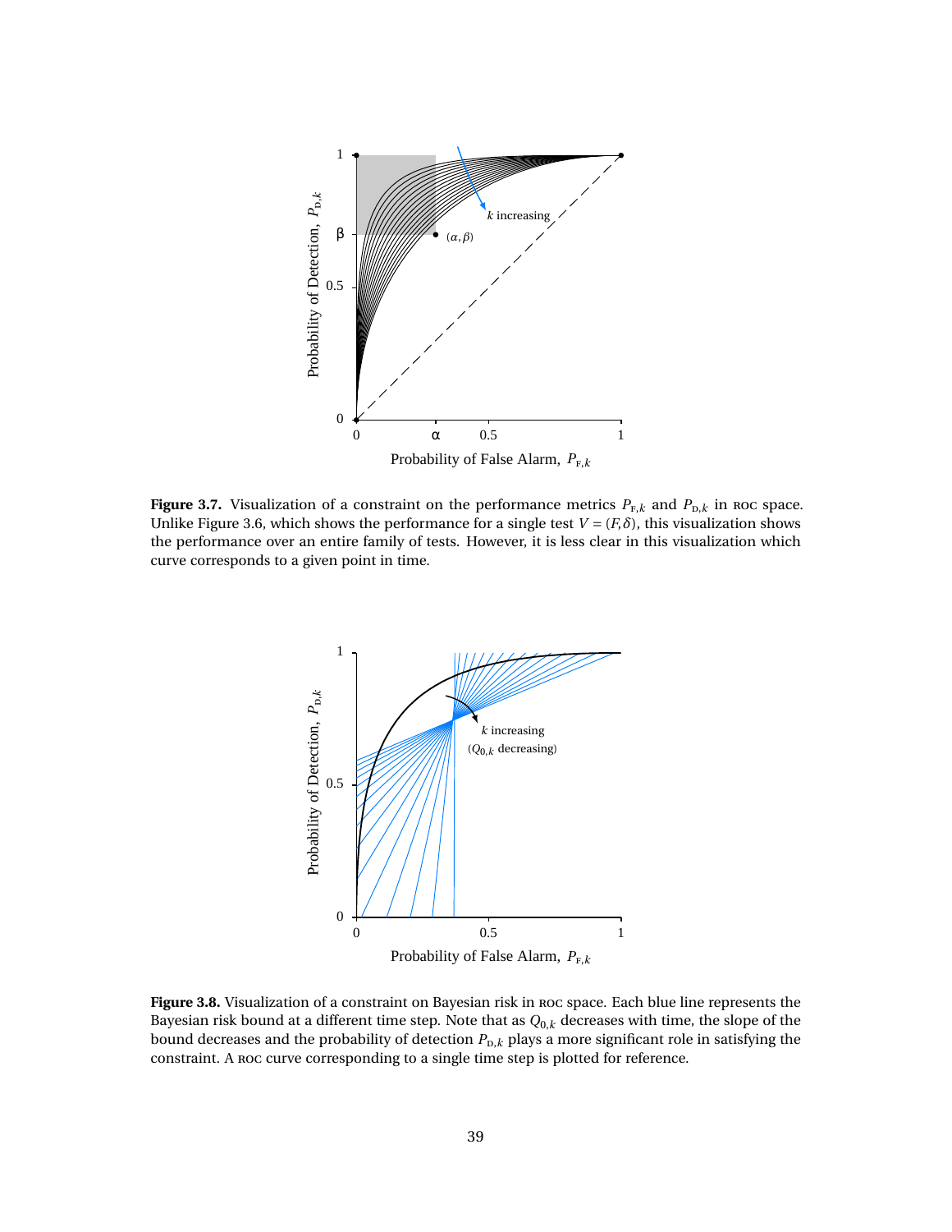**Figure 3.7.** Visualization of a constraint on the performance metrics $P_{F,k}$ and $P_{D,k}$ in ROC space. Unlike Figure 3.6, which shows the performance for a single test $V = (F, \delta)$, this visualization shows the performance over an entire family of tests. However, it is less clear in this visualization which curve corresponds to a given point in time.

**Figure 3.8.** Visualization of a constraint on Bayesian risk in ROC space. Each blue line represents the Bayesian risk bound at a different time step. Note that as $Q_{0,k}$ decreases with time, the slope of the bound decreases and the probability of detection $P_{D,k}$ plays a more significant role in satisfying the constraint. A ROC curve corresponding to a single time step is plotted for reference.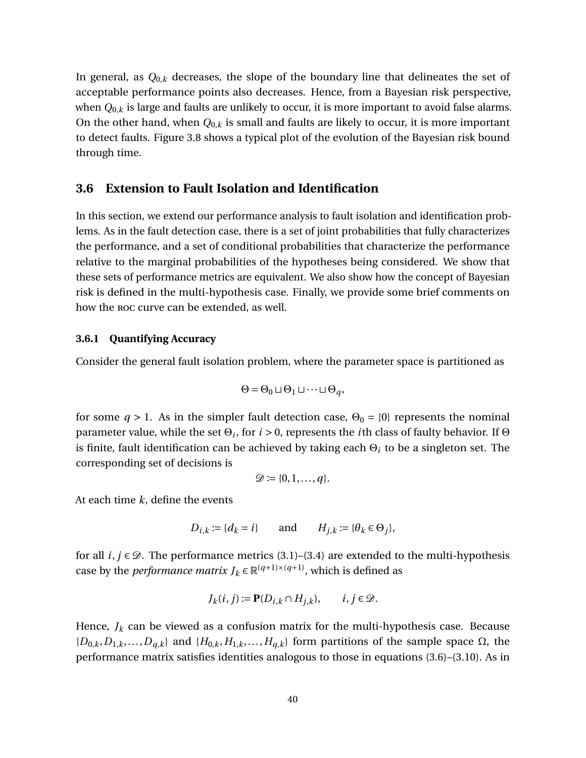In general, as $Q_{0,k}$ decreases, the slope of the boundary line that delineates the set of acceptable performance points also decreases. Hence, from a Bayesian risk perspective, when $Q_{0,k}$ is large and faults are unlikely to occur, it is more important to avoid false alarms. On the other hand, when $Q_{0,k}$ is small and faults are likely to occur, it is more important to detect faults. Figure 3.8 shows a typical plot of the evolution of the Bayesian risk bound through time.

## 3.6 Extension to Fault Isolation and Identification

In this section, we extend our performance analysis to fault isolation and identification problems. As in the fault detection case, there is a set of joint probabilities that fully characterizes the performance, and a set of conditional probabilities that characterize the performance relative to the marginal probabilities of the hypotheses being considered. We show that these sets of performance metrics are equivalent. We also show how the concept of Bayesian risk is defined in the multi-hypothesis case. Finally, we provide some brief comments on how the ROC curve can be extended, as well.

### 3.6.1 Quantifying Accuracy

Consider the general fault isolation problem, where the parameter space is partitioned as

$$\Theta = \Theta_0 \sqcup \Theta_1 \sqcup \cdots \sqcup \Theta_q,$$

for some $q > 1$. As in the simpler fault detection case, $\Theta_0 = \{0\}$ represents the nominal parameter value, while the set $\Theta_i$, for $i > 0$, represents the $i$th class of faulty behavior. If $\Theta$ is finite, fault identification can be achieved by taking each $\Theta_i$ to be a singleton set. The corresponding set of decisions is

$$\mathscr{D} := \{0, 1, \ldots, q\}.$$

At each time $k$, define the events

$$D_{i,k} := \{d_k = i\} \qquad \text{and} \qquad H_{j,k} := \{\theta_k \in \Theta_j\},$$

for all $i, j \in \mathscr{D}$. The performance metrics (3.1)–(3.4) are extended to the multi-hypothesis case by the *performance matrix* $J_k \in \mathbb{R}^{(q+1)\times(q+1)}$, which is defined as

$$J_k(i, j) := \mathbf{P}(D_{i,k} \cap H_{j,k}), \qquad i, j \in \mathscr{D}.$$

Hence, $J_k$ can be viewed as a confusion matrix for the multi-hypothesis case. Because $\{D_{0,k}, D_{1,k}, \ldots, D_{q,k}\}$ and $\{H_{0,k}, H_{1,k}, \ldots, H_{q,k}\}$ form partitions of the sample space $\Omega$, the performance matrix satisfies identities analogous to those in equations (3.6)–(3.10). As in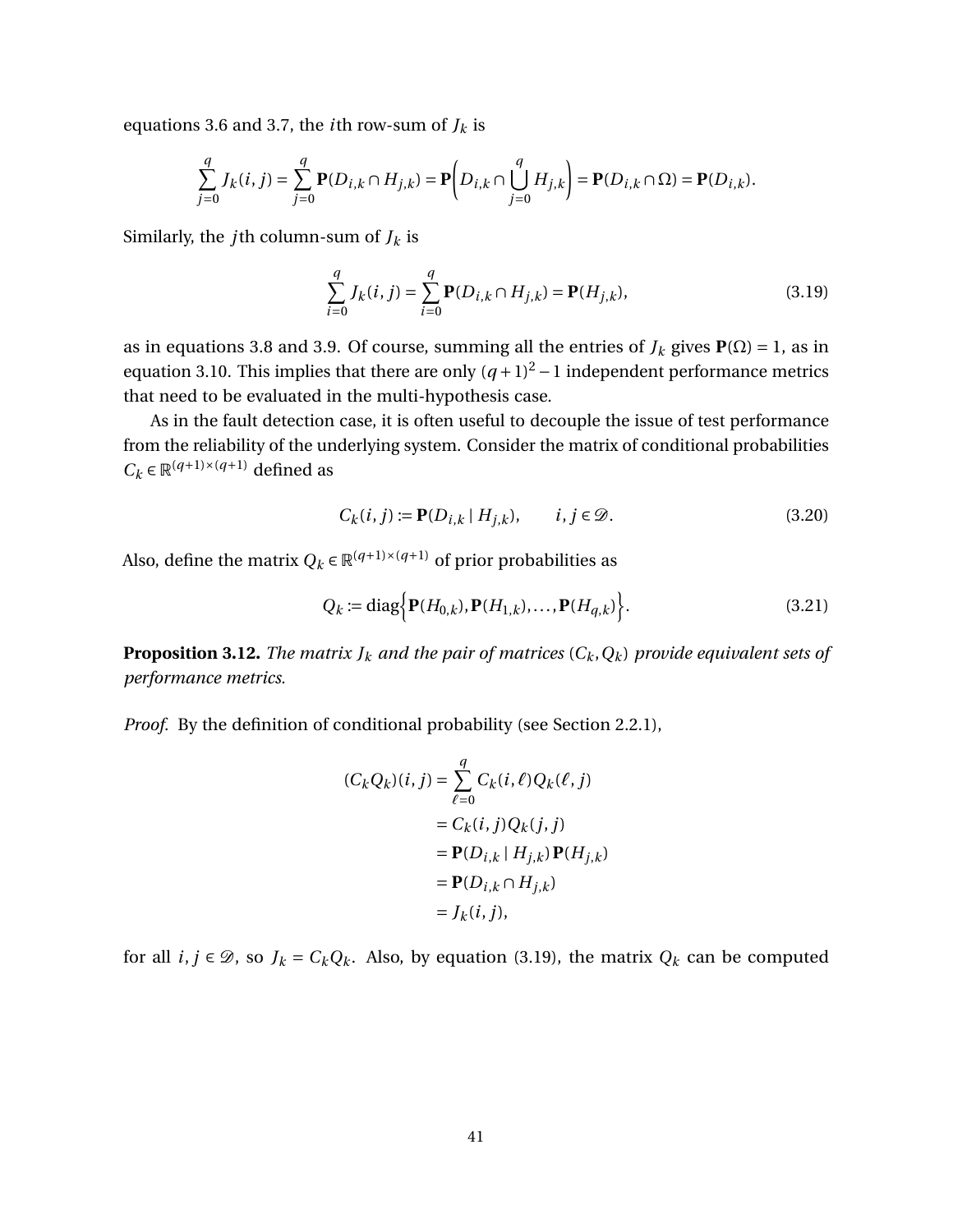equations 3.6 and 3.7, the $i$th row-sum of $J_k$ is

$$\sum_{j=0}^{q} J_k(i,j) = \sum_{j=0}^{q} \mathbf{P}(D_{i,k} \cap H_{j,k}) = \mathbf{P}\left(D_{i,k} \cap \bigcup_{j=0}^{q} H_{j,k}\right) = \mathbf{P}(D_{i,k} \cap \Omega) = \mathbf{P}(D_{i,k}).$$

Similarly, the $j$th column-sum of $J_k$ is

$$\sum_{i=0}^{q} J_k(i,j) = \sum_{i=0}^{q} \mathbf{P}(D_{i,k} \cap H_{j,k}) = \mathbf{P}(H_{j,k}), \tag{3.19}$$

as in equations 3.8 and 3.9. Of course, summing all the entries of $J_k$ gives $\mathbf{P}(\Omega) = 1$, as in equation 3.10. This implies that there are only $(q+1)^2 - 1$ independent performance metrics that need to be evaluated in the multi-hypothesis case.

As in the fault detection case, it is often useful to decouple the issue of test performance from the reliability of the underlying system. Consider the matrix of conditional probabilities $C_k \in \mathbb{R}^{(q+1)\times(q+1)}$ defined as

$$C_k(i,j) := \mathbf{P}(D_{i,k} \mid H_{j,k}), \qquad i,j \in \mathscr{D}. \tag{3.20}$$

Also, define the matrix $Q_k \in \mathbb{R}^{(q+1)\times(q+1)}$ of prior probabilities as

$$Q_k := \operatorname{diag}\Big\{\mathbf{P}(H_{0,k}), \mathbf{P}(H_{1,k}), \ldots, \mathbf{P}(H_{q,k})\Big\}. \tag{3.21}$$

**Proposition 3.12.** *The matrix $J_k$ and the pair of matrices $(C_k, Q_k)$ provide equivalent sets of performance metrics.*

*Proof.* By the definition of conditional probability (see Section 2.2.1),

$$\begin{aligned}
(C_k Q_k)(i,j) &= \sum_{\ell=0}^{q} C_k(i,\ell) Q_k(\ell,j) \\
&= C_k(i,j) Q_k(j,j) \\
&= \mathbf{P}(D_{i,k} \mid H_{j,k})\,\mathbf{P}(H_{j,k}) \\
&= \mathbf{P}(D_{i,k} \cap H_{j,k}) \\
&= J_k(i,j),
\end{aligned}$$

for all $i,j \in \mathscr{D}$, so $J_k = C_k Q_k$. Also, by equation (3.19), the matrix $Q_k$ can be computed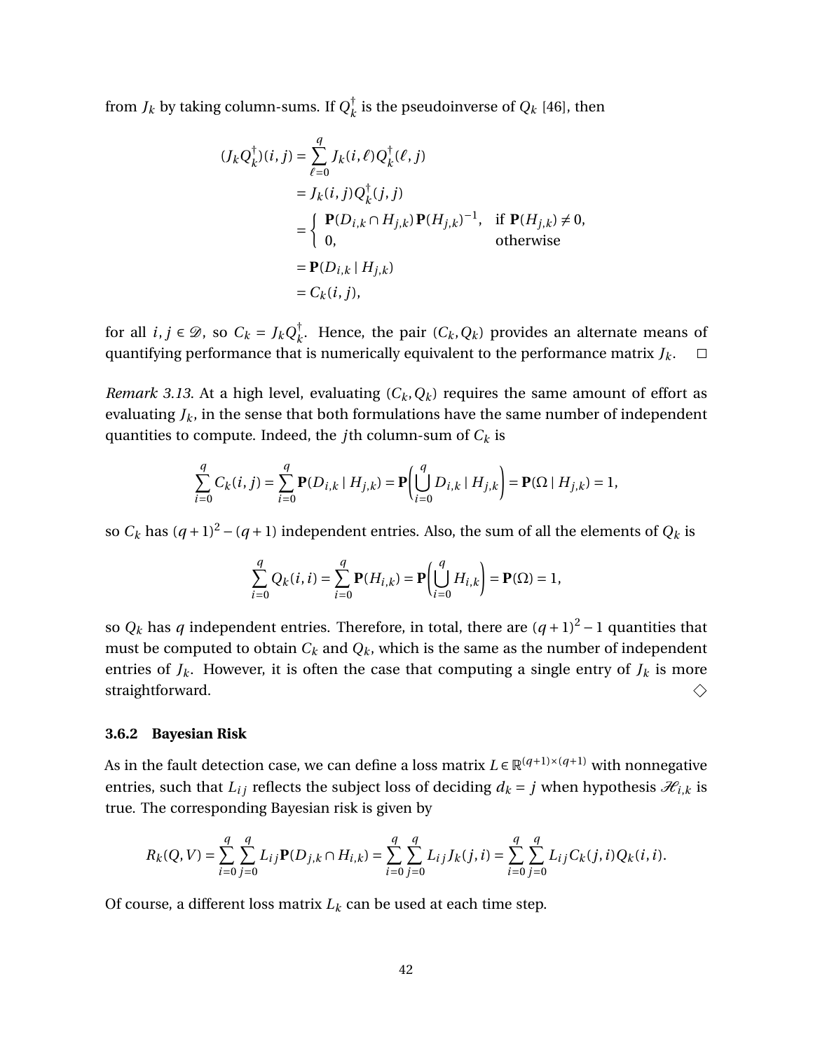from $J_k$ by taking column-sums. If $Q_k^\dagger$ is the pseudoinverse of $Q_k$ [46], then

$$
\begin{aligned}
(J_k Q_k^\dagger)(i,j) &= \sum_{\ell=0}^{q} J_k(i,\ell) Q_k^\dagger(\ell,j) \\
&= J_k(i,j) Q_k^\dagger(j,j) \\
&= \begin{cases} \mathbf{P}(D_{i,k} \cap H_{j,k}) \mathbf{P}(H_{j,k})^{-1}, & \text{if } \mathbf{P}(H_{j,k}) \neq 0, \\ 0, & \text{otherwise} \end{cases} \\
&= \mathbf{P}(D_{i,k} \mid H_{j,k}) \\
&= C_k(i,j),
\end{aligned}
$$

for all $i, j \in \mathscr{D}$, so $C_k = J_k Q_k^\dagger$. Hence, the pair $(C_k, Q_k)$ provides an alternate means of quantifying performance that is numerically equivalent to the performance matrix $J_k$. □

*Remark 3.13.* At a high level, evaluating $(C_k, Q_k)$ requires the same amount of effort as evaluating $J_k$, in the sense that both formulations have the same number of independent quantities to compute. Indeed, the $j$th column-sum of $C_k$ is

$$
\sum_{i=0}^{q} C_k(i,j) = \sum_{i=0}^{q} \mathbf{P}(D_{i,k} \mid H_{j,k}) = \mathbf{P}\left( \bigcup_{i=0}^{q} D_{i,k} \mid H_{j,k} \right) = \mathbf{P}(\Omega \mid H_{j,k}) = 1,
$$

so $C_k$ has $(q+1)^2 - (q+1)$ independent entries. Also, the sum of all the elements of $Q_k$ is

$$
\sum_{i=0}^{q} Q_k(i,i) = \sum_{i=0}^{q} \mathbf{P}(H_{i,k}) = \mathbf{P}\left( \bigcup_{i=0}^{q} H_{i,k} \right) = \mathbf{P}(\Omega) = 1,
$$

so $Q_k$ has $q$ independent entries. Therefore, in total, there are $(q+1)^2 - 1$ quantities that must be computed to obtain $C_k$ and $Q_k$, which is the same as the number of independent entries of $J_k$. However, it is often the case that computing a single entry of $J_k$ is more straightforward. ◇

### 3.6.2 Bayesian Risk

As in the fault detection case, we can define a loss matrix $L \in \mathbb{R}^{(q+1)\times(q+1)}$ with nonnegative entries, such that $L_{ij}$ reflects the subject loss of deciding $d_k = j$ when hypothesis $\mathscr{H}_{i,k}$ is true. The corresponding Bayesian risk is given by

$$
R_k(Q,V) = \sum_{i=0}^{q} \sum_{j=0}^{q} L_{ij} \mathbf{P}(D_{j,k} \cap H_{i,k}) = \sum_{i=0}^{q} \sum_{j=0}^{q} L_{ij} J_k(j,i) = \sum_{i=0}^{q} \sum_{j=0}^{q} L_{ij} C_k(j,i) Q_k(i,i).
$$

Of course, a different loss matrix $L_k$ can be used at each time step.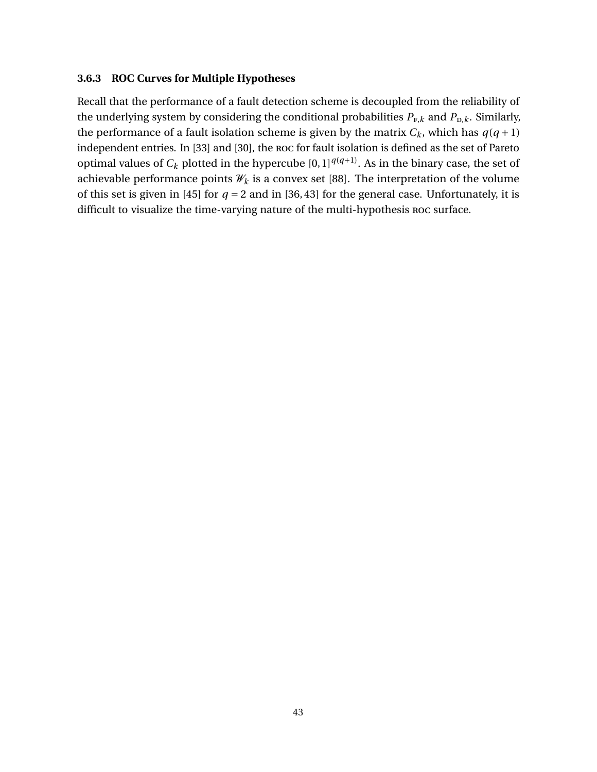### 3.6.3 ROC Curves for Multiple Hypotheses

Recall that the performance of a fault detection scheme is decoupled from the reliability of the underlying system by considering the conditional probabilities $P_{\mathrm{F},k}$ and $P_{\mathrm{D},k}$. Similarly, the performance of a fault isolation scheme is given by the matrix $C_k$, which has $q(q+1)$ independent entries. In [33] and [30], the ROC for fault isolation is defined as the set of Pareto optimal values of $C_k$ plotted in the hypercube $[0,1]^{q(q+1)}$. As in the binary case, the set of achievable performance points $\mathscr{W}_k$ is a convex set [88]. The interpretation of the volume of this set is given in [45] for $q = 2$ and in [36, 43] for the general case. Unfortunately, it is difficult to visualize the time-varying nature of the multi-hypothesis ROC surface.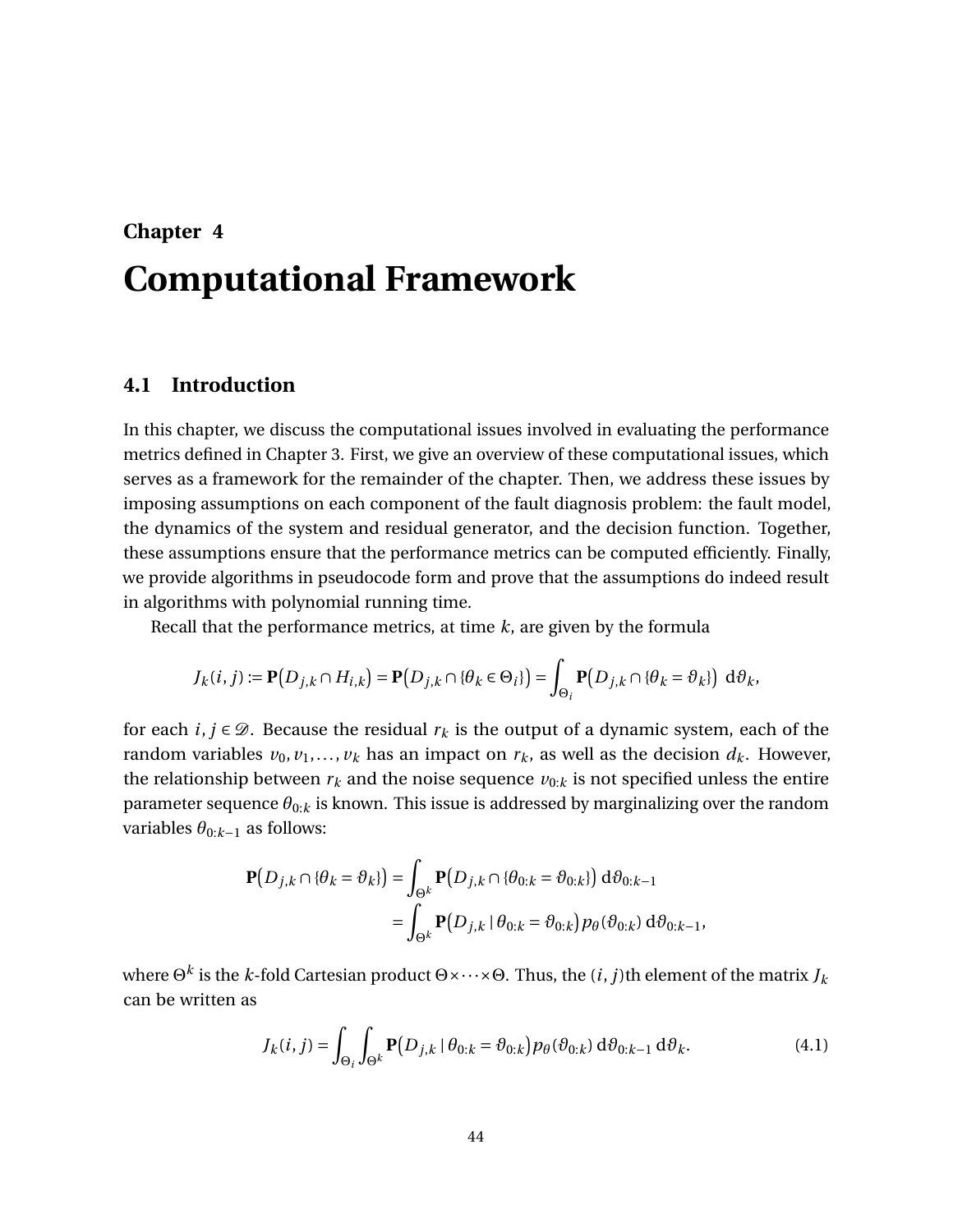# Chapter 4

# Computational Framework

## 4.1 Introduction

In this chapter, we discuss the computational issues involved in evaluating the performance metrics defined in Chapter 3. First, we give an overview of these computational issues, which serves as a framework for the remainder of the chapter. Then, we address these issues by imposing assumptions on each component of the fault diagnosis problem: the fault model, the dynamics of the system and residual generator, and the decision function. Together, these assumptions ensure that the performance metrics can be computed efficiently. Finally, we provide algorithms in pseudocode form and prove that the assumptions do indeed result in algorithms with polynomial running time.

Recall that the performance metrics, at time $k$, are given by the formula

$$J_k(i,j) := \mathbf{P}\big(D_{j,k} \cap H_{i,k}\big) = \mathbf{P}\big(D_{j,k} \cap \{\theta_k \in \Theta_i\}\big) = \int_{\Theta_i} \mathbf{P}\big(D_{j,k} \cap \{\theta_k = \vartheta_k\}\big)\, \mathrm{d}\vartheta_k,$$

for each $i, j \in \mathscr{D}$. Because the residual $r_k$ is the output of a dynamic system, each of the random variables $v_0, v_1, \ldots, v_k$ has an impact on $r_k$, as well as the decision $d_k$. However, the relationship between $r_k$ and the noise sequence $v_{0:k}$ is not specified unless the entire parameter sequence $\theta_{0:k}$ is known. This issue is addressed by marginalizing over the random variables $\theta_{0:k-1}$ as follows:

$$\begin{aligned}
\mathbf{P}\big(D_{j,k} \cap \{\theta_k = \vartheta_k\}\big) &= \int_{\Theta^k} \mathbf{P}\big(D_{j,k} \cap \{\theta_{0:k} = \vartheta_{0:k}\}\big)\, \mathrm{d}\vartheta_{0:k-1} \\
&= \int_{\Theta^k} \mathbf{P}\big(D_{j,k} \mid \theta_{0:k} = \vartheta_{0:k}\big)\, p_\theta(\vartheta_{0:k})\, \mathrm{d}\vartheta_{0:k-1},
\end{aligned}$$

where $\Theta^k$ is the $k$-fold Cartesian product $\Theta \times \cdots \times \Theta$. Thus, the $(i,j)$th element of the matrix $J_k$ can be written as

$$J_k(i,j) = \int_{\Theta_i} \int_{\Theta^k} \mathbf{P}\big(D_{j,k} \mid \theta_{0:k} = \vartheta_{0:k}\big)\, p_\theta(\vartheta_{0:k})\, \mathrm{d}\vartheta_{0:k-1}\, \mathrm{d}\vartheta_k. \tag{4.1}$$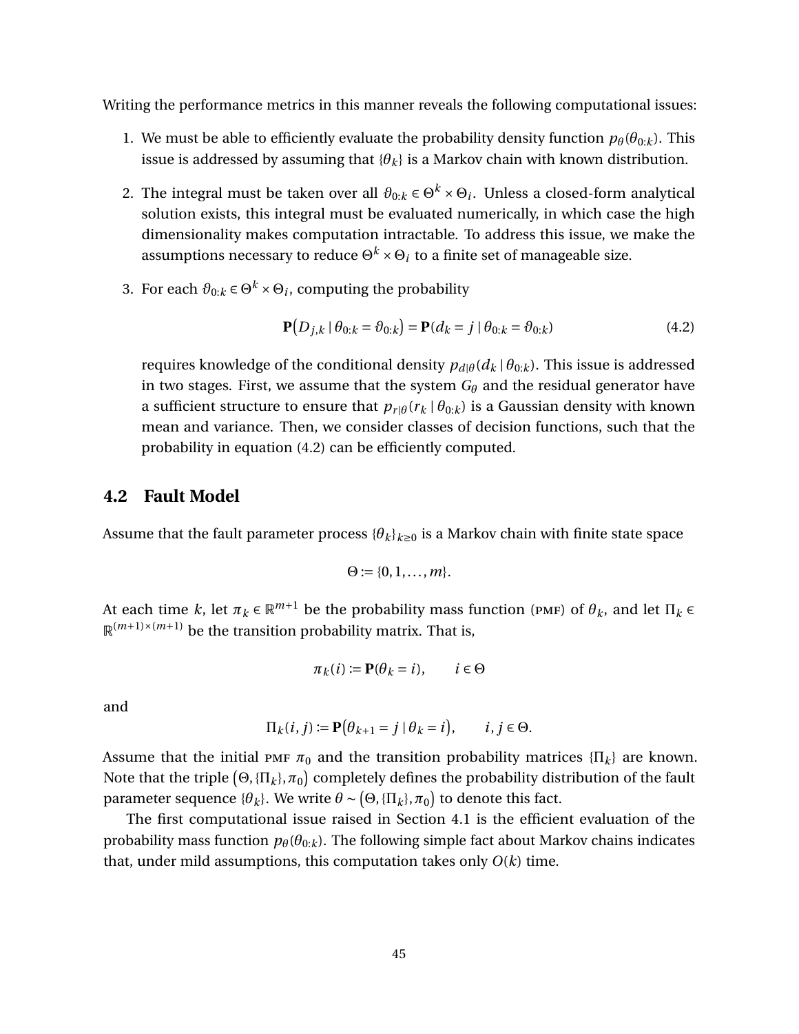Writing the performance metrics in this manner reveals the following computational issues:

1. We must be able to efficiently evaluate the probability density function $p_\theta(\theta_{0:k})$. This issue is addressed by assuming that $\{\theta_k\}$ is a Markov chain with known distribution.

2. The integral must be taken over all $\vartheta_{0:k} \in \Theta^k \times \Theta_i$. Unless a closed-form analytical solution exists, this integral must be evaluated numerically, in which case the high dimensionality makes computation intractable. To address this issue, we make the assumptions necessary to reduce $\Theta^k \times \Theta_i$ to a finite set of manageable size.

3. For each $\vartheta_{0:k} \in \Theta^k \times \Theta_i$, computing the probability

$$\mathbf{P}\big(D_{j,k} \mid \theta_{0:k} = \vartheta_{0:k}\big) = \mathbf{P}(d_k = j \mid \theta_{0:k} = \vartheta_{0:k}) \tag{4.2}$$

requires knowledge of the conditional density $p_{d|\theta}(d_k \mid \theta_{0:k})$. This issue is addressed in two stages. First, we assume that the system $G_\theta$ and the residual generator have a sufficient structure to ensure that $p_{r|\theta}(r_k \mid \theta_{0:k})$ is a Gaussian density with known mean and variance. Then, we consider classes of decision functions, such that the probability in equation (4.2) can be efficiently computed.

## 4.2 Fault Model

Assume that the fault parameter process $\{\theta_k\}_{k\geq 0}$ is a Markov chain with finite state space

$$\Theta := \{0, 1, \ldots, m\}.$$

At each time $k$, let $\pi_k \in \mathbb{R}^{m+1}$ be the probability mass function (PMF) of $\theta_k$, and let $\Pi_k \in \mathbb{R}^{(m+1)\times(m+1)}$ be the transition probability matrix. That is,

$$\pi_k(i) := \mathbf{P}(\theta_k = i), \qquad i \in \Theta$$

and

$$\Pi_k(i,j) := \mathbf{P}\big(\theta_{k+1} = j \mid \theta_k = i\big), \qquad i,j \in \Theta.$$

Assume that the initial PMF $\pi_0$ and the transition probability matrices $\{\Pi_k\}$ are known. Note that the triple $\big(\Theta, \{\Pi_k\}, \pi_0\big)$ completely defines the probability distribution of the fault parameter sequence $\{\theta_k\}$. We write $\theta \sim \big(\Theta, \{\Pi_k\}, \pi_0\big)$ to denote this fact.

The first computational issue raised in Section 4.1 is the efficient evaluation of the probability mass function $p_\theta(\theta_{0:k})$. The following simple fact about Markov chains indicates that, under mild assumptions, this computation takes only $O(k)$ time.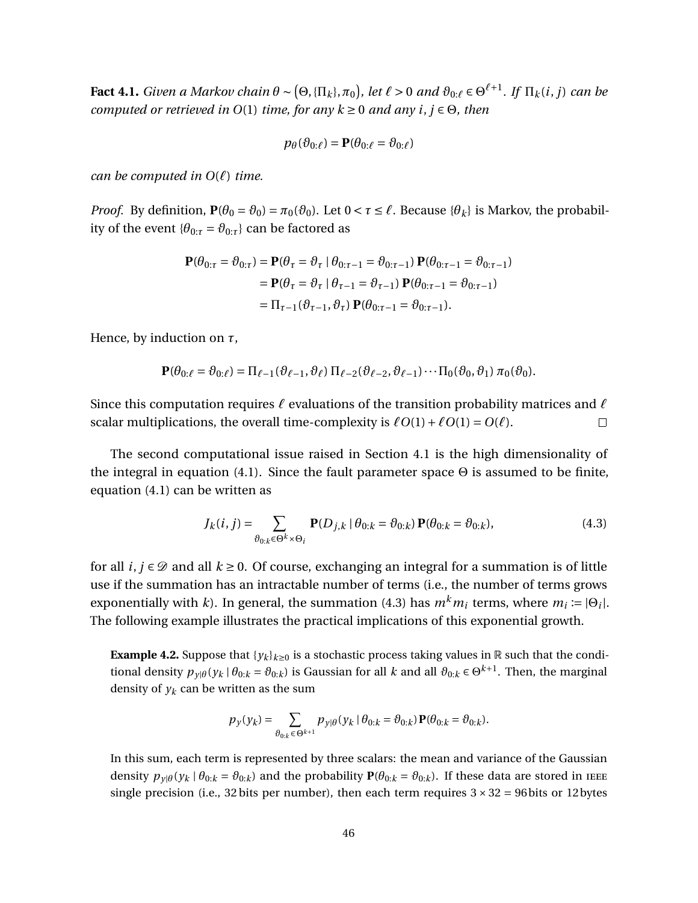**Fact 4.1.** *Given a Markov chain $\theta \sim (\Theta, \{\Pi_k\}, \pi_0)$, let $\ell > 0$ and $\vartheta_{0:\ell} \in \Theta^{\ell+1}$. If $\Pi_k(i,j)$ can be computed or retrieved in $O(1)$ time, for any $k \geq 0$ and any $i, j \in \Theta$, then*

$$p_\theta(\vartheta_{0:\ell}) = \mathbf{P}(\theta_{0:\ell} = \vartheta_{0:\ell})$$

*can be computed in $O(\ell)$ time.*

*Proof.* By definition, $\mathbf{P}(\theta_0 = \vartheta_0) = \pi_0(\vartheta_0)$. Let $0 < \tau \leq \ell$. Because $\{\theta_k\}$ is Markov, the probability of the event $\{\theta_{0:\tau} = \vartheta_{0:\tau}\}$ can be factored as

$$\begin{aligned}
\mathbf{P}(\theta_{0:\tau} = \vartheta_{0:\tau}) &= \mathbf{P}(\theta_\tau = \vartheta_\tau \mid \theta_{0:\tau-1} = \vartheta_{0:\tau-1})\, \mathbf{P}(\theta_{0:\tau-1} = \vartheta_{0:\tau-1}) \\
&= \mathbf{P}(\theta_\tau = \vartheta_\tau \mid \theta_{\tau-1} = \vartheta_{\tau-1})\, \mathbf{P}(\theta_{0:\tau-1} = \vartheta_{0:\tau-1}) \\
&= \Pi_{\tau-1}(\vartheta_{\tau-1}, \vartheta_\tau)\, \mathbf{P}(\theta_{0:\tau-1} = \vartheta_{0:\tau-1}).
\end{aligned}$$

Hence, by induction on $\tau$,

$$\mathbf{P}(\theta_{0:\ell} = \vartheta_{0:\ell}) = \Pi_{\ell-1}(\vartheta_{\ell-1}, \vartheta_\ell)\, \Pi_{\ell-2}(\vartheta_{\ell-2}, \vartheta_{\ell-1}) \cdots \Pi_0(\vartheta_0, \vartheta_1)\, \pi_0(\vartheta_0).$$

Since this computation requires $\ell$ evaluations of the transition probability matrices and $\ell$ scalar multiplications, the overall time-complexity is $\ell O(1) + \ell O(1) = O(\ell)$. □

The second computational issue raised in Section 4.1 is the high dimensionality of the integral in equation (4.1). Since the fault parameter space $\Theta$ is assumed to be finite, equation (4.1) can be written as

$$J_k(i,j) = \sum_{\vartheta_{0:k} \in \Theta^k \times \Theta_i} \mathbf{P}(D_{j,k} \mid \theta_{0:k} = \vartheta_{0:k})\, \mathbf{P}(\theta_{0:k} = \vartheta_{0:k}), \tag{4.3}$$

for all $i, j \in \mathscr{D}$ and all $k \geq 0$. Of course, exchanging an integral for a summation is of little use if the summation has an intractable number of terms (i.e., the number of terms grows exponentially with $k$). In general, the summation (4.3) has $m^k m_i$ terms, where $m_i := |\Theta_i|$. The following example illustrates the practical implications of this exponential growth.

**Example 4.2.** Suppose that $\{y_k\}_{k \geq 0}$ is a stochastic process taking values in $\mathbb{R}$ such that the conditional density $p_{y|\theta}(y_k \mid \theta_{0:k} = \vartheta_{0:k})$ is Gaussian for all $k$ and all $\vartheta_{0:k} \in \Theta^{k+1}$. Then, the marginal density of $y_k$ can be written as the sum

$$p_y(y_k) = \sum_{\vartheta_{0:k} \in \Theta^{k+1}} p_{y|\theta}(y_k \mid \theta_{0:k} = \vartheta_{0:k})\, \mathbf{P}(\theta_{0:k} = \vartheta_{0:k}).$$

In this sum, each term is represented by three scalars: the mean and variance of the Gaussian density $p_{y|\theta}(y_k \mid \theta_{0:k} = \vartheta_{0:k})$ and the probability $\mathbf{P}(\theta_{0:k} = \vartheta_{0:k})$. If these data are stored in IEEE single precision (i.e., 32 bits per number), then each term requires $3 \times 32 = 96$ bits or 12 bytes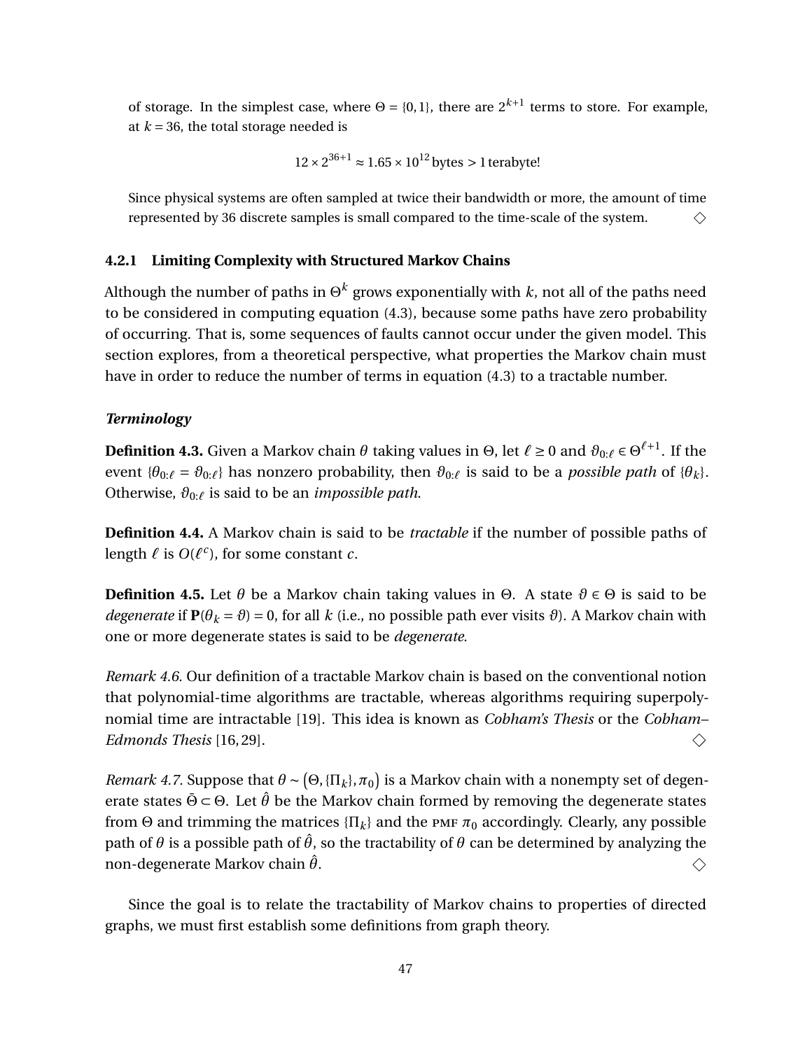of storage. In the simplest case, where $\Theta = \{0, 1\}$, there are $2^{k+1}$ terms to store. For example, at $k = 36$, the total storage needed is

$$12 \times 2^{36+1} \approx 1.65 \times 10^{12} \text{ bytes} > 1 \text{ terabyte!}$$

Since physical systems are often sampled at twice their bandwidth or more, the amount of time represented by 36 discrete samples is small compared to the time-scale of the system. ◇

### 4.2.1 Limiting Complexity with Structured Markov Chains

Although the number of paths in $\Theta^k$ grows exponentially with $k$, not all of the paths need to be considered in computing equation (4.3), because some paths have zero probability of occurring. That is, some sequences of faults cannot occur under the given model. This section explores, from a theoretical perspective, what properties the Markov chain must have in order to reduce the number of terms in equation (4.3) to a tractable number.

#### *Terminology*

**Definition 4.3.** Given a Markov chain $\theta$ taking values in $\Theta$, let $\ell \geq 0$ and $\vartheta_{0:\ell} \in \Theta^{\ell+1}$. If the event $\{\theta_{0:\ell} = \vartheta_{0:\ell}\}$ has nonzero probability, then $\vartheta_{0:\ell}$ is said to be a *possible path* of $\{\theta_k\}$. Otherwise, $\vartheta_{0:\ell}$ is said to be an *impossible path*.

**Definition 4.4.** A Markov chain is said to be *tractable* if the number of possible paths of length $\ell$ is $O(\ell^c)$, for some constant $c$.

**Definition 4.5.** Let $\theta$ be a Markov chain taking values in $\Theta$. A state $\vartheta \in \Theta$ is said to be *degenerate* if $\mathbf{P}(\theta_k = \vartheta) = 0$, for all $k$ (i.e., no possible path ever visits $\vartheta$). A Markov chain with one or more degenerate states is said to be *degenerate*.

*Remark 4.6.* Our definition of a tractable Markov chain is based on the conventional notion that polynomial-time algorithms are tractable, whereas algorithms requiring superpolynomial time are intractable [19]. This idea is known as *Cobham's Thesis* or the *Cobham–Edmonds Thesis* [16, 29]. ◇

*Remark 4.7.* Suppose that $\theta \sim (\Theta, \{\Pi_k\}, \pi_0)$ is a Markov chain with a nonempty set of degenerate states $\bar{\Theta} \subset \Theta$. Let $\hat{\theta}$ be the Markov chain formed by removing the degenerate states from $\Theta$ and trimming the matrices $\{\Pi_k\}$ and the PMF $\pi_0$ accordingly. Clearly, any possible path of $\theta$ is a possible path of $\hat{\theta}$, so the tractability of $\theta$ can be determined by analyzing the non-degenerate Markov chain $\hat{\theta}$. ◇

Since the goal is to relate the tractability of Markov chains to properties of directed graphs, we must first establish some definitions from graph theory.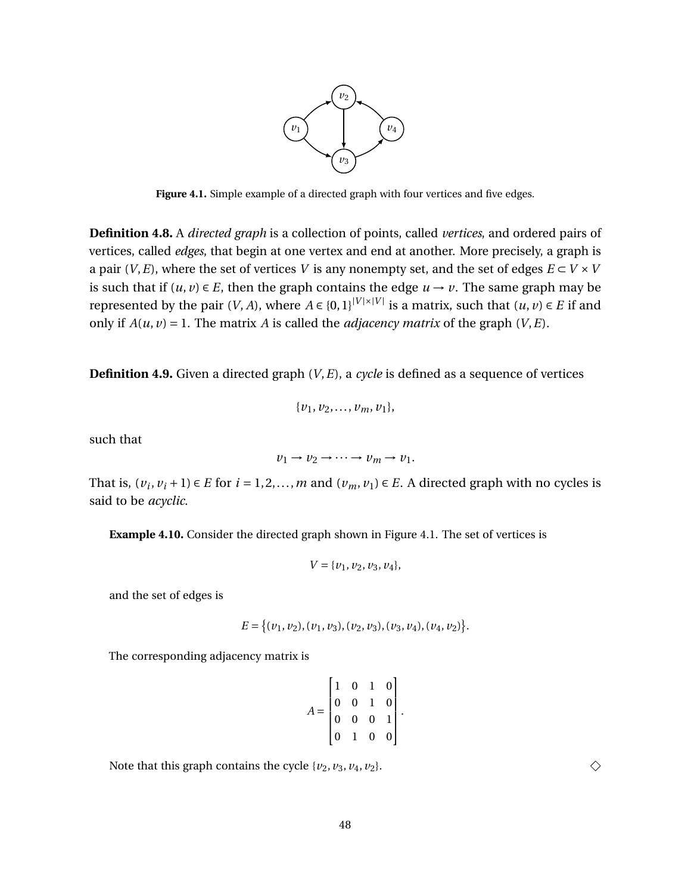Figure 4.1. Simple example of a directed graph with four vertices and five edges.

**Definition 4.8.** A *directed graph* is a collection of points, called *vertices*, and ordered pairs of vertices, called *edges*, that begin at one vertex and end at another. More precisely, a graph is a pair $(V, E)$, where the set of vertices $V$ is any nonempty set, and the set of edges $E \subset V \times V$ is such that if $(u, v) \in E$, then the graph contains the edge $u \to v$. The same graph may be represented by the pair $(V, A)$, where $A \in \{0,1\}^{|V|\times|V|}$ is a matrix, such that $(u, v) \in E$ if and only if $A(u, v) = 1$. The matrix $A$ is called the *adjacency matrix* of the graph $(V, E)$.

**Definition 4.9.** Given a directed graph $(V, E)$, a *cycle* is defined as a sequence of vertices

$$\{v_1, v_2, \ldots, v_m, v_1\},$$

such that

$$v_1 \to v_2 \to \cdots \to v_m \to v_1.$$

That is, $(v_i, v_i + 1) \in E$ for $i = 1, 2, \ldots, m$ and $(v_m, v_1) \in E$. A directed graph with no cycles is said to be *acyclic*.

**Example 4.10.** Consider the directed graph shown in Figure 4.1. The set of vertices is

$$V = \{v_1, v_2, v_3, v_4\},$$

and the set of edges is

$$E = \big\{(v_1, v_2), (v_1, v_3), (v_2, v_3), (v_3, v_4), (v_4, v_2)\big\}.$$

The corresponding adjacency matrix is

$$A = \begin{bmatrix} 1 & 0 & 1 & 0 \\ 0 & 0 & 1 & 0 \\ 0 & 0 & 0 & 1 \\ 0 & 1 & 0 & 0 \end{bmatrix}.$$

Note that this graph contains the cycle $\{v_2, v_3, v_4, v_2\}$. ◇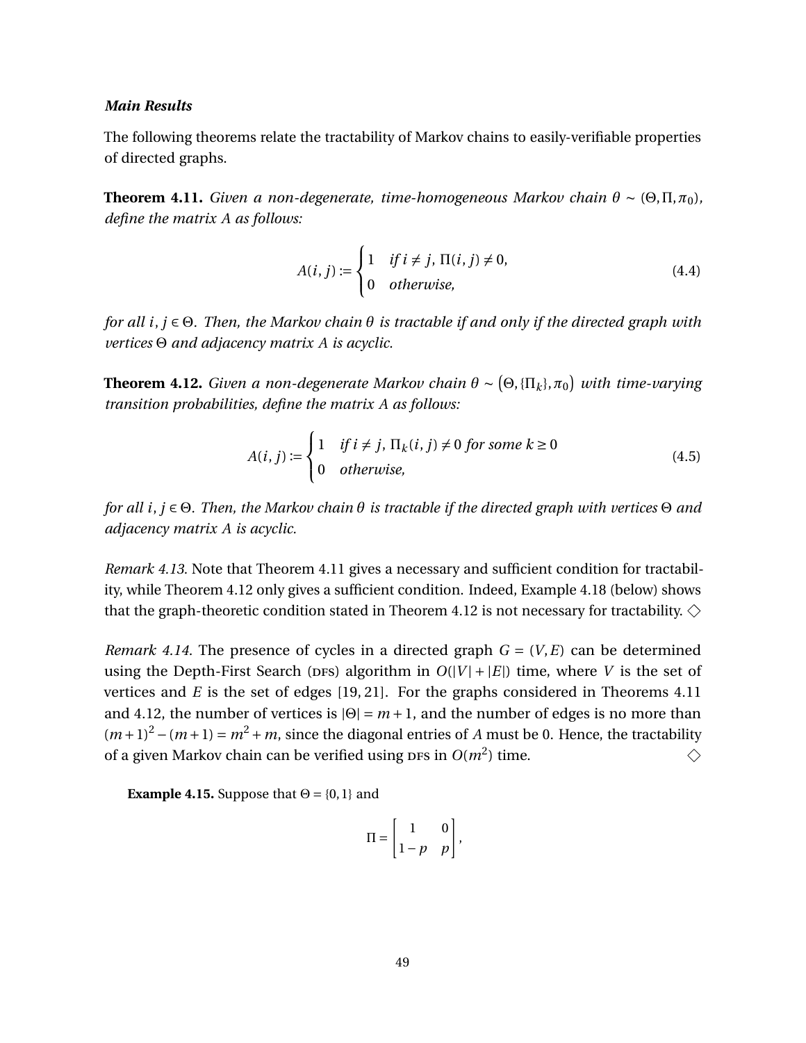***Main Results***

The following theorems relate the tractability of Markov chains to easily-verifiable properties of directed graphs.

**Theorem 4.11.** *Given a non-degenerate, time-homogeneous Markov chain $\theta \sim (\Theta, \Pi, \pi_0)$, define the matrix $A$ as follows:*

$$A(i,j) := \begin{cases} 1 & \text{if } i \neq j,\ \Pi(i,j) \neq 0, \\ 0 & \text{otherwise,} \end{cases} \tag{4.4}$$

*for all $i, j \in \Theta$. Then, the Markov chain $\theta$ is tractable if and only if the directed graph with vertices $\Theta$ and adjacency matrix $A$ is acyclic.*

**Theorem 4.12.** *Given a non-degenerate Markov chain $\theta \sim \left(\Theta, \{\Pi_k\}, \pi_0\right)$ with time-varying transition probabilities, define the matrix $A$ as follows:*

$$A(i,j) := \begin{cases} 1 & \text{if } i \neq j,\ \Pi_k(i,j) \neq 0 \text{ for some } k \geq 0 \\ 0 & \text{otherwise,} \end{cases} \tag{4.5}$$

*for all $i, j \in \Theta$. Then, the Markov chain $\theta$ is tractable if the directed graph with vertices $\Theta$ and adjacency matrix $A$ is acyclic.*

*Remark 4.13.* Note that Theorem 4.11 gives a necessary and sufficient condition for tractability, while Theorem 4.12 only gives a sufficient condition. Indeed, Example 4.18 (below) shows that the graph-theoretic condition stated in Theorem 4.12 is not necessary for tractability. ◇

*Remark 4.14.* The presence of cycles in a directed graph $G = (V, E)$ can be determined using the Depth-First Search (DFS) algorithm in $O(|V| + |E|)$ time, where $V$ is the set of vertices and $E$ is the set of edges [19, 21]. For the graphs considered in Theorems 4.11 and 4.12, the number of vertices is $|\Theta| = m+1$, and the number of edges is no more than $(m+1)^2 - (m+1) = m^2 + m$, since the diagonal entries of $A$ must be 0. Hence, the tractability of a given Markov chain can be verified using DFS in $O(m^2)$ time. ◇

**Example 4.15.** Suppose that $\Theta = \{0, 1\}$ and

$$\Pi = \begin{bmatrix} 1 & 0 \\ 1-p & p \end{bmatrix},$$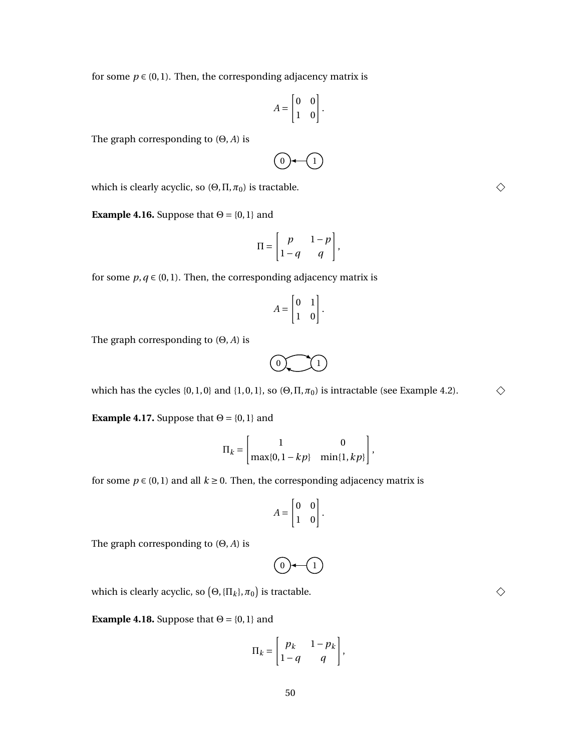for some $p \in (0,1)$. Then, the corresponding adjacency matrix is

$$A = \begin{bmatrix} 0 & 0 \\ 1 & 0 \end{bmatrix}.$$

The graph corresponding to $(\Theta, A)$ is

$$0 \longleftarrow 1$$

which is clearly acyclic, so $(\Theta, \Pi, \pi_0)$ is tractable. ◇

**Example 4.16.** Suppose that $\Theta = \{0,1\}$ and

$$\Pi = \begin{bmatrix} p & 1-p \\ 1-q & q \end{bmatrix},$$

for some $p, q \in (0,1)$. Then, the corresponding adjacency matrix is

$$A = \begin{bmatrix} 0 & 1 \\ 1 & 0 \end{bmatrix}.$$

The graph corresponding to $(\Theta, A)$ is

$$0 \rightleftarrows 1$$

which has the cycles $\{0,1,0\}$ and $\{1,0,1\}$, so $(\Theta, \Pi, \pi_0)$ is intractable (see Example 4.2). ◇

**Example 4.17.** Suppose that $\Theta = \{0,1\}$ and

$$\Pi_k = \begin{bmatrix} 1 & 0 \\ \max\{0, 1-kp\} & \min\{1, kp\} \end{bmatrix},$$

for some $p \in (0,1)$ and all $k \geq 0$. Then, the corresponding adjacency matrix is

$$A = \begin{bmatrix} 0 & 0 \\ 1 & 0 \end{bmatrix}.$$

The graph corresponding to $(\Theta, A)$ is

$$0 \longleftarrow 1$$

which is clearly acyclic, so $\left(\Theta, \{\Pi_k\}, \pi_0\right)$ is tractable. ◇

**Example 4.18.** Suppose that $\Theta = \{0,1\}$ and

$$\Pi_k = \begin{bmatrix} p_k & 1-p_k \\ 1-q & q \end{bmatrix},$$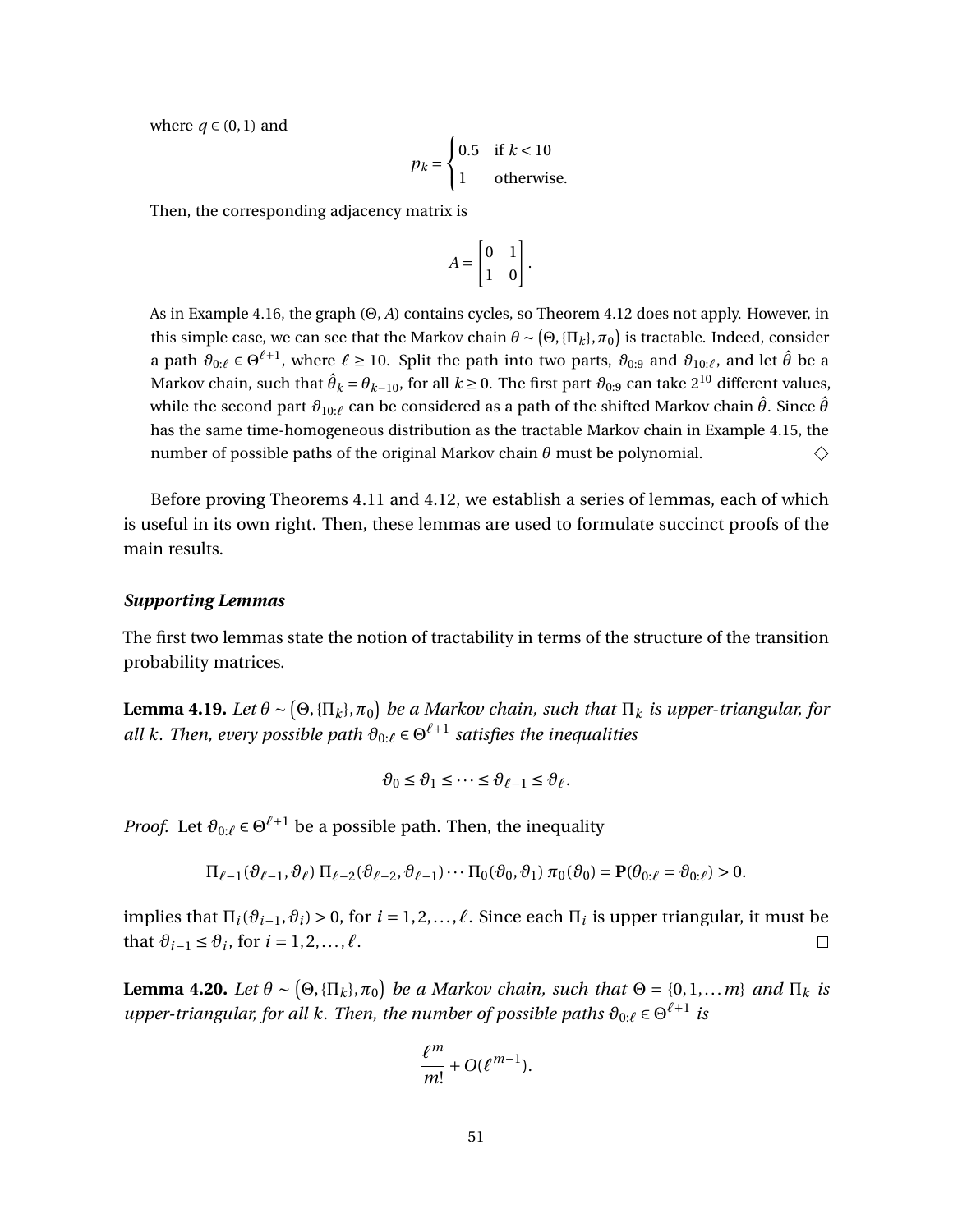where $q \in (0,1)$ and

$$p_k = \begin{cases} 0.5 & \text{if } k < 10 \\ 1 & \text{otherwise.} \end{cases}$$

Then, the corresponding adjacency matrix is

$$A = \begin{bmatrix} 0 & 1 \\ 1 & 0 \end{bmatrix}.$$

As in Example 4.16, the graph $(\Theta, A)$ contains cycles, so Theorem 4.12 does not apply. However, in this simple case, we can see that the Markov chain $\theta \sim (\Theta, \{\Pi_k\}, \pi_0)$ is tractable. Indeed, consider a path $\vartheta_{0:\ell} \in \Theta^{\ell+1}$, where $\ell \geq 10$. Split the path into two parts, $\vartheta_{0:9}$ and $\vartheta_{10:\ell}$, and let $\hat{\theta}$ be a Markov chain, such that $\hat{\theta}_k = \theta_{k-10}$, for all $k \geq 0$. The first part $\vartheta_{0:9}$ can take $2^{10}$ different values, while the second part $\vartheta_{10:\ell}$ can be considered as a path of the shifted Markov chain $\hat{\theta}$. Since $\hat{\theta}$ has the same time-homogeneous distribution as the tractable Markov chain in Example 4.15, the number of possible paths of the original Markov chain $\theta$ must be polynomial. ◇

Before proving Theorems 4.11 and 4.12, we establish a series of lemmas, each of which is useful in its own right. Then, these lemmas are used to formulate succinct proofs of the main results.

***Supporting Lemmas***

The first two lemmas state the notion of tractability in terms of the structure of the transition probability matrices.

**Lemma 4.19.** *Let $\theta \sim (\Theta, \{\Pi_k\}, \pi_0)$ be a Markov chain, such that $\Pi_k$ is upper-triangular, for all $k$. Then, every possible path $\vartheta_{0:\ell} \in \Theta^{\ell+1}$ satisfies the inequalities*

$$\vartheta_0 \leq \vartheta_1 \leq \cdots \leq \vartheta_{\ell-1} \leq \vartheta_\ell.$$

*Proof.* Let $\vartheta_{0:\ell} \in \Theta^{\ell+1}$ be a possible path. Then, the inequality

$$\Pi_{\ell-1}(\vartheta_{\ell-1}, \vartheta_\ell)\, \Pi_{\ell-2}(\vartheta_{\ell-2}, \vartheta_{\ell-1}) \cdots \Pi_0(\vartheta_0, \vartheta_1)\, \pi_0(\vartheta_0) = \mathbf{P}(\theta_{0:\ell} = \vartheta_{0:\ell}) > 0.$$

implies that $\Pi_i(\vartheta_{i-1}, \vartheta_i) > 0$, for $i = 1, 2, \ldots, \ell$. Since each $\Pi_i$ is upper triangular, it must be that $\vartheta_{i-1} \leq \vartheta_i$, for $i = 1, 2, \ldots, \ell$. □

**Lemma 4.20.** *Let $\theta \sim (\Theta, \{\Pi_k\}, \pi_0)$ be a Markov chain, such that $\Theta = \{0, 1, \ldots m\}$ and $\Pi_k$ is upper-triangular, for all $k$. Then, the number of possible paths $\vartheta_{0:\ell} \in \Theta^{\ell+1}$ is*

$$\frac{\ell^m}{m!} + O(\ell^{m-1}).$$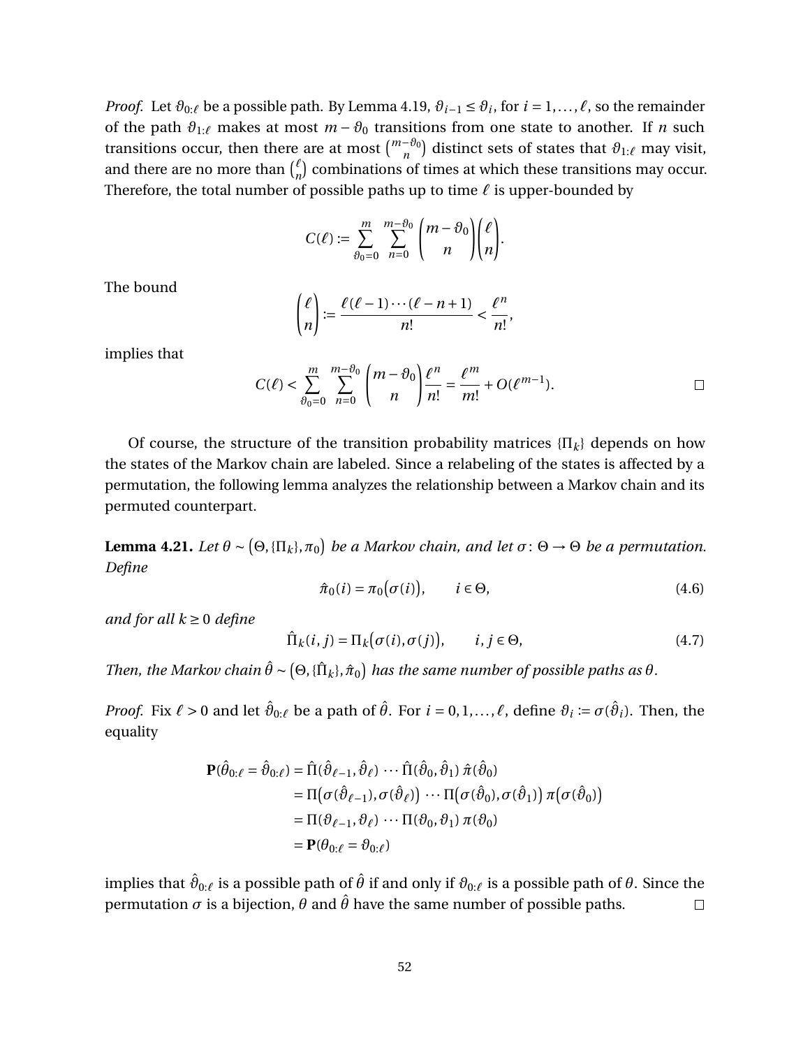*Proof.* Let $\vartheta_{0:\ell}$ be a possible path. By Lemma 4.19, $\vartheta_{i-1} \le \vartheta_i$, for $i = 1, \ldots, \ell$, so the remainder of the path $\vartheta_{1:\ell}$ makes at most $m - \vartheta_0$ transitions from one state to another. If $n$ such transitions occur, then there are at most $\binom{m-\vartheta_0}{n}$ distinct sets of states that $\vartheta_{1:\ell}$ may visit, and there are no more than $\binom{\ell}{n}$ combinations of times at which these transitions may occur. Therefore, the total number of possible paths up to time $\ell$ is upper-bounded by

$$C(\ell) := \sum_{\vartheta_0=0}^{m} \sum_{n=0}^{m-\vartheta_0} \binom{m-\vartheta_0}{n} \binom{\ell}{n}.$$

The bound

$$\binom{\ell}{n} := \frac{\ell(\ell-1)\cdots(\ell-n+1)}{n!} < \frac{\ell^n}{n!},$$

implies that

$$C(\ell) < \sum_{\vartheta_0=0}^{m} \sum_{n=0}^{m-\vartheta_0} \binom{m-\vartheta_0}{n} \frac{\ell^n}{n!} = \frac{\ell^m}{m!} + O(\ell^{m-1}).$$

□

Of course, the structure of the transition probability matrices $\{\Pi_k\}$ depends on how the states of the Markov chain are labeled. Since a relabeling of the states is affected by a permutation, the following lemma analyzes the relationship between a Markov chain and its permuted counterpart.

**Lemma 4.21.** *Let $\theta \sim \big(\Theta, \{\Pi_k\}, \pi_0\big)$ be a Markov chain, and let $\sigma\colon \Theta \to \Theta$ be a permutation. Define*

$$\hat{\pi}_0(i) = \pi_0\big(\sigma(i)\big), \qquad i \in \Theta, \tag{4.6}$$

*and for all $k \ge 0$ define*

$$\hat{\Pi}_k(i,j) = \Pi_k\big(\sigma(i), \sigma(j)\big), \qquad i, j \in \Theta, \tag{4.7}$$

*Then, the Markov chain $\hat{\theta} \sim \big(\Theta, \{\hat{\Pi}_k\}, \hat{\pi}_0\big)$ has the same number of possible paths as $\theta$.*

*Proof.* Fix $\ell > 0$ and let $\hat{\vartheta}_{0:\ell}$ be a path of $\hat{\theta}$. For $i = 0, 1, \ldots, \ell$, define $\vartheta_i := \sigma(\hat{\vartheta}_i)$. Then, the equality

$$\begin{aligned}
\mathbf{P}(\hat{\theta}_{0:\ell} = \hat{\vartheta}_{0:\ell}) &= \hat{\Pi}(\hat{\vartheta}_{\ell-1}, \hat{\vartheta}_\ell) \cdots \hat{\Pi}(\hat{\vartheta}_0, \hat{\vartheta}_1)\, \hat{\pi}(\hat{\vartheta}_0) \\
&= \Pi\big(\sigma(\hat{\vartheta}_{\ell-1}), \sigma(\hat{\vartheta}_\ell)\big) \cdots \Pi\big(\sigma(\hat{\vartheta}_0), \sigma(\hat{\vartheta}_1)\big)\, \pi\big(\sigma(\hat{\vartheta}_0)\big) \\
&= \Pi(\vartheta_{\ell-1}, \vartheta_\ell) \cdots \Pi(\vartheta_0, \vartheta_1)\, \pi(\vartheta_0) \\
&= \mathbf{P}(\theta_{0:\ell} = \vartheta_{0:\ell})
\end{aligned}$$

implies that $\hat{\vartheta}_{0:\ell}$ is a possible path of $\hat{\theta}$ if and only if $\vartheta_{0:\ell}$ is a possible path of $\theta$. Since the permutation $\sigma$ is a bijection, $\theta$ and $\hat{\theta}$ have the same number of possible paths. □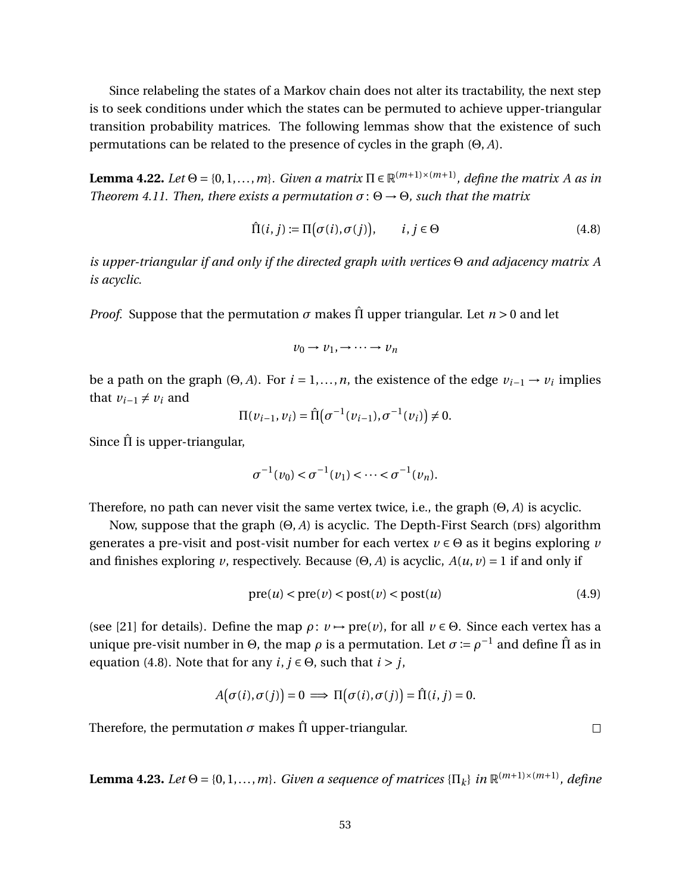Since relabeling the states of a Markov chain does not alter its tractability, the next step is to seek conditions under which the states can be permuted to achieve upper-triangular transition probability matrices. The following lemmas show that the existence of such permutations can be related to the presence of cycles in the graph $(\Theta, A)$.

**Lemma 4.22.** *Let $\Theta = \{0, 1, \ldots, m\}$. Given a matrix $\Pi \in \mathbb{R}^{(m+1)\times(m+1)}$, define the matrix $A$ as in Theorem 4.11. Then, there exists a permutation $\sigma : \Theta \to \Theta$, such that the matrix*

$$\hat{\Pi}(i, j) := \Pi\big(\sigma(i), \sigma(j)\big), \qquad i, j \in \Theta \tag{4.8}$$

*is upper-triangular if and only if the directed graph with vertices $\Theta$ and adjacency matrix $A$ is acyclic.*

*Proof.* Suppose that the permutation $\sigma$ makes $\hat{\Pi}$ upper triangular. Let $n > 0$ and let

$$v_0 \to v_1, \to \cdots \to v_n$$

be a path on the graph $(\Theta, A)$. For $i = 1, \ldots, n$, the existence of the edge $v_{i-1} \to v_i$ implies that $v_{i-1} \neq v_i$ and

$$\Pi(v_{i-1}, v_i) = \hat{\Pi}\big(\sigma^{-1}(v_{i-1}), \sigma^{-1}(v_i)\big) \neq 0.$$

Since $\hat{\Pi}$ is upper-triangular,

$$\sigma^{-1}(v_0) < \sigma^{-1}(v_1) < \cdots < \sigma^{-1}(v_n).$$

Therefore, no path can never visit the same vertex twice, i.e., the graph $(\Theta, A)$ is acyclic.

Now, suppose that the graph $(\Theta, A)$ is acyclic. The Depth-First Search (DFS) algorithm generates a pre-visit and post-visit number for each vertex $v \in \Theta$ as it begins exploring $v$ and finishes exploring $v$, respectively. Because $(\Theta, A)$ is acyclic, $A(u, v) = 1$ if and only if

$$\text{pre}(u) < \text{pre}(v) < \text{post}(v) < \text{post}(u) \tag{4.9}$$

(see [21] for details). Define the map $\rho : v \mapsto \text{pre}(v)$, for all $v \in \Theta$. Since each vertex has a unique pre-visit number in $\Theta$, the map $\rho$ is a permutation. Let $\sigma := \rho^{-1}$ and define $\hat{\Pi}$ as in equation (4.8). Note that for any $i, j \in \Theta$, such that $i > j$,

$$A\big(\sigma(i), \sigma(j)\big) = 0 \implies \Pi\big(\sigma(i), \sigma(j)\big) = \hat{\Pi}(i, j) = 0.$$

Therefore, the permutation $\sigma$ makes $\hat{\Pi}$ upper-triangular. $\square$

**Lemma 4.23.** *Let $\Theta = \{0, 1, \ldots, m\}$. Given a sequence of matrices $\{\Pi_k\}$ in $\mathbb{R}^{(m+1)\times(m+1)}$, define*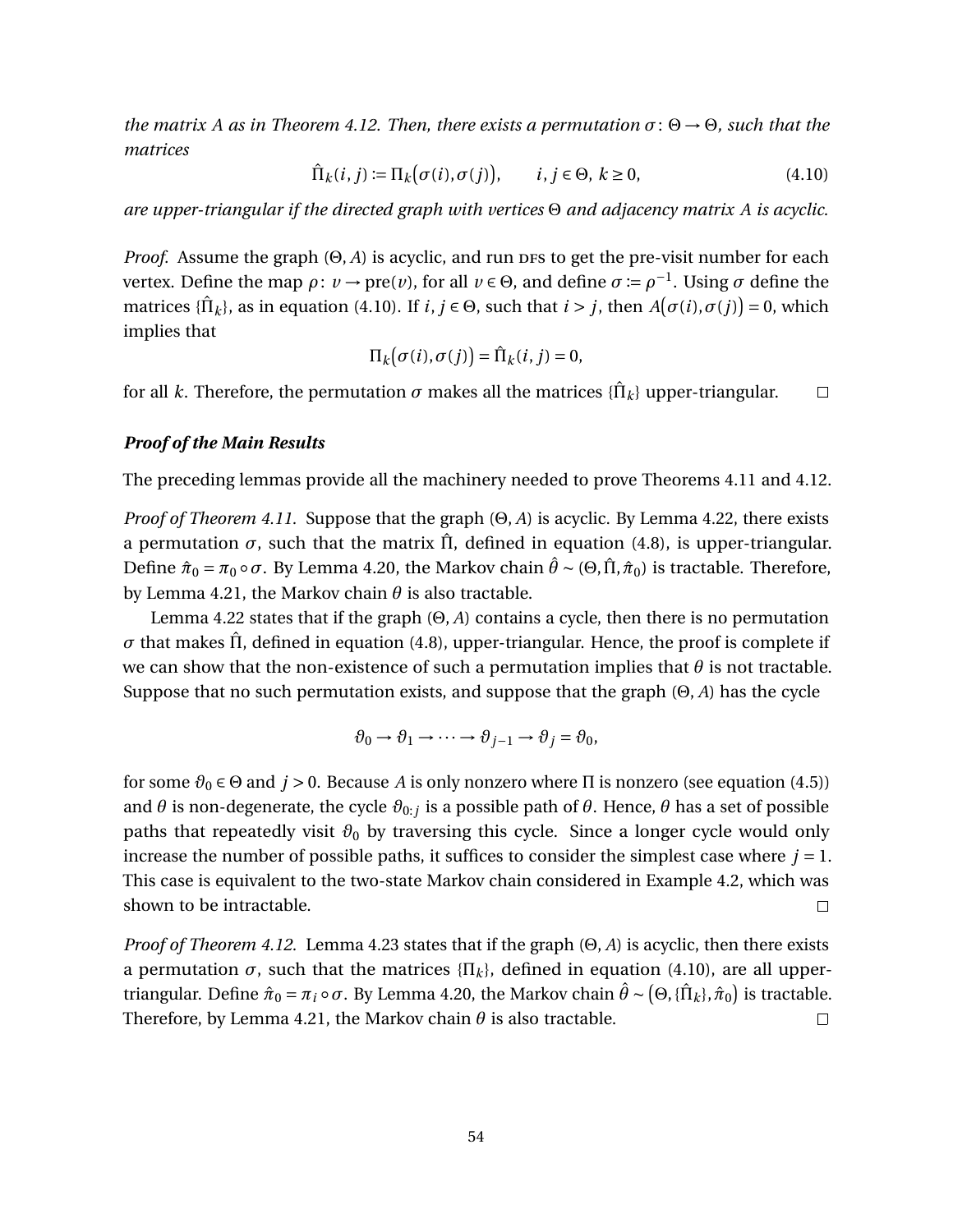*the matrix $A$ as in Theorem 4.12. Then, there exists a permutation $\sigma\colon \Theta \to \Theta$, such that the matrices*

$$\hat{\Pi}_k(i,j) := \Pi_k\big(\sigma(i),\sigma(j)\big), \qquad i,j \in \Theta,\ k \geq 0, \tag{4.10}$$

*are upper-triangular if the directed graph with vertices $\Theta$ and adjacency matrix $A$ is acyclic.*

*Proof.* Assume the graph $(\Theta, A)$ is acyclic, and run DFS to get the pre-visit number for each vertex. Define the map $\rho\colon v \to \text{pre}(v)$, for all $v \in \Theta$, and define $\sigma := \rho^{-1}$. Using $\sigma$ define the matrices $\{\hat{\Pi}_k\}$, as in equation (4.10). If $i, j \in \Theta$, such that $i > j$, then $A\big(\sigma(i),\sigma(j)\big) = 0$, which implies that

$$\Pi_k\big(\sigma(i),\sigma(j)\big) = \hat{\Pi}_k(i,j) = 0,$$

for all $k$. Therefore, the permutation $\sigma$ makes all the matrices $\{\hat{\Pi}_k\}$ upper-triangular. □

### *Proof of the Main Results*

The preceding lemmas provide all the machinery needed to prove Theorems 4.11 and 4.12.

*Proof of Theorem 4.11.* Suppose that the graph $(\Theta, A)$ is acyclic. By Lemma 4.22, there exists a permutation $\sigma$, such that the matrix $\hat{\Pi}$, defined in equation (4.8), is upper-triangular. Define $\hat{\pi}_0 = \pi_0 \circ \sigma$. By Lemma 4.20, the Markov chain $\hat{\theta} \sim (\Theta, \hat{\Pi}, \hat{\pi}_0)$ is tractable. Therefore, by Lemma 4.21, the Markov chain $\theta$ is also tractable.

Lemma 4.22 states that if the graph $(\Theta, A)$ contains a cycle, then there is no permutation $\sigma$ that makes $\hat{\Pi}$, defined in equation (4.8), upper-triangular. Hence, the proof is complete if we can show that the non-existence of such a permutation implies that $\theta$ is not tractable. Suppose that no such permutation exists, and suppose that the graph $(\Theta, A)$ has the cycle

$$\vartheta_0 \to \vartheta_1 \to \cdots \to \vartheta_{j-1} \to \vartheta_j = \vartheta_0,$$

for some $\vartheta_0 \in \Theta$ and $j > 0$. Because $A$ is only nonzero where $\Pi$ is nonzero (see equation (4.5)) and $\theta$ is non-degenerate, the cycle $\vartheta_{0:j}$ is a possible path of $\theta$. Hence, $\theta$ has a set of possible paths that repeatedly visit $\vartheta_0$ by traversing this cycle. Since a longer cycle would only increase the number of possible paths, it suffices to consider the simplest case where $j = 1$. This case is equivalent to the two-state Markov chain considered in Example 4.2, which was shown to be intractable. □

*Proof of Theorem 4.12.* Lemma 4.23 states that if the graph $(\Theta, A)$ is acyclic, then there exists a permutation $\sigma$, such that the matrices $\{\Pi_k\}$, defined in equation (4.10), are all upper-triangular. Define $\hat{\pi}_0 = \pi_i \circ \sigma$. By Lemma 4.20, the Markov chain $\hat{\theta} \sim \big(\Theta, \{\hat{\Pi}_k\}, \hat{\pi}_0\big)$ is tractable. Therefore, by Lemma 4.21, the Markov chain $\theta$ is also tractable. □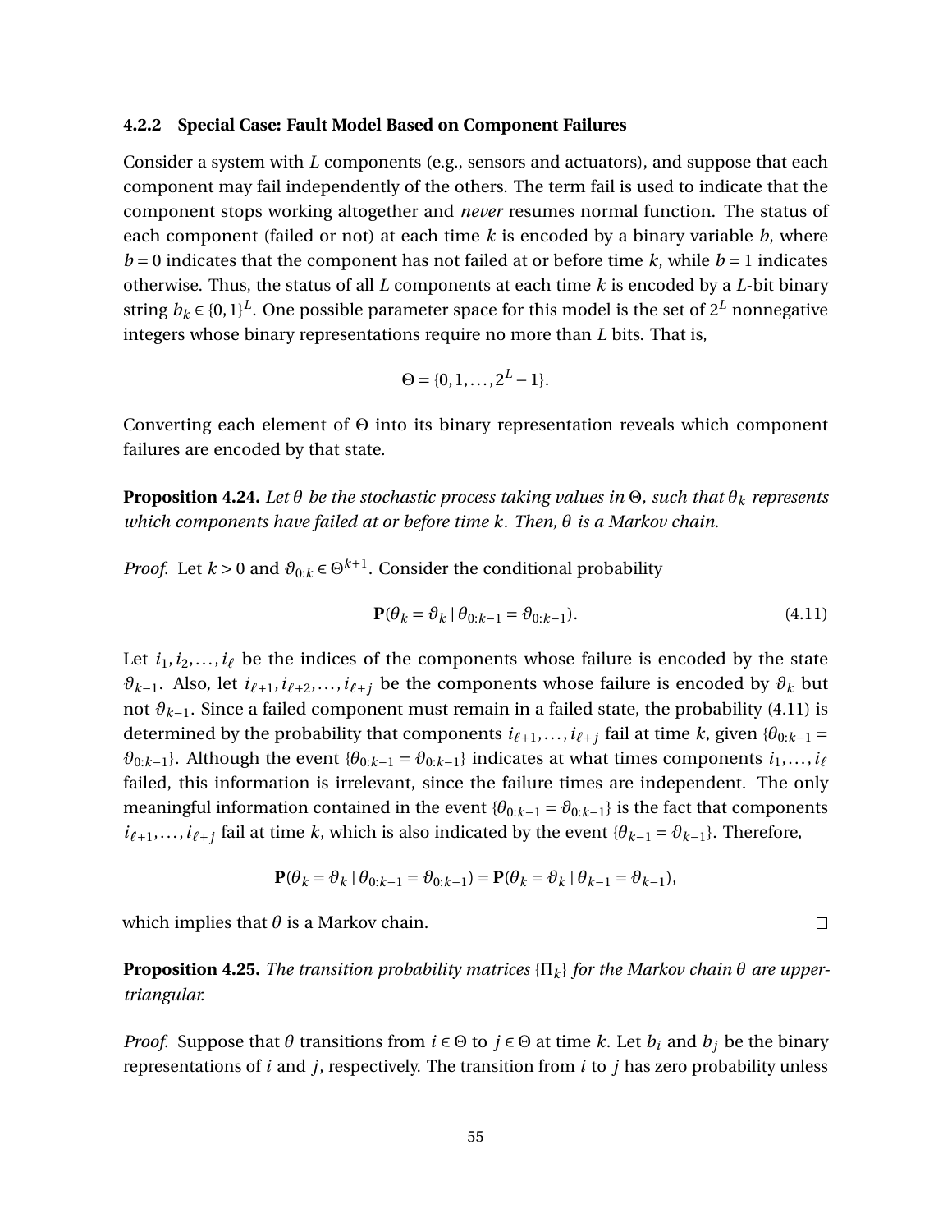### 4.2.2 Special Case: Fault Model Based on Component Failures

Consider a system with $L$ components (e.g., sensors and actuators), and suppose that each component may fail independently of the others. The term fail is used to indicate that the component stops working altogether and *never* resumes normal function. The status of each component (failed or not) at each time $k$ is encoded by a binary variable $b$, where $b = 0$ indicates that the component has not failed at or before time $k$, while $b = 1$ indicates otherwise. Thus, the status of all $L$ components at each time $k$ is encoded by a $L$-bit binary string $b_k \in \{0,1\}^L$. One possible parameter space for this model is the set of $2^L$ nonnegative integers whose binary representations require no more than $L$ bits. That is,

$$\Theta = \{0, 1, \ldots, 2^L - 1\}.$$

Converting each element of $\Theta$ into its binary representation reveals which component failures are encoded by that state.

**Proposition 4.24.** *Let $\theta$ be the stochastic process taking values in $\Theta$, such that $\theta_k$ represents which components have failed at or before time $k$. Then, $\theta$ is a Markov chain.*

*Proof.* Let $k > 0$ and $\vartheta_{0:k} \in \Theta^{k+1}$. Consider the conditional probability

$$\mathbf{P}(\theta_k = \vartheta_k \mid \theta_{0:k-1} = \vartheta_{0:k-1}). \tag{4.11}$$

Let $i_1, i_2, \ldots, i_\ell$ be the indices of the components whose failure is encoded by the state $\vartheta_{k-1}$. Also, let $i_{\ell+1}, i_{\ell+2}, \ldots, i_{\ell+j}$ be the components whose failure is encoded by $\vartheta_k$ but not $\vartheta_{k-1}$. Since a failed component must remain in a failed state, the probability (4.11) is determined by the probability that components $i_{\ell+1}, \ldots, i_{\ell+j}$ fail at time $k$, given $\{\theta_{0:k-1} = \vartheta_{0:k-1}\}$. Although the event $\{\theta_{0:k-1} = \vartheta_{0:k-1}\}$ indicates at what times components $i_1, \ldots, i_\ell$ failed, this information is irrelevant, since the failure times are independent. The only meaningful information contained in the event $\{\theta_{0:k-1} = \vartheta_{0:k-1}\}$ is the fact that components $i_{\ell+1}, \ldots, i_{\ell+j}$ fail at time $k$, which is also indicated by the event $\{\theta_{k-1} = \vartheta_{k-1}\}$. Therefore,

$$\mathbf{P}(\theta_k = \vartheta_k \mid \theta_{0:k-1} = \vartheta_{0:k-1}) = \mathbf{P}(\theta_k = \vartheta_k \mid \theta_{k-1} = \vartheta_{k-1}),$$

which implies that $\theta$ is a Markov chain. $\square$

**Proposition 4.25.** *The transition probability matrices $\{\Pi_k\}$ for the Markov chain $\theta$ are upper-triangular.*

*Proof.* Suppose that $\theta$ transitions from $i \in \Theta$ to $j \in \Theta$ at time $k$. Let $b_i$ and $b_j$ be the binary representations of $i$ and $j$, respectively. The transition from $i$ to $j$ has zero probability unless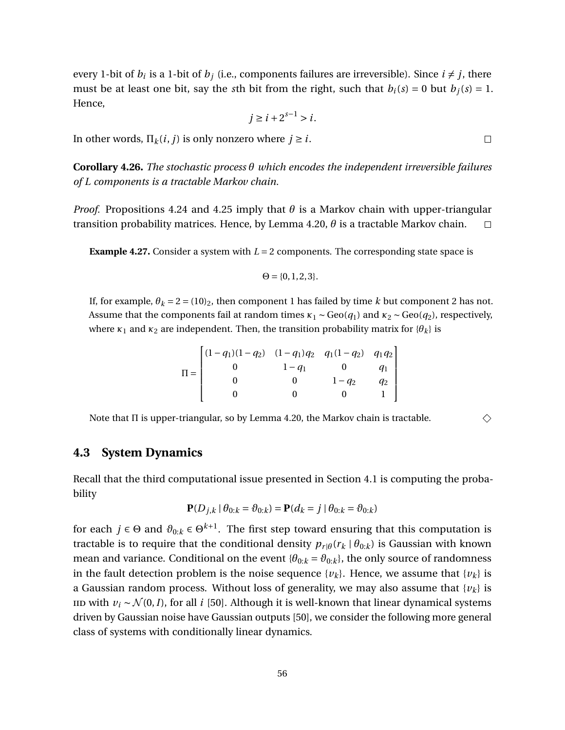every 1-bit of $b_i$ is a 1-bit of $b_j$ (i.e., components failures are irreversible). Since $i \neq j$, there must be at least one bit, say the $s$th bit from the right, such that $b_i(s) = 0$ but $b_j(s) = 1$. Hence,

$$j \geq i + 2^{s-1} > i.$$

In other words, $\Pi_k(i, j)$ is only nonzero where $j \geq i$. □

**Corollary 4.26.** *The stochastic process $\theta$ which encodes the independent irreversible failures of $L$ components is a tractable Markov chain.*

*Proof.* Propositions 4.24 and 4.25 imply that $\theta$ is a Markov chain with upper-triangular transition probability matrices. Hence, by Lemma 4.20, $\theta$ is a tractable Markov chain. □

**Example 4.27.** Consider a system with $L = 2$ components. The corresponding state space is

$$\Theta = \{0, 1, 2, 3\}.$$

If, for example, $\theta_k = 2 = (10)_2$, then component 1 has failed by time $k$ but component 2 has not. Assume that the components fail at random times $\kappa_1 \sim \text{Geo}(q_1)$ and $\kappa_2 \sim \text{Geo}(q_2)$, respectively, where $\kappa_1$ and $\kappa_2$ are independent. Then, the transition probability matrix for $\{\theta_k\}$ is

$$\Pi = \begin{bmatrix} (1-q_1)(1-q_2) & (1-q_1)q_2 & q_1(1-q_2) & q_1 q_2 \\ 0 & 1-q_1 & 0 & q_1 \\ 0 & 0 & 1-q_2 & q_2 \\ 0 & 0 & 0 & 1 \end{bmatrix}$$

Note that $\Pi$ is upper-triangular, so by Lemma 4.20, the Markov chain is tractable. ◇

## 4.3 System Dynamics

Recall that the third computational issue presented in Section 4.1 is computing the probability

$$\mathbf{P}(D_{j,k} \mid \theta_{0:k} = \vartheta_{0:k}) = \mathbf{P}(d_k = j \mid \theta_{0:k} = \vartheta_{0:k})$$

for each $j \in \Theta$ and $\vartheta_{0:k} \in \Theta^{k+1}$. The first step toward ensuring that this computation is tractable is to require that the conditional density $p_{r|\theta}(r_k \mid \theta_{0:k})$ is Gaussian with known mean and variance. Conditional on the event $\{\theta_{0:k} = \vartheta_{0:k}\}$, the only source of randomness in the fault detection problem is the noise sequence $\{v_k\}$. Hence, we assume that $\{v_k\}$ is a Gaussian random process. Without loss of generality, we may also assume that $\{v_k\}$ is IID with $v_i \sim \mathcal{N}(0, I)$, for all $i$ [50]. Although it is well-known that linear dynamical systems driven by Gaussian noise have Gaussian outputs [50], we consider the following more general class of systems with conditionally linear dynamics.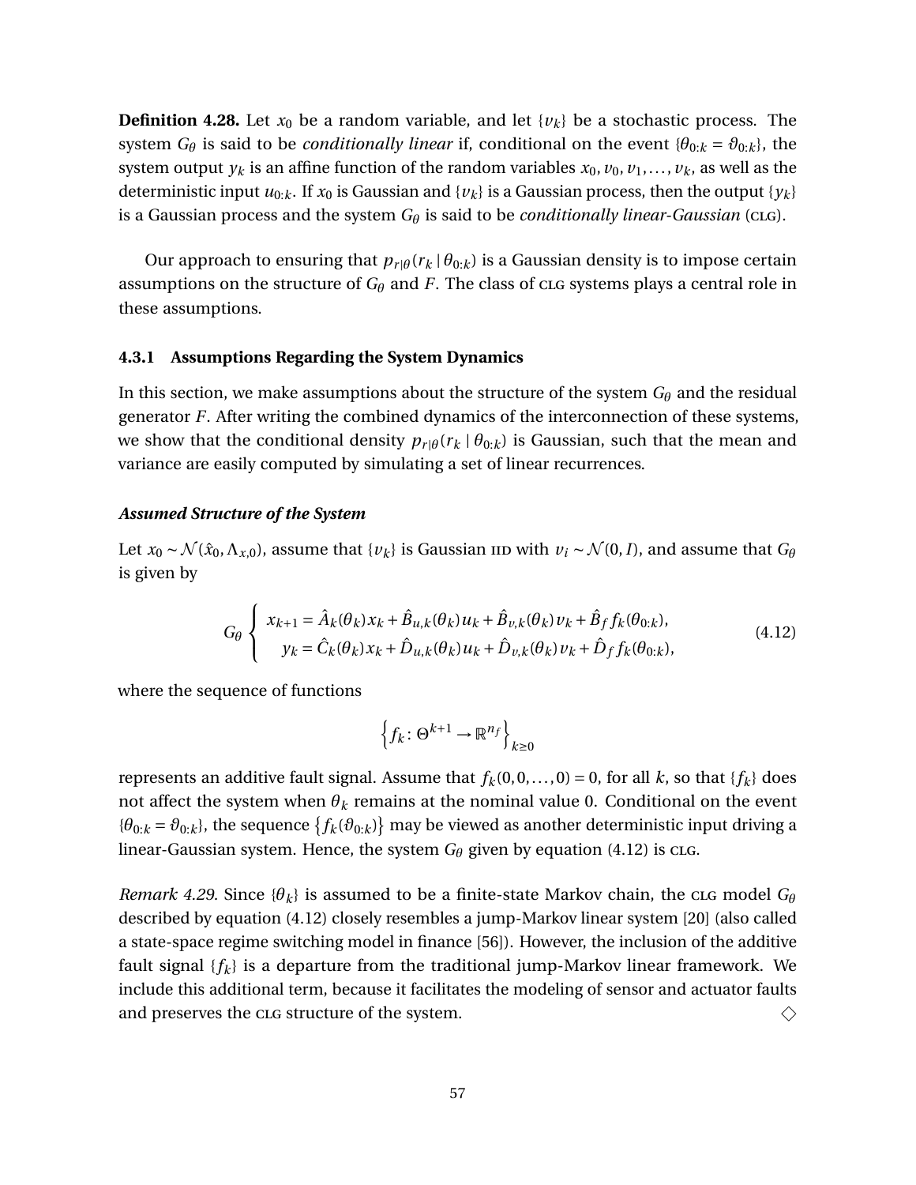**Definition 4.28.** Let $x_0$ be a random variable, and let $\{v_k\}$ be a stochastic process. The system $G_\theta$ is said to be *conditionally linear* if, conditional on the event $\{\theta_{0:k} = \vartheta_{0:k}\}$, the system output $y_k$ is an affine function of the random variables $x_0, v_0, v_1, \ldots, v_k$, as well as the deterministic input $u_{0:k}$. If $x_0$ is Gaussian and $\{v_k\}$ is a Gaussian process, then the output $\{y_k\}$ is a Gaussian process and the system $G_\theta$ is said to be *conditionally linear-Gaussian* (CLG).

Our approach to ensuring that $p_{r|\theta}(r_k \mid \theta_{0:k})$ is a Gaussian density is to impose certain assumptions on the structure of $G_\theta$ and $F$. The class of CLG systems plays a central role in these assumptions.

### 4.3.1 Assumptions Regarding the System Dynamics

In this section, we make assumptions about the structure of the system $G_\theta$ and the residual generator $F$. After writing the combined dynamics of the interconnection of these systems, we show that the conditional density $p_{r|\theta}(r_k \mid \theta_{0:k})$ is Gaussian, such that the mean and variance are easily computed by simulating a set of linear recurrences.

***Assumed Structure of the System***

Let $x_0 \sim \mathcal{N}(\hat{x}_0, \Lambda_{x,0})$, assume that $\{v_k\}$ is Gaussian IID with $v_i \sim \mathcal{N}(0, I)$, and assume that $G_\theta$ is given by

$$
G_\theta \left\{ \begin{aligned} x_{k+1} &= \hat{A}_k(\theta_k)x_k + \hat{B}_{u,k}(\theta_k)u_k + \hat{B}_{v,k}(\theta_k)v_k + \hat{B}_f f_k(\theta_{0:k}), \\ y_k &= \hat{C}_k(\theta_k)x_k + \hat{D}_{u,k}(\theta_k)u_k + \hat{D}_{v,k}(\theta_k)v_k + \hat{D}_f f_k(\theta_{0:k}), \end{aligned} \right. \tag{4.12}
$$

where the sequence of functions

$$
\left\{ f_k \colon \Theta^{k+1} \to \mathbb{R}^{n_f} \right\}_{k \geq 0}
$$

represents an additive fault signal. Assume that $f_k(0, 0, \ldots, 0) = 0$, for all $k$, so that $\{f_k\}$ does not affect the system when $\theta_k$ remains at the nominal value 0. Conditional on the event $\{\theta_{0:k} = \vartheta_{0:k}\}$, the sequence $\{f_k(\vartheta_{0:k})\}$ may be viewed as another deterministic input driving a linear-Gaussian system. Hence, the system $G_\theta$ given by equation (4.12) is CLG.

*Remark 4.29.* Since $\{\theta_k\}$ is assumed to be a finite-state Markov chain, the CLG model $G_\theta$ described by equation (4.12) closely resembles a jump-Markov linear system [20] (also called a state-space regime switching model in finance [56]). However, the inclusion of the additive fault signal $\{f_k\}$ is a departure from the traditional jump-Markov linear framework. We include this additional term, because it facilitates the modeling of sensor and actuator faults and preserves the CLG structure of the system. ◇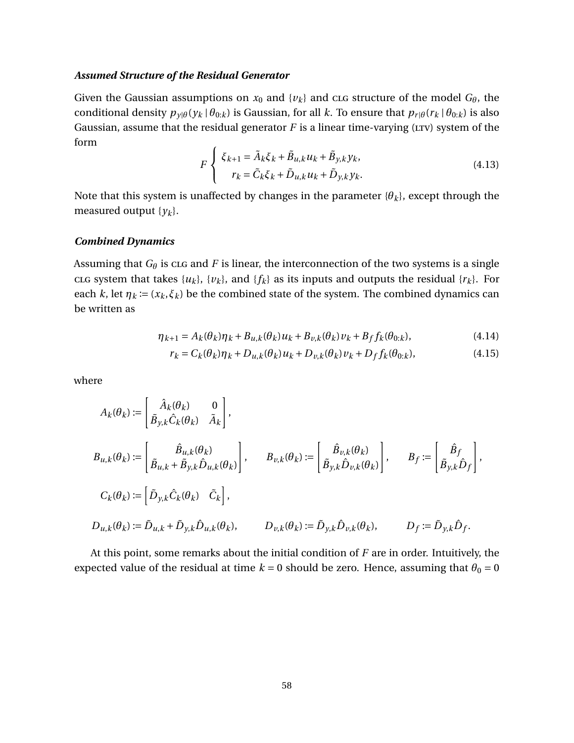### *Assumed Structure of the Residual Generator*

Given the Gaussian assumptions on $x_0$ and $\{v_k\}$ and CLG structure of the model $G_\theta$, the conditional density $p_{y|\theta}(y_k \mid \theta_{0:k})$ is Gaussian, for all $k$. To ensure that $p_{r|\theta}(r_k \mid \theta_{0:k})$ is also Gaussian, assume that the residual generator $F$ is a linear time-varying (LTV) system of the form

$$F \begin{cases} \xi_{k+1} = \tilde{A}_k \xi_k + \tilde{B}_{u,k} u_k + \tilde{B}_{y,k} y_k, \\ \quad r_k = \tilde{C}_k \xi_k + \tilde{D}_{u,k} u_k + \tilde{D}_{y,k} y_k. \end{cases} \tag{4.13}$$

Note that this system is unaffected by changes in the parameter $\{\theta_k\}$, except through the measured output $\{y_k\}$.

### *Combined Dynamics*

Assuming that $G_\theta$ is CLG and $F$ is linear, the interconnection of the two systems is a single CLG system that takes $\{u_k\}$, $\{v_k\}$, and $\{f_k\}$ as its inputs and outputs the residual $\{r_k\}$. For each $k$, let $\eta_k := (x_k, \xi_k)$ be the combined state of the system. The combined dynamics can be written as

$$\eta_{k+1} = A_k(\theta_k)\eta_k + B_{u,k}(\theta_k) u_k + B_{v,k}(\theta_k) v_k + B_f f_k(\theta_{0:k}), \tag{4.14}$$

$$r_k = C_k(\theta_k)\eta_k + D_{u,k}(\theta_k) u_k + D_{v,k}(\theta_k) v_k + D_f f_k(\theta_{0:k}), \tag{4.15}$$

where

$$A_k(\theta_k) := \begin{bmatrix} \hat{A}_k(\theta_k) & 0 \\ \tilde{B}_{y,k}\hat{C}_k(\theta_k) & \tilde{A}_k \end{bmatrix},$$

$$B_{u,k}(\theta_k) := \begin{bmatrix} \hat{B}_{u,k}(\theta_k) \\ \tilde{B}_{u,k} + \tilde{B}_{y,k}\hat{D}_{u,k}(\theta_k) \end{bmatrix}, \qquad B_{v,k}(\theta_k) := \begin{bmatrix} \hat{B}_{v,k}(\theta_k) \\ \tilde{B}_{y,k}\hat{D}_{v,k}(\theta_k) \end{bmatrix}, \qquad B_f := \begin{bmatrix} \hat{B}_f \\ \tilde{B}_{y,k}\hat{D}_f \end{bmatrix},$$

$$C_k(\theta_k) := \begin{bmatrix} \tilde{D}_{y,k}\hat{C}_k(\theta_k) & \tilde{C}_k \end{bmatrix},$$

$$D_{u,k}(\theta_k) := \tilde{D}_{u,k} + \tilde{D}_{y,k}\hat{D}_{u,k}(\theta_k), \qquad D_{v,k}(\theta_k) := \tilde{D}_{y,k}\hat{D}_{v,k}(\theta_k), \qquad D_f := \tilde{D}_{y,k}\hat{D}_f.$$

At this point, some remarks about the initial condition of $F$ are in order. Intuitively, the expected value of the residual at time $k = 0$ should be zero. Hence, assuming that $\theta_0 = 0$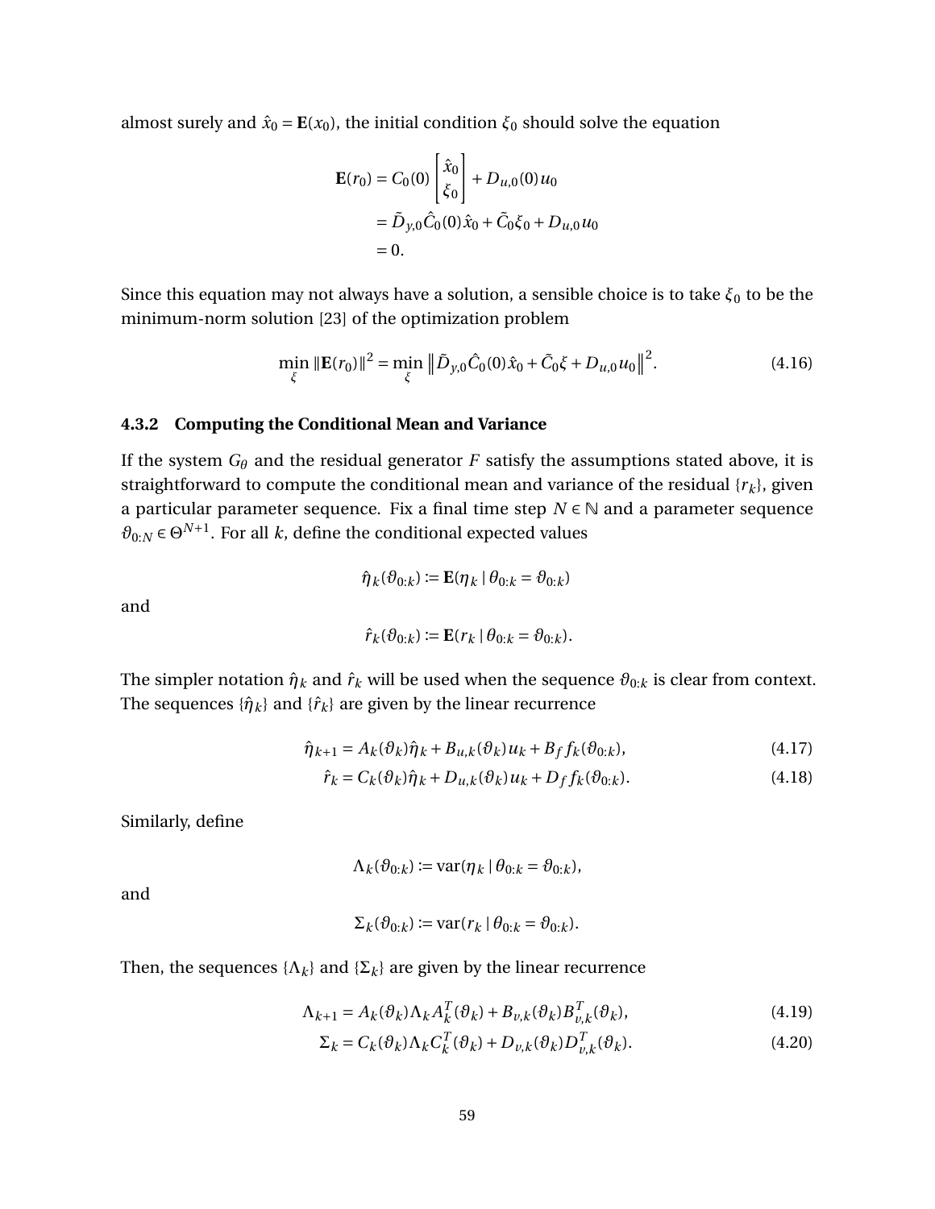almost surely and $\hat{x}_0 = \mathbf{E}(x_0)$, the initial condition $\xi_0$ should solve the equation

$$\begin{aligned}
\mathbf{E}(r_0) &= C_0(0) \begin{bmatrix} \hat{x}_0 \\ \xi_0 \end{bmatrix} + D_{u,0}(0)\, u_0 \\
&= \tilde{D}_{y,0} \hat{C}_0(0) \hat{x}_0 + \tilde{C}_0 \xi_0 + D_{u,0} u_0 \\
&= 0.
\end{aligned}$$

Since this equation may not always have a solution, a sensible choice is to take $\xi_0$ to be the minimum-norm solution [23] of the optimization problem

$$\min_{\xi} \|\mathbf{E}(r_0)\|^2 = \min_{\xi} \left\| \tilde{D}_{y,0} \hat{C}_0(0) \hat{x}_0 + \tilde{C}_0 \xi + D_{u,0} u_0 \right\|^2. \tag{4.16}$$

### 4.3.2 Computing the Conditional Mean and Variance

If the system $G_\theta$ and the residual generator $F$ satisfy the assumptions stated above, it is straightforward to compute the conditional mean and variance of the residual $\{r_k\}$, given a particular parameter sequence. Fix a final time step $N \in \mathbb{N}$ and a parameter sequence $\vartheta_{0:N} \in \Theta^{N+1}$. For all $k$, define the conditional expected values

$$\hat{\eta}_k(\vartheta_{0:k}) := \mathbf{E}(\eta_k \mid \theta_{0:k} = \vartheta_{0:k})$$

and

$$\hat{r}_k(\vartheta_{0:k}) := \mathbf{E}(r_k \mid \theta_{0:k} = \vartheta_{0:k}).$$

The simpler notation $\hat{\eta}_k$ and $\hat{r}_k$ will be used when the sequence $\vartheta_{0:k}$ is clear from context. The sequences $\{\hat{\eta}_k\}$ and $\{\hat{r}_k\}$ are given by the linear recurrence

$$\hat{\eta}_{k+1} = A_k(\vartheta_k)\hat{\eta}_k + B_{u,k}(\vartheta_k) u_k + B_f f_k(\vartheta_{0:k}), \tag{4.17}$$

$$\hat{r}_k = C_k(\vartheta_k)\hat{\eta}_k + D_{u,k}(\vartheta_k) u_k + D_f f_k(\vartheta_{0:k}). \tag{4.18}$$

Similarly, define

$$\Lambda_k(\vartheta_{0:k}) := \operatorname{var}(\eta_k \mid \theta_{0:k} = \vartheta_{0:k}),$$

and

$$\Sigma_k(\vartheta_{0:k}) := \operatorname{var}(r_k \mid \theta_{0:k} = \vartheta_{0:k}).$$

Then, the sequences $\{\Lambda_k\}$ and $\{\Sigma_k\}$ are given by the linear recurrence

$$\Lambda_{k+1} = A_k(\vartheta_k)\Lambda_k A_k^T(\vartheta_k) + B_{v,k}(\vartheta_k) B_{v,k}^T(\vartheta_k), \tag{4.19}$$

$$\Sigma_k = C_k(\vartheta_k)\Lambda_k C_k^T(\vartheta_k) + D_{v,k}(\vartheta_k) D_{v,k}^T(\vartheta_k). \tag{4.20}$$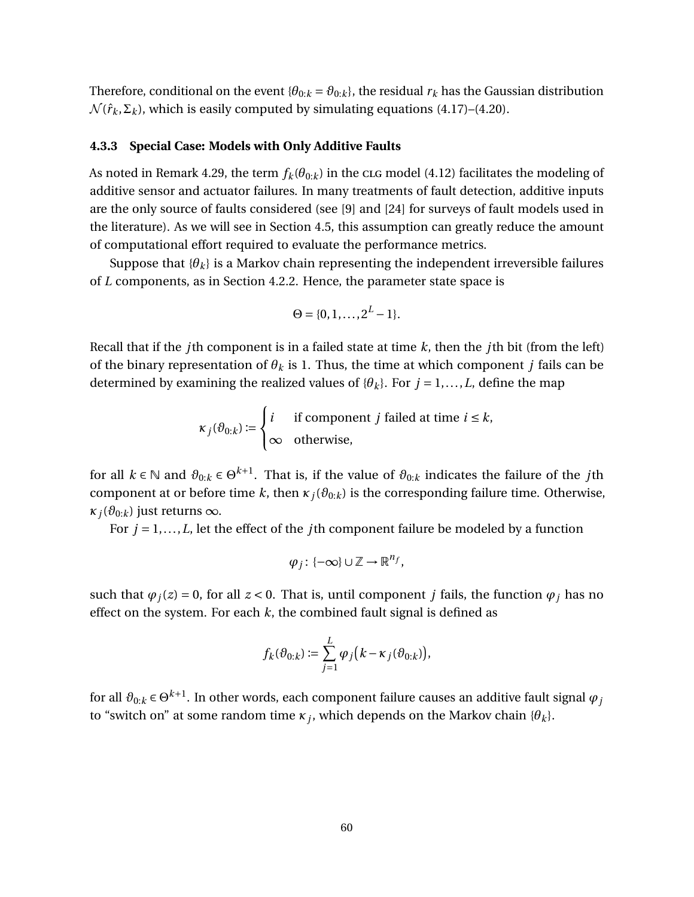Therefore, conditional on the event $\{\theta_{0:k} = \vartheta_{0:k}\}$, the residual $r_k$ has the Gaussian distribution $\mathcal{N}(\hat{r}_k, \Sigma_k)$, which is easily computed by simulating equations (4.17)–(4.20).

### 4.3.3 Special Case: Models with Only Additive Faults

As noted in Remark 4.29, the term $f_k(\theta_{0:k})$ in the CLG model (4.12) facilitates the modeling of additive sensor and actuator failures. In many treatments of fault detection, additive inputs are the only source of faults considered (see [9] and [24] for surveys of fault models used in the literature). As we will see in Section 4.5, this assumption can greatly reduce the amount of computational effort required to evaluate the performance metrics.

Suppose that $\{\theta_k\}$ is a Markov chain representing the independent irreversible failures of $L$ components, as in Section 4.2.2. Hence, the parameter state space is

$$\Theta = \{0, 1, \ldots, 2^L - 1\}.$$

Recall that if the $j$th component is in a failed state at time $k$, then the $j$th bit (from the left) of the binary representation of $\theta_k$ is 1. Thus, the time at which component $j$ fails can be determined by examining the realized values of $\{\theta_k\}$. For $j = 1, \ldots, L$, define the map

$$\kappa_j(\vartheta_{0:k}) := \begin{cases} i & \text{if component } j \text{ failed at time } i \leq k, \\ \infty & \text{otherwise,} \end{cases}$$

for all $k \in \mathbb{N}$ and $\vartheta_{0:k} \in \Theta^{k+1}$. That is, if the value of $\vartheta_{0:k}$ indicates the failure of the $j$th component at or before time $k$, then $\kappa_j(\vartheta_{0:k})$ is the corresponding failure time. Otherwise, $\kappa_j(\vartheta_{0:k})$ just returns $\infty$.

For $j = 1, \ldots, L$, let the effect of the $j$th component failure be modeled by a function

$$\varphi_j \colon \{-\infty\} \cup \mathbb{Z} \to \mathbb{R}^{n_f},$$

such that $\varphi_j(z) = 0$, for all $z < 0$. That is, until component $j$ fails, the function $\varphi_j$ has no effect on the system. For each $k$, the combined fault signal is defined as

$$f_k(\vartheta_{0:k}) := \sum_{j=1}^{L} \varphi_j\big(k - \kappa_j(\vartheta_{0:k})\big),$$

for all $\vartheta_{0:k} \in \Theta^{k+1}$. In other words, each component failure causes an additive fault signal $\varphi_j$ to "switch on" at some random time $\kappa_j$, which depends on the Markov chain $\{\theta_k\}$.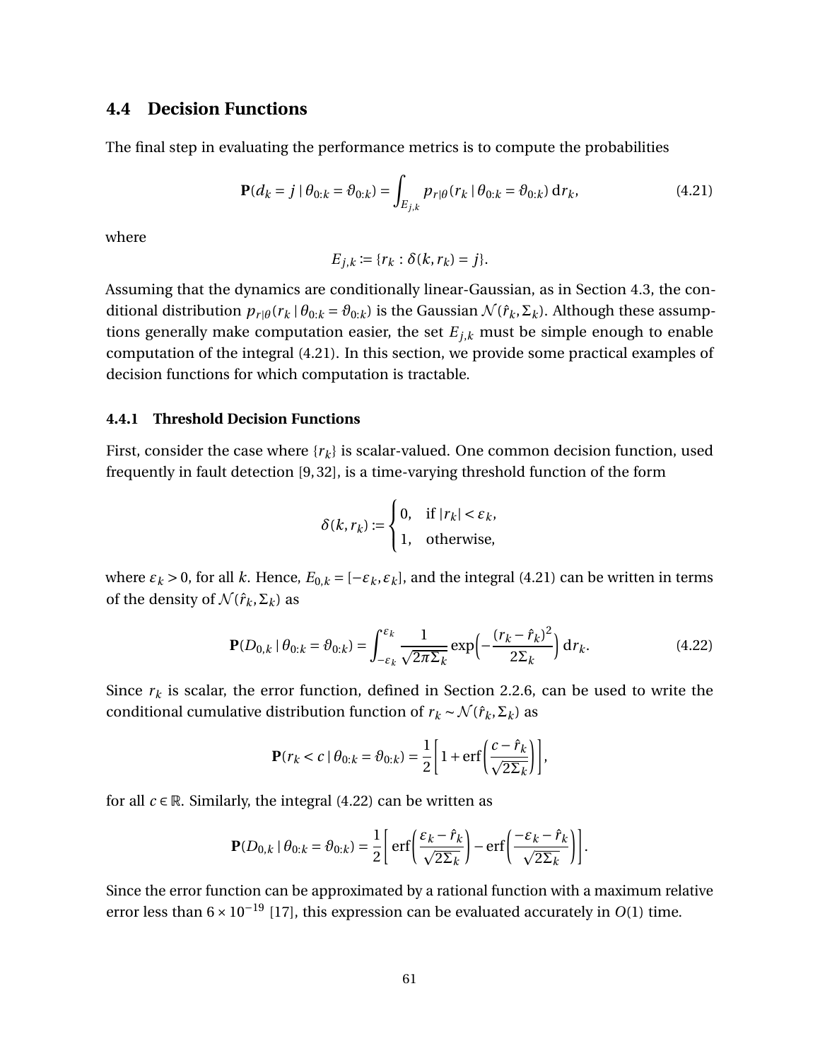## 4.4 Decision Functions

The final step in evaluating the performance metrics is to compute the probabilities

$$\mathbf{P}(d_k = j \mid \theta_{0:k} = \vartheta_{0:k}) = \int_{E_{j,k}} p_{r|\theta}(r_k \mid \theta_{0:k} = \vartheta_{0:k}) \, \mathrm{d}r_k, \tag{4.21}$$

where

$$E_{j,k} := \{r_k : \delta(k, r_k) = j\}.$$

Assuming that the dynamics are conditionally linear-Gaussian, as in Section 4.3, the conditional distribution $p_{r|\theta}(r_k \mid \theta_{0:k} = \vartheta_{0:k})$ is the Gaussian $\mathcal{N}(\hat{r}_k, \Sigma_k)$. Although these assumptions generally make computation easier, the set $E_{j,k}$ must be simple enough to enable computation of the integral (4.21). In this section, we provide some practical examples of decision functions for which computation is tractable.

### 4.4.1 Threshold Decision Functions

First, consider the case where $\{r_k\}$ is scalar-valued. One common decision function, used frequently in fault detection [9, 32], is a time-varying threshold function of the form

$$\delta(k, r_k) := \begin{cases} 0, & \text{if } |r_k| < \varepsilon_k, \\ 1, & \text{otherwise,} \end{cases}$$

where $\varepsilon_k > 0$, for all $k$. Hence, $E_{0,k} = [-\varepsilon_k, \varepsilon_k]$, and the integral (4.21) can be written in terms of the density of $\mathcal{N}(\hat{r}_k, \Sigma_k)$ as

$$\mathbf{P}(D_{0,k} \mid \theta_{0:k} = \vartheta_{0:k}) = \int_{-\varepsilon_k}^{\varepsilon_k} \frac{1}{\sqrt{2\pi\Sigma_k}} \exp\Big(-\frac{(r_k - \hat{r}_k)^2}{2\Sigma_k}\Big) \, \mathrm{d}r_k. \tag{4.22}$$

Since $r_k$ is scalar, the error function, defined in Section 2.2.6, can be used to write the conditional cumulative distribution function of $r_k \sim \mathcal{N}(\hat{r}_k, \Sigma_k)$ as

$$\mathbf{P}(r_k < c \mid \theta_{0:k} = \vartheta_{0:k}) = \frac{1}{2}\left[1 + \operatorname{erf}\left(\frac{c - \hat{r}_k}{\sqrt{2\Sigma_k}}\right)\right],$$

for all $c \in \mathbb{R}$. Similarly, the integral (4.22) can be written as

$$\mathbf{P}(D_{0,k} \mid \theta_{0:k} = \vartheta_{0:k}) = \frac{1}{2}\left[\operatorname{erf}\left(\frac{\varepsilon_k - \hat{r}_k}{\sqrt{2\Sigma_k}}\right) - \operatorname{erf}\left(\frac{-\varepsilon_k - \hat{r}_k}{\sqrt{2\Sigma_k}}\right)\right].$$

Since the error function can be approximated by a rational function with a maximum relative error less than $6 \times 10^{-19}$ [17], this expression can be evaluated accurately in $O(1)$ time.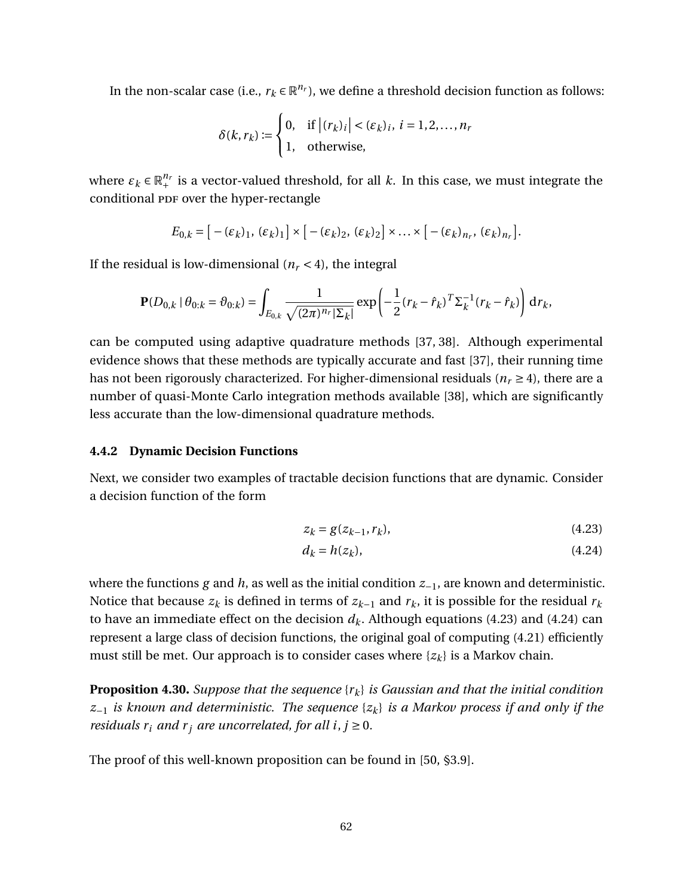In the non-scalar case (i.e., $r_k \in \mathbb{R}^{n_r}$), we define a threshold decision function as follows:

$$\delta(k, r_k) := \begin{cases} 0, & \text{if } \left|(r_k)_i\right| < (\varepsilon_k)_i,\ i = 1, 2, \ldots, n_r \\ 1, & \text{otherwise,} \end{cases}$$

where $\varepsilon_k \in \mathbb{R}_+^{n_r}$ is a vector-valued threshold, for all $k$. In this case, we must integrate the conditional PDF over the hyper-rectangle

$$E_{0,k} = \left[-(\varepsilon_k)_1,\ (\varepsilon_k)_1\right] \times \left[-(\varepsilon_k)_2,\ (\varepsilon_k)_2\right] \times \ldots \times \left[-(\varepsilon_k)_{n_r},\ (\varepsilon_k)_{n_r}\right].$$

If the residual is low-dimensional ($n_r < 4$), the integral

$$\mathbf{P}(D_{0,k} \mid \theta_{0:k} = \vartheta_{0:k}) = \int_{E_{0,k}} \frac{1}{\sqrt{(2\pi)^{n_r}|\Sigma_k|}} \exp\left(-\frac{1}{2}(r_k - \hat{r}_k)^T \Sigma_k^{-1}(r_k - \hat{r}_k)\right) \mathrm{d}r_k,$$

can be computed using adaptive quadrature methods [37, 38]. Although experimental evidence shows that these methods are typically accurate and fast [37], their running time has not been rigorously characterized. For higher-dimensional residuals ($n_r \geq 4$), there are a number of quasi-Monte Carlo integration methods available [38], which are significantly less accurate than the low-dimensional quadrature methods.

### 4.4.2 Dynamic Decision Functions

Next, we consider two examples of tractable decision functions that are dynamic. Consider a decision function of the form

$$z_k = g(z_{k-1}, r_k), \tag{4.23}$$

$$d_k = h(z_k), \tag{4.24}$$

where the functions $g$ and $h$, as well as the initial condition $z_{-1}$, are known and deterministic. Notice that because $z_k$ is defined in terms of $z_{k-1}$ and $r_k$, it is possible for the residual $r_k$ to have an immediate effect on the decision $d_k$. Although equations (4.23) and (4.24) can represent a large class of decision functions, the original goal of computing (4.21) efficiently must still be met. Our approach is to consider cases where $\{z_k\}$ is a Markov chain.

**Proposition 4.30.** *Suppose that the sequence $\{r_k\}$ is Gaussian and that the initial condition $z_{-1}$ is known and deterministic. The sequence $\{z_k\}$ is a Markov process if and only if the residuals $r_i$ and $r_j$ are uncorrelated, for all $i, j \geq 0$.*

The proof of this well-known proposition can be found in [50, §3.9].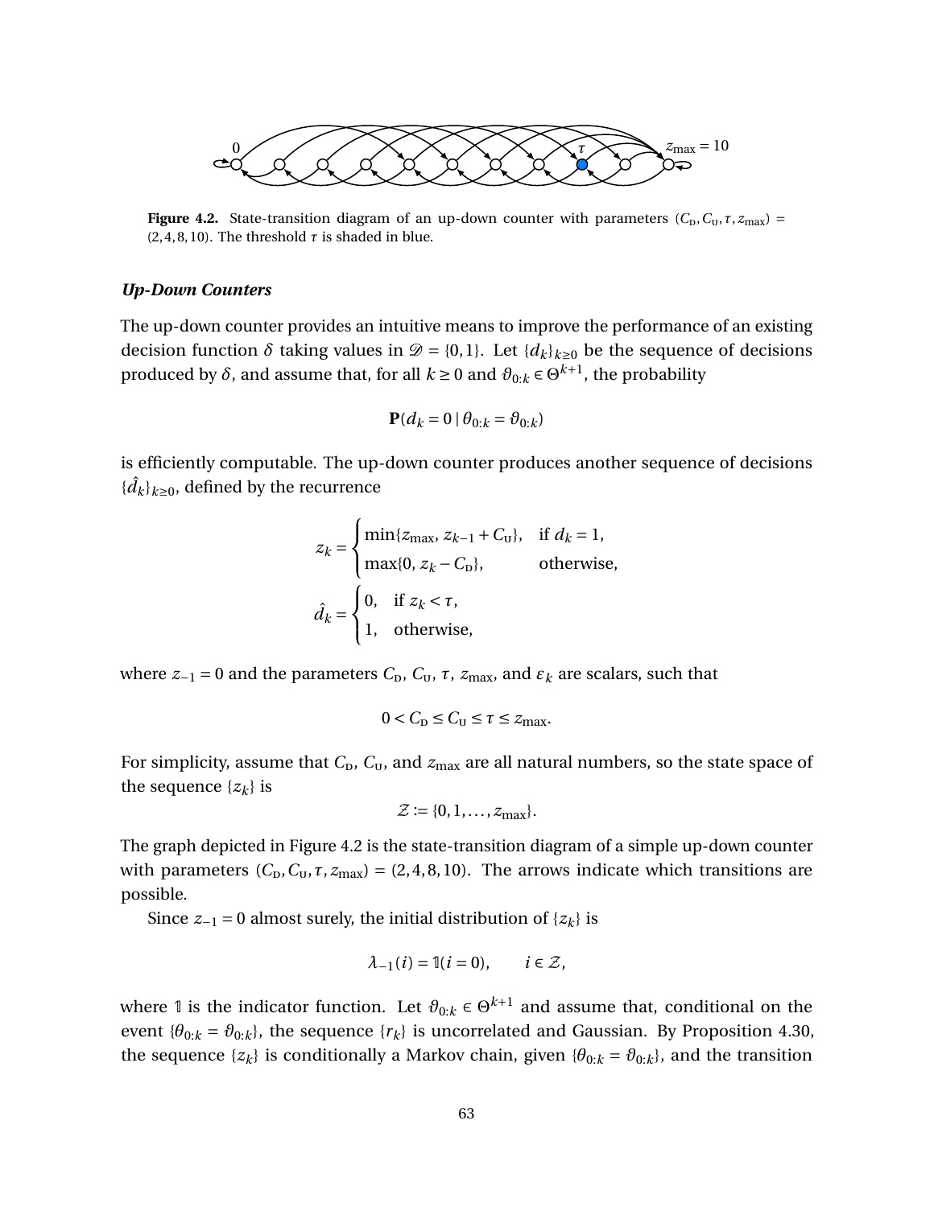Figure 4.2. State-transition diagram of an up-down counter with parameters $(C_\text{D}, C_\text{U}, \tau, z_{\max}) = (2, 4, 8, 10)$. The threshold $\tau$ is shaded in blue.

### *Up-Down Counters*

The up-down counter provides an intuitive means to improve the performance of an existing decision function $\delta$ taking values in $\mathscr{D} = \{0, 1\}$. Let $\{d_k\}_{k\geq 0}$ be the sequence of decisions produced by $\delta$, and assume that, for all $k \geq 0$ and $\vartheta_{0:k} \in \Theta^{k+1}$, the probability

$$\mathbf{P}(d_k = 0 \mid \theta_{0:k} = \vartheta_{0:k})$$

is efficiently computable. The up-down counter produces another sequence of decisions $\{\hat{d}_k\}_{k\geq 0}$, defined by the recurrence

$$z_k = \begin{cases} \min\{z_{\max},\, z_{k-1} + C_\text{U}\}, & \text{if } d_k = 1, \\ \max\{0,\, z_k - C_\text{D}\}, & \text{otherwise,} \end{cases}$$

$$\hat{d}_k = \begin{cases} 0, & \text{if } z_k < \tau, \\ 1, & \text{otherwise,} \end{cases}$$

where $z_{-1} = 0$ and the parameters $C_\text{D}$, $C_\text{U}$, $\tau$, $z_{\max}$, and $\varepsilon_k$ are scalars, such that

$$0 < C_\text{D} \leq C_\text{U} \leq \tau \leq z_{\max}.$$

For simplicity, assume that $C_\text{D}$, $C_\text{U}$, and $z_{\max}$ are all natural numbers, so the state space of the sequence $\{z_k\}$ is

$$\mathcal{Z} := \{0, 1, \ldots, z_{\max}\}.$$

The graph depicted in Figure 4.2 is the state-transition diagram of a simple up-down counter with parameters $(C_\text{D}, C_\text{U}, \tau, z_{\max}) = (2, 4, 8, 10)$. The arrows indicate which transitions are possible.

Since $z_{-1} = 0$ almost surely, the initial distribution of $\{z_k\}$ is

$$\lambda_{-1}(i) = \mathbb{1}(i = 0), \qquad i \in \mathcal{Z},$$

where $\mathbb{1}$ is the indicator function. Let $\vartheta_{0:k} \in \Theta^{k+1}$ and assume that, conditional on the event $\{\theta_{0:k} = \vartheta_{0:k}\}$, the sequence $\{r_k\}$ is uncorrelated and Gaussian. By Proposition 4.30, the sequence $\{z_k\}$ is conditionally a Markov chain, given $\{\theta_{0:k} = \vartheta_{0:k}\}$, and the transition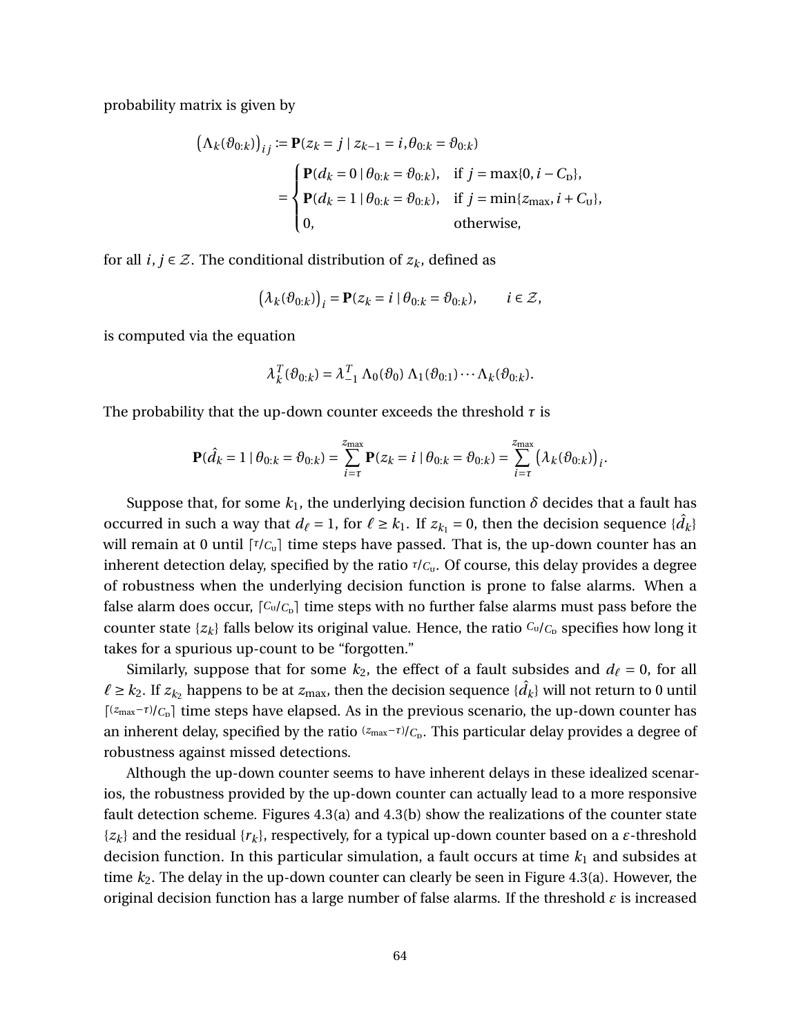probability matrix is given by

$$
\begin{aligned}
\big(\Lambda_k(\vartheta_{0:k})\big)_{ij} &:= \mathbf{P}(z_k = j \mid z_{k-1} = i, \theta_{0:k} = \vartheta_{0:k}) \\
&= \begin{cases} \mathbf{P}(d_k = 0 \mid \theta_{0:k} = \vartheta_{0:k}), & \text{if } j = \max\{0, i - C_{\mathrm{D}}\}, \\ \mathbf{P}(d_k = 1 \mid \theta_{0:k} = \vartheta_{0:k}), & \text{if } j = \min\{z_{\max}, i + C_{\mathrm{U}}\}, \\ 0, & \text{otherwise,} \end{cases}
\end{aligned}
$$

for all $i, j \in \mathcal{Z}$. The conditional distribution of $z_k$, defined as

$$
\big(\lambda_k(\vartheta_{0:k})\big)_i = \mathbf{P}(z_k = i \mid \theta_{0:k} = \vartheta_{0:k}), \qquad i \in \mathcal{Z},
$$

is computed via the equation

$$
\lambda_k^T(\vartheta_{0:k}) = \lambda_{-1}^T\, \Lambda_0(\vartheta_0)\, \Lambda_1(\vartheta_{0:1}) \cdots \Lambda_k(\vartheta_{0:k}).
$$

The probability that the up-down counter exceeds the threshold $\tau$ is

$$
\mathbf{P}(\hat{d}_k = 1 \mid \theta_{0:k} = \vartheta_{0:k}) = \sum_{i=\tau}^{z_{\max}} \mathbf{P}(z_k = i \mid \theta_{0:k} = \vartheta_{0:k}) = \sum_{i=\tau}^{z_{\max}} \big(\lambda_k(\vartheta_{0:k})\big)_i.
$$

Suppose that, for some $k_1$, the underlying decision function $\delta$ decides that a fault has occurred in such a way that $d_\ell = 1$, for $\ell \geq k_1$. If $z_{k_1} = 0$, then the decision sequence $\{\hat{d}_k\}$ will remain at 0 until $\lceil \tau / C_{\mathrm{U}} \rceil$ time steps have passed. That is, the up-down counter has an inherent detection delay, specified by the ratio $\tau / C_{\mathrm{U}}$. Of course, this delay provides a degree of robustness when the underlying decision function is prone to false alarms. When a false alarm does occur, $\lceil C_{\mathrm{U}} / C_{\mathrm{D}} \rceil$ time steps with no further false alarms must pass before the counter state $\{z_k\}$ falls below its original value. Hence, the ratio $C_{\mathrm{U}} / C_{\mathrm{D}}$ specifies how long it takes for a spurious up-count to be "forgotten."

Similarly, suppose that for some $k_2$, the effect of a fault subsides and $d_\ell = 0$, for all $\ell \geq k_2$. If $z_{k_2}$ happens to be at $z_{\max}$, then the decision sequence $\{\hat{d}_k\}$ will not return to 0 until $\lceil (z_{\max} - \tau) / C_{\mathrm{D}} \rceil$ time steps have elapsed. As in the previous scenario, the up-down counter has an inherent delay, specified by the ratio $(z_{\max} - \tau) / C_{\mathrm{D}}$. This particular delay provides a degree of robustness against missed detections.

Although the up-down counter seems to have inherent delays in these idealized scenarios, the robustness provided by the up-down counter can actually lead to a more responsive fault detection scheme. Figures 4.3(a) and 4.3(b) show the realizations of the counter state $\{z_k\}$ and the residual $\{r_k\}$, respectively, for a typical up-down counter based on a $\varepsilon$-threshold decision function. In this particular simulation, a fault occurs at time $k_1$ and subsides at time $k_2$. The delay in the up-down counter can clearly be seen in Figure 4.3(a). However, the original decision function has a large number of false alarms. If the threshold $\varepsilon$ is increased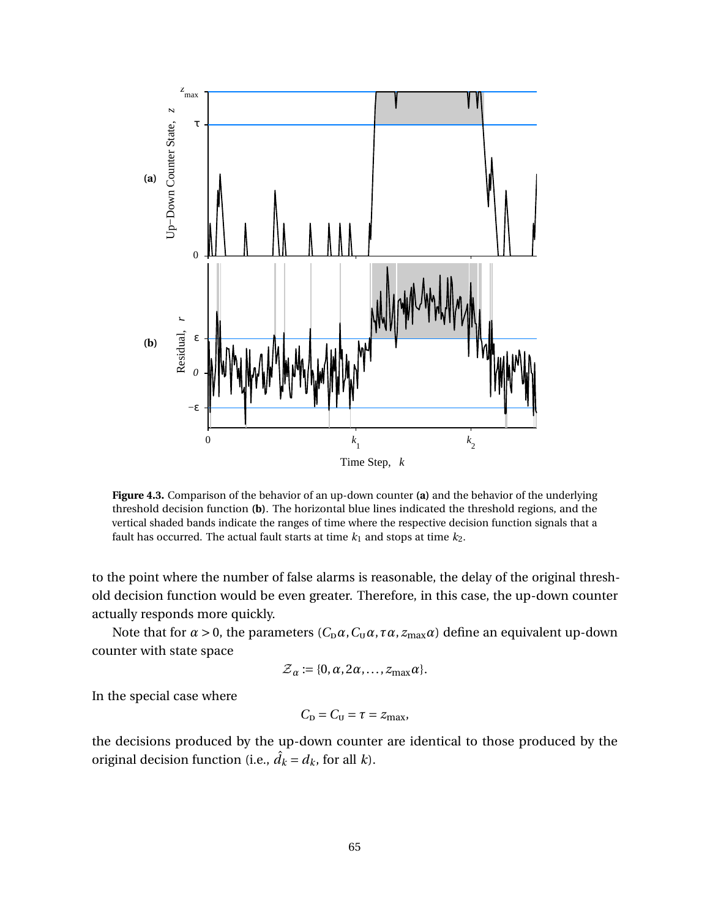**Figure 4.3.** Comparison of the behavior of an up-down counter **(a)** and the behavior of the underlying threshold decision function **(b)**. The horizontal blue lines indicated the threshold regions, and the vertical shaded bands indicate the ranges of time where the respective decision function signals that a fault has occurred. The actual fault starts at time $k_1$ and stops at time $k_2$.

to the point where the number of false alarms is reasonable, the delay of the original threshold decision function would be even greater. Therefore, in this case, the up-down counter actually responds more quickly.

Note that for $\alpha > 0$, the parameters $(C_{\text{D}}\alpha, C_{\text{U}}\alpha, \tau\alpha, z_{\max}\alpha)$ define an equivalent up-down counter with state space

$$\mathcal{Z}_\alpha := \{0, \alpha, 2\alpha, \ldots, z_{\max}\alpha\}.$$

In the special case where

$$C_{\text{D}} = C_{\text{U}} = \tau = z_{\max},$$

the decisions produced by the up-down counter are identical to those produced by the original decision function (i.e., $\hat{d}_k = d_k$, for all $k$).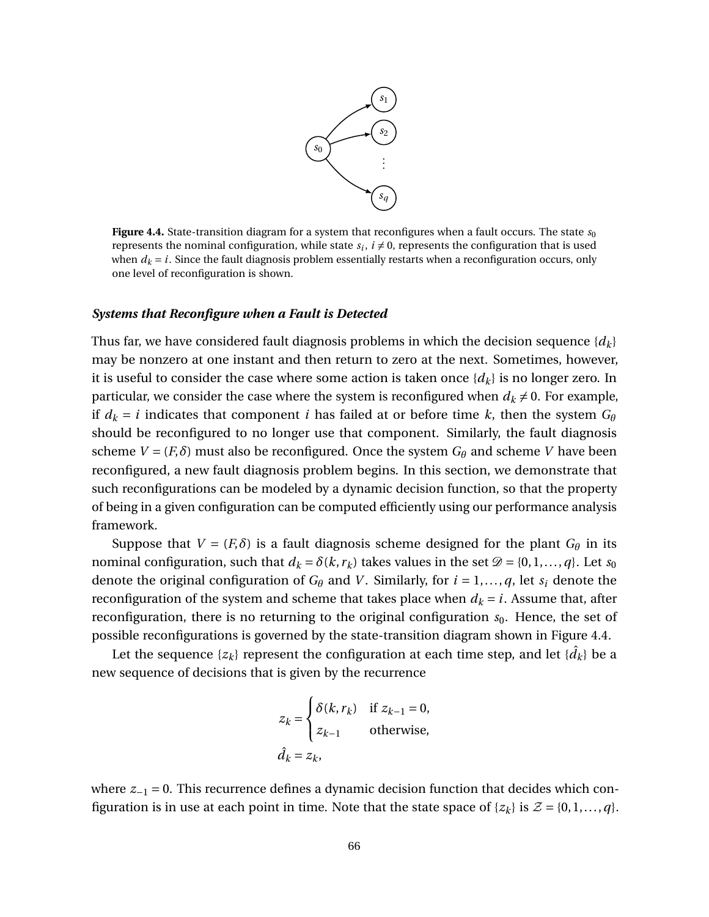**Figure 4.4.** State-transition diagram for a system that reconfigures when a fault occurs. The state $s_0$ represents the nominal configuration, while state $s_i$, $i \neq 0$, represents the configuration that is used when $d_k = i$. Since the fault diagnosis problem essentially restarts when a reconfiguration occurs, only one level of reconfiguration is shown.

### *Systems that Reconfigure when a Fault is Detected*

Thus far, we have considered fault diagnosis problems in which the decision sequence $\{d_k\}$ may be nonzero at one instant and then return to zero at the next. Sometimes, however, it is useful to consider the case where some action is taken once $\{d_k\}$ is no longer zero. In particular, we consider the case where the system is reconfigured when $d_k \neq 0$. For example, if $d_k = i$ indicates that component $i$ has failed at or before time $k$, then the system $G_\theta$ should be reconfigured to no longer use that component. Similarly, the fault diagnosis scheme $V = (F, \delta)$ must also be reconfigured. Once the system $G_\theta$ and scheme $V$ have been reconfigured, a new fault diagnosis problem begins. In this section, we demonstrate that such reconfigurations can be modeled by a dynamic decision function, so that the property of being in a given configuration can be computed efficiently using our performance analysis framework.

Suppose that $V = (F, \delta)$ is a fault diagnosis scheme designed for the plant $G_\theta$ in its nominal configuration, such that $d_k = \delta(k, r_k)$ takes values in the set $\mathscr{D} = \{0, 1, \ldots, q\}$. Let $s_0$ denote the original configuration of $G_\theta$ and $V$. Similarly, for $i = 1, \ldots, q$, let $s_i$ denote the reconfiguration of the system and scheme that takes place when $d_k = i$. Assume that, after reconfiguration, there is no returning to the original configuration $s_0$. Hence, the set of possible reconfigurations is governed by the state-transition diagram shown in Figure 4.4.

Let the sequence $\{z_k\}$ represent the configuration at each time step, and let $\{\hat{d}_k\}$ be a new sequence of decisions that is given by the recurrence

$$z_k = \begin{cases} \delta(k, r_k) & \text{if } z_{k-1} = 0, \\ z_{k-1} & \text{otherwise,} \end{cases}$$

$$\hat{d}_k = z_k,$$

where $z_{-1} = 0$. This recurrence defines a dynamic decision function that decides which configuration is in use at each point in time. Note that the state space of $\{z_k\}$ is $\mathcal{Z} = \{0, 1, \ldots, q\}$.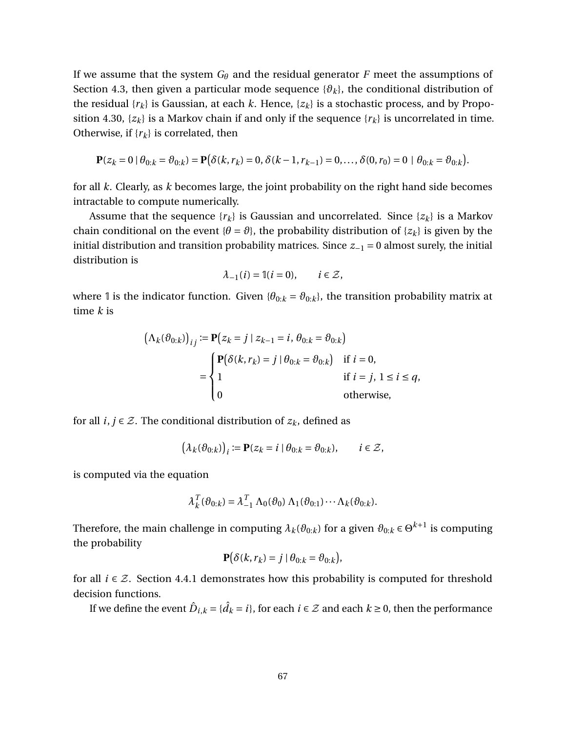If we assume that the system $G_\theta$ and the residual generator $F$ meet the assumptions of Section 4.3, then given a particular mode sequence $\{\vartheta_k\}$, the conditional distribution of the residual $\{r_k\}$ is Gaussian, at each $k$. Hence, $\{z_k\}$ is a stochastic process, and by Proposition 4.30, $\{z_k\}$ is a Markov chain if and only if the sequence $\{r_k\}$ is uncorrelated in time. Otherwise, if $\{r_k\}$ is correlated, then

$$\mathbf{P}(z_k = 0 \mid \theta_{0:k} = \vartheta_{0:k}) = \mathbf{P}\big(\delta(k, r_k) = 0, \delta(k-1, r_{k-1}) = 0, \ldots, \delta(0, r_0) = 0 \mid \theta_{0:k} = \vartheta_{0:k}\big).$$

for all $k$. Clearly, as $k$ becomes large, the joint probability on the right hand side becomes intractable to compute numerically.

Assume that the sequence $\{r_k\}$ is Gaussian and uncorrelated. Since $\{z_k\}$ is a Markov chain conditional on the event $\{\theta = \vartheta\}$, the probability distribution of $\{z_k\}$ is given by the initial distribution and transition probability matrices. Since $z_{-1} = 0$ almost surely, the initial distribution is

$$\lambda_{-1}(i) = \mathbb{1}(i = 0), \qquad i \in \mathcal{Z},$$

where $\mathbb{1}$ is the indicator function. Given $\{\theta_{0:k} = \vartheta_{0:k}\}$, the transition probability matrix at time $k$ is

$$\begin{aligned}
\big(\Lambda_k(\vartheta_{0:k})\big)_{ij} &:= \mathbf{P}\big(z_k = j \mid z_{k-1} = i, \theta_{0:k} = \vartheta_{0:k}\big) \\
&= \begin{cases} \mathbf{P}\big(\delta(k, r_k) = j \mid \theta_{0:k} = \vartheta_{0:k}\big) & \text{if } i = 0, \\ 1 & \text{if } i = j,\ 1 \le i \le q, \\ 0 & \text{otherwise,} \end{cases}
\end{aligned}$$

for all $i, j \in \mathcal{Z}$. The conditional distribution of $z_k$, defined as

$$\big(\lambda_k(\vartheta_{0:k})\big)_i := \mathbf{P}(z_k = i \mid \theta_{0:k} = \vartheta_{0:k}), \qquad i \in \mathcal{Z},$$

is computed via the equation

$$\lambda_k^T(\vartheta_{0:k}) = \lambda_{-1}^T\, \Lambda_0(\vartheta_0)\, \Lambda_1(\vartheta_{0:1}) \cdots \Lambda_k(\vartheta_{0:k}).$$

Therefore, the main challenge in computing $\lambda_k(\vartheta_{0:k})$ for a given $\vartheta_{0:k} \in \Theta^{k+1}$ is computing the probability

$$\mathbf{P}\big(\delta(k, r_k) = j \mid \theta_{0:k} = \vartheta_{0:k}\big),$$

for all $i \in \mathcal{Z}$. Section 4.4.1 demonstrates how this probability is computed for threshold decision functions.

If we define the event $\hat{D}_{i,k} = \{\hat{d}_k = i\}$, for each $i \in \mathcal{Z}$ and each $k \geq 0$, then the performance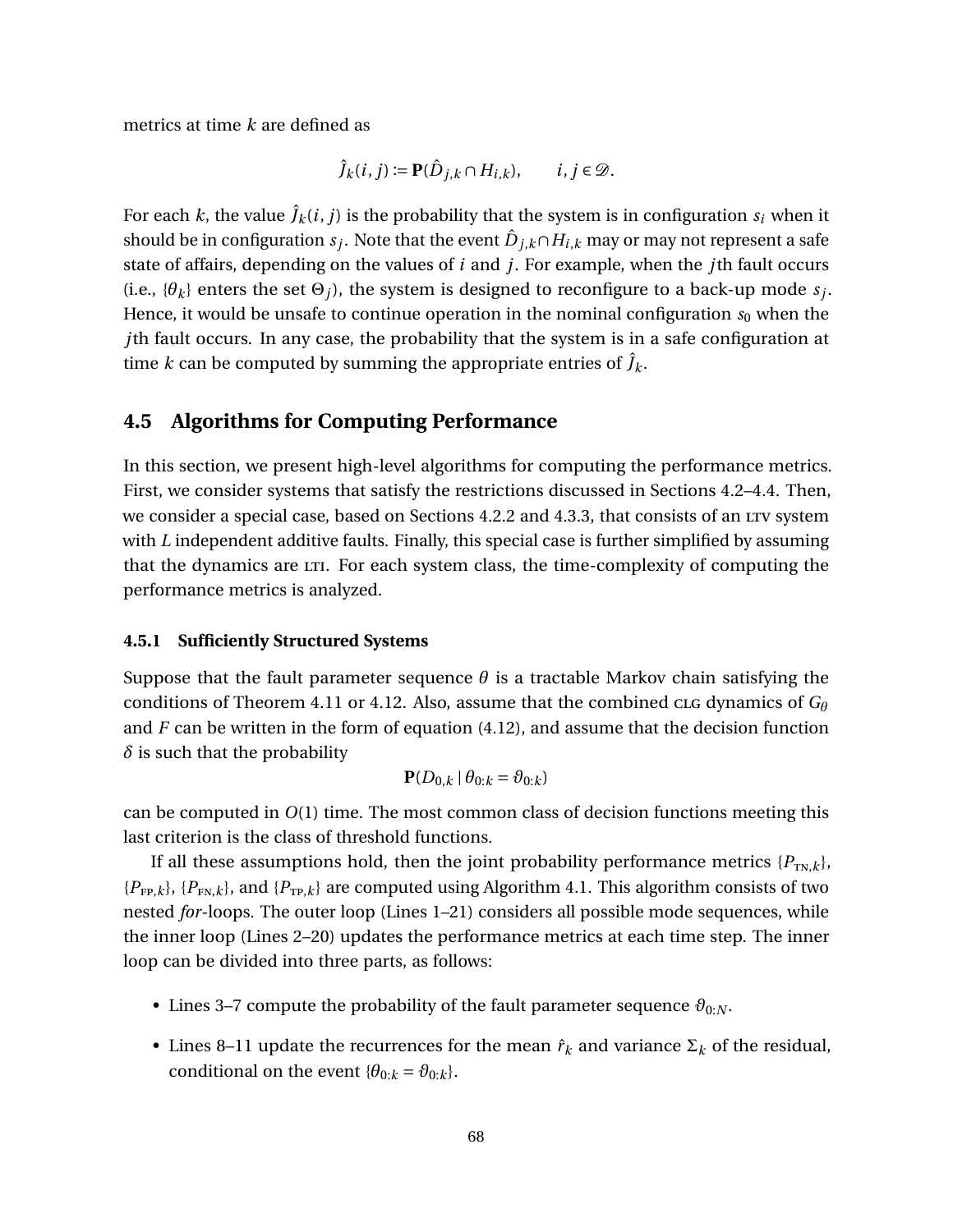metrics at time $k$ are defined as

$$\hat{J}_k(i,j) := \mathbf{P}(\hat{D}_{j,k} \cap H_{i,k}), \qquad i,j \in \mathcal{D}.$$

For each $k$, the value $\hat{J}_k(i,j)$ is the probability that the system is in configuration $s_i$ when it should be in configuration $s_j$. Note that the event $\hat{D}_{j,k} \cap H_{i,k}$ may or may not represent a safe state of affairs, depending on the values of $i$ and $j$. For example, when the $j$th fault occurs (i.e., $\{\theta_k\}$ enters the set $\Theta_j$), the system is designed to reconfigure to a back-up mode $s_j$. Hence, it would be unsafe to continue operation in the nominal configuration $s_0$ when the $j$th fault occurs. In any case, the probability that the system is in a safe configuration at time $k$ can be computed by summing the appropriate entries of $\hat{J}_k$.

## 4.5 Algorithms for Computing Performance

In this section, we present high-level algorithms for computing the performance metrics. First, we consider systems that satisfy the restrictions discussed in Sections 4.2–4.4. Then, we consider a special case, based on Sections 4.2.2 and 4.3.3, that consists of an LTV system with $L$ independent additive faults. Finally, this special case is further simplified by assuming that the dynamics are LTI. For each system class, the time-complexity of computing the performance metrics is analyzed.

### 4.5.1 Sufficiently Structured Systems

Suppose that the fault parameter sequence $\theta$ is a tractable Markov chain satisfying the conditions of Theorem 4.11 or 4.12. Also, assume that the combined CLG dynamics of $G_\theta$ and $F$ can be written in the form of equation (4.12), and assume that the decision function $\delta$ is such that the probability

$$\mathbf{P}(D_{0,k} \mid \theta_{0:k} = \vartheta_{0:k})$$

can be computed in $O(1)$ time. The most common class of decision functions meeting this last criterion is the class of threshold functions.

If all these assumptions hold, then the joint probability performance metrics $\{P_{\text{TN},k}\}$, $\{P_{\text{FP},k}\}$, $\{P_{\text{FN},k}\}$, and $\{P_{\text{TP},k}\}$ are computed using Algorithm 4.1. This algorithm consists of two nested *for*-loops. The outer loop (Lines 1–21) considers all possible mode sequences, while the inner loop (Lines 2–20) updates the performance metrics at each time step. The inner loop can be divided into three parts, as follows:

- Lines 3–7 compute the probability of the fault parameter sequence $\vartheta_{0:N}$.
- Lines 8–11 update the recurrences for the mean $\hat{r}_k$ and variance $\Sigma_k$ of the residual, conditional on the event $\{\theta_{0:k} = \vartheta_{0:k}\}$.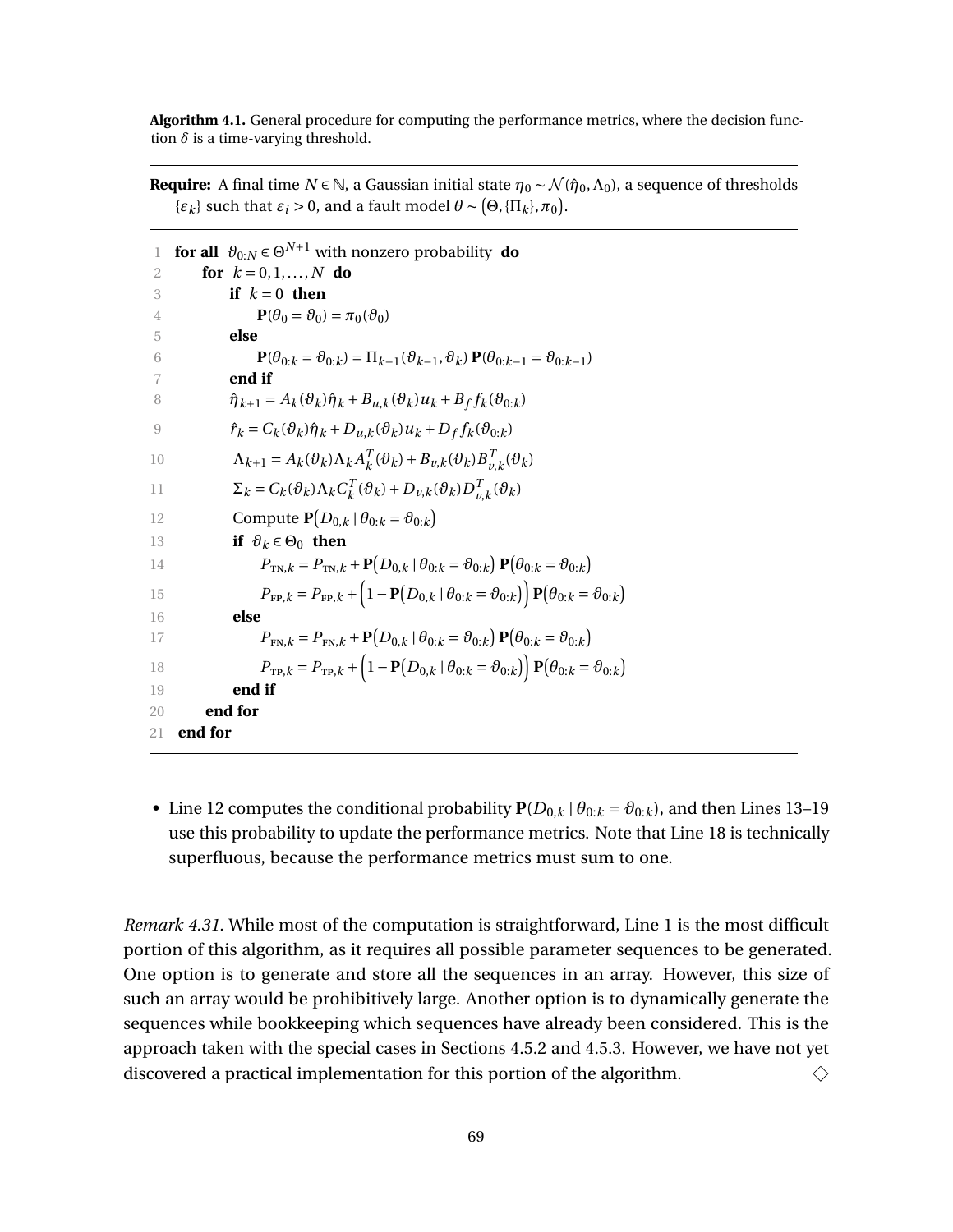**Algorithm 4.1.** General procedure for computing the performance metrics, where the decision function $\delta$ is a time-varying threshold.

---

**Require:** A final time $N \in \mathbb{N}$, a Gaussian initial state $\eta_0 \sim \mathcal{N}(\hat{\eta}_0, \Lambda_0)$, a sequence of thresholds $\{\varepsilon_k\}$ such that $\varepsilon_i > 0$, and a fault model $\theta \sim \big(\Theta, \{\Pi_k\}, \pi_0\big)$.

---

```
1  for all ϑ_{0:N} ∈ Θ^{N+1} with nonzero probability do
2      for k = 0, 1, ..., N do
3          if k = 0 then
4              P(θ_0 = ϑ_0) = π_0(ϑ_0)
5          else
6              P(θ_{0:k} = ϑ_{0:k}) = Π_{k−1}(ϑ_{k−1}, ϑ_k) P(θ_{0:k−1} = ϑ_{0:k−1})
7          end if
8          η̂_{k+1} = A_k(ϑ_k) η̂_k + B_{u,k}(ϑ_k) u_k + B_f f_k(ϑ_{0:k})
9          r̂_k = C_k(ϑ_k) η̂_k + D_{u,k}(ϑ_k) u_k + D_f f_k(ϑ_{0:k})
10         Λ_{k+1} = A_k(ϑ_k) Λ_k A_k^T(ϑ_k) + B_{v,k}(ϑ_k) B_{v,k}^T(ϑ_k)
11         Σ_k = C_k(ϑ_k) Λ_k C_k^T(ϑ_k) + D_{v,k}(ϑ_k) D_{v,k}^T(ϑ_k)
12         Compute P(D_{0,k} | θ_{0:k} = ϑ_{0:k})
13         if ϑ_k ∈ Θ_0 then
14             P_{TN,k} = P_{TN,k} + P(D_{0,k} | θ_{0:k} = ϑ_{0:k}) P(θ_{0:k} = ϑ_{0:k})
15             P_{FP,k} = P_{FP,k} + (1 − P(D_{0,k} | θ_{0:k} = ϑ_{0:k})) P(θ_{0:k} = ϑ_{0:k})
16         else
17             P_{FN,k} = P_{FN,k} + P(D_{0,k} | θ_{0:k} = ϑ_{0:k}) P(θ_{0:k} = ϑ_{0:k})
18             P_{TP,k} = P_{TP,k} + (1 − P(D_{0,k} | θ_{0:k} = ϑ_{0:k})) P(θ_{0:k} = ϑ_{0:k})
19         end if
20     end for
21 end for
```

---

- Line 12 computes the conditional probability $\mathbf{P}(D_{0,k} \mid \theta_{0:k} = \vartheta_{0:k})$, and then Lines 13–19 use this probability to update the performance metrics. Note that Line 18 is technically superfluous, because the performance metrics must sum to one.

*Remark 4.31.* While most of the computation is straightforward, Line 1 is the most difficult portion of this algorithm, as it requires all possible parameter sequences to be generated. One option is to generate and store all the sequences in an array. However, this size of such an array would be prohibitively large. Another option is to dynamically generate the sequences while bookkeeping which sequences have already been considered. This is the approach taken with the special cases in Sections 4.5.2 and 4.5.3. However, we have not yet discovered a practical implementation for this portion of the algorithm. ◇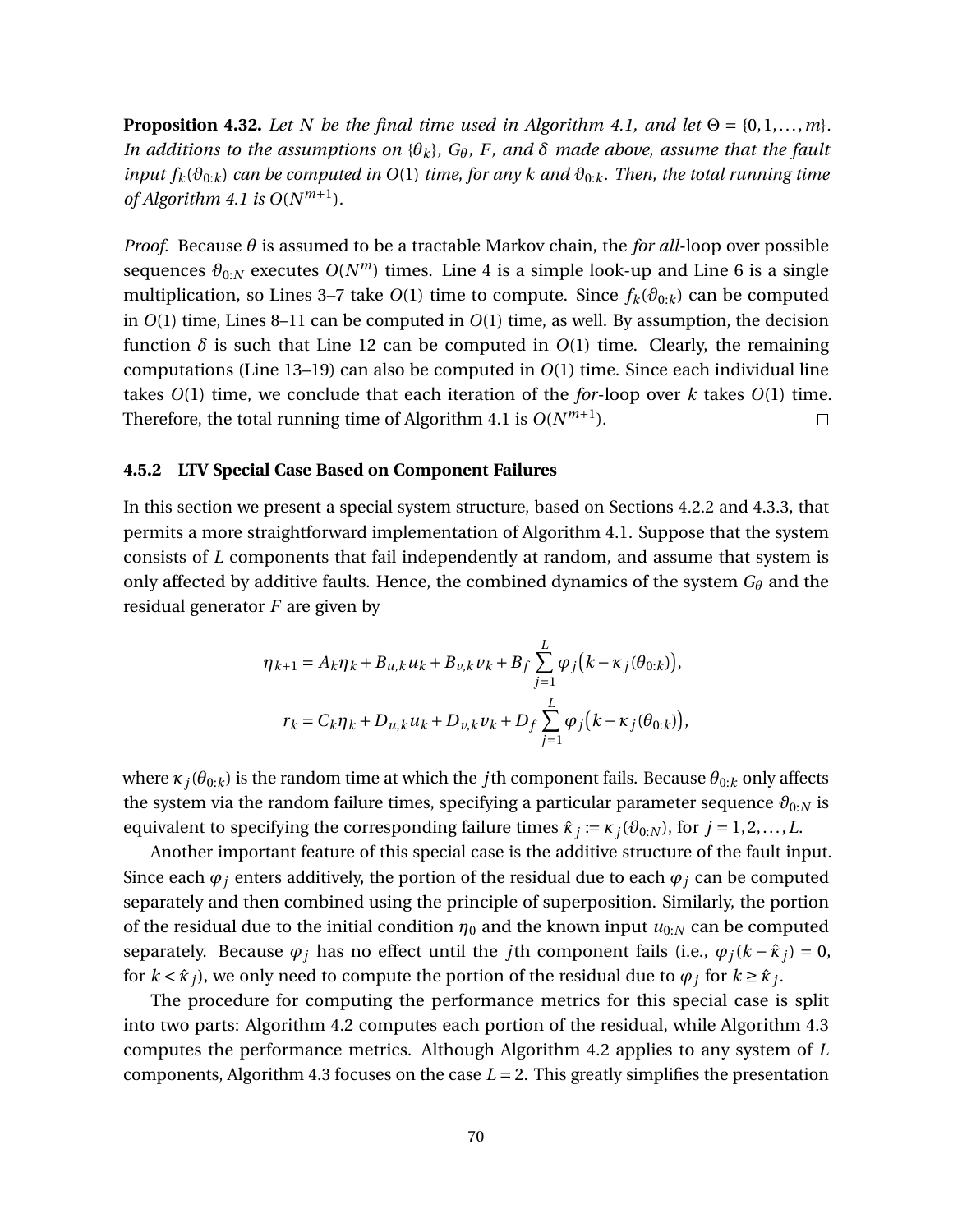**Proposition 4.32.** *Let $N$ be the final time used in Algorithm 4.1, and let $\Theta = \{0, 1, \ldots, m\}$. In additions to the assumptions on $\{\theta_k\}$, $G_\theta$, $F$, and $\delta$ made above, assume that the fault input $f_k(\vartheta_{0:k})$ can be computed in $O(1)$ time, for any $k$ and $\vartheta_{0:k}$. Then, the total running time of Algorithm 4.1 is $O(N^{m+1})$.*

*Proof.* Because $\theta$ is assumed to be a tractable Markov chain, the *for all*-loop over possible sequences $\vartheta_{0:N}$ executes $O(N^m)$ times. Line 4 is a simple look-up and Line 6 is a single multiplication, so Lines 3–7 take $O(1)$ time to compute. Since $f_k(\vartheta_{0:k})$ can be computed in $O(1)$ time, Lines 8–11 can be computed in $O(1)$ time, as well. By assumption, the decision function $\delta$ is such that Line 12 can be computed in $O(1)$ time. Clearly, the remaining computations (Line 13–19) can also be computed in $O(1)$ time. Since each individual line takes $O(1)$ time, we conclude that each iteration of the *for*-loop over $k$ takes $O(1)$ time. Therefore, the total running time of Algorithm 4.1 is $O(N^{m+1})$. □

### 4.5.2 LTV Special Case Based on Component Failures

In this section we present a special system structure, based on Sections 4.2.2 and 4.3.3, that permits a more straightforward implementation of Algorithm 4.1. Suppose that the system consists of $L$ components that fail independently at random, and assume that system is only affected by additive faults. Hence, the combined dynamics of the system $G_\theta$ and the residual generator $F$ are given by

$$
\begin{aligned}
\eta_{k+1} &= A_k \eta_k + B_{u,k} u_k + B_{v,k} v_k + B_f \sum_{j=1}^{L} \varphi_j\big(k - \kappa_j(\theta_{0:k})\big), \\
r_k &= C_k \eta_k + D_{u,k} u_k + D_{v,k} v_k + D_f \sum_{j=1}^{L} \varphi_j\big(k - \kappa_j(\theta_{0:k})\big),
\end{aligned}
$$

where $\kappa_j(\theta_{0:k})$ is the random time at which the $j$th component fails. Because $\theta_{0:k}$ only affects the system via the random failure times, specifying a particular parameter sequence $\vartheta_{0:N}$ is equivalent to specifying the corresponding failure times $\hat{\kappa}_j := \kappa_j(\vartheta_{0:N})$, for $j = 1, 2, \ldots, L$.

Another important feature of this special case is the additive structure of the fault input. Since each $\varphi_j$ enters additively, the portion of the residual due to each $\varphi_j$ can be computed separately and then combined using the principle of superposition. Similarly, the portion of the residual due to the initial condition $\eta_0$ and the known input $u_{0:N}$ can be computed separately. Because $\varphi_j$ has no effect until the $j$th component fails (i.e., $\varphi_j(k - \hat{\kappa}_j) = 0$, for $k < \hat{\kappa}_j$), we only need to compute the portion of the residual due to $\varphi_j$ for $k \geq \hat{\kappa}_j$.

The procedure for computing the performance metrics for this special case is split into two parts: Algorithm 4.2 computes each portion of the residual, while Algorithm 4.3 computes the performance metrics. Although Algorithm 4.2 applies to any system of $L$ components, Algorithm 4.3 focuses on the case $L = 2$. This greatly simplifies the presentation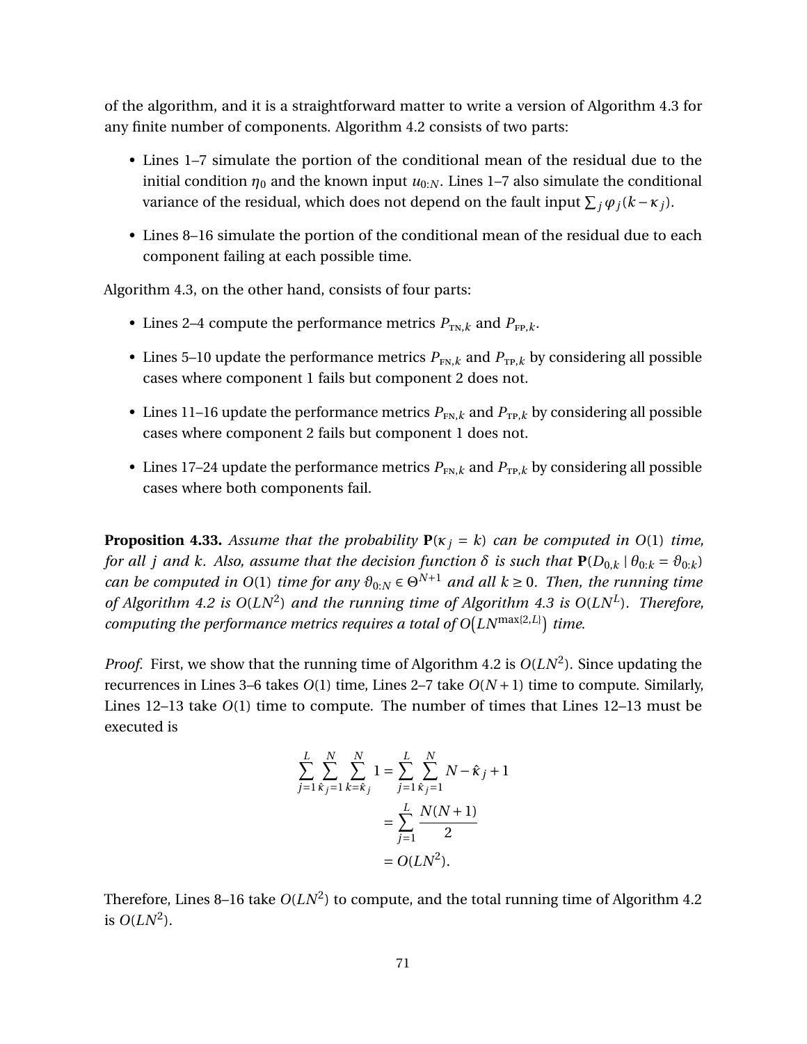of the algorithm, and it is a straightforward matter to write a version of Algorithm 4.3 for any finite number of components. Algorithm 4.2 consists of two parts:

- Lines 1–7 simulate the portion of the conditional mean of the residual due to the initial condition $\eta_0$ and the known input $u_{0:N}$. Lines 1–7 also simulate the conditional variance of the residual, which does not depend on the fault input $\sum_j \varphi_j(k-\kappa_j)$.
- Lines 8–16 simulate the portion of the conditional mean of the residual due to each component failing at each possible time.

Algorithm 4.3, on the other hand, consists of four parts:

- Lines 2–4 compute the performance metrics $P_{\text{TN},k}$ and $P_{\text{FP},k}$.
- Lines 5–10 update the performance metrics $P_{\text{FN},k}$ and $P_{\text{TP},k}$ by considering all possible cases where component 1 fails but component 2 does not.
- Lines 11–16 update the performance metrics $P_{\text{FN},k}$ and $P_{\text{TP},k}$ by considering all possible cases where component 2 fails but component 1 does not.
- Lines 17–24 update the performance metrics $P_{\text{FN},k}$ and $P_{\text{TP},k}$ by considering all possible cases where both components fail.

**Proposition 4.33.** *Assume that the probability $\mathbf{P}(\kappa_j = k)$ can be computed in $O(1)$ time, for all $j$ and $k$. Also, assume that the decision function $\delta$ is such that $\mathbf{P}(D_{0,k} \mid \theta_{0:k} = \vartheta_{0:k})$ can be computed in $O(1)$ time for any $\vartheta_{0:N} \in \Theta^{N+1}$ and all $k \geq 0$. Then, the running time of Algorithm 4.2 is $O(LN^2)$ and the running time of Algorithm 4.3 is $O(LN^L)$. Therefore, computing the performance metrics requires a total of $O\big(LN^{\max\{2,L\}}\big)$ time.*

*Proof.* First, we show that the running time of Algorithm 4.2 is $O(LN^2)$. Since updating the recurrences in Lines 3–6 takes $O(1)$ time, Lines 2–7 take $O(N+1)$ time to compute. Similarly, Lines 12–13 take $O(1)$ time to compute. The number of times that Lines 12–13 must be executed is

$$
\begin{aligned}
\sum_{j=1}^{L} \sum_{\hat{\kappa}_j=1}^{N} \sum_{k=\hat{\kappa}_j}^{N} 1 &= \sum_{j=1}^{L} \sum_{\hat{\kappa}_j=1}^{N} N - \hat{\kappa}_j + 1 \\
&= \sum_{j=1}^{L} \frac{N(N+1)}{2} \\
&= O(LN^2).
\end{aligned}
$$

Therefore, Lines 8–16 take $O(LN^2)$ to compute, and the total running time of Algorithm 4.2 is $O(LN^2)$.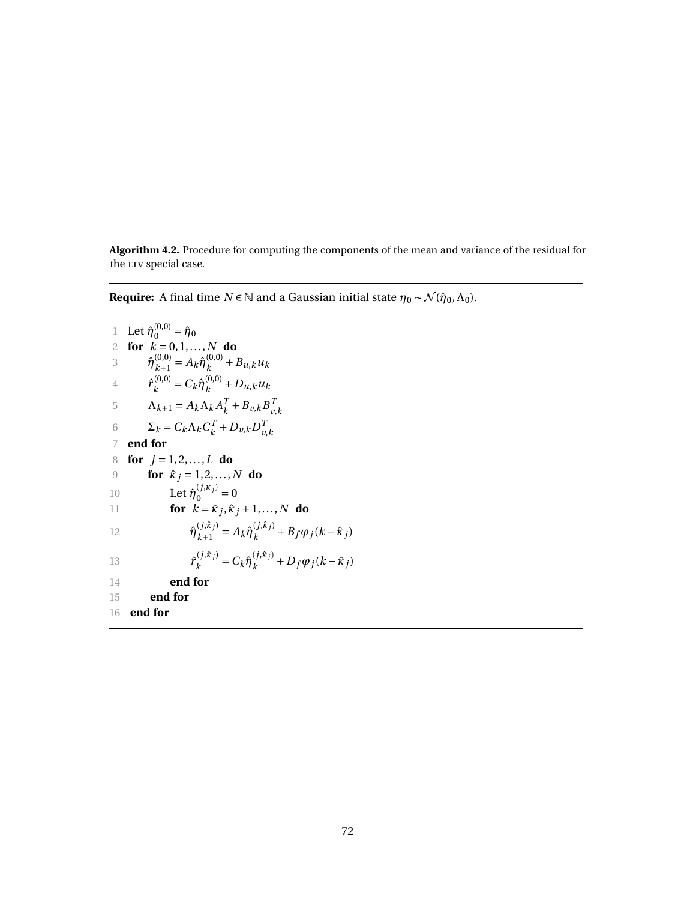**Algorithm 4.2.** Procedure for computing the components of the mean and variance of the residual for the LTV special case.

---

**Require:** A final time $N \in \mathbb{N}$ and a Gaussian initial state $\eta_0 \sim \mathcal{N}(\hat{\eta}_0, \Lambda_0)$.

---

1 Let $\hat{\eta}_0^{(0,0)} = \hat{\eta}_0$
2 **for** $k = 0, 1, \ldots, N$ **do**
3 $\quad \hat{\eta}_{k+1}^{(0,0)} = A_k \hat{\eta}_k^{(0,0)} + B_{u,k} u_k$
4 $\quad \hat{r}_k^{(0,0)} = C_k \hat{\eta}_k^{(0,0)} + D_{u,k} u_k$
5 $\quad \Lambda_{k+1} = A_k \Lambda_k A_k^T + B_{v,k} B_{v,k}^T$
6 $\quad \Sigma_k = C_k \Lambda_k C_k^T + D_{v,k} D_{v,k}^T$
7 **end for**
8 **for** $j = 1, 2, \ldots, L$ **do**
9 $\quad$ **for** $\hat{\kappa}_j = 1, 2, \ldots, N$ **do**
10 $\quad\quad$ Let $\hat{\eta}_0^{(j,\kappa_j)} = 0$
11 $\quad\quad$ **for** $k = \hat{\kappa}_j, \hat{\kappa}_j + 1, \ldots, N$ **do**
12 $\quad\quad\quad \hat{\eta}_{k+1}^{(j,\hat{\kappa}_j)} = A_k \hat{\eta}_k^{(j,\hat{\kappa}_j)} + B_f \varphi_j (k - \hat{\kappa}_j)$
13 $\quad\quad\quad \hat{r}_k^{(j,\hat{\kappa}_j)} = C_k \hat{\eta}_k^{(j,\hat{\kappa}_j)} + D_f \varphi_j (k - \hat{\kappa}_j)$
14 $\quad\quad$ **end for**
15 $\quad$ **end for**
16 **end for**

---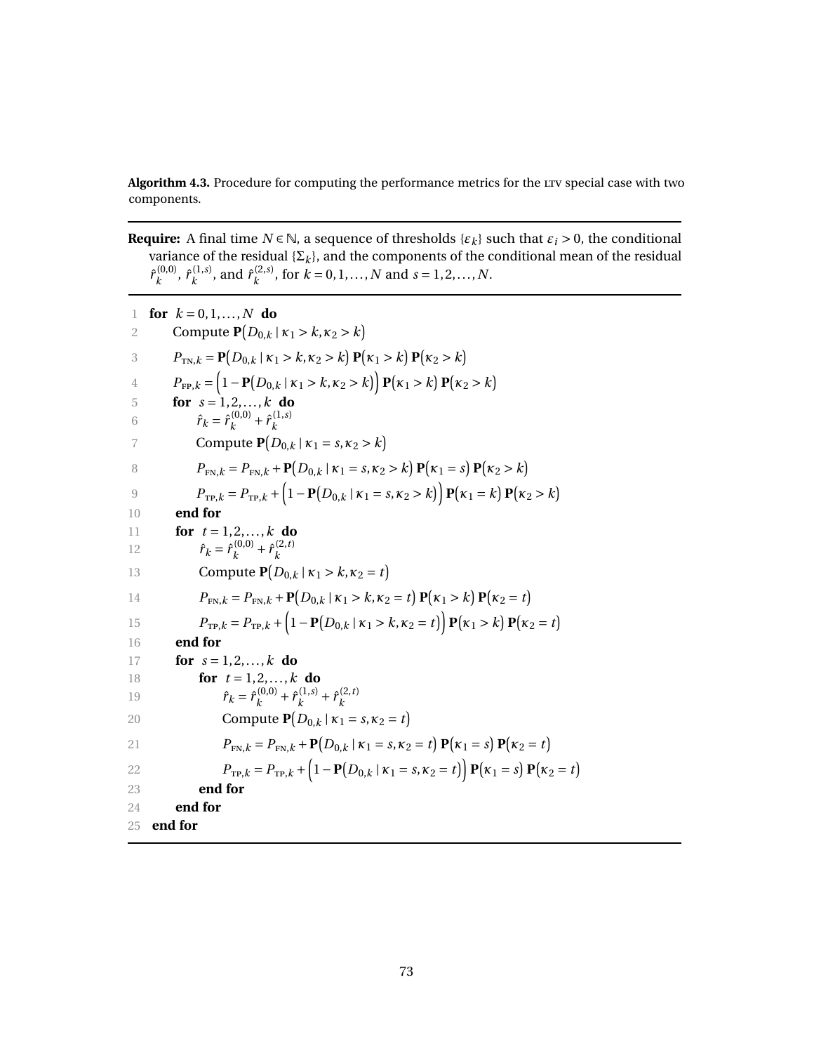**Algorithm 4.3.** Procedure for computing the performance metrics for the LTV special case with two components.

---

**Require:** A final time $N \in \mathbb{N}$, a sequence of thresholds $\{\varepsilon_k\}$ such that $\varepsilon_i > 0$, the conditional variance of the residual $\{\Sigma_k\}$, and the components of the conditional mean of the residual $\hat{r}_k^{(0,0)}$, $\hat{r}_k^{(1,s)}$, and $\hat{r}_k^{(2,s)}$, for $k = 0, 1, \ldots, N$ and $s = 1, 2, \ldots, N$.

---

```
1  for k = 0,1,...,N do
2      Compute P(D_{0,k} | κ_1 > k, κ_2 > k)
3      P_{TN,k} = P(D_{0,k} | κ_1 > k, κ_2 > k) P(κ_1 > k) P(κ_2 > k)
4      P_{FP,k} = (1 − P(D_{0,k} | κ_1 > k, κ_2 > k)) P(κ_1 > k) P(κ_2 > k)
5      for s = 1,2,...,k do
6          r̂_k = r̂_k^{(0,0)} + r̂_k^{(1,s)}
7          Compute P(D_{0,k} | κ_1 = s, κ_2 > k)
8          P_{FN,k} = P_{FN,k} + P(D_{0,k} | κ_1 = s, κ_2 > k) P(κ_1 = s) P(κ_2 > k)
9          P_{TP,k} = P_{TP,k} + (1 − P(D_{0,k} | κ_1 = s, κ_2 > k)) P(κ_1 = k) P(κ_2 > k)
10     end for
11     for t = 1,2,...,k do
12         r̂_k = r̂_k^{(0,0)} + r̂_k^{(2,t)}
13         Compute P(D_{0,k} | κ_1 > k, κ_2 = t)
14         P_{FN,k} = P_{FN,k} + P(D_{0,k} | κ_1 > k, κ_2 = t) P(κ_1 > k) P(κ_2 = t)
15         P_{TP,k} = P_{TP,k} + (1 − P(D_{0,k} | κ_1 > k, κ_2 = t)) P(κ_1 > k) P(κ_2 = t)
16     end for
17     for s = 1,2,...,k do
18         for t = 1,2,...,k do
19             r̂_k = r̂_k^{(0,0)} + r̂_k^{(1,s)} + r̂_k^{(2,t)}
20             Compute P(D_{0,k} | κ_1 = s, κ_2 = t)
21             P_{FN,k} = P_{FN,k} + P(D_{0,k} | κ_1 = s, κ_2 = t) P(κ_1 = s) P(κ_2 = t)
22             P_{TP,k} = P_{TP,k} + (1 − P(D_{0,k} | κ_1 = s, κ_2 = t)) P(κ_1 = s) P(κ_2 = t)
23         end for
24     end for
25 end for
```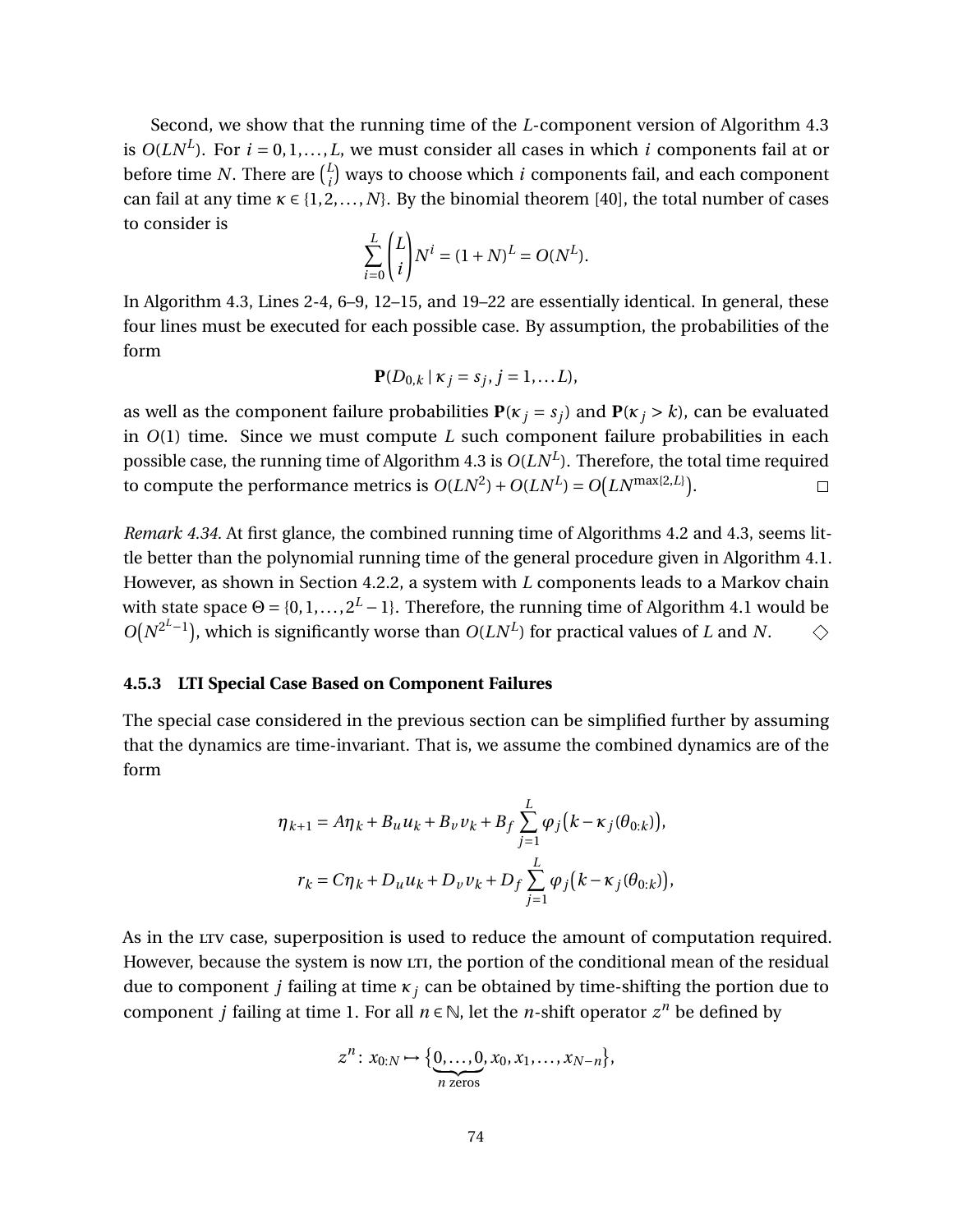Second, we show that the running time of the $L$-component version of Algorithm 4.3 is $O(LN^L)$. For $i = 0, 1, \dots, L$, we must consider all cases in which $i$ components fail at or before time $N$. There are $\binom{L}{i}$ ways to choose which $i$ components fail, and each component can fail at any time $\kappa \in \{1, 2, \dots, N\}$. By the binomial theorem [40], the total number of cases to consider is

$$\sum_{i=0}^{L} \binom{L}{i} N^i = (1+N)^L = O(N^L).$$

In Algorithm 4.3, Lines 2-4, 6–9, 12–15, and 19–22 are essentially identical. In general, these four lines must be executed for each possible case. By assumption, the probabilities of the form

$$\mathbf{P}(D_{0,k} \mid \kappa_j = s_j, j = 1, \dots L),$$

as well as the component failure probabilities $\mathbf{P}(\kappa_j = s_j)$ and $\mathbf{P}(\kappa_j > k)$, can be evaluated in $O(1)$ time. Since we must compute $L$ such component failure probabilities in each possible case, the running time of Algorithm 4.3 is $O(LN^L)$. Therefore, the total time required to compute the performance metrics is $O(LN^2) + O(LN^L) = O\big(LN^{\max\{2,L\}}\big)$. $\square$

*Remark 4.34.* At first glance, the combined running time of Algorithms 4.2 and 4.3, seems little better than the polynomial running time of the general procedure given in Algorithm 4.1. However, as shown in Section 4.2.2, a system with $L$ components leads to a Markov chain with state space $\Theta = \{0, 1, \dots, 2^L - 1\}$. Therefore, the running time of Algorithm 4.1 would be $O\big(N^{2^L - 1}\big)$, which is significantly worse than $O(LN^L)$ for practical values of $L$ and $N$. $\diamond$

### 4.5.3 LTI Special Case Based on Component Failures

The special case considered in the previous section can be simplified further by assuming that the dynamics are time-invariant. That is, we assume the combined dynamics are of the form

$$\eta_{k+1} = A\eta_k + B_u u_k + B_v v_k + B_f \sum_{j=1}^{L} \varphi_j\big(k - \kappa_j(\theta_{0:k})\big),$$
$$r_k = C\eta_k + D_u u_k + D_v v_k + D_f \sum_{j=1}^{L} \varphi_j\big(k - \kappa_j(\theta_{0:k})\big),$$

As in the LTV case, superposition is used to reduce the amount of computation required. However, because the system is now LTI, the portion of the conditional mean of the residual due to component $j$ failing at time $\kappa_j$ can be obtained by time-shifting the portion due to component $j$ failing at time 1. For all $n \in \mathbb{N}$, let the $n$-shift operator $z^n$ be defined by

$$z^n \colon x_{0:N} \mapsto \{\underbrace{0, \dots, 0}_{n \text{ zeros}}, x_0, x_1, \dots, x_{N-n}\},$$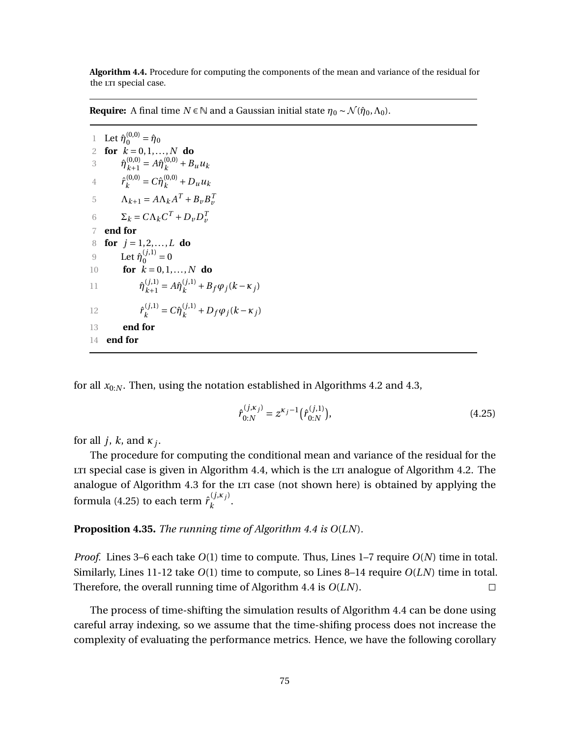**Algorithm 4.4.** Procedure for computing the components of the mean and variance of the residual for the LTI special case.

---

**Require:** A final time $N \in \mathbb{N}$ and a Gaussian initial state $\eta_0 \sim \mathcal{N}(\hat{\eta}_0, \Lambda_0)$.

---

```
1   Let η̂_0^(0,0) = η̂_0
2   for k = 0,1,...,N do
3       η̂_{k+1}^(0,0) = A η̂_k^(0,0) + B_u u_k
4       r̂_k^(0,0) = C η̂_k^(0,0) + D_u u_k
5       Λ_{k+1} = A Λ_k A^T + B_v B_v^T
6       Σ_k = C Λ_k C^T + D_v D_v^T
7   end for
8   for j = 1,2,...,L do
9       Let η̂_0^(j,1) = 0
10      for k = 0,1,...,N do
11          η̂_{k+1}^(j,1) = A η̂_k^(j,1) + B_f φ_j(k − κ_j)
12          r̂_k^(j,1) = C η̂_k^(j,1) + D_f φ_j(k − κ_j)
13      end for
14  end for
```

---

for all $x_{0:N}$. Then, using the notation established in Algorithms 4.2 and 4.3,

$$\hat{r}_{0:N}^{(j,\kappa_j)} = z^{\kappa_j - 1}\big(\hat{r}_{0:N}^{(j,1)}\big), \tag{4.25}$$

for all $j$, $k$, and $\kappa_j$.

The procedure for computing the conditional mean and variance of the residual for the LTI special case is given in Algorithm 4.4, which is the LTI analogue of Algorithm 4.2. The analogue of Algorithm 4.3 for the LTI case (not shown here) is obtained by applying the formula (4.25) to each term $\hat{r}_k^{(j,\kappa_j)}$.

**Proposition 4.35.** *The running time of Algorithm 4.4 is $O(LN)$.*

*Proof.* Lines 3–6 each take $O(1)$ time to compute. Thus, Lines 1–7 require $O(N)$ time in total. Similarly, Lines 11-12 take $O(1)$ time to compute, so Lines 8–14 require $O(LN)$ time in total. Therefore, the overall running time of Algorithm 4.4 is $O(LN)$. □

The process of time-shifting the simulation results of Algorithm 4.4 can be done using careful array indexing, so we assume that the time-shifing process does not increase the complexity of evaluating the performance metrics. Hence, we have the following corollary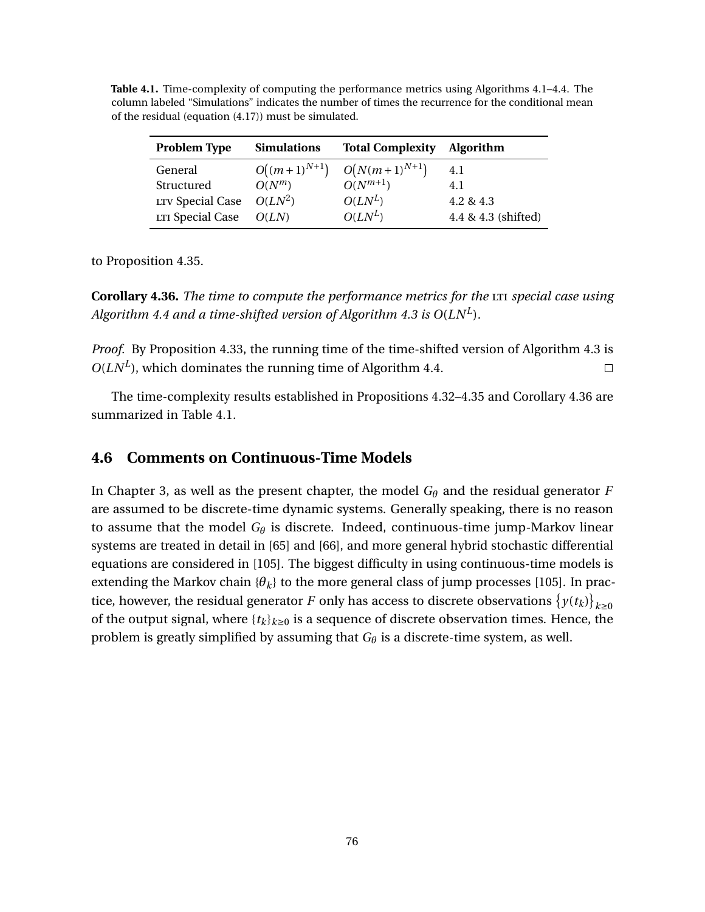**Table 4.1.** Time-complexity of computing the performance metrics using Algorithms 4.1–4.4. The column labeled "Simulations" indicates the number of times the recurrence for the conditional mean of the residual (equation (4.17)) must be simulated.

| Problem Type | Simulations | Total Complexity | Algorithm |
|---|---|---|---|
| General | $O\big((m+1)^{N+1}\big)$ | $O\big(N(m+1)^{N+1}\big)$ | 4.1 |
| Structured | $O(N^m)$ | $O(N^{m+1})$ | 4.1 |
| LTV Special Case | $O(LN^2)$ | $O(LN^L)$ | 4.2 & 4.3 |
| LTI Special Case | $O(LN)$ | $O(LN^L)$ | 4.4 & 4.3 (shifted) |

to Proposition 4.35.

**Corollary 4.36.** *The time to compute the performance metrics for the* LTI *special case using Algorithm 4.4 and a time-shifted version of Algorithm 4.3 is* $O(LN^L)$.

*Proof.* By Proposition 4.33, the running time of the time-shifted version of Algorithm 4.3 is $O(LN^L)$, which dominates the running time of Algorithm 4.4. □

The time-complexity results established in Propositions 4.32–4.35 and Corollary 4.36 are summarized in Table 4.1.

## 4.6 Comments on Continuous-Time Models

In Chapter 3, as well as the present chapter, the model $G_\theta$ and the residual generator $F$ are assumed to be discrete-time dynamic systems. Generally speaking, there is no reason to assume that the model $G_\theta$ is discrete. Indeed, continuous-time jump-Markov linear systems are treated in detail in [65] and [66], and more general hybrid stochastic differential equations are considered in [105]. The biggest difficulty in using continuous-time models is extending the Markov chain $\{\theta_k\}$ to the more general class of jump processes [105]. In practice, however, the residual generator $F$ only has access to discrete observations $\{y(t_k)\}_{k\geq 0}$ of the output signal, where $\{t_k\}_{k\geq 0}$ is a sequence of discrete observation times. Hence, the problem is greatly simplified by assuming that $G_\theta$ is a discrete-time system, as well.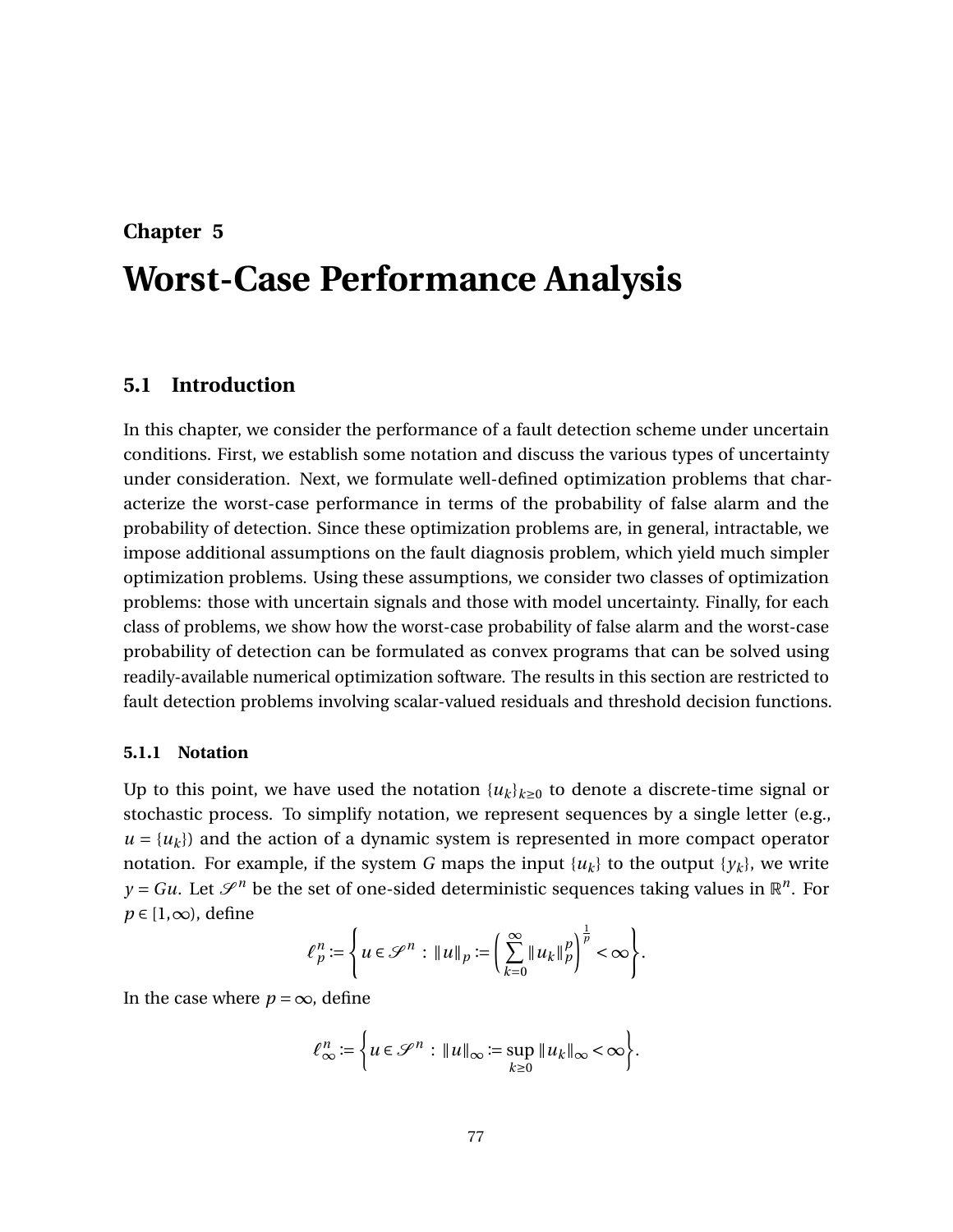# Chapter 5

# Worst-Case Performance Analysis

## 5.1 Introduction

In this chapter, we consider the performance of a fault detection scheme under uncertain conditions. First, we establish some notation and discuss the various types of uncertainty under consideration. Next, we formulate well-defined optimization problems that characterize the worst-case performance in terms of the probability of false alarm and the probability of detection. Since these optimization problems are, in general, intractable, we impose additional assumptions on the fault diagnosis problem, which yield much simpler optimization problems. Using these assumptions, we consider two classes of optimization problems: those with uncertain signals and those with model uncertainty. Finally, for each class of problems, we show how the worst-case probability of false alarm and the worst-case probability of detection can be formulated as convex programs that can be solved using readily-available numerical optimization software. The results in this section are restricted to fault detection problems involving scalar-valued residuals and threshold decision functions.

### 5.1.1 Notation

Up to this point, we have used the notation $\{u_k\}_{k\geq 0}$ to denote a discrete-time signal or stochastic process. To simplify notation, we represent sequences by a single letter (e.g., $u = \{u_k\}$) and the action of a dynamic system is represented in more compact operator notation. For example, if the system $G$ maps the input $\{u_k\}$ to the output $\{y_k\}$, we write $y = Gu$. Let $\mathscr{S}^n$ be the set of one-sided deterministic sequences taking values in $\mathbb{R}^n$. For $p \in [1, \infty)$, define

$$\ell_p^n := \left\{ u \in \mathscr{S}^n \, : \, \|u\|_p := \left( \sum_{k=0}^{\infty} \|u_k\|_p^p \right)^{\frac{1}{p}} < \infty \right\}.$$

In the case where $p = \infty$, define

$$\ell_\infty^n := \left\{ u \in \mathscr{S}^n \, : \, \|u\|_\infty := \sup_{k\geq 0} \|u_k\|_\infty < \infty \right\}.$$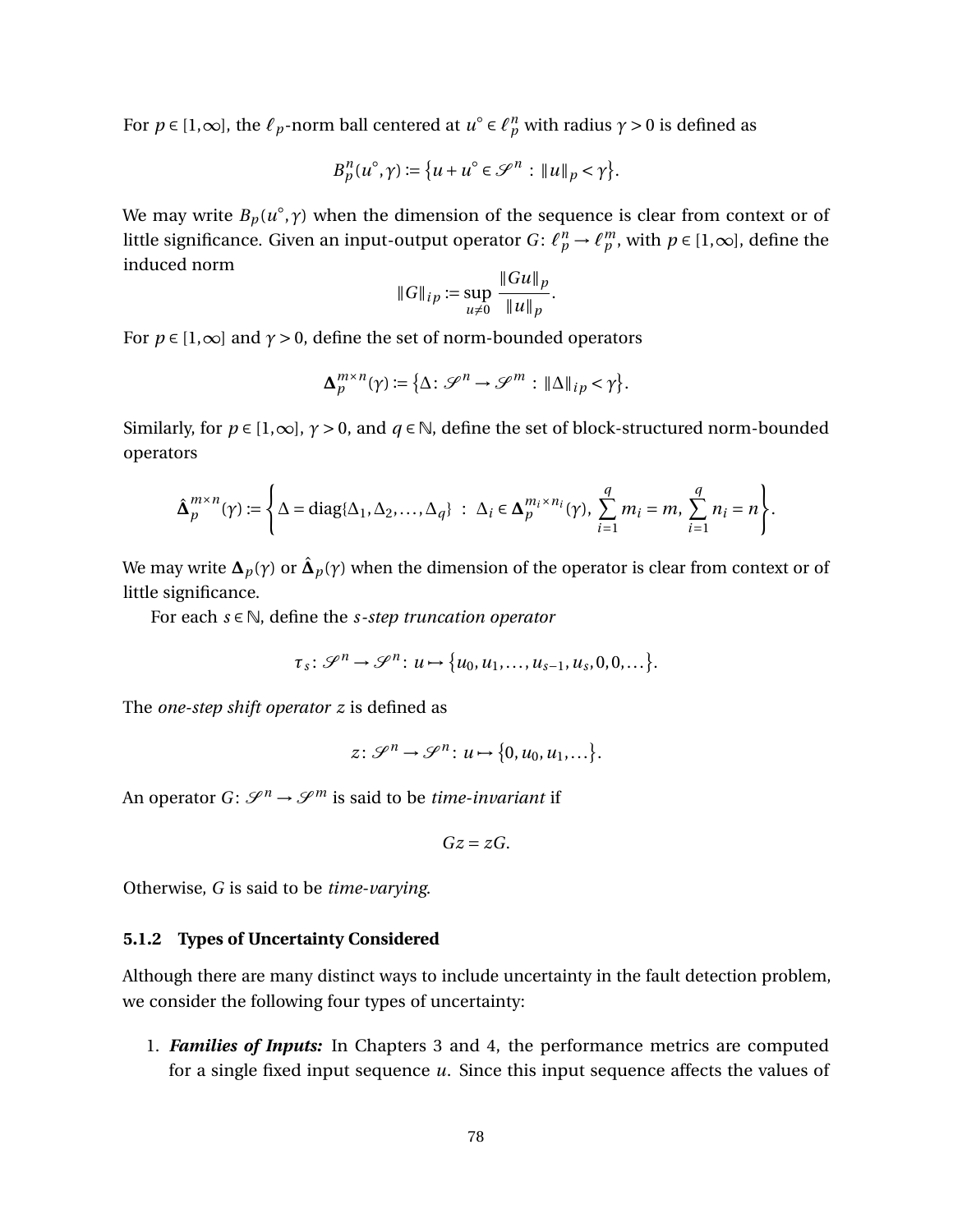For $p \in [1,\infty]$, the $\ell_p$-norm ball centered at $u^\circ \in \ell_p^n$ with radius $\gamma > 0$ is defined as

$$B_p^n(u^\circ, \gamma) := \{u + u^\circ \in \mathscr{S}^n \,:\, \|u\|_p < \gamma\}.$$

We may write $B_p(u^\circ, \gamma)$ when the dimension of the sequence is clear from context or of little significance. Given an input-output operator $G\colon \ell_p^n \to \ell_p^m$, with $p \in [1,\infty]$, define the induced norm

$$\|G\|_{ip} := \sup_{u \neq 0} \frac{\|Gu\|_p}{\|u\|_p}.$$

For $p \in [1,\infty]$ and $\gamma > 0$, define the set of norm-bounded operators

$$\mathbf{\Delta}_p^{m\times n}(\gamma) := \{\Delta\colon \mathscr{S}^n \to \mathscr{S}^m \,:\, \|\Delta\|_{ip} < \gamma\}.$$

Similarly, for $p \in [1,\infty]$, $\gamma > 0$, and $q \in \mathbb{N}$, define the set of block-structured norm-bounded operators

$$\hat{\mathbf{\Delta}}_p^{m\times n}(\gamma) := \left\{\Delta = \operatorname{diag}\{\Delta_1, \Delta_2, \ldots, \Delta_q\} \;:\; \Delta_i \in \mathbf{\Delta}_p^{m_i \times n_i}(\gamma),\, \sum_{i=1}^q m_i = m,\, \sum_{i=1}^q n_i = n\right\}.$$

We may write $\mathbf{\Delta}_p(\gamma)$ or $\hat{\mathbf{\Delta}}_p(\gamma)$ when the dimension of the operator is clear from context or of little significance.

For each $s \in \mathbb{N}$, define the *s-step truncation operator*

$$\tau_s\colon \mathscr{S}^n \to \mathscr{S}^n\colon u \mapsto \{u_0, u_1, \ldots, u_{s-1}, u_s, 0, 0, \ldots\}.$$

The *one-step shift operator* $z$ is defined as

$$z\colon \mathscr{S}^n \to \mathscr{S}^n\colon u \mapsto \{0, u_0, u_1, \ldots\}.$$

An operator $G\colon \mathscr{S}^n \to \mathscr{S}^m$ is said to be *time-invariant* if

$$Gz = zG.$$

Otherwise, $G$ is said to be *time-varying*.

### 5.1.2 Types of Uncertainty Considered

Although there are many distinct ways to include uncertainty in the fault detection problem, we consider the following four types of uncertainty:

1. ***Families of Inputs:*** In Chapters 3 and 4, the performance metrics are computed for a single fixed input sequence $u$. Since this input sequence affects the values of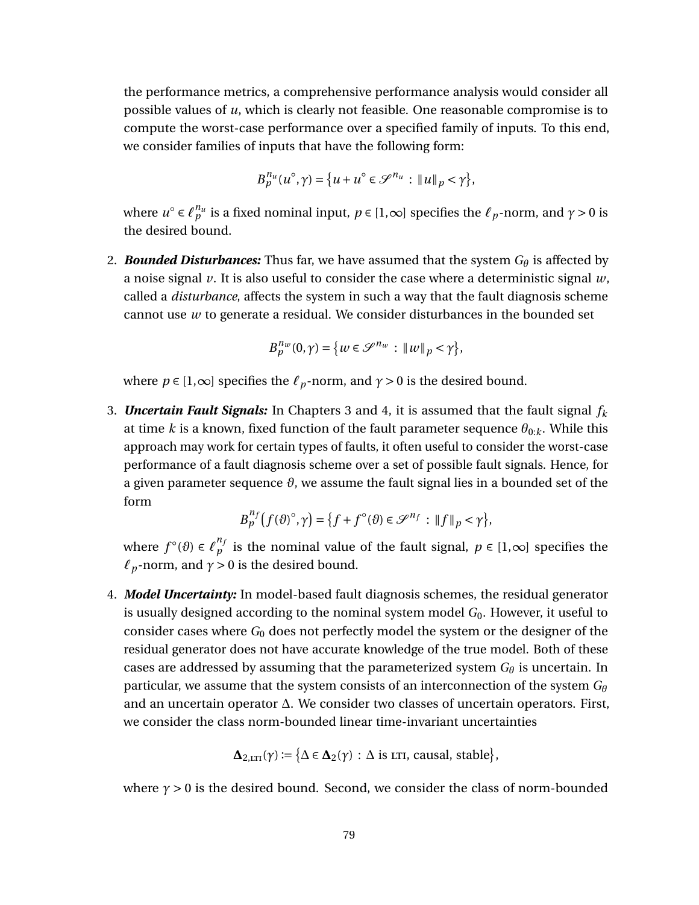the performance metrics, a comprehensive performance analysis would consider all possible values of $u$, which is clearly not feasible. One reasonable compromise is to compute the worst-case performance over a specified family of inputs. To this end, we consider families of inputs that have the following form:

$$B_p^{n_u}(u^\circ, \gamma) = \{u + u^\circ \in \mathscr{S}^{n_u} : \|u\|_p < \gamma\},$$

where $u^\circ \in \ell_p^{n_u}$ is a fixed nominal input, $p \in [1, \infty]$ specifies the $\ell_p$-norm, and $\gamma > 0$ is the desired bound.

2. ***Bounded Disturbances:*** Thus far, we have assumed that the system $G_\theta$ is affected by a noise signal $v$. It is also useful to consider the case where a deterministic signal $w$, called a *disturbance*, affects the system in such a way that the fault diagnosis scheme cannot use $w$ to generate a residual. We consider disturbances in the bounded set

$$B_p^{n_w}(0, \gamma) = \{w \in \mathscr{S}^{n_w} : \|w\|_p < \gamma\},$$

where $p \in [1, \infty]$ specifies the $\ell_p$-norm, and $\gamma > 0$ is the desired bound.

3. ***Uncertain Fault Signals:*** In Chapters 3 and 4, it is assumed that the fault signal $f_k$ at time $k$ is a known, fixed function of the fault parameter sequence $\theta_{0:k}$. While this approach may work for certain types of faults, it often useful to consider the worst-case performance of a fault diagnosis scheme over a set of possible fault signals. Hence, for a given parameter sequence $\vartheta$, we assume the fault signal lies in a bounded set of the form

$$B_p^{n_f}\big(f(\vartheta)^\circ, \gamma\big) = \{f + f^\circ(\vartheta) \in \mathscr{S}^{n_f} : \|f\|_p < \gamma\},$$

where $f^\circ(\vartheta) \in \ell_p^{n_f}$ is the nominal value of the fault signal, $p \in [1, \infty]$ specifies the $\ell_p$-norm, and $\gamma > 0$ is the desired bound.

4. ***Model Uncertainty:*** In model-based fault diagnosis schemes, the residual generator is usually designed according to the nominal system model $G_0$. However, it useful to consider cases where $G_0$ does not perfectly model the system or the designer of the residual generator does not have accurate knowledge of the true model. Both of these cases are addressed by assuming that the parameterized system $G_\theta$ is uncertain. In particular, we assume that the system consists of an interconnection of the system $G_\theta$ and an uncertain operator $\Delta$. We consider two classes of uncertain operators. First, we consider the class norm-bounded linear time-invariant uncertainties

$$\mathbf{\Delta}_{2,\text{LTI}}(\gamma) := \{\Delta \in \mathbf{\Delta}_2(\gamma) : \Delta \text{ is LTI, causal, stable}\},$$

where $\gamma > 0$ is the desired bound. Second, we consider the class of norm-bounded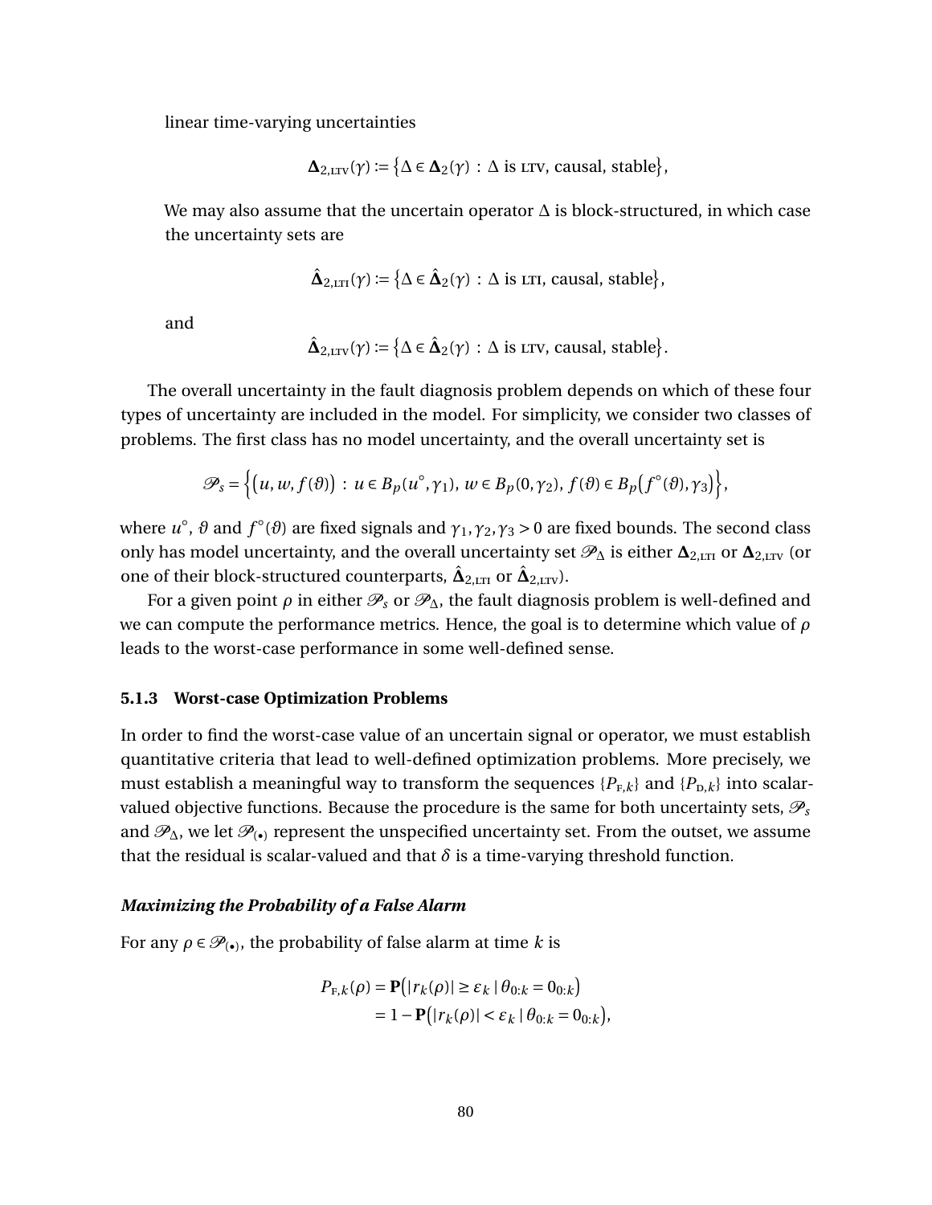linear time-varying uncertainties

$$\boldsymbol{\Delta}_{2,\text{LTV}}(\gamma) := \big\{\Delta \in \boldsymbol{\Delta}_2(\gamma) \,:\, \Delta \text{ is LTV, causal, stable}\big\},$$

We may also assume that the uncertain operator $\Delta$ is block-structured, in which case the uncertainty sets are

$$\hat{\boldsymbol{\Delta}}_{2,\text{LTI}}(\gamma) := \big\{\Delta \in \hat{\boldsymbol{\Delta}}_2(\gamma) \,:\, \Delta \text{ is LTI, causal, stable}\big\},$$

and

$$\hat{\boldsymbol{\Delta}}_{2,\text{LTV}}(\gamma) := \big\{\Delta \in \hat{\boldsymbol{\Delta}}_2(\gamma) \,:\, \Delta \text{ is LTV, causal, stable}\big\}.$$

The overall uncertainty in the fault diagnosis problem depends on which of these four types of uncertainty are included in the model. For simplicity, we consider two classes of problems. The first class has no model uncertainty, and the overall uncertainty set is

$$\mathscr{P}_s = \Big\{\big(u, w, f(\vartheta)\big) \,:\, u \in B_p(u^\circ, \gamma_1),\, w \in B_p(0, \gamma_2),\, f(\vartheta) \in B_p\big(f^\circ(\vartheta), \gamma_3\big)\Big\},$$

where $u^\circ$, $\vartheta$ and $f^\circ(\vartheta)$ are fixed signals and $\gamma_1, \gamma_2, \gamma_3 > 0$ are fixed bounds. The second class only has model uncertainty, and the overall uncertainty set $\mathscr{P}_\Delta$ is either $\boldsymbol{\Delta}_{2,\text{LTI}}$ or $\boldsymbol{\Delta}_{2,\text{LTV}}$ (or one of their block-structured counterparts, $\hat{\boldsymbol{\Delta}}_{2,\text{LTI}}$ or $\hat{\boldsymbol{\Delta}}_{2,\text{LTV}}$).

For a given point $\rho$ in either $\mathscr{P}_s$ or $\mathscr{P}_\Delta$, the fault diagnosis problem is well-defined and we can compute the performance metrics. Hence, the goal is to determine which value of $\rho$ leads to the worst-case performance in some well-defined sense.

### 5.1.3 Worst-case Optimization Problems

In order to find the worst-case value of an uncertain signal or operator, we must establish quantitative criteria that lead to well-defined optimization problems. More precisely, we must establish a meaningful way to transform the sequences $\{P_{\text{F},k}\}$ and $\{P_{\text{D},k}\}$ into scalar-valued objective functions. Because the procedure is the same for both uncertainty sets, $\mathscr{P}_s$ and $\mathscr{P}_\Delta$, we let $\mathscr{P}_{(\bullet)}$ represent the unspecified uncertainty set. From the outset, we assume that the residual is scalar-valued and that $\delta$ is a time-varying threshold function.

#### *Maximizing the Probability of a False Alarm*

For any $\rho \in \mathscr{P}_{(\bullet)}$, the probability of false alarm at time $k$ is

$$\begin{aligned} P_{\text{F},k}(\rho) &= \mathbf{P}\big(|r_k(\rho)| \geq \varepsilon_k \mid \theta_{0:k} = 0_{0:k}\big) \\ &= 1 - \mathbf{P}\big(|r_k(\rho)| < \varepsilon_k \mid \theta_{0:k} = 0_{0:k}\big), \end{aligned}$$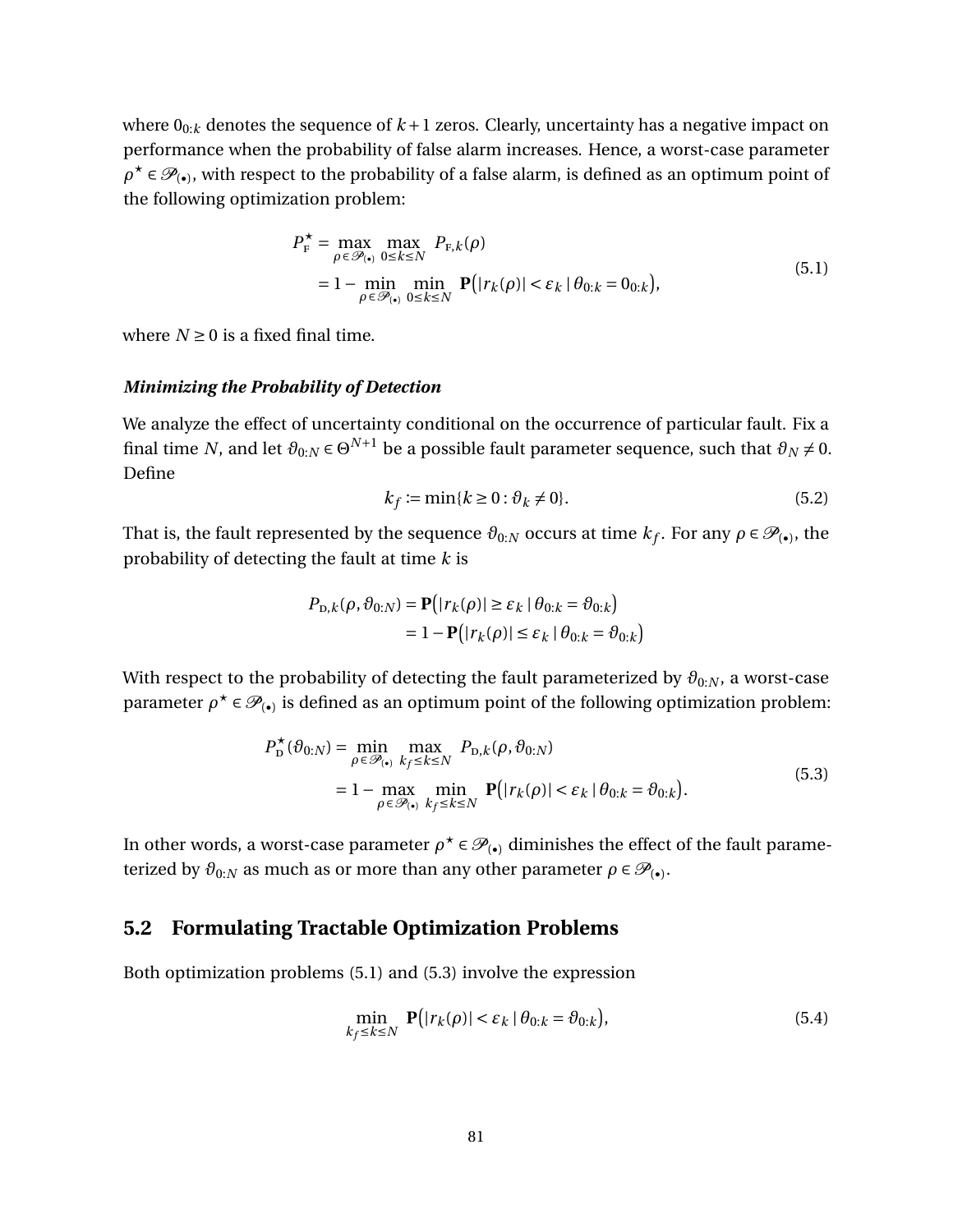where $0_{0:k}$ denotes the sequence of $k+1$ zeros. Clearly, uncertainty has a negative impact on performance when the probability of false alarm increases. Hence, a worst-case parameter $\rho^\star \in \mathscr{P}_{(\bullet)}$, with respect to the probability of a false alarm, is defined as an optimum point of the following optimization problem:

$$
\begin{aligned}
P_{\mathrm{F}}^\star &= \max_{\rho \in \mathscr{P}_{(\bullet)}} \max_{0 \le k \le N} P_{\mathrm{F},k}(\rho) \\
&= 1 - \min_{\rho \in \mathscr{P}_{(\bullet)}} \min_{0 \le k \le N} \mathbf{P}\big(|r_k(\rho)| < \varepsilon_k \mid \theta_{0:k} = 0_{0:k}\big),
\end{aligned}
\tag{5.1}
$$

where $N \ge 0$ is a fixed final time.

### *Minimizing the Probability of Detection*

We analyze the effect of uncertainty conditional on the occurrence of particular fault. Fix a final time $N$, and let $\vartheta_{0:N} \in \Theta^{N+1}$ be a possible fault parameter sequence, such that $\vartheta_N \neq 0$. Define

$$
k_f := \min\{k \ge 0 : \vartheta_k \neq 0\}. \tag{5.2}
$$

That is, the fault represented by the sequence $\vartheta_{0:N}$ occurs at time $k_f$. For any $\rho \in \mathscr{P}_{(\bullet)}$, the probability of detecting the fault at time $k$ is

$$
\begin{aligned}
P_{\mathrm{D},k}(\rho, \vartheta_{0:N}) &= \mathbf{P}\big(|r_k(\rho)| \ge \varepsilon_k \mid \theta_{0:k} = \vartheta_{0:k}\big) \\
&= 1 - \mathbf{P}\big(|r_k(\rho)| \le \varepsilon_k \mid \theta_{0:k} = \vartheta_{0:k}\big)
\end{aligned}
$$

With respect to the probability of detecting the fault parameterized by $\vartheta_{0:N}$, a worst-case parameter $\rho^\star \in \mathscr{P}_{(\bullet)}$ is defined as an optimum point of the following optimization problem:

$$
\begin{aligned}
P_{\mathrm{D}}^\star(\vartheta_{0:N}) &= \min_{\rho \in \mathscr{P}_{(\bullet)}} \max_{k_f \le k \le N} P_{\mathrm{D},k}(\rho, \vartheta_{0:N}) \\
&= 1 - \max_{\rho \in \mathscr{P}_{(\bullet)}} \min_{k_f \le k \le N} \mathbf{P}\big(|r_k(\rho)| < \varepsilon_k \mid \theta_{0:k} = \vartheta_{0:k}\big).
\end{aligned}
\tag{5.3}
$$

In other words, a worst-case parameter $\rho^\star \in \mathscr{P}_{(\bullet)}$ diminishes the effect of the fault parameterized by $\vartheta_{0:N}$ as much as or more than any other parameter $\rho \in \mathscr{P}_{(\bullet)}$.

## 5.2 Formulating Tractable Optimization Problems

Both optimization problems (5.1) and (5.3) involve the expression

$$
\min_{k_f \le k \le N} \mathbf{P}\big(|r_k(\rho)| < \varepsilon_k \mid \theta_{0:k} = \vartheta_{0:k}\big), \tag{5.4}
$$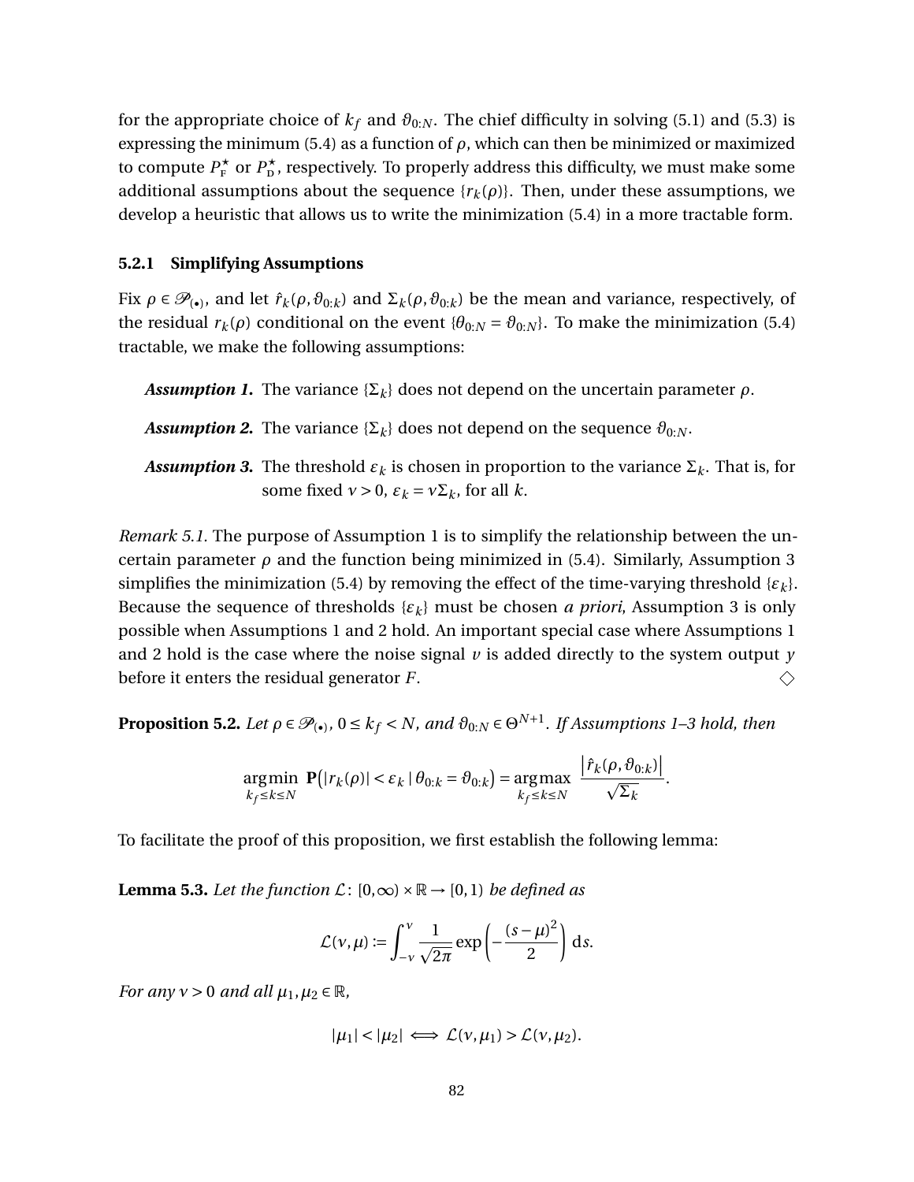for the appropriate choice of $k_f$ and $\vartheta_{0:N}$. The chief difficulty in solving (5.1) and (5.3) is expressing the minimum (5.4) as a function of $\rho$, which can then be minimized or maximized to compute $P_{\mathrm{F}}^\star$ or $P_{\mathrm{D}}^\star$, respectively. To properly address this difficulty, we must make some additional assumptions about the sequence $\{r_k(\rho)\}$. Then, under these assumptions, we develop a heuristic that allows us to write the minimization (5.4) in a more tractable form.

### 5.2.1 Simplifying Assumptions

Fix $\rho \in \mathscr{P}_{(\bullet)}$, and let $\hat{r}_k(\rho, \vartheta_{0:k})$ and $\Sigma_k(\rho, \vartheta_{0:k})$ be the mean and variance, respectively, of the residual $r_k(\rho)$ conditional on the event $\{\theta_{0:N} = \vartheta_{0:N}\}$. To make the minimization (5.4) tractable, we make the following assumptions:

***Assumption 1.*** The variance $\{\Sigma_k\}$ does not depend on the uncertain parameter $\rho$.

***Assumption 2.*** The variance $\{\Sigma_k\}$ does not depend on the sequence $\vartheta_{0:N}$.

***Assumption 3.*** The threshold $\varepsilon_k$ is chosen in proportion to the variance $\Sigma_k$. That is, for some fixed $\nu > 0$, $\varepsilon_k = \nu \Sigma_k$, for all $k$.

*Remark 5.1.* The purpose of Assumption 1 is to simplify the relationship between the uncertain parameter $\rho$ and the function being minimized in (5.4). Similarly, Assumption 3 simplifies the minimization (5.4) by removing the effect of the time-varying threshold $\{\varepsilon_k\}$. Because the sequence of thresholds $\{\varepsilon_k\}$ must be chosen *a priori*, Assumption 3 is only possible when Assumptions 1 and 2 hold. An important special case where Assumptions 1 and 2 hold is the case where the noise signal $v$ is added directly to the system output $y$ before it enters the residual generator $F$. ◇

**Proposition 5.2.** *Let $\rho \in \mathscr{P}_{(\bullet)}$, $0 \le k_f < N$, and $\vartheta_{0:N} \in \Theta^{N+1}$. If Assumptions 1–3 hold, then*

$$\operatorname*{arg\,min}_{k_f \le k \le N} \mathbf{P}\big(|r_k(\rho)| < \varepsilon_k \mid \theta_{0:k} = \vartheta_{0:k}\big) = \operatorname*{arg\,max}_{k_f \le k \le N} \frac{\big|\hat{r}_k(\rho, \vartheta_{0:k})\big|}{\sqrt{\Sigma_k}}.$$

To facilitate the proof of this proposition, we first establish the following lemma:

**Lemma 5.3.** *Let the function $\mathcal{L}\colon [0,\infty) \times \mathbb{R} \to [0,1)$ be defined as*

$$\mathcal{L}(\nu, \mu) := \int_{-\nu}^{\nu} \frac{1}{\sqrt{2\pi}} \exp\left(-\frac{(s-\mu)^2}{2}\right) \mathrm{d}s.$$

*For any $\nu > 0$ and all $\mu_1, \mu_2 \in \mathbb{R}$,*

$$|\mu_1| < |\mu_2| \iff \mathcal{L}(\nu, \mu_1) > \mathcal{L}(\nu, \mu_2).$$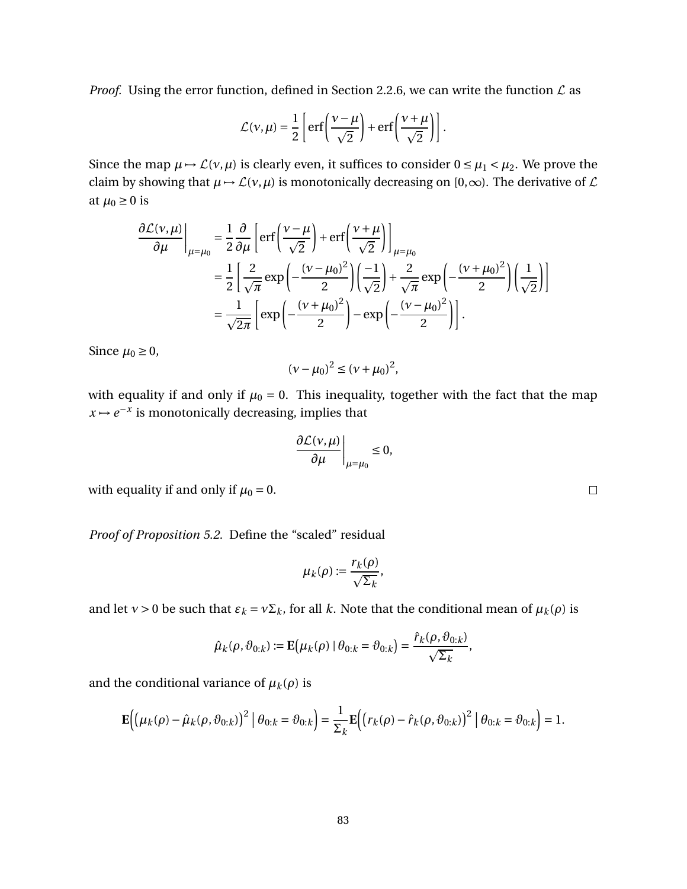*Proof.* Using the error function, defined in Section 2.2.6, we can write the function $\mathcal{L}$ as

$$\mathcal{L}(\nu,\mu) = \frac{1}{2}\left[\operatorname{erf}\left(\frac{\nu-\mu}{\sqrt{2}}\right) + \operatorname{erf}\left(\frac{\nu+\mu}{\sqrt{2}}\right)\right].$$

Since the map $\mu \mapsto \mathcal{L}(\nu,\mu)$ is clearly even, it suffices to consider $0 \le \mu_1 < \mu_2$. We prove the claim by showing that $\mu \mapsto \mathcal{L}(\nu,\mu)$ is monotonically decreasing on $[0,\infty)$. The derivative of $\mathcal{L}$ at $\mu_0 \ge 0$ is

$$\begin{aligned}
\left.\frac{\partial \mathcal{L}(\nu,\mu)}{\partial \mu}\right|_{\mu=\mu_0} &= \frac{1}{2}\frac{\partial}{\partial \mu}\left[\operatorname{erf}\left(\frac{\nu-\mu}{\sqrt{2}}\right) + \operatorname{erf}\left(\frac{\nu+\mu}{\sqrt{2}}\right)\right]_{\mu=\mu_0} \\
&= \frac{1}{2}\left[\frac{2}{\sqrt{\pi}}\exp\left(-\frac{(\nu-\mu_0)^2}{2}\right)\left(\frac{-1}{\sqrt{2}}\right) + \frac{2}{\sqrt{\pi}}\exp\left(-\frac{(\nu+\mu_0)^2}{2}\right)\left(\frac{1}{\sqrt{2}}\right)\right] \\
&= \frac{1}{\sqrt{2\pi}}\left[\exp\left(-\frac{(\nu+\mu_0)^2}{2}\right) - \exp\left(-\frac{(\nu-\mu_0)^2}{2}\right)\right].
\end{aligned}$$

Since $\mu_0 \ge 0$,

$$(\nu-\mu_0)^2 \le (\nu+\mu_0)^2,$$

with equality if and only if $\mu_0 = 0$. This inequality, together with the fact that the map $x \mapsto e^{-x}$ is monotonically decreasing, implies that

$$\left.\frac{\partial \mathcal{L}(\nu,\mu)}{\partial \mu}\right|_{\mu=\mu_0} \le 0,$$

with equality if and only if $\mu_0 = 0$. $\square$

*Proof of Proposition 5.2.* Define the "scaled" residual

$$\mu_k(\rho) := \frac{r_k(\rho)}{\sqrt{\Sigma_k}},$$

and let $\nu > 0$ be such that $\varepsilon_k = \nu\Sigma_k$, for all $k$. Note that the conditional mean of $\mu_k(\rho)$ is

$$\hat{\mu}_k(\rho,\vartheta_{0:k}) := \mathbf{E}\big(\mu_k(\rho) \mid \theta_{0:k} = \vartheta_{0:k}\big) = \frac{\hat{r}_k(\rho,\vartheta_{0:k})}{\sqrt{\Sigma_k}},$$

and the conditional variance of $\mu_k(\rho)$ is

$$\mathbf{E}\Big(\big(\mu_k(\rho) - \hat{\mu}_k(\rho,\vartheta_{0:k})\big)^2 \,\Big|\, \theta_{0:k} = \vartheta_{0:k}\Big) = \frac{1}{\Sigma_k}\mathbf{E}\Big(\big(r_k(\rho) - \hat{r}_k(\rho,\vartheta_{0:k})\big)^2 \,\Big|\, \theta_{0:k} = \vartheta_{0:k}\Big) = 1.$$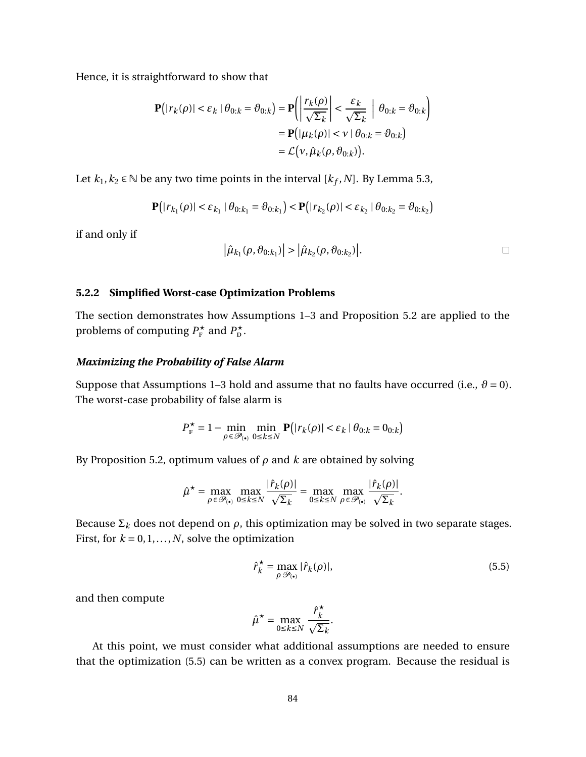Hence, it is straightforward to show that

$$
\begin{aligned}
\mathbf{P}\big(|r_k(\rho)| < \varepsilon_k \mid \theta_{0:k} = \vartheta_{0:k}\big) &= \mathbf{P}\bigg(\bigg|\frac{r_k(\rho)}{\sqrt{\Sigma_k}}\bigg| < \frac{\varepsilon_k}{\sqrt{\Sigma_k}} \;\Big|\; \theta_{0:k} = \vartheta_{0:k}\bigg) \\
&= \mathbf{P}\big(|\mu_k(\rho)| < \nu \mid \theta_{0:k} = \vartheta_{0:k}\big) \\
&= \mathcal{L}\big(\nu, \hat{\mu}_k(\rho, \vartheta_{0:k})\big).
\end{aligned}
$$

Let $k_1, k_2 \in \mathbb{N}$ be any two time points in the interval $[k_f, N]$. By Lemma 5.3,

$$
\mathbf{P}\big(|r_{k_1}(\rho)| < \varepsilon_{k_1} \mid \theta_{0:k_1} = \vartheta_{0:k_1}\big) < \mathbf{P}\big(|r_{k_2}(\rho)| < \varepsilon_{k_2} \mid \theta_{0:k_2} = \vartheta_{0:k_2}\big)
$$

if and only if

$$
\big|\hat{\mu}_{k_1}(\rho, \vartheta_{0:k_1})\big| > \big|\hat{\mu}_{k_2}(\rho, \vartheta_{0:k_2})\big|. \qquad \square
$$

### 5.2.2 Simplified Worst-case Optimization Problems

The section demonstrates how Assumptions 1–3 and Proposition 5.2 are applied to the problems of computing $P_{\text{F}}^{\star}$ and $P_{\text{D}}^{\star}$.

#### *Maximizing the Probability of False Alarm*

Suppose that Assumptions 1–3 hold and assume that no faults have occurred (i.e., $\vartheta = 0$). The worst-case probability of false alarm is

$$
P_{\text{F}}^{\star} = 1 - \min_{\rho \in \mathscr{P}_{(\bullet)}} \min_{0 \le k \le N} \mathbf{P}\big(|r_k(\rho)| < \varepsilon_k \mid \theta_{0:k} = 0_{0:k}\big)
$$

By Proposition 5.2, optimum values of $\rho$ and $k$ are obtained by solving

$$
\hat{\mu}^{\star} = \max_{\rho \in \mathscr{P}_{(\bullet)}} \max_{0 \le k \le N} \frac{|\hat{r}_k(\rho)|}{\sqrt{\Sigma_k}} = \max_{0 \le k \le N} \max_{\rho \in \mathscr{P}_{(\bullet)}} \frac{|\hat{r}_k(\rho)|}{\sqrt{\Sigma_k}}.
$$

Because $\Sigma_k$ does not depend on $\rho$, this optimization may be solved in two separate stages. First, for $k = 0, 1, \ldots, N$, solve the optimization

$$
\hat{r}_k^{\star} = \max_{\rho \, \mathscr{P}_{(\bullet)}} |\hat{r}_k(\rho)|, \tag{5.5}
$$

and then compute

$$
\hat{\mu}^{\star} = \max_{0 \le k \le N} \frac{\hat{r}_k^{\star}}{\sqrt{\Sigma_k}}.
$$

At this point, we must consider what additional assumptions are needed to ensure that the optimization (5.5) can be written as a convex program. Because the residual is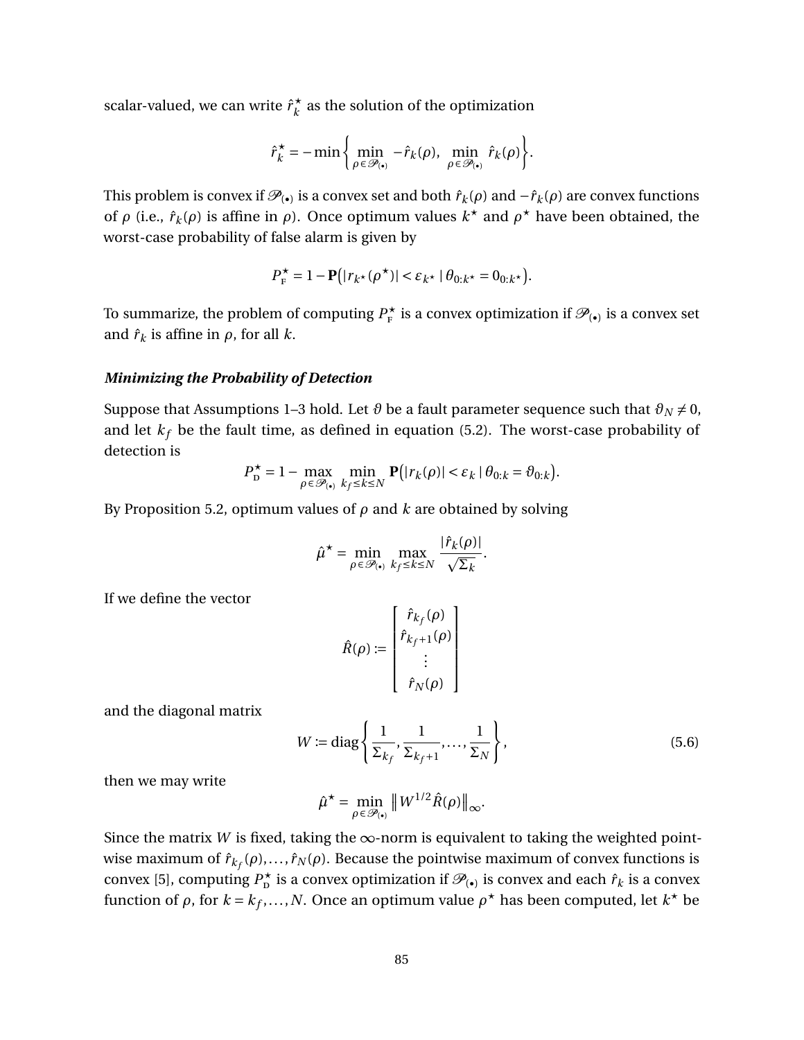scalar-valued, we can write $\hat{r}_k^\star$ as the solution of the optimization

$$\hat{r}_k^\star = -\min\left\{ \min_{\rho \in \mathscr{P}_{(\bullet)}} -\hat{r}_k(\rho),\ \min_{\rho \in \mathscr{P}_{(\bullet)}} \hat{r}_k(\rho) \right\}.$$

This problem is convex if $\mathscr{P}_{(\bullet)}$ is a convex set and both $\hat{r}_k(\rho)$ and $-\hat{r}_k(\rho)$ are convex functions of $\rho$ (i.e., $\hat{r}_k(\rho)$ is affine in $\rho$). Once optimum values $k^\star$ and $\rho^\star$ have been obtained, the worst-case probability of false alarm is given by

$$P_{\mathrm{F}}^\star = 1 - \mathbf{P}\big(|r_{k^\star}(\rho^\star)| < \varepsilon_{k^\star} \mid \theta_{0:k^\star} = 0_{0:k^\star}\big).$$

To summarize, the problem of computing $P_{\mathrm{F}}^\star$ is a convex optimization if $\mathscr{P}_{(\bullet)}$ is a convex set and $\hat{r}_k$ is affine in $\rho$, for all $k$.

### *Minimizing the Probability of Detection*

Suppose that Assumptions 1–3 hold. Let $\vartheta$ be a fault parameter sequence such that $\vartheta_N \neq 0$, and let $k_f$ be the fault time, as defined in equation (5.2). The worst-case probability of detection is

$$P_{\mathrm{D}}^\star = 1 - \max_{\rho \in \mathscr{P}_{(\bullet)}} \min_{k_f \le k \le N} \mathbf{P}\big(|r_k(\rho)| < \varepsilon_k \mid \theta_{0:k} = \vartheta_{0:k}\big).$$

By Proposition 5.2, optimum values of $\rho$ and $k$ are obtained by solving

$$\hat{\mu}^\star = \min_{\rho \in \mathscr{P}_{(\bullet)}} \max_{k_f \le k \le N} \frac{|\hat{r}_k(\rho)|}{\sqrt{\Sigma_k}}.$$

If we define the vector

$$\hat{R}(\rho) := \begin{bmatrix} \hat{r}_{k_f}(\rho) \\ \hat{r}_{k_f+1}(\rho) \\ \vdots \\ \hat{r}_N(\rho) \end{bmatrix}$$

and the diagonal matrix

$$W := \operatorname{diag}\left\{ \frac{1}{\Sigma_{k_f}}, \frac{1}{\Sigma_{k_f+1}}, \dots, \frac{1}{\Sigma_N} \right\}, \tag{5.6}$$

then we may write

$$\hat{\mu}^\star = \min_{\rho \in \mathscr{P}_{(\bullet)}} \big\| W^{1/2} \hat{R}(\rho) \big\|_\infty.$$

Since the matrix $W$ is fixed, taking the $\infty$-norm is equivalent to taking the weighted pointwise maximum of $\hat{r}_{k_f}(\rho), \dots, \hat{r}_N(\rho)$. Because the pointwise maximum of convex functions is convex [5], computing $P_{\mathrm{D}}^\star$ is a convex optimization if $\mathscr{P}_{(\bullet)}$ is convex and each $\hat{r}_k$ is a convex function of $\rho$, for $k = k_f, \dots, N$. Once an optimum value $\rho^\star$ has been computed, let $k^\star$ be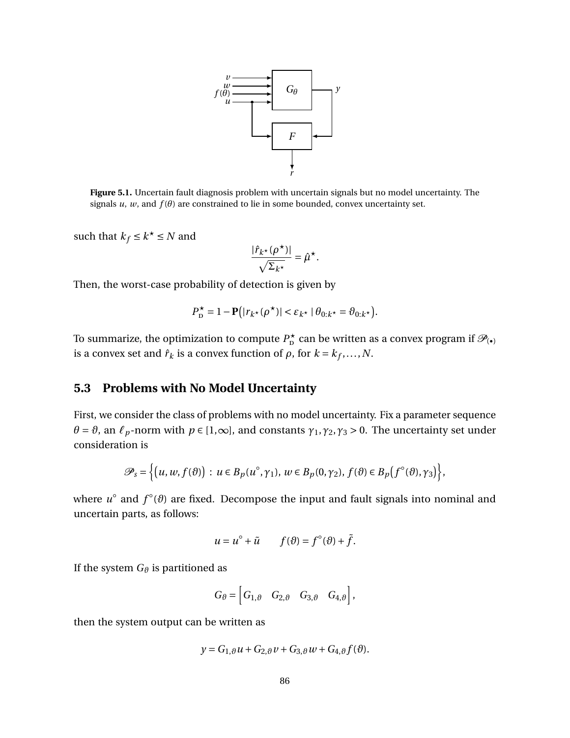**Figure 5.1.** Uncertain fault diagnosis problem with uncertain signals but no model uncertainty. The signals $u$, $w$, and $f(\theta)$ are constrained to lie in some bounded, convex uncertainty set.

such that $k_f \le k^\star \le N$ and

$$\frac{|\hat{r}_{k^\star}(\rho^\star)|}{\sqrt{\Sigma_{k^\star}}} = \hat{\mu}^\star.$$

Then, the worst-case probability of detection is given by

$$P_{\mathrm{D}}^\star = 1 - \mathbf{P}\big(|r_{k^\star}(\rho^\star)| < \varepsilon_{k^\star} \mid \theta_{0:k^\star} = \vartheta_{0:k^\star}\big).$$

To summarize, the optimization to compute $P_{\mathrm{D}}^\star$ can be written as a convex program if $\mathscr{P}_{(\bullet)}$ is a convex set and $\hat{r}_k$ is a convex function of $\rho$, for $k = k_f, \ldots, N$.

## 5.3 Problems with No Model Uncertainty

First, we consider the class of problems with no model uncertainty. Fix a parameter sequence $\theta = \vartheta$, an $\ell_p$-norm with $p \in [1, \infty]$, and constants $\gamma_1, \gamma_2, \gamma_3 > 0$. The uncertainty set under consideration is

$$\mathscr{P}_s = \Big\{ \big(u, w, f(\vartheta)\big) \,:\, u \in B_p(u^\circ, \gamma_1),\, w \in B_p(0, \gamma_2),\, f(\vartheta) \in B_p\big(f^\circ(\vartheta), \gamma_3\big) \Big\},$$

where $u^\circ$ and $f^\circ(\vartheta)$ are fixed. Decompose the input and fault signals into nominal and uncertain parts, as follows:

$$u = u^\circ + \tilde{u} \qquad f(\vartheta) = f^\circ(\vartheta) + \tilde{f}.$$

If the system $G_\vartheta$ is partitioned as

$$G_\vartheta = \begin{bmatrix} G_{1,\vartheta} & G_{2,\vartheta} & G_{3,\vartheta} & G_{4,\vartheta} \end{bmatrix},$$

then the system output can be written as

$$y = G_{1,\vartheta} u + G_{2,\vartheta} v + G_{3,\vartheta} w + G_{4,\vartheta} f(\vartheta).$$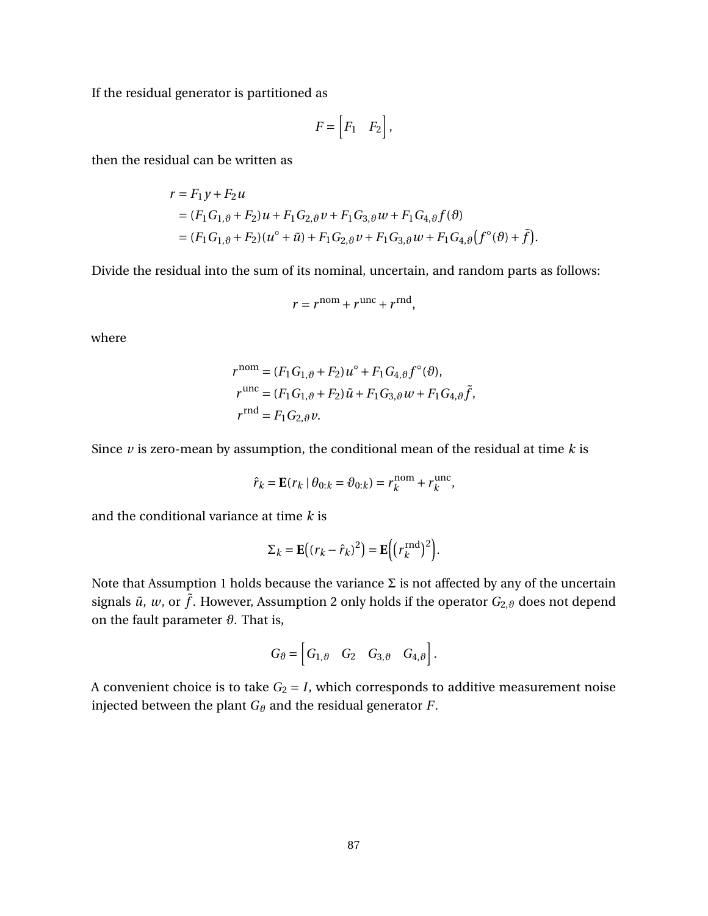If the residual generator is partitioned as

$$F = \begin{bmatrix} F_1 & F_2 \end{bmatrix},$$

then the residual can be written as

$$\begin{aligned}
r &= F_1 y + F_2 u \\
&= (F_1 G_{1,\vartheta} + F_2) u + F_1 G_{2,\vartheta} v + F_1 G_{3,\vartheta} w + F_1 G_{4,\vartheta} f(\vartheta) \\
&= (F_1 G_{1,\vartheta} + F_2)(u^\circ + \tilde{u}) + F_1 G_{2,\vartheta} v + F_1 G_{3,\vartheta} w + F_1 G_{4,\vartheta} \big( f^\circ(\vartheta) + \tilde{f} \big).
\end{aligned}$$

Divide the residual into the sum of its nominal, uncertain, and random parts as follows:

$$r = r^{\text{nom}} + r^{\text{unc}} + r^{\text{rnd}},$$

where

$$\begin{aligned}
r^{\text{nom}} &= (F_1 G_{1,\vartheta} + F_2) u^\circ + F_1 G_{4,\vartheta} f^\circ(\vartheta), \\
r^{\text{unc}} &= (F_1 G_{1,\vartheta} + F_2) \tilde{u} + F_1 G_{3,\vartheta} w + F_1 G_{4,\vartheta} \tilde{f}, \\
r^{\text{rnd}} &= F_1 G_{2,\vartheta} v.
\end{aligned}$$

Since $v$ is zero-mean by assumption, the conditional mean of the residual at time $k$ is

$$\hat{r}_k = \mathbf{E}(r_k \mid \theta_{0:k} = \vartheta_{0:k}) = r_k^{\text{nom}} + r_k^{\text{unc}},$$

and the conditional variance at time $k$ is

$$\Sigma_k = \mathbf{E}\big( (r_k - \hat{r}_k)^2 \big) = \mathbf{E}\Big( \big( r_k^{\text{rnd}} \big)^2 \Big).$$

Note that Assumption 1 holds because the variance $\Sigma$ is not affected by any of the uncertain signals $\tilde{u}$, $w$, or $\tilde{f}$. However, Assumption 2 only holds if the operator $G_{2,\vartheta}$ does not depend on the fault parameter $\vartheta$. That is,

$$G_\vartheta = \begin{bmatrix} G_{1,\vartheta} & G_2 & G_{3,\vartheta} & G_{4,\vartheta} \end{bmatrix}.$$

A convenient choice is to take $G_2 = I$, which corresponds to additive measurement noise injected between the plant $G_\vartheta$ and the residual generator $F$.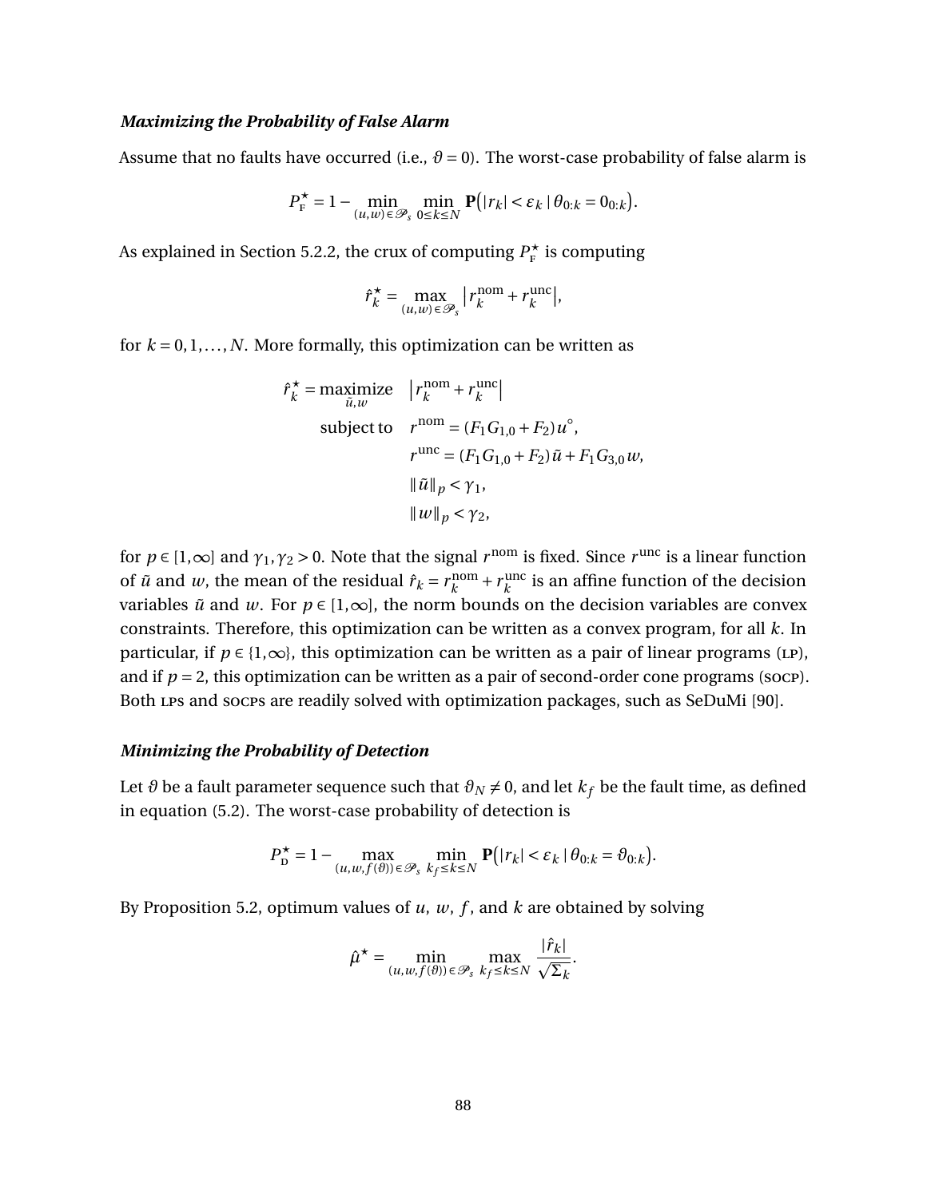### *Maximizing the Probability of False Alarm*

Assume that no faults have occurred (i.e., $\vartheta = 0$). The worst-case probability of false alarm is

$$P_{\text{F}}^{\star} = 1 - \min_{(u,w)\in\mathscr{P}_s} \min_{0\le k\le N} \mathbf{P}\big(|r_k| < \varepsilon_k \mid \theta_{0:k} = 0_{0:k}\big).$$

As explained in Section 5.2.2, the crux of computing $P_{\text{F}}^{\star}$ is computing

$$\hat{r}_k^{\star} = \max_{(u,w)\in\mathscr{P}_s} \big| r_k^{\text{nom}} + r_k^{\text{unc}} \big|,$$

for $k = 0, 1, \dots, N$. More formally, this optimization can be written as

$$\begin{aligned}
\hat{r}_k^{\star} = \underset{\tilde{u},w}{\text{maximize}} \quad & \big| r_k^{\text{nom}} + r_k^{\text{unc}} \big| \\
\text{subject to} \quad & r^{\text{nom}} = (F_1 G_{1,0} + F_2) u^{\circ}, \\
& r^{\text{unc}} = (F_1 G_{1,0} + F_2) \tilde{u} + F_1 G_{3,0} w, \\
& \|\tilde{u}\|_p < \gamma_1, \\
& \|w\|_p < \gamma_2,
\end{aligned}$$

for $p \in [1, \infty]$ and $\gamma_1, \gamma_2 > 0$. Note that the signal $r^{\text{nom}}$ is fixed. Since $r^{\text{unc}}$ is a linear function of $\tilde{u}$ and $w$, the mean of the residual $\hat{r}_k = r_k^{\text{nom}} + r_k^{\text{unc}}$ is an affine function of the decision variables $\tilde{u}$ and $w$. For $p \in [1, \infty]$, the norm bounds on the decision variables are convex constraints. Therefore, this optimization can be written as a convex program, for all $k$. In particular, if $p \in \{1, \infty\}$, this optimization can be written as a pair of linear programs (LP), and if $p = 2$, this optimization can be written as a pair of second-order cone programs (SOCP). Both LPs and SOCPs are readily solved with optimization packages, such as SeDuMi [90].

### *Minimizing the Probability of Detection*

Let $\vartheta$ be a fault parameter sequence such that $\vartheta_N \neq 0$, and let $k_f$ be the fault time, as defined in equation (5.2). The worst-case probability of detection is

$$P_{\text{D}}^{\star} = 1 - \max_{(u,w,f(\vartheta))\in\mathscr{P}_s} \min_{k_f\le k\le N} \mathbf{P}\big(|r_k| < \varepsilon_k \mid \theta_{0:k} = \vartheta_{0:k}\big).$$

By Proposition 5.2, optimum values of $u$, $w$, $f$, and $k$ are obtained by solving

$$\hat{\mu}^{\star} = \min_{(u,w,f(\vartheta))\in\mathscr{P}_s} \max_{k_f\le k\le N} \frac{|\hat{r}_k|}{\sqrt{\Sigma_k}}.$$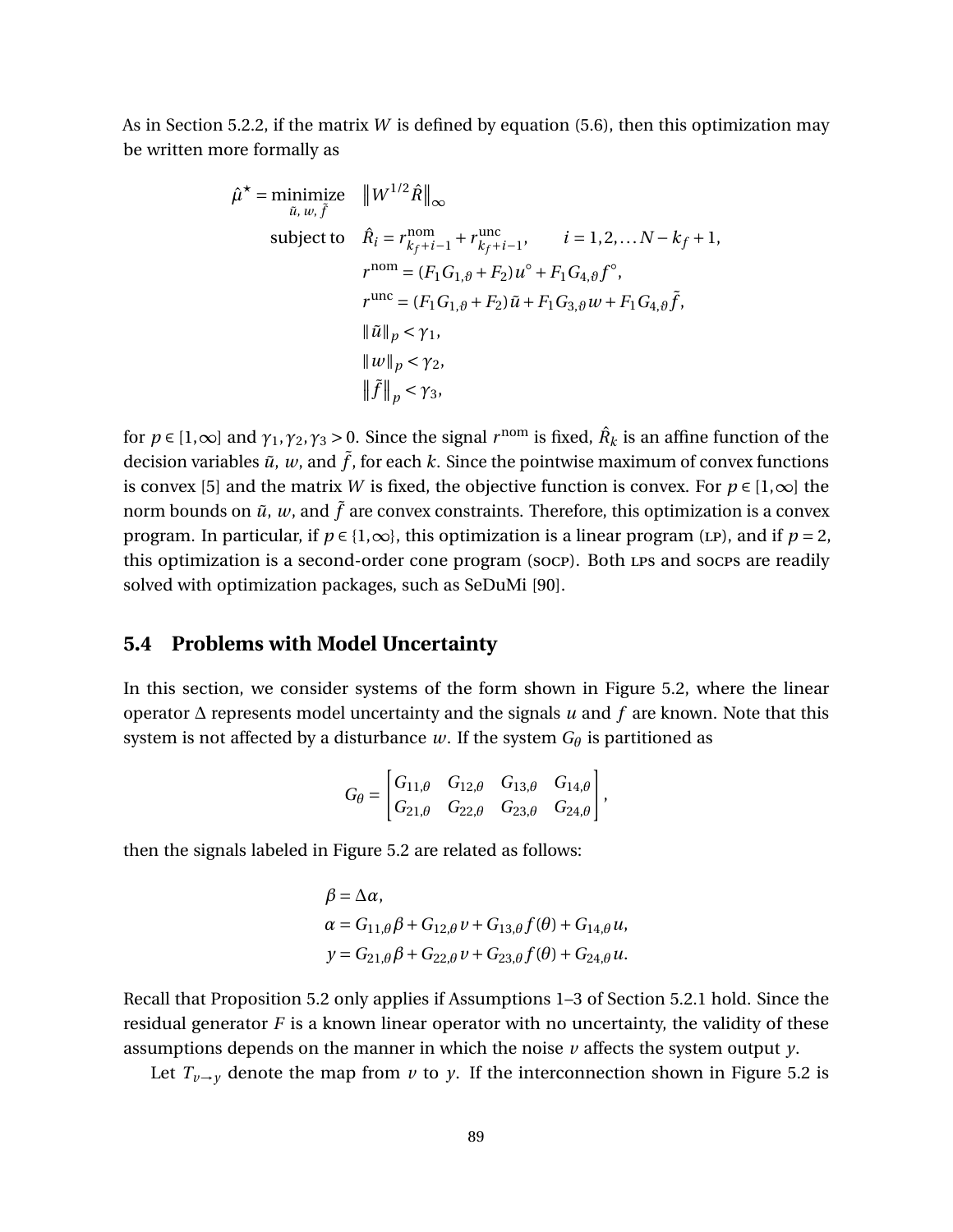As in Section 5.2.2, if the matrix $W$ is defined by equation (5.6), then this optimization may be written more formally as

$$
\begin{aligned}
\hat{\mu}^\star = \underset{\tilde{u},\, w,\, \tilde{f}}{\text{minimize}} \quad & \left\| W^{1/2} \hat{R} \right\|_\infty \\
\text{subject to} \quad & \hat{R}_i = r^{\text{nom}}_{k_f+i-1} + r^{\text{unc}}_{k_f+i-1}, \qquad i = 1, 2, \dots N - k_f + 1, \\
& r^{\text{nom}} = (F_1 G_{1,\vartheta} + F_2) u^\circ + F_1 G_{4,\vartheta} f^\circ, \\
& r^{\text{unc}} = (F_1 G_{1,\vartheta} + F_2) \tilde{u} + F_1 G_{3,\vartheta} w + F_1 G_{4,\vartheta} \tilde{f}, \\
& \|\tilde{u}\|_p < \gamma_1, \\
& \|w\|_p < \gamma_2, \\
& \|\tilde{f}\|_p < \gamma_3,
\end{aligned}
$$

for $p \in [1, \infty]$ and $\gamma_1, \gamma_2, \gamma_3 > 0$. Since the signal $r^{\text{nom}}$ is fixed, $\hat{R}_k$ is an affine function of the decision variables $\tilde{u}$, $w$, and $\tilde{f}$, for each $k$. Since the pointwise maximum of convex functions is convex [5] and the matrix $W$ is fixed, the objective function is convex. For $p \in [1, \infty]$ the norm bounds on $\tilde{u}$, $w$, and $\tilde{f}$ are convex constraints. Therefore, this optimization is a convex program. In particular, if $p \in \{1, \infty\}$, this optimization is a linear program (LP), and if $p = 2$, this optimization is a second-order cone program (SOCP). Both LPs and SOCPs are readily solved with optimization packages, such as SeDuMi [90].

## 5.4 Problems with Model Uncertainty

In this section, we consider systems of the form shown in Figure 5.2, where the linear operator $\Delta$ represents model uncertainty and the signals $u$ and $f$ are known. Note that this system is not affected by a disturbance $w$. If the system $G_\theta$ is partitioned as

$$
G_\theta = \begin{bmatrix} G_{11,\theta} & G_{12,\theta} & G_{13,\theta} & G_{14,\theta} \\ G_{21,\theta} & G_{22,\theta} & G_{23,\theta} & G_{24,\theta} \end{bmatrix},
$$

then the signals labeled in Figure 5.2 are related as follows:

$$
\begin{aligned}
\beta &= \Delta \alpha, \\
\alpha &= G_{11,\theta} \beta + G_{12,\theta} v + G_{13,\theta} f(\theta) + G_{14,\theta} u, \\
y &= G_{21,\theta} \beta + G_{22,\theta} v + G_{23,\theta} f(\theta) + G_{24,\theta} u.
\end{aligned}
$$

Recall that Proposition 5.2 only applies if Assumptions 1–3 of Section 5.2.1 hold. Since the residual generator $F$ is a known linear operator with no uncertainty, the validity of these assumptions depends on the manner in which the noise $v$ affects the system output $y$.

Let $T_{v \to y}$ denote the map from $v$ to $y$. If the interconnection shown in Figure 5.2 is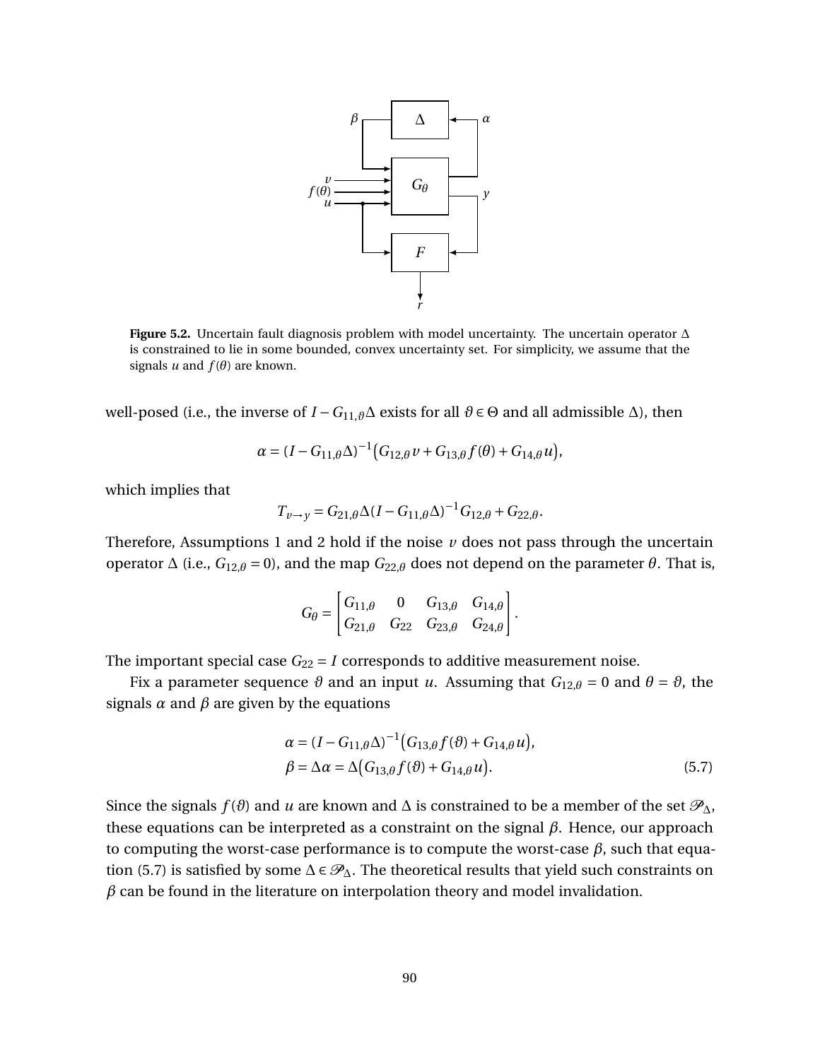**Figure 5.2.** Uncertain fault diagnosis problem with model uncertainty. The uncertain operator $\Delta$ is constrained to lie in some bounded, convex uncertainty set. For simplicity, we assume that the signals $u$ and $f(\theta)$ are known.

well-posed (i.e., the inverse of $I - G_{11,\vartheta}\Delta$ exists for all $\vartheta \in \Theta$ and all admissible $\Delta$), then

$$\alpha = (I - G_{11,\theta}\Delta)^{-1}\big(G_{12,\theta}v + G_{13,\theta}f(\theta) + G_{14,\theta}u\big),$$

which implies that

$$T_{v\to y} = G_{21,\theta}\Delta(I - G_{11,\theta}\Delta)^{-1}G_{12,\theta} + G_{22,\theta}.$$

Therefore, Assumptions 1 and 2 hold if the noise $v$ does not pass through the uncertain operator $\Delta$ (i.e., $G_{12,\theta} = 0$), and the map $G_{22,\theta}$ does not depend on the parameter $\theta$. That is,

$$G_\theta = \begin{bmatrix} G_{11,\theta} & 0 & G_{13,\theta} & G_{14,\theta} \\ G_{21,\theta} & G_{22} & G_{23,\theta} & G_{24,\theta} \end{bmatrix}.$$

The important special case $G_{22} = I$ corresponds to additive measurement noise.

Fix a parameter sequence $\vartheta$ and an input $u$. Assuming that $G_{12,\theta} = 0$ and $\theta = \vartheta$, the signals $\alpha$ and $\beta$ are given by the equations

$$\begin{aligned} \alpha &= (I - G_{11,\theta}\Delta)^{-1}\big(G_{13,\theta}f(\vartheta) + G_{14,\theta}u\big), \\ \beta &= \Delta\alpha = \Delta\big(G_{13,\theta}f(\vartheta) + G_{14,\theta}u\big). \end{aligned} \tag{5.7}$$

Since the signals $f(\vartheta)$ and $u$ are known and $\Delta$ is constrained to be a member of the set $\mathscr{P}_\Delta$, these equations can be interpreted as a constraint on the signal $\beta$. Hence, our approach to computing the worst-case performance is to compute the worst-case $\beta$, such that equation (5.7) is satisfied by some $\Delta \in \mathscr{P}_\Delta$. The theoretical results that yield such constraints on $\beta$ can be found in the literature on interpolation theory and model invalidation.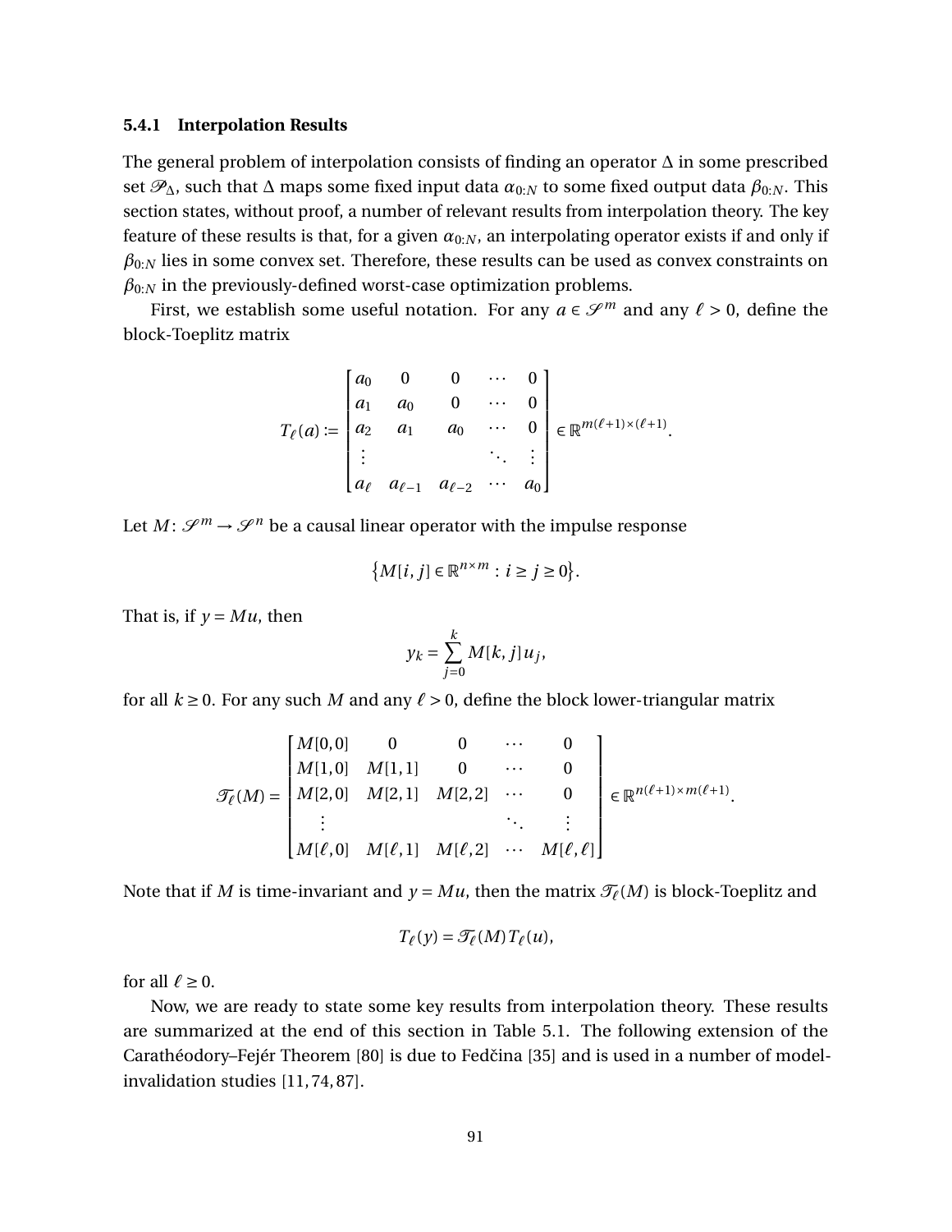### 5.4.1 Interpolation Results

The general problem of interpolation consists of finding an operator $\Delta$ in some prescribed set $\mathscr{P}_\Delta$, such that $\Delta$ maps some fixed input data $\alpha_{0:N}$ to some fixed output data $\beta_{0:N}$. This section states, without proof, a number of relevant results from interpolation theory. The key feature of these results is that, for a given $\alpha_{0:N}$, an interpolating operator exists if and only if $\beta_{0:N}$ lies in some convex set. Therefore, these results can be used as convex constraints on $\beta_{0:N}$ in the previously-defined worst-case optimization problems.

First, we establish some useful notation. For any $a \in \mathscr{S}^m$ and any $\ell > 0$, define the block-Toeplitz matrix

$$T_\ell(a) := \begin{bmatrix} a_0 & 0 & 0 & \cdots & 0 \\ a_1 & a_0 & 0 & \cdots & 0 \\ a_2 & a_1 & a_0 & \cdots & 0 \\ \vdots & & & \ddots & \vdots \\ a_\ell & a_{\ell-1} & a_{\ell-2} & \cdots & a_0 \end{bmatrix} \in \mathbb{R}^{m(\ell+1)\times(\ell+1)}.$$

Let $M \colon \mathscr{S}^m \to \mathscr{S}^n$ be a causal linear operator with the impulse response

$$\left\{ M[i,j] \in \mathbb{R}^{n\times m} : i \geq j \geq 0 \right\}.$$

That is, if $y = Mu$, then

$$y_k = \sum_{j=0}^{k} M[k,j]\, u_j,$$

for all $k \geq 0$. For any such $M$ and any $\ell > 0$, define the block lower-triangular matrix

$$\mathscr{T}_\ell(M) = \begin{bmatrix} M[0,0] & 0 & 0 & \cdots & 0 \\ M[1,0] & M[1,1] & 0 & \cdots & 0 \\ M[2,0] & M[2,1] & M[2,2] & \cdots & 0 \\ \vdots & & & \ddots & \vdots \\ M[\ell,0] & M[\ell,1] & M[\ell,2] & \cdots & M[\ell,\ell] \end{bmatrix} \in \mathbb{R}^{n(\ell+1)\times m(\ell+1)}.$$

Note that if $M$ is time-invariant and $y = Mu$, then the matrix $\mathscr{T}_\ell(M)$ is block-Toeplitz and

$$T_\ell(y) = \mathscr{T}_\ell(M)\, T_\ell(u),$$

for all $\ell \geq 0$.

Now, we are ready to state some key results from interpolation theory. These results are summarized at the end of this section in Table 5.1. The following extension of the Carathéodory–Fejér Theorem [80] is due to Fedčina [35] and is used in a number of model-invalidation studies [11, 74, 87].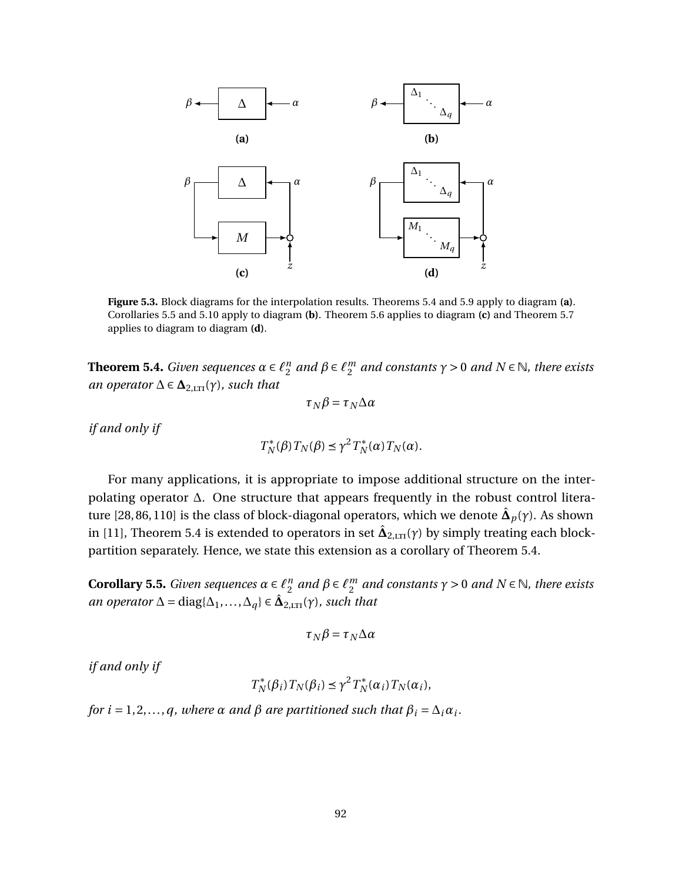**Figure 5.3.** Block diagrams for the interpolation results. Theorems 5.4 and 5.9 apply to diagram **(a)**. Corollaries 5.5 and 5.10 apply to diagram **(b)**. Theorem 5.6 applies to diagram **(c)** and Theorem 5.7 applies to diagram to diagram **(d)**.

**Theorem 5.4.** *Given sequences $\alpha \in \ell_2^n$ and $\beta \in \ell_2^m$ and constants $\gamma > 0$ and $N \in \mathbb{N}$, there exists an operator $\Delta \in \mathbf{\Delta}_{2,\text{LTI}}(\gamma)$, such that*

$$\tau_N \beta = \tau_N \Delta \alpha$$

*if and only if*

$$T_N^*(\beta) T_N(\beta) \preceq \gamma^2 T_N^*(\alpha) T_N(\alpha).$$

For many applications, it is appropriate to impose additional structure on the interpolating operator $\Delta$. One structure that appears frequently in the robust control literature [28, 86, 110] is the class of block-diagonal operators, which we denote $\hat{\mathbf{\Delta}}_p(\gamma)$. As shown in [11], Theorem 5.4 is extended to operators in set $\hat{\mathbf{\Delta}}_{2,\text{LTI}}(\gamma)$ by simply treating each block-partition separately. Hence, we state this extension as a corollary of Theorem 5.4.

**Corollary 5.5.** *Given sequences $\alpha \in \ell_2^n$ and $\beta \in \ell_2^m$ and constants $\gamma > 0$ and $N \in \mathbb{N}$, there exists an operator $\Delta = \text{diag}\{\Delta_1, \ldots, \Delta_q\} \in \hat{\mathbf{\Delta}}_{2,\text{LTI}}(\gamma)$, such that*

$$\tau_N \beta = \tau_N \Delta \alpha$$

*if and only if*

$$T_N^*(\beta_i) T_N(\beta_i) \preceq \gamma^2 T_N^*(\alpha_i) T_N(\alpha_i),$$

*for $i = 1, 2, \ldots, q$, where $\alpha$ and $\beta$ are partitioned such that $\beta_i = \Delta_i \alpha_i$.*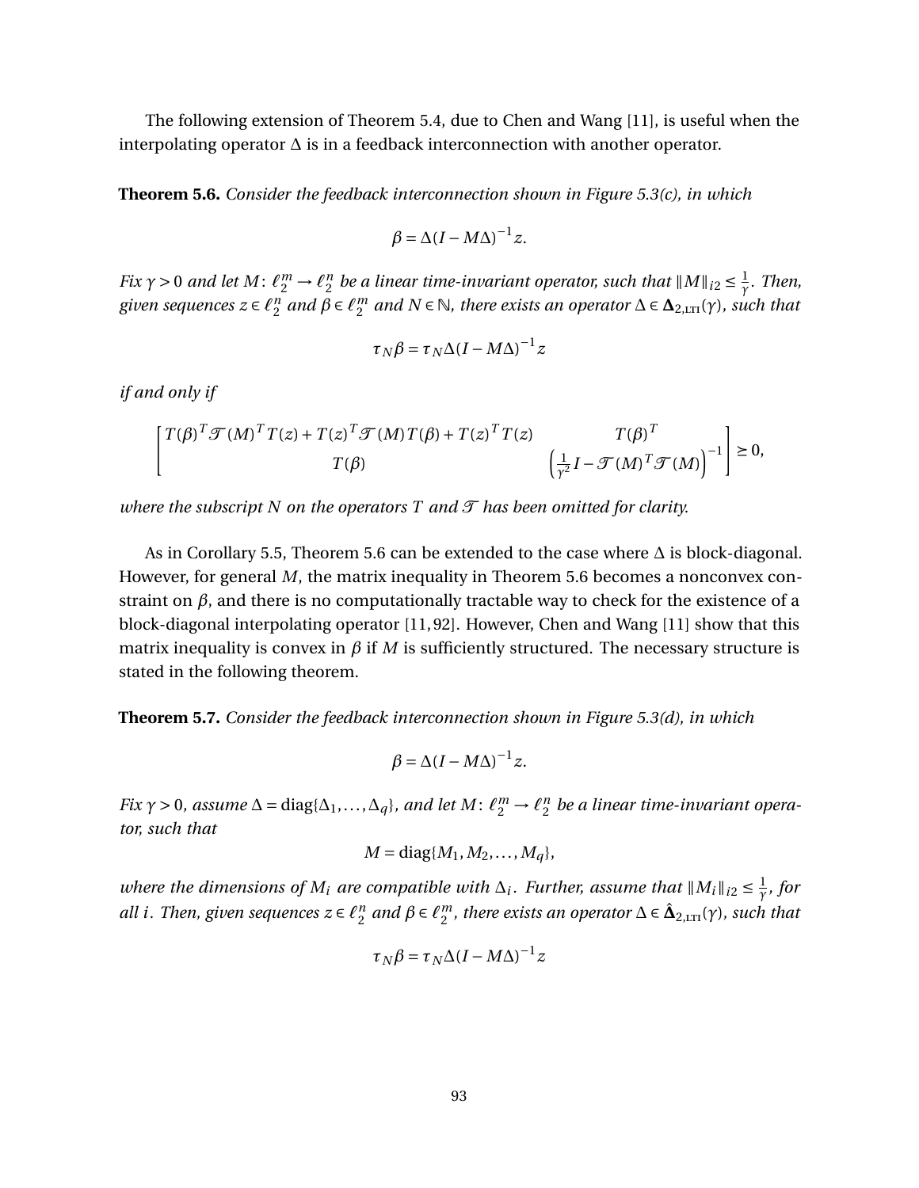The following extension of Theorem 5.4, due to Chen and Wang [11], is useful when the interpolating operator $\Delta$ is in a feedback interconnection with another operator.

**Theorem 5.6.** *Consider the feedback interconnection shown in Figure 5.3(c), in which*

$$\beta = \Delta(I - M\Delta)^{-1} z.$$

*Fix $\gamma > 0$ and let $M\colon \ell_2^m \to \ell_2^n$ be a linear time-invariant operator, such that $\|M\|_{i2} \leq \frac{1}{\gamma}$. Then, given sequences $z \in \ell_2^n$ and $\beta \in \ell_2^m$ and $N \in \mathbb{N}$, there exists an operator $\Delta \in \mathbf{\Delta}_{2,\text{LTI}}(\gamma)$, such that*

$$\tau_N \beta = \tau_N \Delta(I - M\Delta)^{-1} z$$

*if and only if*

$$\begin{bmatrix} T(\beta)^T \mathcal{T}(M)^T T(z) + T(z)^T \mathcal{T}(M) T(\beta) + T(z)^T T(z) & T(\beta)^T \\ T(\beta) & \left(\frac{1}{\gamma^2} I - \mathcal{T}(M)^T \mathcal{T}(M)\right)^{-1} \end{bmatrix} \succeq 0,$$

*where the subscript $N$ on the operators $T$ and $\mathcal{T}$ has been omitted for clarity.*

As in Corollary 5.5, Theorem 5.6 can be extended to the case where $\Delta$ is block-diagonal. However, for general $M$, the matrix inequality in Theorem 5.6 becomes a nonconvex constraint on $\beta$, and there is no computationally tractable way to check for the existence of a block-diagonal interpolating operator [11, 92]. However, Chen and Wang [11] show that this matrix inequality is convex in $\beta$ if $M$ is sufficiently structured. The necessary structure is stated in the following theorem.

**Theorem 5.7.** *Consider the feedback interconnection shown in Figure 5.3(d), in which*

$$\beta = \Delta(I - M\Delta)^{-1} z.$$

*Fix $\gamma > 0$, assume $\Delta = \operatorname{diag}\{\Delta_1, \ldots, \Delta_q\}$, and let $M\colon \ell_2^m \to \ell_2^n$ be a linear time-invariant operator, such that*

$$M = \operatorname{diag}\{M_1, M_2, \ldots, M_q\},$$

*where the dimensions of $M_i$ are compatible with $\Delta_i$. Further, assume that $\|M_i\|_{i2} \leq \frac{1}{\gamma}$, for all $i$. Then, given sequences $z \in \ell_2^n$ and $\beta \in \ell_2^m$, there exists an operator $\Delta \in \hat{\mathbf{\Delta}}_{2,\text{LTI}}(\gamma)$, such that*

$$\tau_N \beta = \tau_N \Delta(I - M\Delta)^{-1} z$$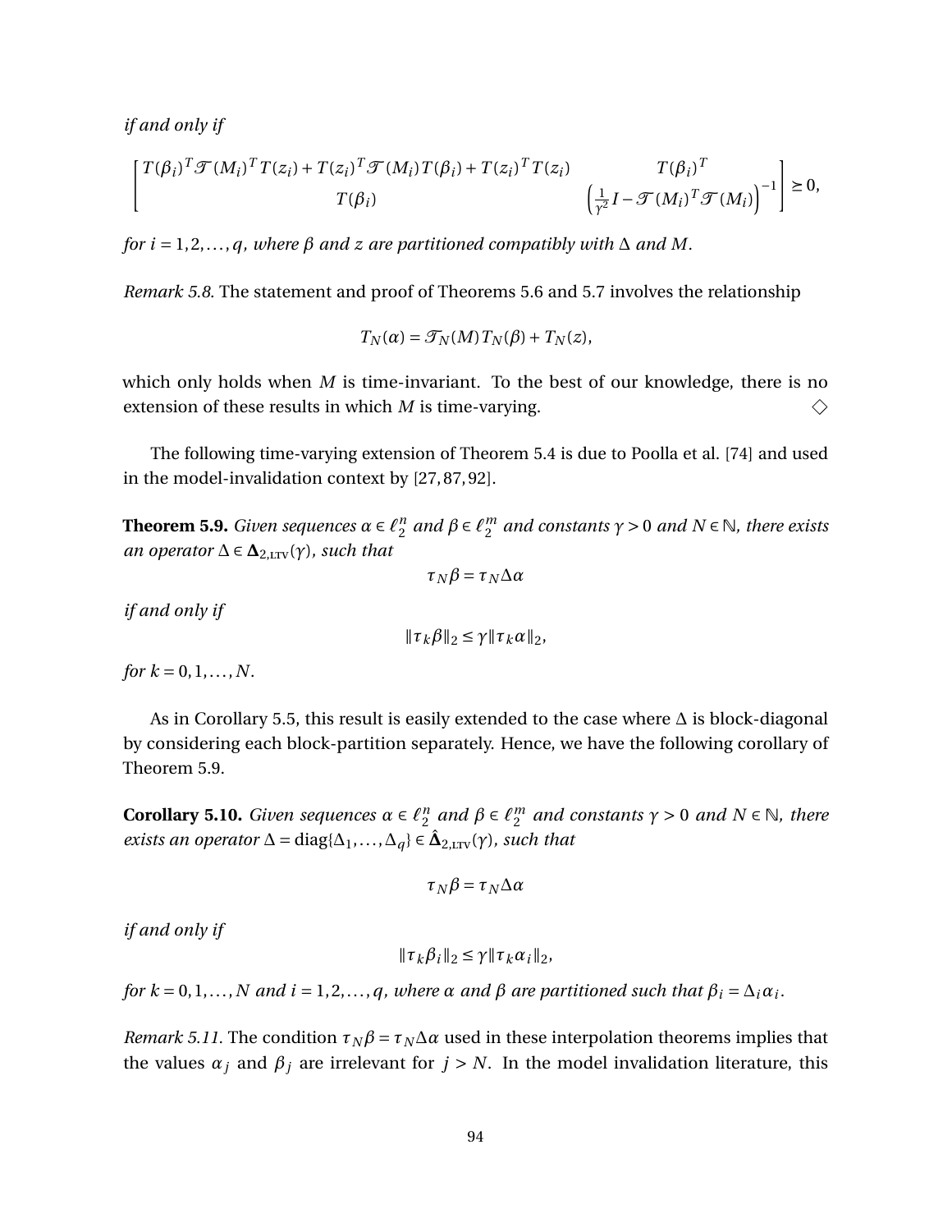*if and only if*

$$\begin{bmatrix} T(\beta_i)^T \mathcal{T}(M_i)^T T(z_i) + T(z_i)^T \mathcal{T}(M_i) T(\beta_i) + T(z_i)^T T(z_i) & T(\beta_i)^T \\ T(\beta_i) & \left(\frac{1}{\gamma^2} I - \mathcal{T}(M_i)^T \mathcal{T}(M_i)\right)^{-1} \end{bmatrix} \geq 0,$$

*for $i = 1, 2, \ldots, q$, where $\beta$ and $z$ are partitioned compatibly with $\Delta$ and $M$.*

*Remark 5.8.* The statement and proof of Theorems 5.6 and 5.7 involves the relationship

$$T_N(\alpha) = \mathcal{T}_N(M) T_N(\beta) + T_N(z),$$

which only holds when $M$ is time-invariant. To the best of our knowledge, there is no extension of these results in which $M$ is time-varying. $\diamondsuit$

The following time-varying extension of Theorem 5.4 is due to Poolla et al. [74] and used in the model-invalidation context by [27, 87, 92].

**Theorem 5.9.** *Given sequences $\alpha \in \ell_2^n$ and $\beta \in \ell_2^m$ and constants $\gamma > 0$ and $N \in \mathbb{N}$, there exists an operator $\Delta \in \mathbf{\Delta}_{2,\text{LTV}}(\gamma)$, such that*

$$\tau_N \beta = \tau_N \Delta \alpha$$

*if and only if*

$$\|\tau_k \beta\|_2 \leq \gamma \|\tau_k \alpha\|_2,$$

*for $k = 0, 1, \ldots, N$.*

As in Corollary 5.5, this result is easily extended to the case where $\Delta$ is block-diagonal by considering each block-partition separately. Hence, we have the following corollary of Theorem 5.9.

**Corollary 5.10.** *Given sequences $\alpha \in \ell_2^n$ and $\beta \in \ell_2^m$ and constants $\gamma > 0$ and $N \in \mathbb{N}$, there exists an operator $\Delta = \text{diag}\{\Delta_1, \ldots, \Delta_q\} \in \hat{\mathbf{\Delta}}_{2,\text{LTV}}(\gamma)$, such that*

$$\tau_N \beta = \tau_N \Delta \alpha$$

*if and only if*

$$\|\tau_k \beta_i\|_2 \leq \gamma \|\tau_k \alpha_i\|_2,$$

*for $k = 0, 1, \ldots, N$ and $i = 1, 2, \ldots, q$, where $\alpha$ and $\beta$ are partitioned such that $\beta_i = \Delta_i \alpha_i$.*

*Remark 5.11.* The condition $\tau_N \beta = \tau_N \Delta \alpha$ used in these interpolation theorems implies that the values $\alpha_j$ and $\beta_j$ are irrelevant for $j > N$. In the model invalidation literature, this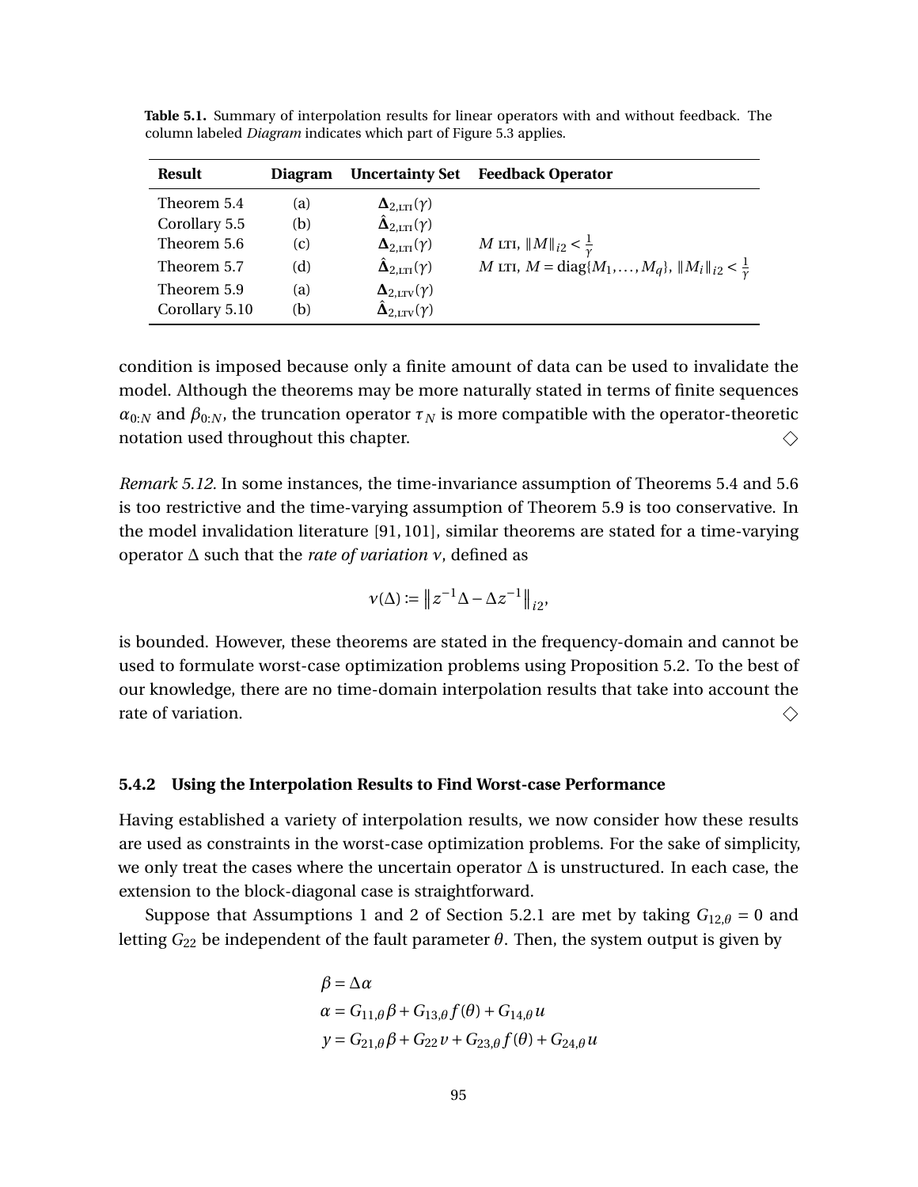**Table 5.1.** Summary of interpolation results for linear operators with and without feedback. The column labeled *Diagram* indicates which part of Figure 5.3 applies.

| Result | Diagram | Uncertainty Set | Feedback Operator |
|---|---|---|---|
| Theorem 5.4 | (a) | $\boldsymbol{\Delta}_{2,\text{LTI}}(\gamma)$ | |
| Corollary 5.5 | (b) | $\hat{\boldsymbol{\Delta}}_{2,\text{LTI}}(\gamma)$ | |
| Theorem 5.6 | (c) | $\boldsymbol{\Delta}_{2,\text{LTI}}(\gamma)$ | $M$ LTI, $\|M\|_{i2} < \frac{1}{\gamma}$ |
| Theorem 5.7 | (d) | $\hat{\boldsymbol{\Delta}}_{2,\text{LTI}}(\gamma)$ | $M$ LTI, $M = \text{diag}\{M_1, \dots, M_q\}$, $\|M_i\|_{i2} < \frac{1}{\gamma}$ |
| Theorem 5.9 | (a) | $\boldsymbol{\Delta}_{2,\text{LTV}}(\gamma)$ | |
| Corollary 5.10 | (b) | $\hat{\boldsymbol{\Delta}}_{2,\text{LTV}}(\gamma)$ | |

condition is imposed because only a finite amount of data can be used to invalidate the model. Although the theorems may be more naturally stated in terms of finite sequences $\alpha_{0:N}$ and $\beta_{0:N}$, the truncation operator $\tau_N$ is more compatible with the operator-theoretic notation used throughout this chapter. ◇

*Remark 5.12.* In some instances, the time-invariance assumption of Theorems 5.4 and 5.6 is too restrictive and the time-varying assumption of Theorem 5.9 is too conservative. In the model invalidation literature [91, 101], similar theorems are stated for a time-varying operator $\Delta$ such that the *rate of variation* $\nu$, defined as

$$\nu(\Delta) := \left\| z^{-1}\Delta - \Delta z^{-1} \right\|_{i2},$$

is bounded. However, these theorems are stated in the frequency-domain and cannot be used to formulate worst-case optimization problems using Proposition 5.2. To the best of our knowledge, there are no time-domain interpolation results that take into account the rate of variation. ◇

### 5.4.2 Using the Interpolation Results to Find Worst-case Performance

Having established a variety of interpolation results, we now consider how these results are used as constraints in the worst-case optimization problems. For the sake of simplicity, we only treat the cases where the uncertain operator $\Delta$ is unstructured. In each case, the extension to the block-diagonal case is straightforward.

Suppose that Assumptions 1 and 2 of Section 5.2.1 are met by taking $G_{12,\theta} = 0$ and letting $G_{22}$ be independent of the fault parameter $\theta$. Then, the system output is given by

$$\begin{aligned}
\beta &= \Delta\alpha \\
\alpha &= G_{11,\theta}\beta + G_{13,\theta} f(\theta) + G_{14,\theta} u \\
y &= G_{21,\theta}\beta + G_{22} v + G_{23,\theta} f(\theta) + G_{24,\theta} u
\end{aligned}$$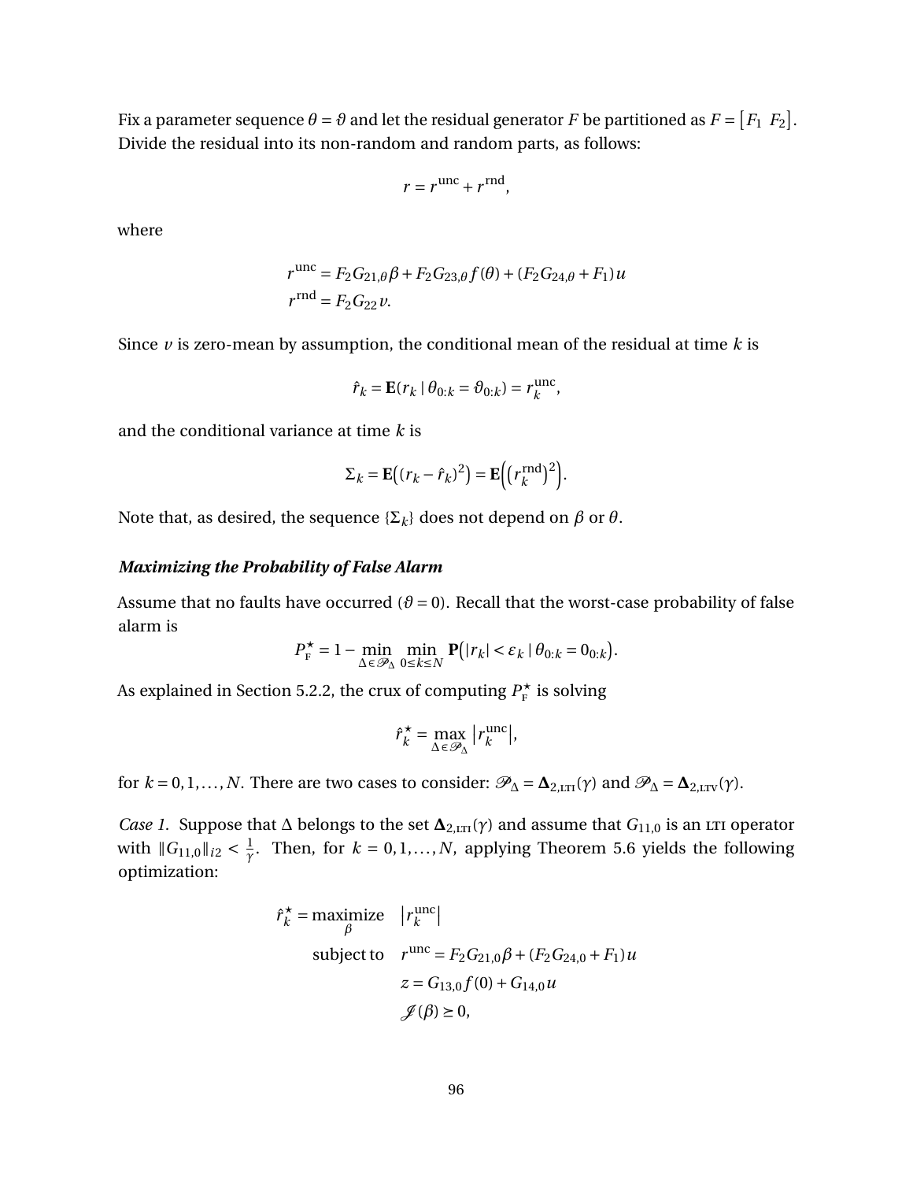Fix a parameter sequence $\theta = \vartheta$ and let the residual generator $F$ be partitioned as $F = \begin{bmatrix} F_1 & F_2 \end{bmatrix}$. Divide the residual into its non-random and random parts, as follows:

$$r = r^{\text{unc}} + r^{\text{rnd}},$$

where

$$\begin{aligned} r^{\text{unc}} &= F_2 G_{21,\theta}\beta + F_2 G_{23,\theta} f(\theta) + (F_2 G_{24,\theta} + F_1)u \\ r^{\text{rnd}} &= F_2 G_{22} v. \end{aligned}$$

Since $v$ is zero-mean by assumption, the conditional mean of the residual at time $k$ is

$$\hat{r}_k = \mathbf{E}(r_k \mid \theta_{0:k} = \vartheta_{0:k}) = r_k^{\text{unc}},$$

and the conditional variance at time $k$ is

$$\Sigma_k = \mathbf{E}\big((r_k - \hat{r}_k)^2\big) = \mathbf{E}\Big(\big(r_k^{\text{rnd}}\big)^2\Big).$$

Note that, as desired, the sequence $\{\Sigma_k\}$ does not depend on $\beta$ or $\theta$.

### *Maximizing the Probability of False Alarm*

Assume that no faults have occurred ($\vartheta = 0$). Recall that the worst-case probability of false alarm is

$$P_{\text{F}}^{\star} = 1 - \min_{\Delta \in \mathscr{P}_\Delta} \min_{0 \le k \le N} \mathbf{P}\big(|r_k| < \varepsilon_k \mid \theta_{0:k} = 0_{0:k}\big).$$

As explained in Section 5.2.2, the crux of computing $P_{\text{F}}^{\star}$ is solving

$$\hat{r}_k^{\star} = \max_{\Delta \in \mathscr{P}_\Delta} \big|r_k^{\text{unc}}\big|,$$

for $k = 0, 1, \ldots, N$. There are two cases to consider: $\mathscr{P}_\Delta = \mathbf{\Delta}_{2,\text{LTI}}(\gamma)$ and $\mathscr{P}_\Delta = \mathbf{\Delta}_{2,\text{LTV}}(\gamma)$.

*Case 1.* Suppose that $\Delta$ belongs to the set $\mathbf{\Delta}_{2,\text{LTI}}(\gamma)$ and assume that $G_{11,0}$ is an LTI operator with $\|G_{11,0}\|_{i2} < \frac{1}{\gamma}$. Then, for $k = 0, 1, \ldots, N$, applying Theorem 5.6 yields the following optimization:

$$\begin{aligned} \hat{r}_k^{\star} = \underset{\beta}{\text{maximize}} \quad & \big|r_k^{\text{unc}}\big| \\ \text{subject to} \quad & r^{\text{unc}} = F_2 G_{21,0}\beta + (F_2 G_{24,0} + F_1)u \\ & z = G_{13,0} f(0) + G_{14,0} u \\ & \mathscr{J}(\beta) \succeq 0, \end{aligned}$$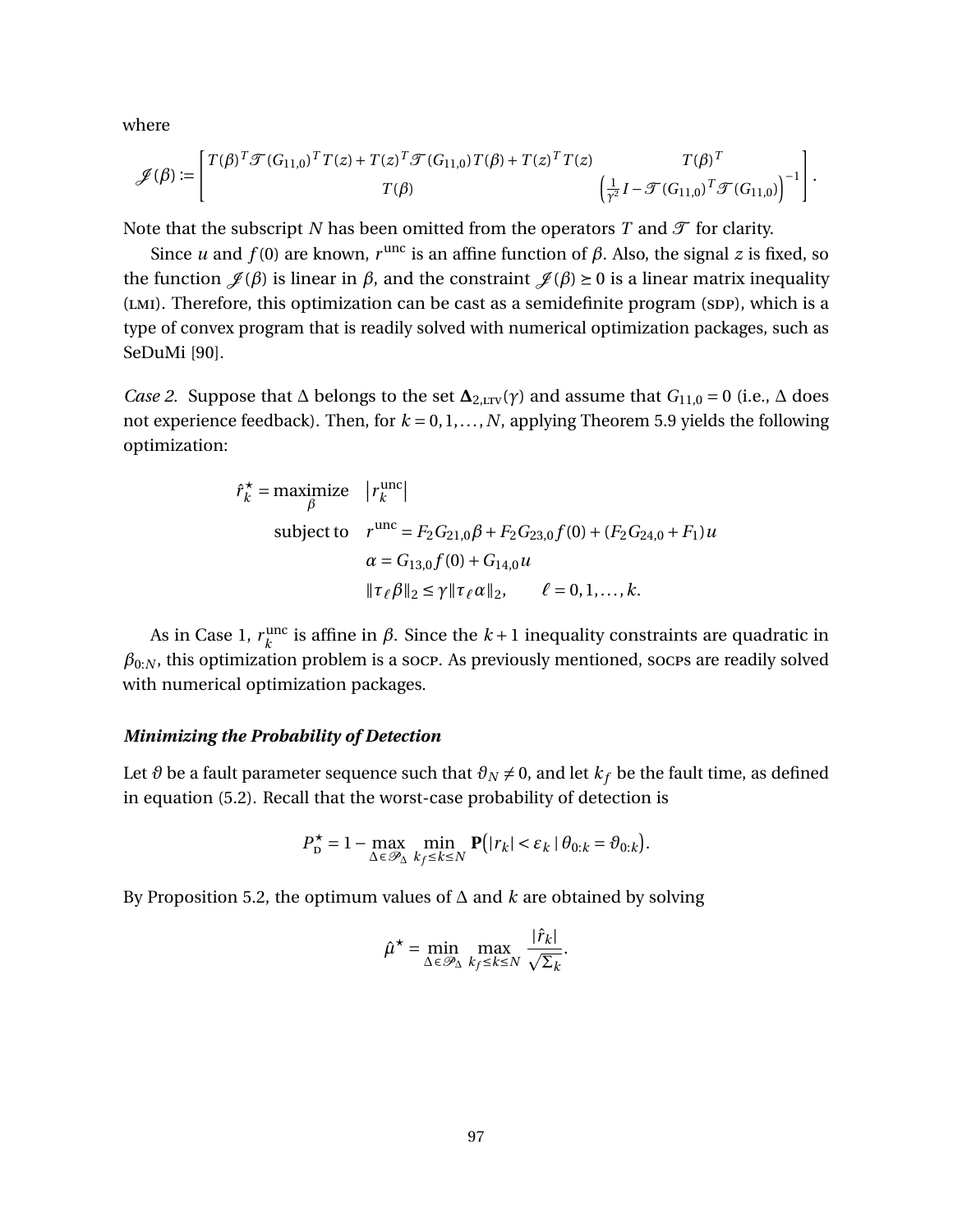where

$$\mathscr{J}(\beta) := \begin{bmatrix} T(\beta)^T \mathscr{T}(G_{11,0})^T T(z) + T(z)^T \mathscr{T}(G_{11,0}) T(\beta) + T(z)^T T(z) & T(\beta)^T \\ T(\beta) & \left(\frac{1}{\gamma^2} I - \mathscr{T}(G_{11,0})^T \mathscr{T}(G_{11,0})\right)^{-1} \end{bmatrix}.$$

Note that the subscript $N$ has been omitted from the operators $T$ and $\mathscr{T}$ for clarity.

Since $u$ and $f(0)$ are known, $r^{\text{unc}}$ is an affine function of $\beta$. Also, the signal $z$ is fixed, so the function $\mathscr{J}(\beta)$ is linear in $\beta$, and the constraint $\mathscr{J}(\beta) \succeq 0$ is a linear matrix inequality (LMI). Therefore, this optimization can be cast as a semidefinite program (SDP), which is a type of convex program that is readily solved with numerical optimization packages, such as SeDuMi [90].

*Case 2.* Suppose that $\Delta$ belongs to the set $\mathbf{\Delta}_{2,\text{LTV}}(\gamma)$ and assume that $G_{11,0} = 0$ (i.e., $\Delta$ does not experience feedback). Then, for $k = 0, 1, \ldots, N$, applying Theorem 5.9 yields the following optimization:

$$\begin{aligned} \hat{r}_k^\star = \underset{\beta}{\text{maximize}} \quad & \left|r_k^{\text{unc}}\right| \\ \text{subject to} \quad & r^{\text{unc}} = F_2 G_{21,0} \beta + F_2 G_{23,0} f(0) + (F_2 G_{24,0} + F_1) u \\ & \alpha = G_{13,0} f(0) + G_{14,0} u \\ & \|\tau_\ell \beta\|_2 \le \gamma \|\tau_\ell \alpha\|_2, \qquad \ell = 0, 1, \ldots, k. \end{aligned}$$

As in Case 1, $r_k^{\text{unc}}$ is affine in $\beta$. Since the $k+1$ inequality constraints are quadratic in $\beta_{0:N}$, this optimization problem is a SOCP. As previously mentioned, SOCPs are readily solved with numerical optimization packages.

### *Minimizing the Probability of Detection*

Let $\vartheta$ be a fault parameter sequence such that $\vartheta_N \neq 0$, and let $k_f$ be the fault time, as defined in equation (5.2). Recall that the worst-case probability of detection is

$$P_{\text{D}}^\star = 1 - \max_{\Delta \in \mathscr{P}_\Delta} \min_{k_f \le k \le N} \mathbf{P}\big(|r_k| < \varepsilon_k \mid \theta_{0:k} = \vartheta_{0:k}\big).$$

By Proposition 5.2, the optimum values of $\Delta$ and $k$ are obtained by solving

$$\hat{\mu}^\star = \min_{\Delta \in \mathscr{P}_\Delta} \max_{k_f \le k \le N} \frac{|\hat{r}_k|}{\sqrt{\Sigma_k}}.$$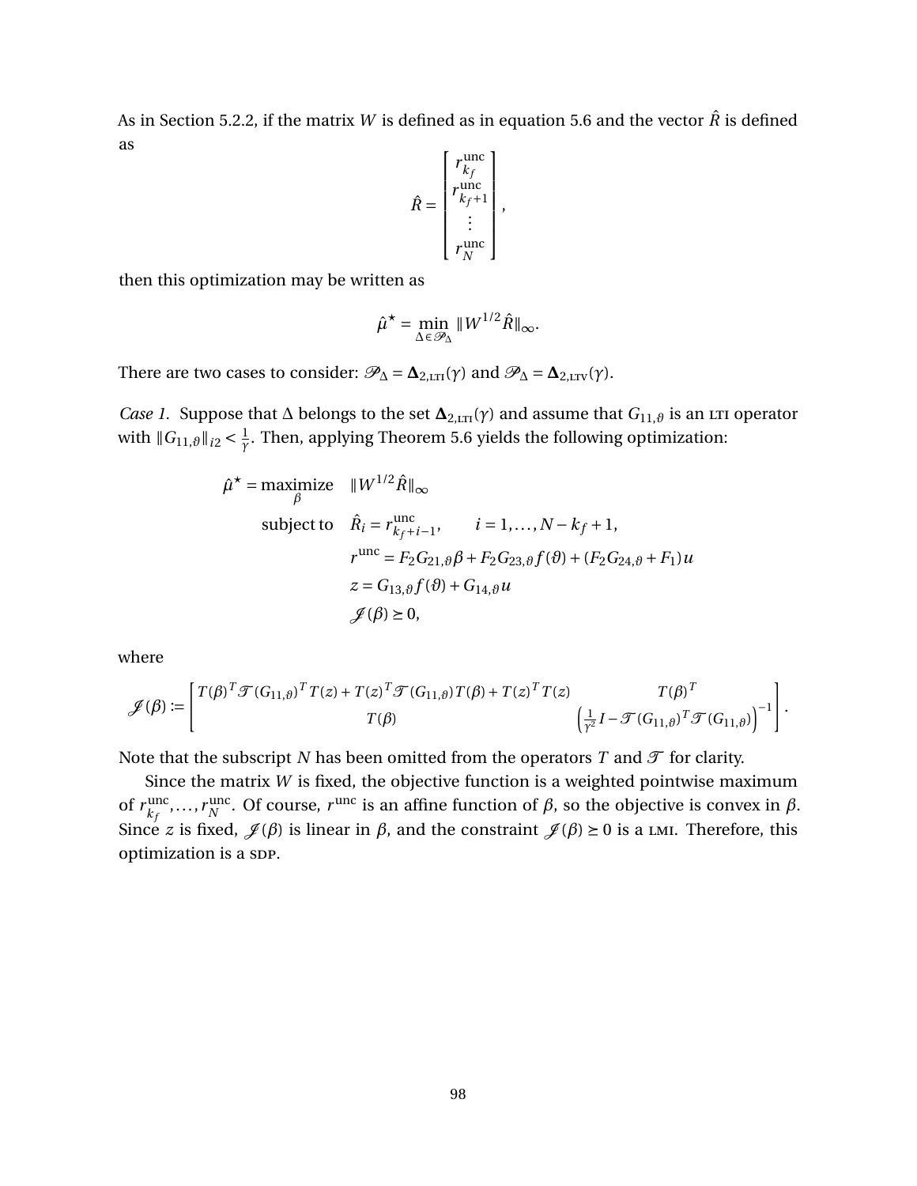As in Section 5.2.2, if the matrix $W$ is defined as in equation 5.6 and the vector $\hat{R}$ is defined as

$$\hat{R} = \begin{bmatrix} r^{\text{unc}}_{k_f} \\ r^{\text{unc}}_{k_f+1} \\ \vdots \\ r^{\text{unc}}_{N} \end{bmatrix},$$

then this optimization may be written as

$$\hat{\mu}^\star = \min_{\Delta \in \mathscr{P}_\Delta} \|W^{1/2}\hat{R}\|_\infty.$$

There are two cases to consider: $\mathscr{P}_\Delta = \mathbf{\Delta}_{2,\text{LTI}}(\gamma)$ and $\mathscr{P}_\Delta = \mathbf{\Delta}_{2,\text{LTV}}(\gamma)$.

*Case 1.* Suppose that $\Delta$ belongs to the set $\mathbf{\Delta}_{2,\text{LTI}}(\gamma)$ and assume that $G_{11,\vartheta}$ is an LTI operator with $\|G_{11,\vartheta}\|_{i2} < \frac{1}{\gamma}$. Then, applying Theorem 5.6 yields the following optimization:

$$\begin{aligned}
\hat{\mu}^\star = \underset{\beta}{\text{maximize}} \quad & \|W^{1/2}\hat{R}\|_\infty \\
\text{subject to} \quad & \hat{R}_i = r^{\text{unc}}_{k_f+i-1}, \qquad i = 1, \ldots, N - k_f + 1, \\
& r^{\text{unc}} = F_2 G_{21,\vartheta}\beta + F_2 G_{23,\vartheta} f(\vartheta) + (F_2 G_{24,\vartheta} + F_1) u \\
& z = G_{13,\vartheta} f(\vartheta) + G_{14,\vartheta} u \\
& \mathscr{J}(\beta) \succeq 0,
\end{aligned}$$

where

$$\mathscr{J}(\beta) := \begin{bmatrix} T(\beta)^T \mathscr{T}(G_{11,\vartheta})^T T(z) + T(z)^T \mathscr{T}(G_{11,\vartheta}) T(\beta) + T(z)^T T(z) & T(\beta)^T \\ T(\beta) & \left(\frac{1}{\gamma^2} I - \mathscr{T}(G_{11,\vartheta})^T \mathscr{T}(G_{11,\vartheta})\right)^{-1} \end{bmatrix}.$$

Note that the subscript $N$ has been omitted from the operators $T$ and $\mathscr{T}$ for clarity.

Since the matrix $W$ is fixed, the objective function is a weighted pointwise maximum of $r^{\text{unc}}_{k_f}, \ldots, r^{\text{unc}}_{N}$. Of course, $r^{\text{unc}}$ is an affine function of $\beta$, so the objective is convex in $\beta$. Since $z$ is fixed, $\mathscr{J}(\beta)$ is linear in $\beta$, and the constraint $\mathscr{J}(\beta) \succeq 0$ is a LMI. Therefore, this optimization is a SDP.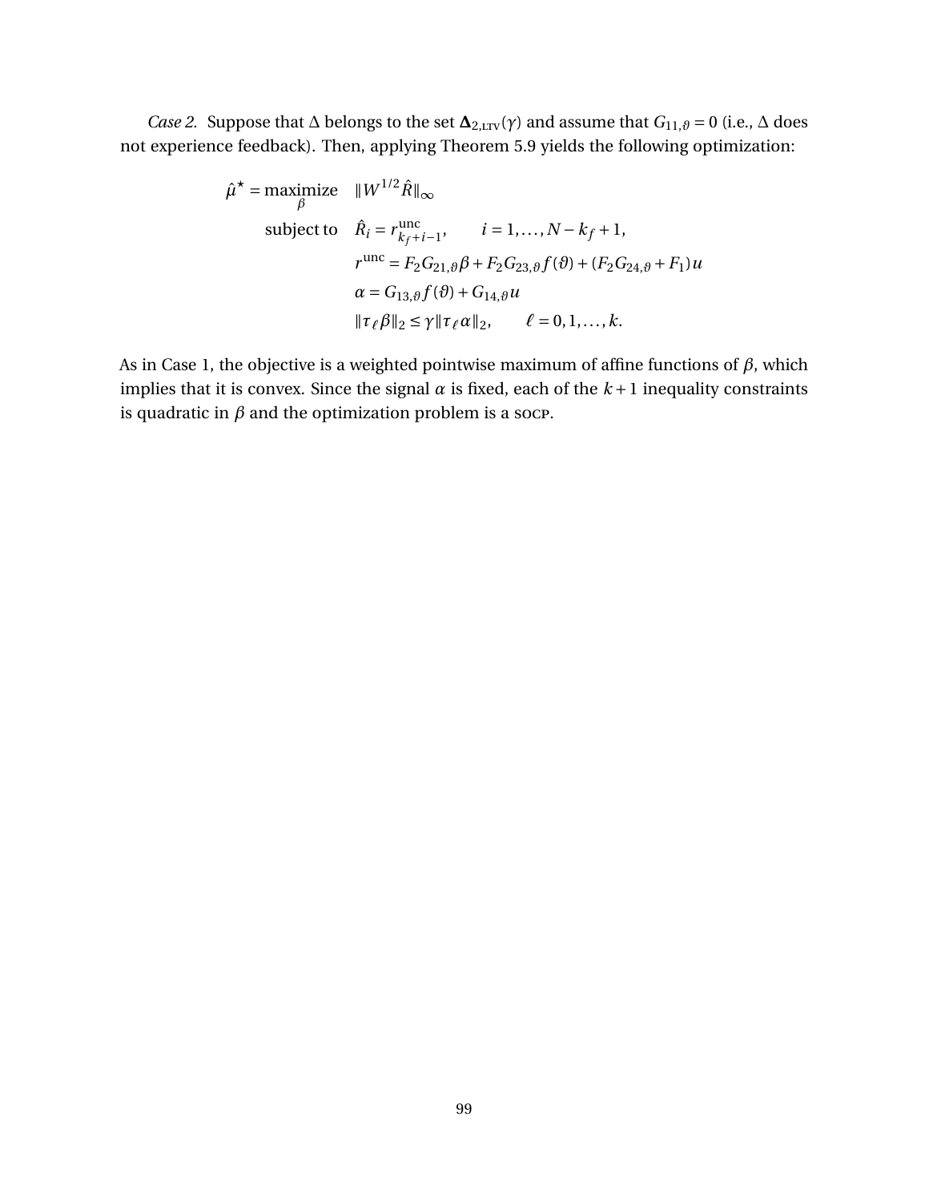*Case 2.* Suppose that $\Delta$ belongs to the set $\mathbf{\Delta}_{2,\text{LTV}}(\gamma)$ and assume that $G_{11,\vartheta} = 0$ (i.e., $\Delta$ does not experience feedback). Then, applying Theorem 5.9 yields the following optimization:

$$
\begin{aligned}
\hat{\mu}^{\star} = \underset{\beta}{\text{maximize}} \quad & \|W^{1/2}\hat{R}\|_{\infty} \\
\text{subject to} \quad & \hat{R}_i = r^{\text{unc}}_{k_f+i-1}, \qquad i = 1,\dots,N-k_f+1, \\
& r^{\text{unc}} = F_2 G_{21,\vartheta}\beta + F_2 G_{23,\vartheta} f(\vartheta) + (F_2 G_{24,\vartheta} + F_1)u \\
& \alpha = G_{13,\vartheta} f(\vartheta) + G_{14,\vartheta} u \\
& \|\tau_\ell \beta\|_2 \leq \gamma \|\tau_\ell \alpha\|_2, \qquad \ell = 0,1,\dots,k.
\end{aligned}
$$

As in Case 1, the objective is a weighted pointwise maximum of affine functions of $\beta$, which implies that it is convex. Since the signal $\alpha$ is fixed, each of the $k+1$ inequality constraints is quadratic in $\beta$ and the optimization problem is a SOCP.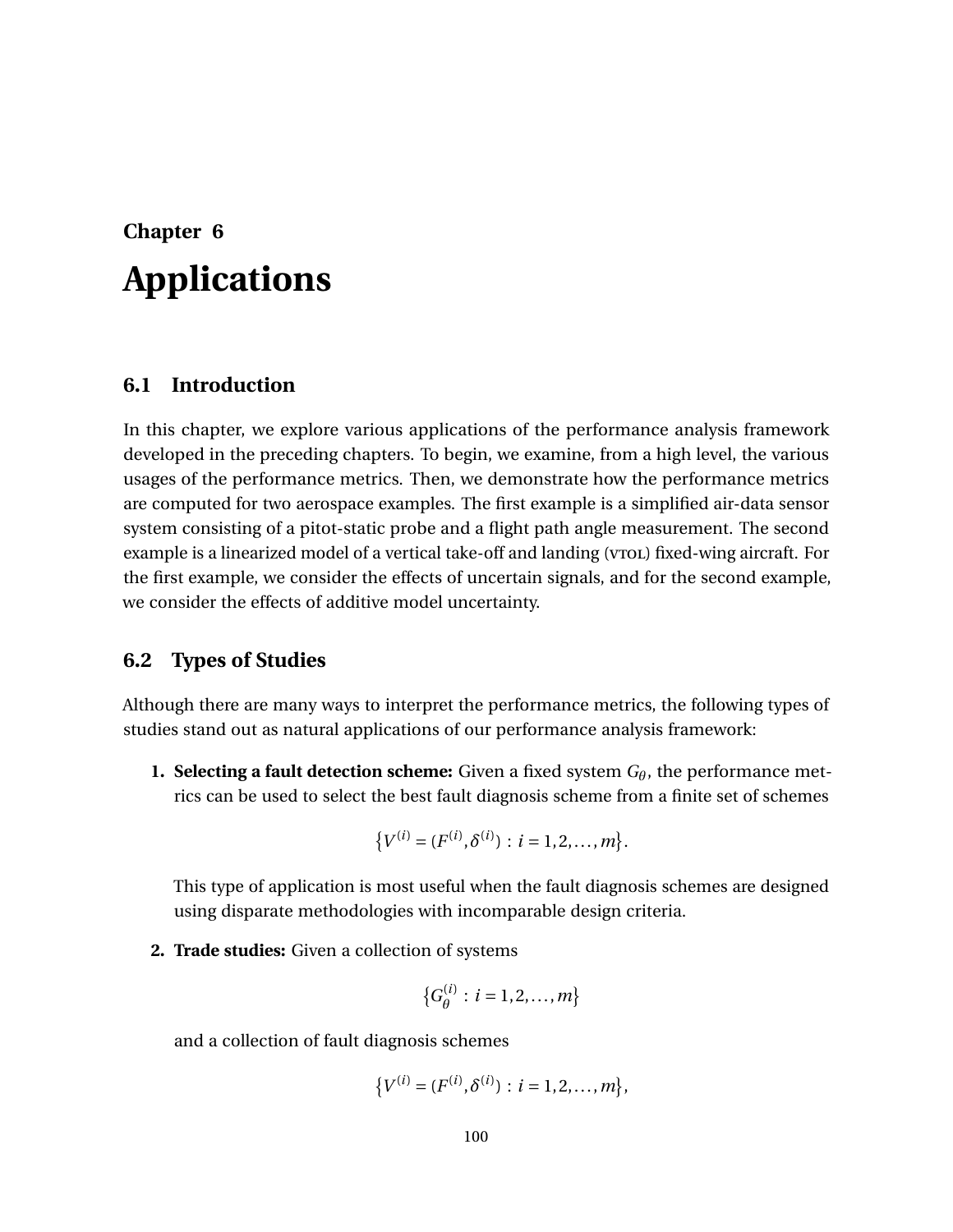# Chapter 6

# Applications

## 6.1 Introduction

In this chapter, we explore various applications of the performance analysis framework developed in the preceding chapters. To begin, we examine, from a high level, the various usages of the performance metrics. Then, we demonstrate how the performance metrics are computed for two aerospace examples. The first example is a simplified air-data sensor system consisting of a pitot-static probe and a flight path angle measurement. The second example is a linearized model of a vertical take-off and landing (VTOL) fixed-wing aircraft. For the first example, we consider the effects of uncertain signals, and for the second example, we consider the effects of additive model uncertainty.

## 6.2 Types of Studies

Although there are many ways to interpret the performance metrics, the following types of studies stand out as natural applications of our performance analysis framework:

1. **Selecting a fault detection scheme:** Given a fixed system $G_\theta$, the performance metrics can be used to select the best fault diagnosis scheme from a finite set of schemes

$$\{V^{(i)} = (F^{(i)}, \delta^{(i)}) : i = 1, 2, \ldots, m\}.$$

   This type of application is most useful when the fault diagnosis schemes are designed using disparate methodologies with incomparable design criteria.

2. **Trade studies:** Given a collection of systems

$$\{G_\theta^{(i)} : i = 1, 2, \ldots, m\}$$

   and a collection of fault diagnosis schemes

$$\{V^{(i)} = (F^{(i)}, \delta^{(i)}) : i = 1, 2, \ldots, m\},$$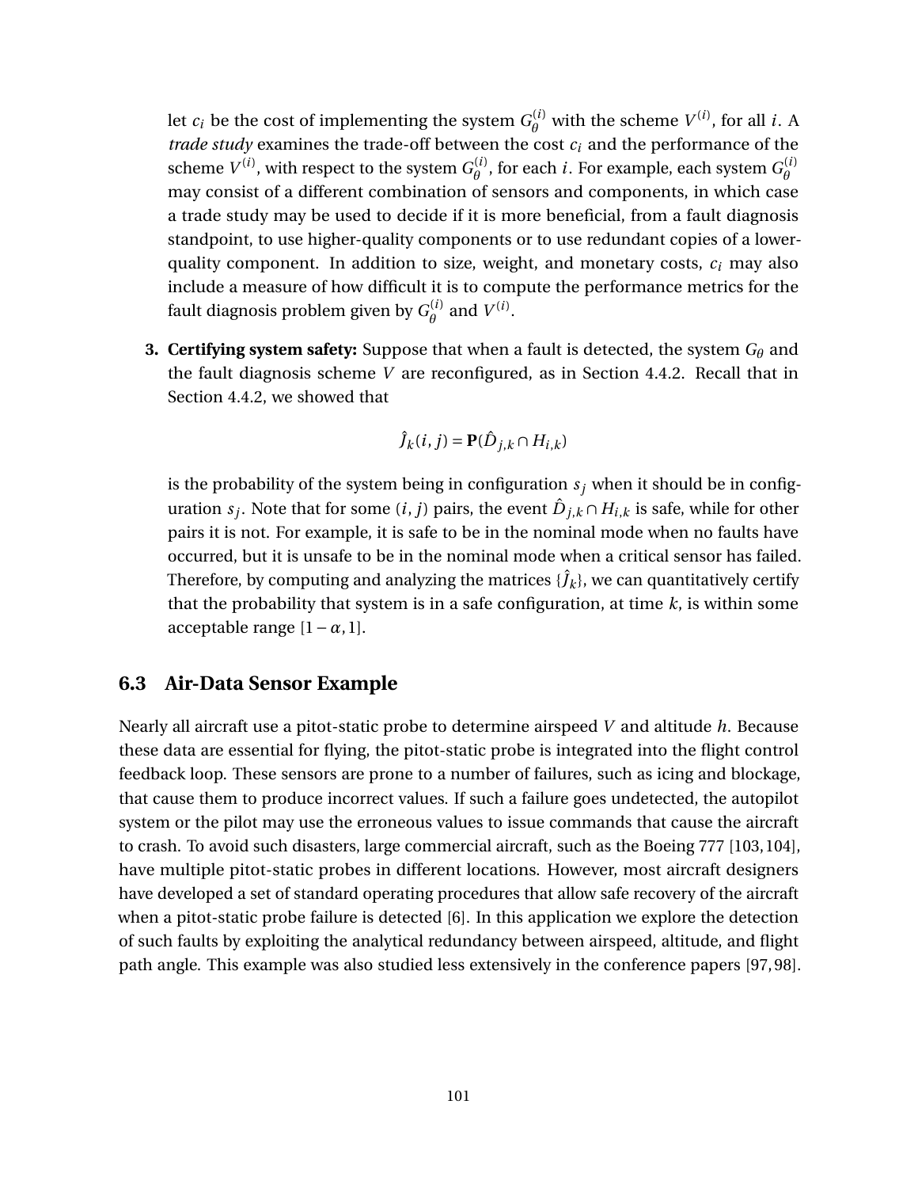let $c_i$ be the cost of implementing the system $G_\theta^{(i)}$ with the scheme $V^{(i)}$, for all $i$. A *trade study* examines the trade-off between the cost $c_i$ and the performance of the scheme $V^{(i)}$, with respect to the system $G_\theta^{(i)}$, for each $i$. For example, each system $G_\theta^{(i)}$ may consist of a different combination of sensors and components, in which case a trade study may be used to decide if it is more beneficial, from a fault diagnosis standpoint, to use higher-quality components or to use redundant copies of a lower-quality component. In addition to size, weight, and monetary costs, $c_i$ may also include a measure of how difficult it is to compute the performance metrics for the fault diagnosis problem given by $G_\theta^{(i)}$ and $V^{(i)}$.

3. **Certifying system safety:** Suppose that when a fault is detected, the system $G_\theta$ and the fault diagnosis scheme $V$ are reconfigured, as in Section 4.4.2. Recall that in Section 4.4.2, we showed that

$$\hat{J}_k(i,j) = \mathbf{P}(\hat{D}_{j,k} \cap H_{i,k})$$

is the probability of the system being in configuration $s_j$ when it should be in configuration $s_j$. Note that for some $(i,j)$ pairs, the event $\hat{D}_{j,k} \cap H_{i,k}$ is safe, while for other pairs it is not. For example, it is safe to be in the nominal mode when no faults have occurred, but it is unsafe to be in the nominal mode when a critical sensor has failed. Therefore, by computing and analyzing the matrices $\{\hat{J}_k\}$, we can quantitatively certify that the probability that system is in a safe configuration, at time $k$, is within some acceptable range $[1-\alpha, 1]$.

## 6.3 Air-Data Sensor Example

Nearly all aircraft use a pitot-static probe to determine airspeed $V$ and altitude $h$. Because these data are essential for flying, the pitot-static probe is integrated into the flight control feedback loop. These sensors are prone to a number of failures, such as icing and blockage, that cause them to produce incorrect values. If such a failure goes undetected, the autopilot system or the pilot may use the erroneous values to issue commands that cause the aircraft to crash. To avoid such disasters, large commercial aircraft, such as the Boeing 777 [103,104], have multiple pitot-static probes in different locations. However, most aircraft designers have developed a set of standard operating procedures that allow safe recovery of the aircraft when a pitot-static probe failure is detected [6]. In this application we explore the detection of such faults by exploiting the analytical redundancy between airspeed, altitude, and flight path angle. This example was also studied less extensively in the conference papers [97,98].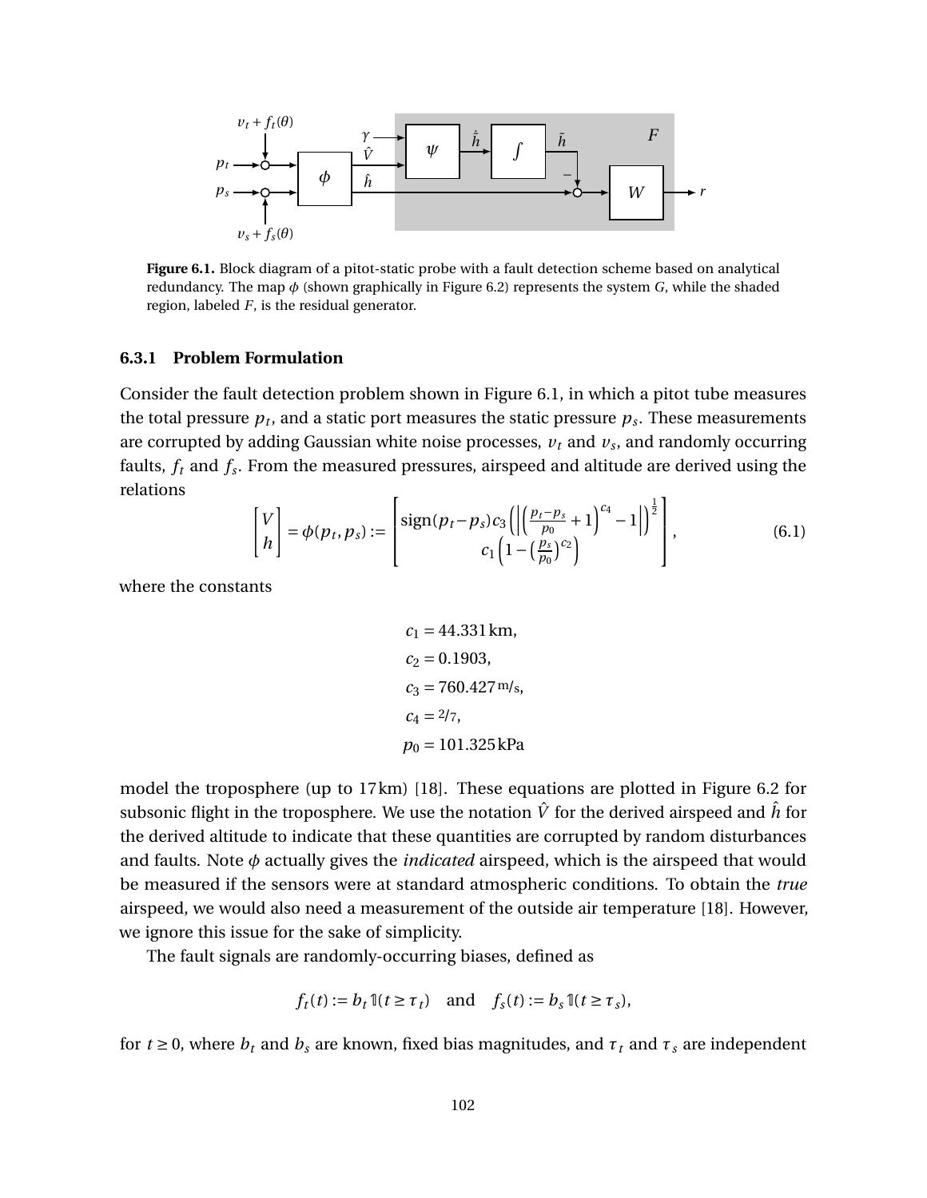**Figure 6.1.** Block diagram of a pitot-static probe with a fault detection scheme based on analytical redundancy. The map $\phi$ (shown graphically in Figure 6.2) represents the system $G$, while the shaded region, labeled $F$, is the residual generator.

### 6.3.1 Problem Formulation

Consider the fault detection problem shown in Figure 6.1, in which a pitot tube measures the total pressure $p_t$, and a static port measures the static pressure $p_s$. These measurements are corrupted by adding Gaussian white noise processes, $v_t$ and $v_s$, and randomly occurring faults, $f_t$ and $f_s$. From the measured pressures, airspeed and altitude are derived using the relations

$$\begin{bmatrix} V \\ h \end{bmatrix} = \phi(p_t, p_s) := \begin{bmatrix} \operatorname{sign}(p_t - p_s)\, c_3 \left( \left| \left( \frac{p_t - p_s}{p_0} + 1 \right)^{c_4} - 1 \right| \right)^{\frac{1}{2}} \\ c_1 \left( 1 - \left( \frac{p_s}{p_0} \right)^{c_2} \right) \end{bmatrix}, \tag{6.1}$$

where the constants

$$\begin{aligned} c_1 &= 44.331\,\text{km}, \\ c_2 &= 0.1903, \\ c_3 &= 760.427\,\text{m/s}, \\ c_4 &= 2/7, \\ p_0 &= 101.325\,\text{kPa} \end{aligned}$$

model the troposphere (up to 17 km) [18]. These equations are plotted in Figure 6.2 for subsonic flight in the troposphere. We use the notation $\hat{V}$ for the derived airspeed and $\hat{h}$ for the derived altitude to indicate that these quantities are corrupted by random disturbances and faults. Note $\phi$ actually gives the *indicated* airspeed, which is the airspeed that would be measured if the sensors were at standard atmospheric conditions. To obtain the *true* airspeed, we would also need a measurement of the outside air temperature [18]. However, we ignore this issue for the sake of simplicity.

The fault signals are randomly-occurring biases, defined as

$$f_t(t) := b_t\, \mathbb{1}(t \geq \tau_t) \quad \text{and} \quad f_s(t) := b_s\, \mathbb{1}(t \geq \tau_s),$$

for $t \geq 0$, where $b_t$ and $b_s$ are known, fixed bias magnitudes, and $\tau_t$ and $\tau_s$ are independent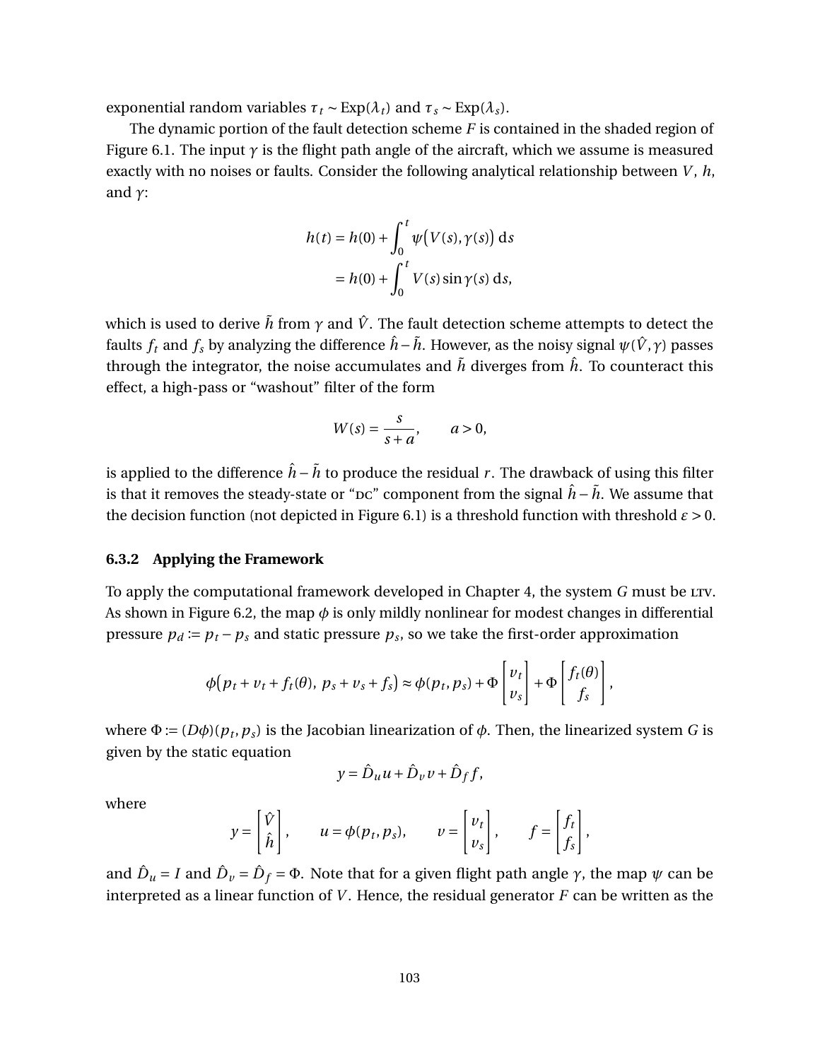exponential random variables $\tau_t \sim \text{Exp}(\lambda_t)$ and $\tau_s \sim \text{Exp}(\lambda_s)$.

The dynamic portion of the fault detection scheme $F$ is contained in the shaded region of Figure 6.1. The input $\gamma$ is the flight path angle of the aircraft, which we assume is measured exactly with no noises or faults. Consider the following analytical relationship between $V$, $h$, and $\gamma$:

$$
\begin{aligned}
h(t) &= h(0) + \int_0^t \psi\big(V(s), \gamma(s)\big)\, \mathrm{d}s \\
&= h(0) + \int_0^t V(s) \sin \gamma(s)\, \mathrm{d}s,
\end{aligned}
$$

which is used to derive $\tilde{h}$ from $\gamma$ and $\hat{V}$. The fault detection scheme attempts to detect the faults $f_t$ and $f_s$ by analyzing the difference $\hat{h} - \tilde{h}$. However, as the noisy signal $\psi(\hat{V}, \gamma)$ passes through the integrator, the noise accumulates and $\tilde{h}$ diverges from $\hat{h}$. To counteract this effect, a high-pass or "washout" filter of the form

$$
W(s) = \frac{s}{s+a}, \qquad a > 0,
$$

is applied to the difference $\hat{h} - \tilde{h}$ to produce the residual $r$. The drawback of using this filter is that it removes the steady-state or "DC" component from the signal $\hat{h} - \tilde{h}$. We assume that the decision function (not depicted in Figure 6.1) is a threshold function with threshold $\varepsilon > 0$.

### 6.3.2 Applying the Framework

To apply the computational framework developed in Chapter 4, the system $G$ must be LTV. As shown in Figure 6.2, the map $\phi$ is only mildly nonlinear for modest changes in differential pressure $p_d := p_t - p_s$ and static pressure $p_s$, so we take the first-order approximation

$$
\phi\big(p_t + v_t + f_t(\theta),\ p_s + v_s + f_s\big) \approx \phi(p_t, p_s) + \Phi \begin{bmatrix} v_t \\ v_s \end{bmatrix} + \Phi \begin{bmatrix} f_t(\theta) \\ f_s \end{bmatrix},
$$

where $\Phi := (D\phi)(p_t, p_s)$ is the Jacobian linearization of $\phi$. Then, the linearized system $G$ is given by the static equation

$$
y = \hat{D}_u u + \hat{D}_v v + \hat{D}_f f,
$$

where

$$
y = \begin{bmatrix} \hat{V} \\ \hat{h} \end{bmatrix}, \qquad u = \phi(p_t, p_s), \qquad v = \begin{bmatrix} v_t \\ v_s \end{bmatrix}, \qquad f = \begin{bmatrix} f_t \\ f_s \end{bmatrix},
$$

and $\hat{D}_u = I$ and $\hat{D}_v = \hat{D}_f = \Phi$. Note that for a given flight path angle $\gamma$, the map $\psi$ can be interpreted as a linear function of $V$. Hence, the residual generator $F$ can be written as the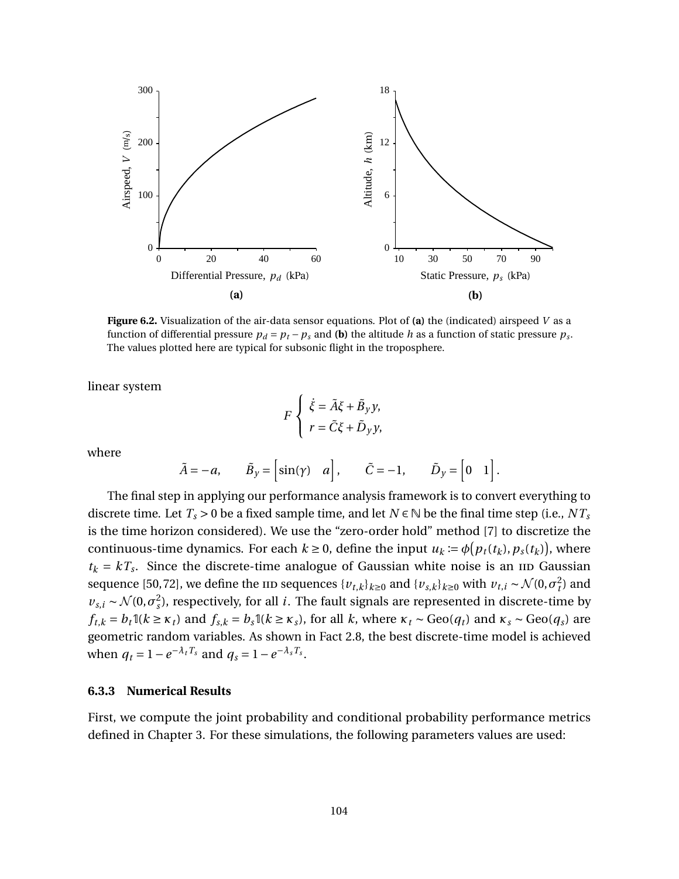Figure 6.2. Visualization of the air-data sensor equations. Plot of **(a)** the (indicated) airspeed $V$ as a function of differential pressure $p_d = p_t - p_s$ and **(b)** the altitude $h$ as a function of static pressure $p_s$. The values plotted here are typical for subsonic flight in the troposphere.

linear system

$$F \begin{cases} \dot{\xi} = \tilde{A}\xi + \tilde{B}_y y, \\ r = \tilde{C}\xi + \tilde{D}_y y, \end{cases}$$

where

$$\tilde{A} = -a, \qquad \tilde{B}_y = \begin{bmatrix} \sin(\gamma) & a \end{bmatrix}, \qquad \tilde{C} = -1, \qquad \tilde{D}_y = \begin{bmatrix} 0 & 1 \end{bmatrix}.$$

The final step in applying our performance analysis framework is to convert everything to discrete time. Let $T_s > 0$ be a fixed sample time, and let $N \in \mathbb{N}$ be the final time step (i.e., $NT_s$ is the time horizon considered). We use the "zero-order hold" method [7] to discretize the continuous-time dynamics. For each $k \geq 0$, define the input $u_k := \phi\big(p_t(t_k), p_s(t_k)\big)$, where $t_k = kT_s$. Since the discrete-time analogue of Gaussian white noise is an IID Gaussian sequence [50, 72], we define the IID sequences $\{v_{t,k}\}_{k\geq 0}$ and $\{v_{s,k}\}_{k\geq 0}$ with $v_{t,i} \sim \mathcal{N}(0, \sigma_t^2)$ and $v_{s,i} \sim \mathcal{N}(0, \sigma_s^2)$, respectively, for all $i$. The fault signals are represented in discrete-time by $f_{t,k} = b_t \mathbb{1}(k \geq \kappa_t)$ and $f_{s,k} = b_s \mathbb{1}(k \geq \kappa_s)$, for all $k$, where $\kappa_t \sim \text{Geo}(q_t)$ and $\kappa_s \sim \text{Geo}(q_s)$ are geometric random variables. As shown in Fact 2.8, the best discrete-time model is achieved when $q_t = 1 - e^{-\lambda_t T_s}$ and $q_s = 1 - e^{-\lambda_s T_s}$.

### 6.3.3 Numerical Results

First, we compute the joint probability and conditional probability performance metrics defined in Chapter 3. For these simulations, the following parameters values are used: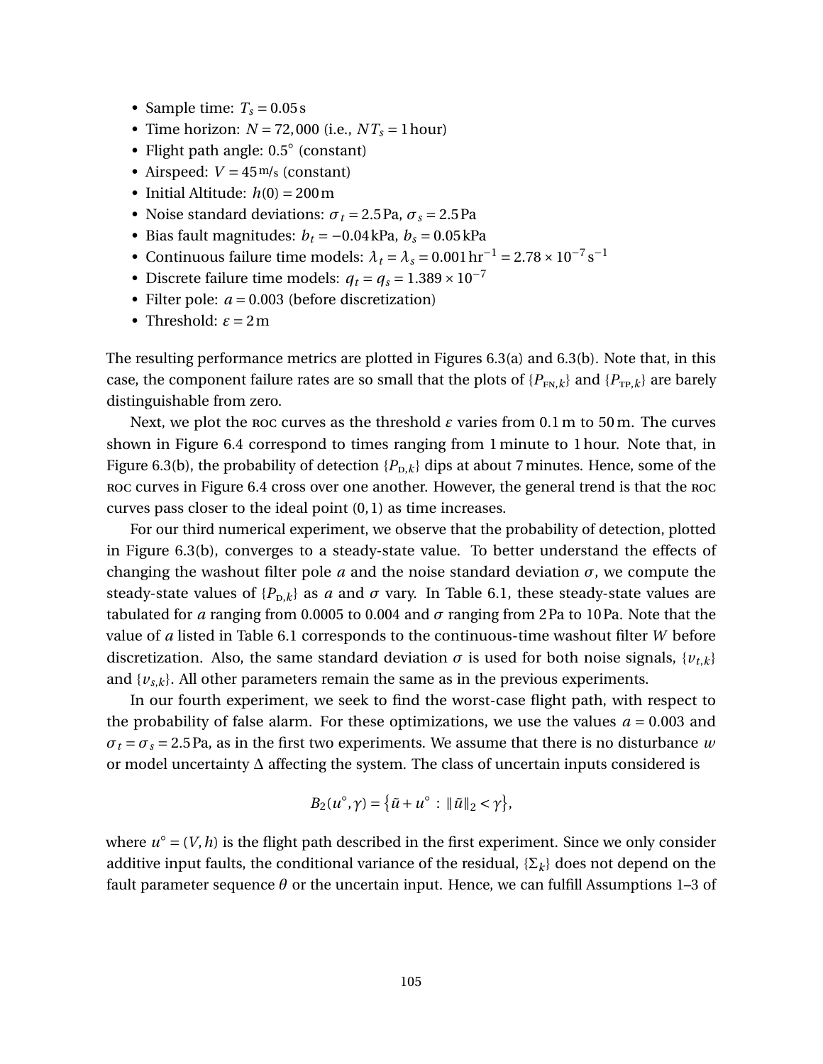- Sample time: $T_s = 0.05\,\mathrm{s}$
- Time horizon: $N = 72{,}000$ (i.e., $NT_s = 1\,\mathrm{hour}$)
- Flight path angle: $0.5^\circ$ (constant)
- Airspeed: $V = 45\,\mathrm{m/s}$ (constant)
- Initial Altitude: $h(0) = 200\,\mathrm{m}$
- Noise standard deviations: $\sigma_t = 2.5\,\mathrm{Pa}$, $\sigma_s = 2.5\,\mathrm{Pa}$
- Bias fault magnitudes: $b_t = -0.04\,\mathrm{kPa}$, $b_s = 0.05\,\mathrm{kPa}$
- Continuous failure time models: $\lambda_t = \lambda_s = 0.001\,\mathrm{hr}^{-1} = 2.78 \times 10^{-7}\,\mathrm{s}^{-1}$
- Discrete failure time models: $q_t = q_s = 1.389 \times 10^{-7}$
- Filter pole: $a = 0.003$ (before discretization)
- Threshold: $\varepsilon = 2\,\mathrm{m}$

The resulting performance metrics are plotted in Figures 6.3(a) and 6.3(b). Note that, in this case, the component failure rates are so small that the plots of $\{P_{\mathrm{FN},k}\}$ and $\{P_{\mathrm{TP},k}\}$ are barely distinguishable from zero.

Next, we plot the ROC curves as the threshold $\varepsilon$ varies from $0.1\,\mathrm{m}$ to $50\,\mathrm{m}$. The curves shown in Figure 6.4 correspond to times ranging from 1 minute to 1 hour. Note that, in Figure 6.3(b), the probability of detection $\{P_{\mathrm{D},k}\}$ dips at about 7 minutes. Hence, some of the ROC curves in Figure 6.4 cross over one another. However, the general trend is that the ROC curves pass closer to the ideal point $(0,1)$ as time increases.

For our third numerical experiment, we observe that the probability of detection, plotted in Figure 6.3(b), converges to a steady-state value. To better understand the effects of changing the washout filter pole $a$ and the noise standard deviation $\sigma$, we compute the steady-state values of $\{P_{\mathrm{D},k}\}$ as $a$ and $\sigma$ vary. In Table 6.1, these steady-state values are tabulated for $a$ ranging from 0.0005 to 0.004 and $\sigma$ ranging from $2\,\mathrm{Pa}$ to $10\,\mathrm{Pa}$. Note that the value of $a$ listed in Table 6.1 corresponds to the continuous-time washout filter $W$ before discretization. Also, the same standard deviation $\sigma$ is used for both noise signals, $\{v_{t,k}\}$ and $\{v_{s,k}\}$. All other parameters remain the same as in the previous experiments.

In our fourth experiment, we seek to find the worst-case flight path, with respect to the probability of false alarm. For these optimizations, we use the values $a = 0.003$ and $\sigma_t = \sigma_s = 2.5\,\mathrm{Pa}$, as in the first two experiments. We assume that there is no disturbance $w$ or model uncertainty $\Delta$ affecting the system. The class of uncertain inputs considered is

$$B_2(u^\circ, \gamma) = \{\tilde{u} + u^\circ : \|\tilde{u}\|_2 < \gamma\},$$

where $u^\circ = (V, h)$ is the flight path described in the first experiment. Since we only consider additive input faults, the conditional variance of the residual, $\{\Sigma_k\}$ does not depend on the fault parameter sequence $\theta$ or the uncertain input. Hence, we can fulfill Assumptions 1–3 of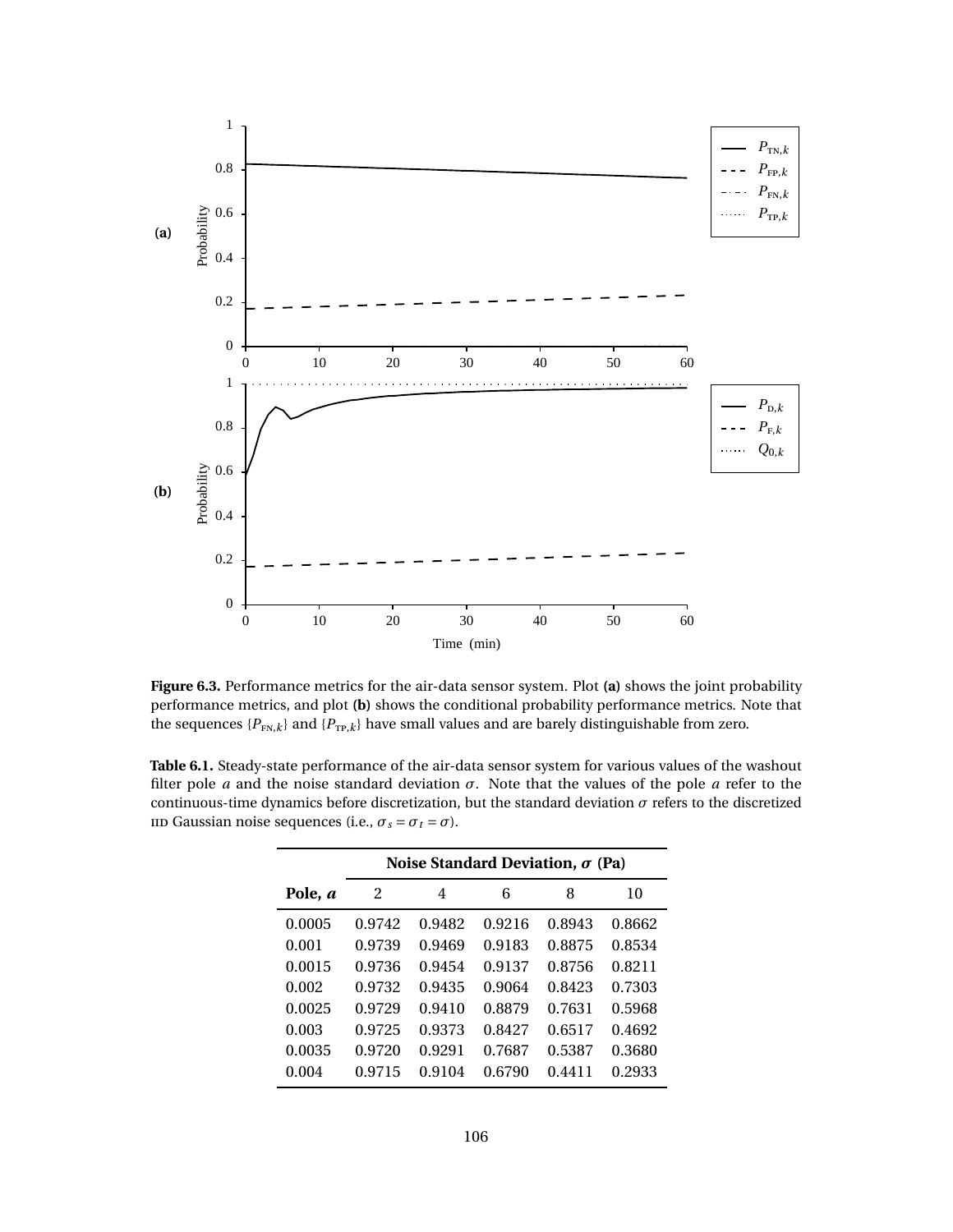**Figure 6.3.** Performance metrics for the air-data sensor system. Plot **(a)** shows the joint probability performance metrics, and plot **(b)** shows the conditional probability performance metrics. Note that the sequences $\{P_{\text{FN},k}\}$ and $\{P_{\text{TP},k}\}$ have small values and are barely distinguishable from zero.

**Table 6.1.** Steady-state performance of the air-data sensor system for various values of the washout filter pole $a$ and the noise standard deviation $\sigma$. Note that the values of the pole $a$ refer to the continuous-time dynamics before discretization, but the standard deviation $\sigma$ refers to the discretized IID Gaussian noise sequences (i.e., $\sigma_s = \sigma_t = \sigma$).

| | **Noise Standard Deviation, $\sigma$ (Pa)** | | | | |
|---|---|---|---|---|---|
| **Pole, $a$** | 2 | 4 | 6 | 8 | 10 |
| 0.0005 | 0.9742 | 0.9482 | 0.9216 | 0.8943 | 0.8662 |
| 0.001 | 0.9739 | 0.9469 | 0.9183 | 0.8875 | 0.8534 |
| 0.0015 | 0.9736 | 0.9454 | 0.9137 | 0.8756 | 0.8211 |
| 0.002 | 0.9732 | 0.9435 | 0.9064 | 0.8423 | 0.7303 |
| 0.0025 | 0.9729 | 0.9410 | 0.8879 | 0.7631 | 0.5968 |
| 0.003 | 0.9725 | 0.9373 | 0.8427 | 0.6517 | 0.4692 |
| 0.0035 | 0.9720 | 0.9291 | 0.7687 | 0.5387 | 0.3680 |
| 0.004 | 0.9715 | 0.9104 | 0.6790 | 0.4411 | 0.2933 |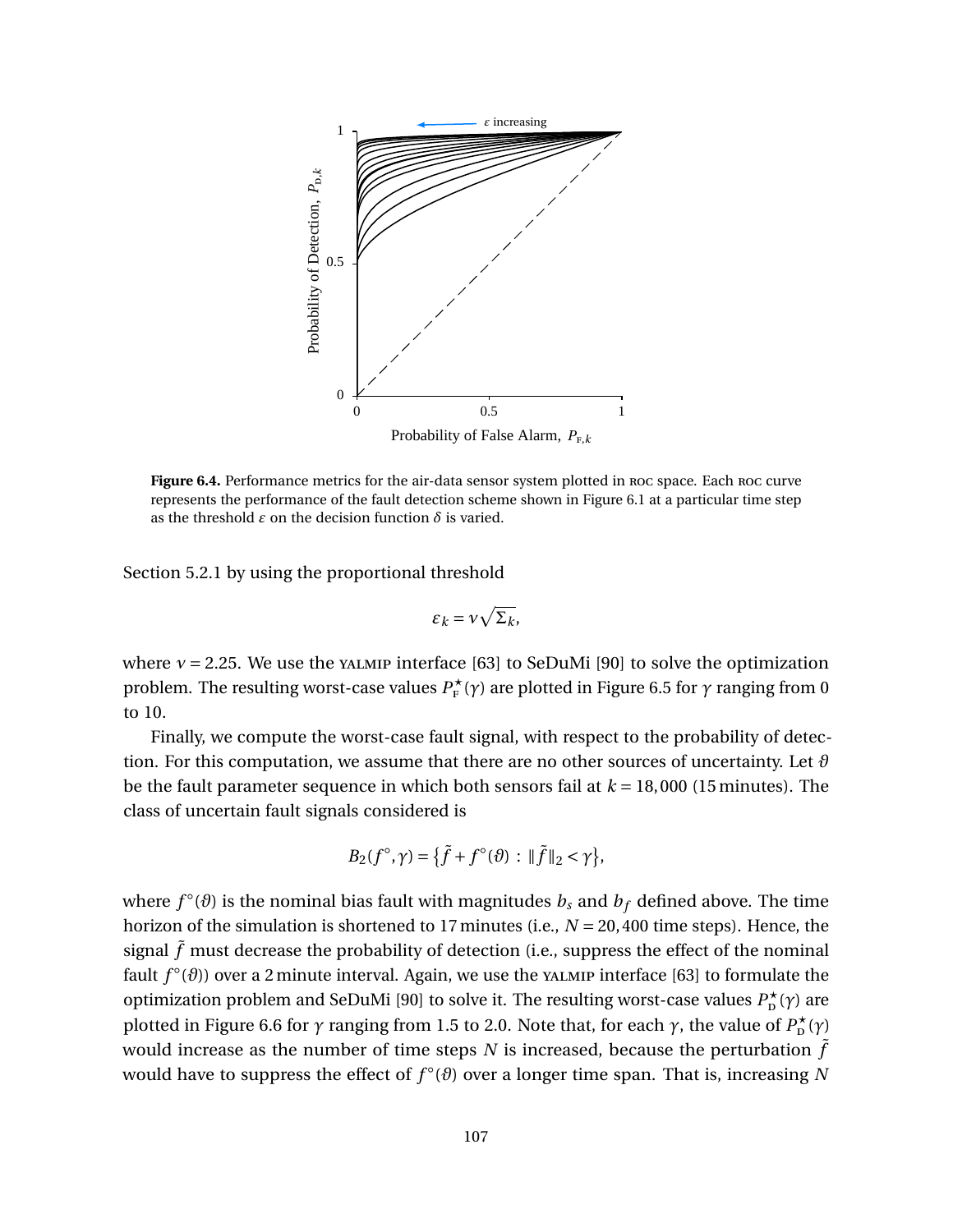**Figure 6.4.** Performance metrics for the air-data sensor system plotted in ROC space. Each ROC curve represents the performance of the fault detection scheme shown in Figure 6.1 at a particular time step as the threshold $\varepsilon$ on the decision function $\delta$ is varied.

Section 5.2.1 by using the proportional threshold

$$\varepsilon_k = \nu\sqrt{\Sigma_k},$$

where $\nu = 2.25$. We use the YALMIP interface [63] to SeDuMi [90] to solve the optimization problem. The resulting worst-case values $P_{\mathrm{F}}^{\star}(\gamma)$ are plotted in Figure 6.5 for $\gamma$ ranging from 0 to 10.

Finally, we compute the worst-case fault signal, with respect to the probability of detection. For this computation, we assume that there are no other sources of uncertainty. Let $\vartheta$ be the fault parameter sequence in which both sensors fail at $k = 18{,}000$ (15 minutes). The class of uncertain fault signals considered is

$$B_2(f^\circ, \gamma) = \big\{\tilde{f} + f^\circ(\vartheta) \,:\, \|\tilde{f}\|_2 < \gamma\big\},$$

where $f^\circ(\vartheta)$ is the nominal bias fault with magnitudes $b_s$ and $b_f$ defined above. The time horizon of the simulation is shortened to 17 minutes (i.e., $N = 20{,}400$ time steps). Hence, the signal $\tilde{f}$ must decrease the probability of detection (i.e., suppress the effect of the nominal fault $f^\circ(\vartheta)$) over a 2 minute interval. Again, we use the YALMIP interface [63] to formulate the optimization problem and SeDuMi [90] to solve it. The resulting worst-case values $P_{\mathrm{D}}^{\star}(\gamma)$ are plotted in Figure 6.6 for $\gamma$ ranging from 1.5 to 2.0. Note that, for each $\gamma$, the value of $P_{\mathrm{D}}^{\star}(\gamma)$ would increase as the number of time steps $N$ is increased, because the perturbation $\tilde{f}$ would have to suppress the effect of $f^\circ(\vartheta)$ over a longer time span. That is, increasing $N$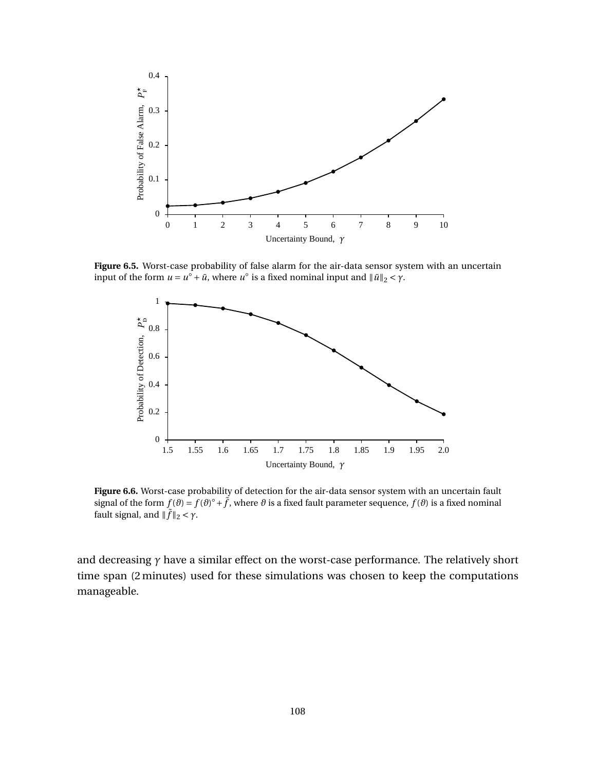**Figure 6.5.** Worst-case probability of false alarm for the air-data sensor system with an uncertain input of the form $u = u^{\circ} + \tilde{u}$, where $u^{\circ}$ is a fixed nominal input and $\|\tilde{u}\|_2 < \gamma$.

**Figure 6.6.** Worst-case probability of detection for the air-data sensor system with an uncertain fault signal of the form $f(\vartheta) = f(\vartheta)^{\circ} + \tilde{f}$, where $\vartheta$ is a fixed fault parameter sequence, $f(\vartheta)$ is a fixed nominal fault signal, and $\|\tilde{f}\|_2 < \gamma$.

and decreasing $\gamma$ have a similar effect on the worst-case performance. The relatively short time span (2 minutes) used for these simulations was chosen to keep the computations manageable.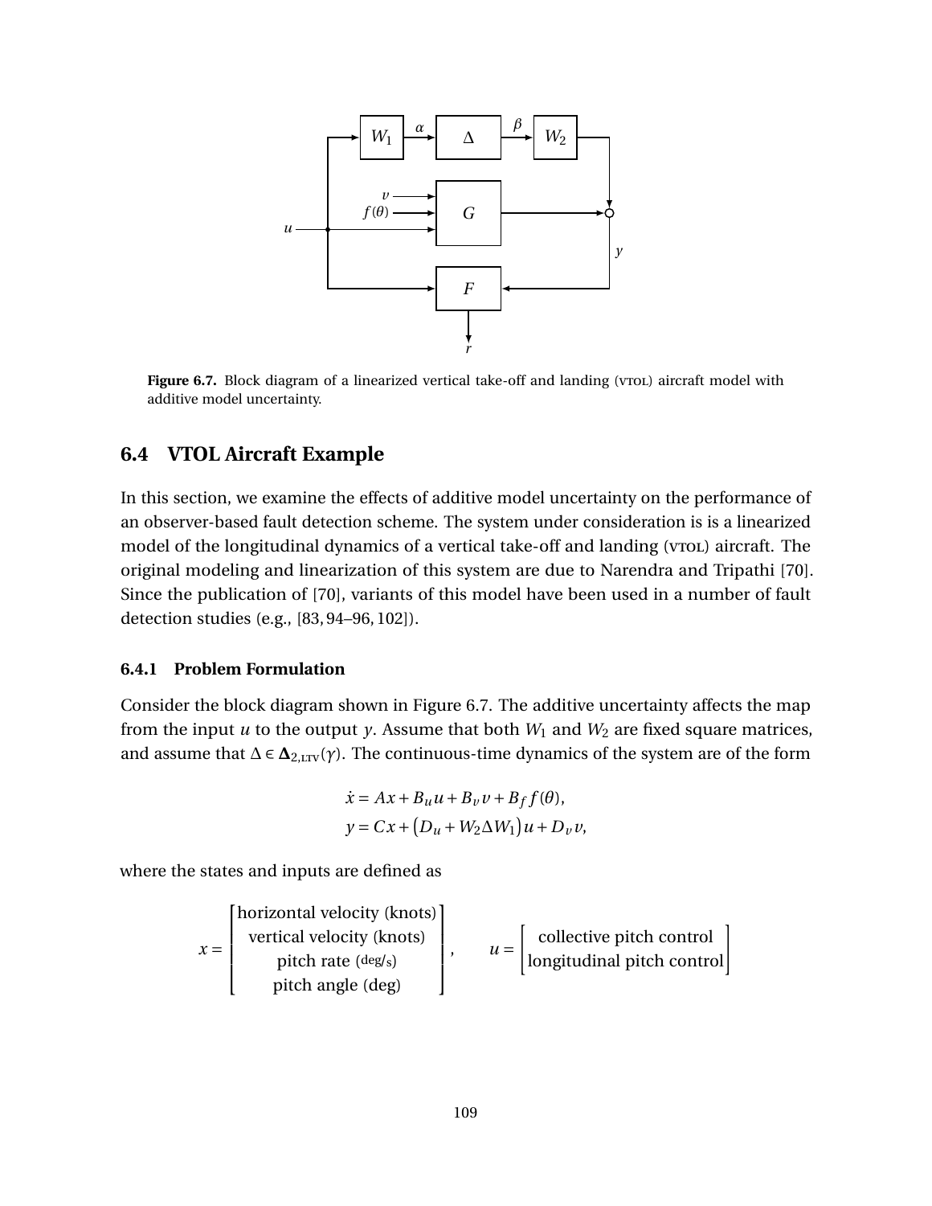**Figure 6.7.** Block diagram of a linearized vertical take-off and landing (VTOL) aircraft model with additive model uncertainty.

## 6.4 VTOL Aircraft Example

In this section, we examine the effects of additive model uncertainty on the performance of an observer-based fault detection scheme. The system under consideration is is a linearized model of the longitudinal dynamics of a vertical take-off and landing (VTOL) aircraft. The original modeling and linearization of this system are due to Narendra and Tripathi [70]. Since the publication of [70], variants of this model have been used in a number of fault detection studies (e.g., [83, 94–96, 102]).

### 6.4.1 Problem Formulation

Consider the block diagram shown in Figure 6.7. The additive uncertainty affects the map from the input $u$ to the output $y$. Assume that both $W_1$ and $W_2$ are fixed square matrices, and assume that $\Delta \in \mathbf{\Delta}_{2,\text{LTV}}(\gamma)$. The continuous-time dynamics of the system are of the form

$$\dot{x} = Ax + B_u u + B_v v + B_f f(\theta),$$
$$y = Cx + \big(D_u + W_2 \Delta W_1\big) u + D_v v,$$

where the states and inputs are defined as

$$x = \begin{bmatrix} \text{horizontal velocity (knots)} \\ \text{vertical velocity (knots)} \\ \text{pitch rate (deg/s)} \\ \text{pitch angle (deg)} \end{bmatrix}, \qquad u = \begin{bmatrix} \text{collective pitch control} \\ \text{longitudinal pitch control} \end{bmatrix}$$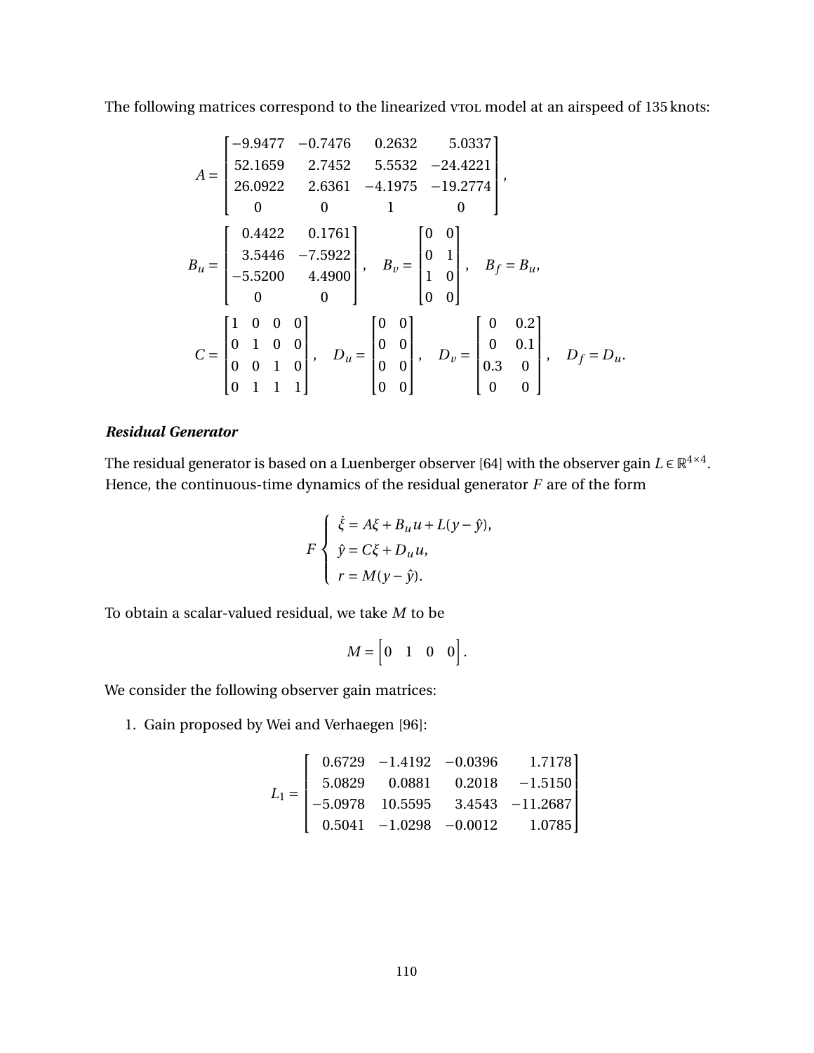The following matrices correspond to the linearized VTOL model at an airspeed of 135 knots:

$$
A = \begin{bmatrix} -9.9477 & -0.7476 & 0.2632 & 5.0337 \\ 52.1659 & 2.7452 & 5.5532 & -24.4221 \\ 26.0922 & 2.6361 & -4.1975 & -19.2774 \\ 0 & 0 & 1 & 0 \end{bmatrix},
$$

$$
B_u = \begin{bmatrix} 0.4422 & 0.1761 \\ 3.5446 & -7.5922 \\ -5.5200 & 4.4900 \\ 0 & 0 \end{bmatrix}, \quad B_v = \begin{bmatrix} 0 & 0 \\ 0 & 1 \\ 1 & 0 \\ 0 & 0 \end{bmatrix}, \quad B_f = B_u,
$$

$$
C = \begin{bmatrix} 1 & 0 & 0 & 0 \\ 0 & 1 & 0 & 0 \\ 0 & 0 & 1 & 0 \\ 0 & 1 & 1 & 1 \end{bmatrix}, \quad D_u = \begin{bmatrix} 0 & 0 \\ 0 & 0 \\ 0 & 0 \\ 0 & 0 \end{bmatrix}, \quad D_v = \begin{bmatrix} 0 & 0.2 \\ 0 & 0.1 \\ 0.3 & 0 \\ 0 & 0 \end{bmatrix}, \quad D_f = D_u.
$$

***Residual Generator***

The residual generator is based on a Luenberger observer [64] with the observer gain $L \in \mathbb{R}^{4\times 4}$. Hence, the continuous-time dynamics of the residual generator $F$ are of the form

$$
F \begin{cases} \dot{\xi} = A\xi + B_u u + L(y - \hat{y}), \\ \hat{y} = C\xi + D_u u, \\ r = M(y - \hat{y}). \end{cases}
$$

To obtain a scalar-valued residual, we take $M$ to be

$$
M = \begin{bmatrix} 0 & 1 & 0 & 0 \end{bmatrix}.
$$

We consider the following observer gain matrices:

1. Gain proposed by Wei and Verhaegen [96]:

$$
L_1 = \begin{bmatrix} 0.6729 & -1.4192 & -0.0396 & 1.7178 \\ 5.0829 & 0.0881 & 0.2018 & -1.5150 \\ -5.0978 & 10.5595 & 3.4543 & -11.2687 \\ 0.5041 & -1.0298 & -0.0012 & 1.0785 \end{bmatrix}
$$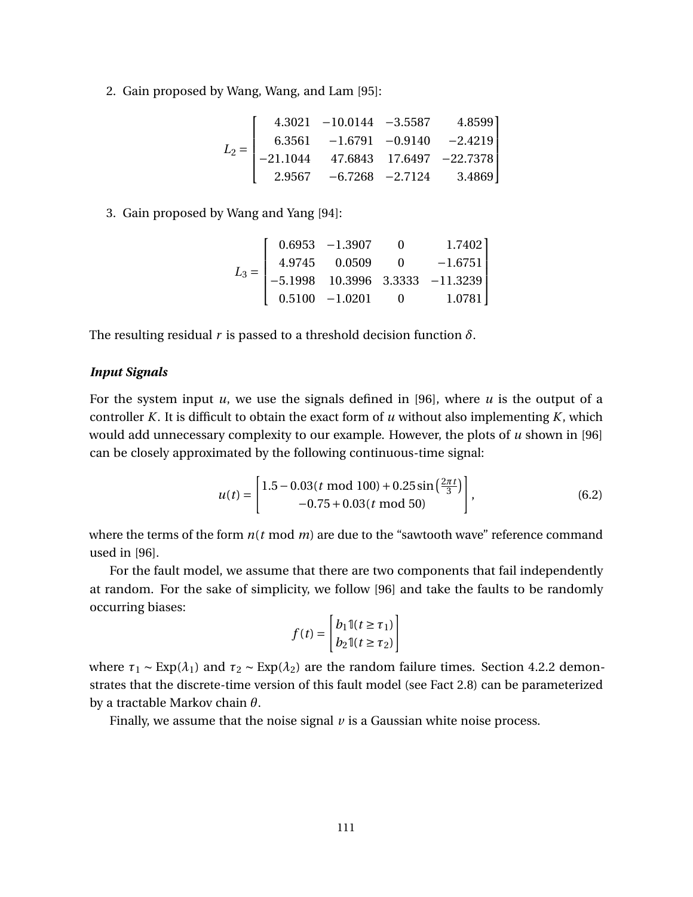2. Gain proposed by Wang, Wang, and Lam [95]:

$$
L_2 = \begin{bmatrix} 4.3021 & -10.0144 & -3.5587 & 4.8599 \\ 6.3561 & -1.6791 & -0.9140 & -2.4219 \\ -21.1044 & 47.6843 & 17.6497 & -22.7378 \\ 2.9567 & -6.7268 & -2.7124 & 3.4869 \end{bmatrix}
$$

3. Gain proposed by Wang and Yang [94]:

$$
L_3 = \begin{bmatrix} 0.6953 & -1.3907 & 0 & 1.7402 \\ 4.9745 & 0.0509 & 0 & -1.6751 \\ -5.1998 & 10.3996 & 3.3333 & -11.3239 \\ 0.5100 & -1.0201 & 0 & 1.0781 \end{bmatrix}
$$

The resulting residual $r$ is passed to a threshold decision function $\delta$.

***Input Signals***

For the system input $u$, we use the signals defined in [96], where $u$ is the output of a controller $K$. It is difficult to obtain the exact form of $u$ without also implementing $K$, which would add unnecessary complexity to our example. However, the plots of $u$ shown in [96] can be closely approximated by the following continuous-time signal:

$$
u(t) = \begin{bmatrix} 1.5 - 0.03(t \bmod 100) + 0.25\sin\left(\frac{2\pi t}{3}\right) \\ -0.75 + 0.03(t \bmod 50) \end{bmatrix}, \tag{6.2}
$$

where the terms of the form $n(t \bmod m)$ are due to the "sawtooth wave" reference command used in [96].

For the fault model, we assume that there are two components that fail independently at random. For the sake of simplicity, we follow [96] and take the faults to be randomly occurring biases:

$$
f(t) = \begin{bmatrix} b_1 \mathbb{1}(t \geq \tau_1) \\ b_2 \mathbb{1}(t \geq \tau_2) \end{bmatrix}
$$

where $\tau_1 \sim \operatorname{Exp}(\lambda_1)$ and $\tau_2 \sim \operatorname{Exp}(\lambda_2)$ are the random failure times. Section 4.2.2 demonstrates that the discrete-time version of this fault model (see Fact 2.8) can be parameterized by a tractable Markov chain $\theta$.

Finally, we assume that the noise signal $v$ is a Gaussian white noise process.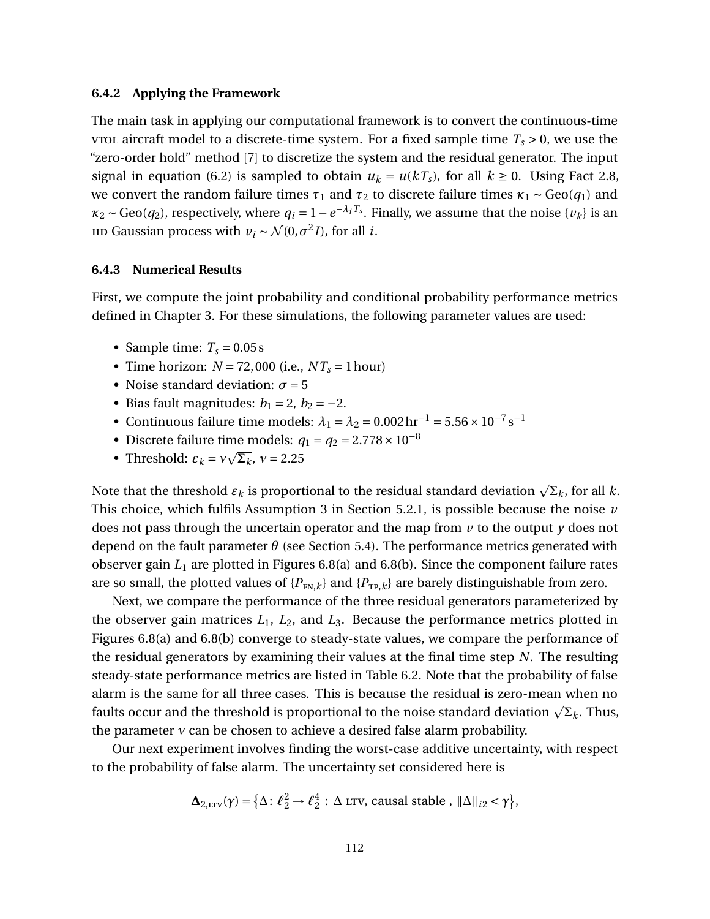### 6.4.2 Applying the Framework

The main task in applying our computational framework is to convert the continuous-time VTOL aircraft model to a discrete-time system. For a fixed sample time $T_s > 0$, we use the "zero-order hold" method [7] to discretize the system and the residual generator. The input signal in equation (6.2) is sampled to obtain $u_k = u(kT_s)$, for all $k \geq 0$. Using Fact 2.8, we convert the random failure times $\tau_1$ and $\tau_2$ to discrete failure times $\kappa_1 \sim \text{Geo}(q_1)$ and $\kappa_2 \sim \text{Geo}(q_2)$, respectively, where $q_i = 1 - e^{-\lambda_i T_s}$. Finally, we assume that the noise $\{v_k\}$ is an IID Gaussian process with $v_i \sim \mathcal{N}(0, \sigma^2 I)$, for all $i$.

### 6.4.3 Numerical Results

First, we compute the joint probability and conditional probability performance metrics defined in Chapter 3. For these simulations, the following parameter values are used:

- Sample time: $T_s = 0.05\,\text{s}$
- Time horizon: $N = 72{,}000$ (i.e., $NT_s = 1\,\text{hour}$)
- Noise standard deviation: $\sigma = 5$
- Bias fault magnitudes: $b_1 = 2$, $b_2 = -2$.
- Continuous failure time models: $\lambda_1 = \lambda_2 = 0.002\,\text{hr}^{-1} = 5.56 \times 10^{-7}\,\text{s}^{-1}$
- Discrete failure time models: $q_1 = q_2 = 2.778 \times 10^{-8}$
- Threshold: $\varepsilon_k = \nu\sqrt{\Sigma_k}$, $\nu = 2.25$

Note that the threshold $\varepsilon_k$ is proportional to the residual standard deviation $\sqrt{\Sigma_k}$, for all $k$. This choice, which fulfils Assumption 3 in Section 5.2.1, is possible because the noise $v$ does not pass through the uncertain operator and the map from $v$ to the output $y$ does not depend on the fault parameter $\theta$ (see Section 5.4). The performance metrics generated with observer gain $L_1$ are plotted in Figures 6.8(a) and 6.8(b). Since the component failure rates are so small, the plotted values of $\{P_{\text{FN},k}\}$ and $\{P_{\text{TP},k}\}$ are barely distinguishable from zero.

Next, we compare the performance of the three residual generators parameterized by the observer gain matrices $L_1$, $L_2$, and $L_3$. Because the performance metrics plotted in Figures 6.8(a) and 6.8(b) converge to steady-state values, we compare the performance of the residual generators by examining their values at the final time step $N$. The resulting steady-state performance metrics are listed in Table 6.2. Note that the probability of false alarm is the same for all three cases. This is because the residual is zero-mean when no faults occur and the threshold is proportional to the noise standard deviation $\sqrt{\Sigma_k}$. Thus, the parameter $\nu$ can be chosen to achieve a desired false alarm probability.

Our next experiment involves finding the worst-case additive uncertainty, with respect to the probability of false alarm. The uncertainty set considered here is

$$\mathbf{\Delta}_{2,\text{LTV}}(\gamma) = \left\{\Delta \colon \ell_2^2 \to \ell_2^4 : \Delta \text{ LTV, causal stable }, \|\Delta\|_{i2} < \gamma\right\},$$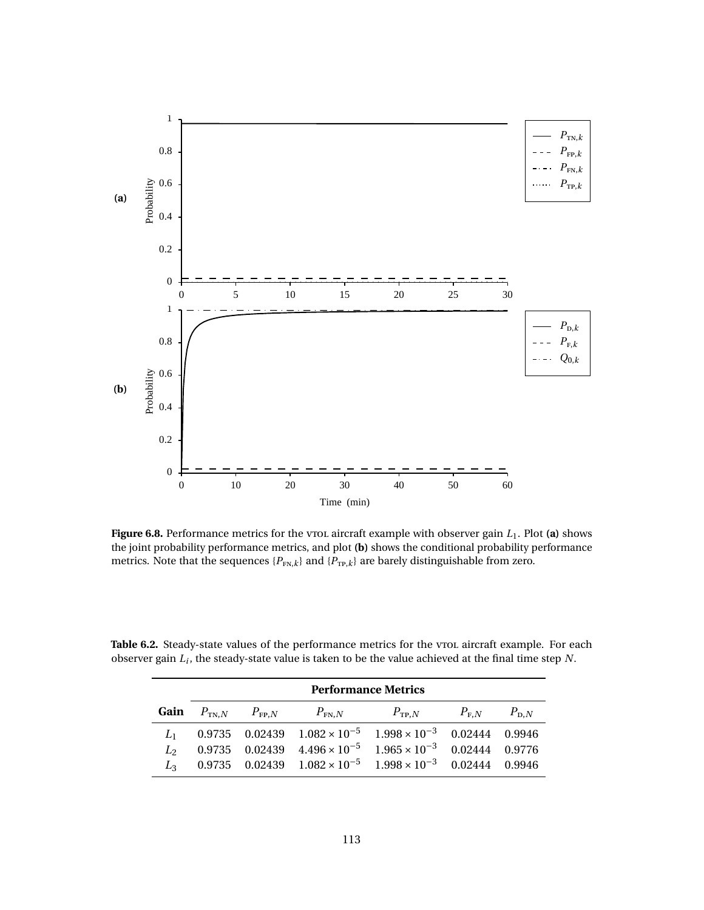**Figure 6.8.** Performance metrics for the VTOL aircraft example with observer gain $L_1$. Plot **(a)** shows the joint probability performance metrics, and plot **(b)** shows the conditional probability performance metrics. Note that the sequences $\{P_{\text{FN},k}\}$ and $\{P_{\text{TP},k}\}$ are barely distinguishable from zero.

**Table 6.2.** Steady-state values of the performance metrics for the VTOL aircraft example. For each observer gain $L_i$, the steady-state value is taken to be the value achieved at the final time step $N$.

| | **Performance Metrics** | | | | | |
|---|---|---|---|---|---|---|
| **Gain** | $P_{\text{TN},N}$ | $P_{\text{FP},N}$ | $P_{\text{FN},N}$ | $P_{\text{TP},N}$ | $P_{\text{F},N}$ | $P_{\text{D},N}$ |
| $L_1$ | 0.9735 | 0.02439 | $1.082 \times 10^{-5}$ | $1.998 \times 10^{-3}$ | 0.02444 | 0.9946 |
| $L_2$ | 0.9735 | 0.02439 | $4.496 \times 10^{-5}$ | $1.965 \times 10^{-3}$ | 0.02444 | 0.9776 |
| $L_3$ | 0.9735 | 0.02439 | $1.082 \times 10^{-5}$ | $1.998 \times 10^{-3}$ | 0.02444 | 0.9946 |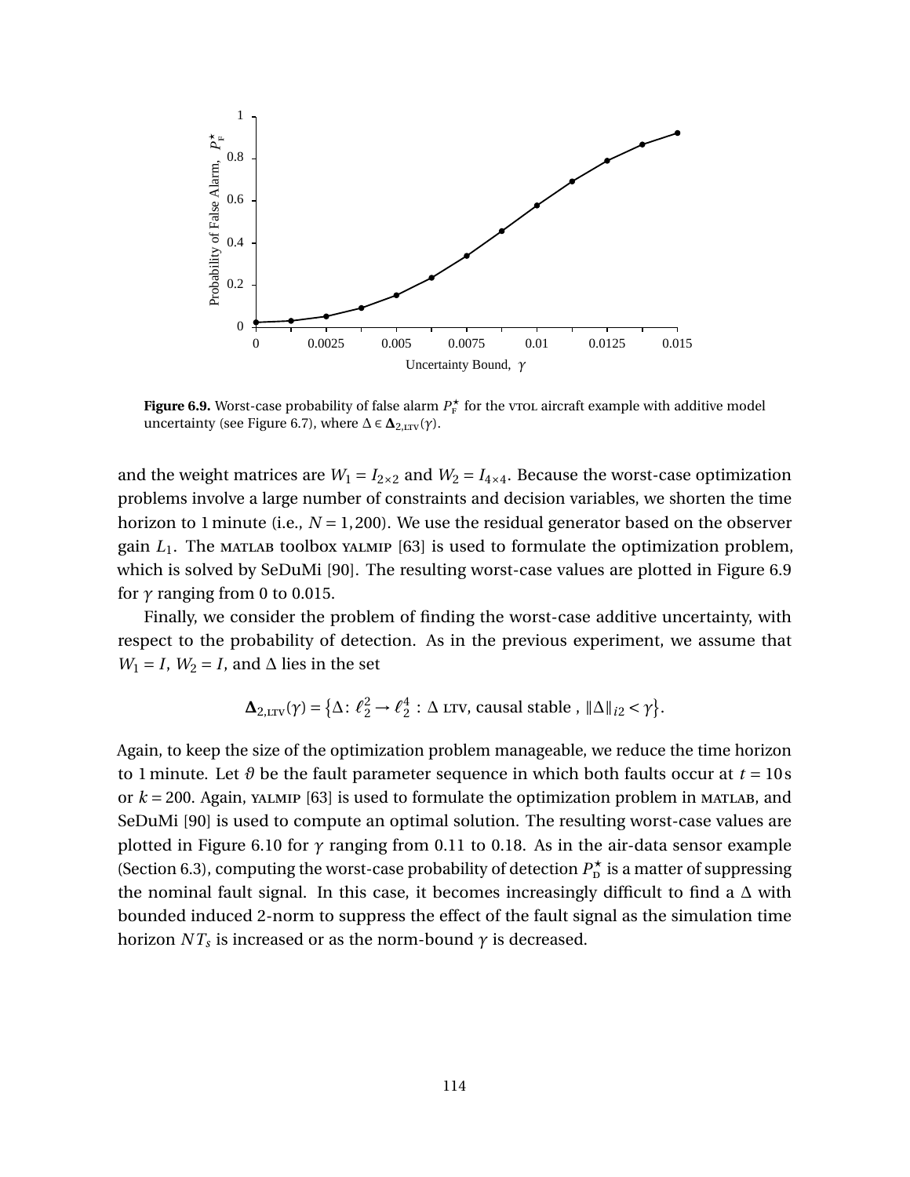**Figure 6.9.** Worst-case probability of false alarm $P_F^\star$ for the VTOL aircraft example with additive model uncertainty (see Figure 6.7), where $\Delta \in \mathbf{\Delta}_{2,\text{LTV}}(\gamma)$.

and the weight matrices are $W_1 = I_{2\times 2}$ and $W_2 = I_{4\times 4}$. Because the worst-case optimization problems involve a large number of constraints and decision variables, we shorten the time horizon to 1 minute (i.e., $N = 1{,}200$). We use the residual generator based on the observer gain $L_1$. The MATLAB toolbox YALMIP [63] is used to formulate the optimization problem, which is solved by SeDuMi [90]. The resulting worst-case values are plotted in Figure 6.9 for $\gamma$ ranging from 0 to 0.015.

Finally, we consider the problem of finding the worst-case additive uncertainty, with respect to the probability of detection. As in the previous experiment, we assume that $W_1 = I$, $W_2 = I$, and $\Delta$ lies in the set

$$\mathbf{\Delta}_{2,\text{LTV}}(\gamma) = \left\{\Delta \colon \ell_2^2 \to \ell_2^4 \, : \, \Delta \text{ LTV, causal stable }, \|\Delta\|_{i2} < \gamma\right\}.$$

Again, to keep the size of the optimization problem manageable, we reduce the time horizon to 1 minute. Let $\vartheta$ be the fault parameter sequence in which both faults occur at $t = 10\,\text{s}$ or $k = 200$. Again, YALMIP [63] is used to formulate the optimization problem in MATLAB, and SeDuMi [90] is used to compute an optimal solution. The resulting worst-case values are plotted in Figure 6.10 for $\gamma$ ranging from 0.11 to 0.18. As in the air-data sensor example (Section 6.3), computing the worst-case probability of detection $P_D^\star$ is a matter of suppressing the nominal fault signal. In this case, it becomes increasingly difficult to find a $\Delta$ with bounded induced 2-norm to suppress the effect of the fault signal as the simulation time horizon $NT_s$ is increased or as the norm-bound $\gamma$ is decreased.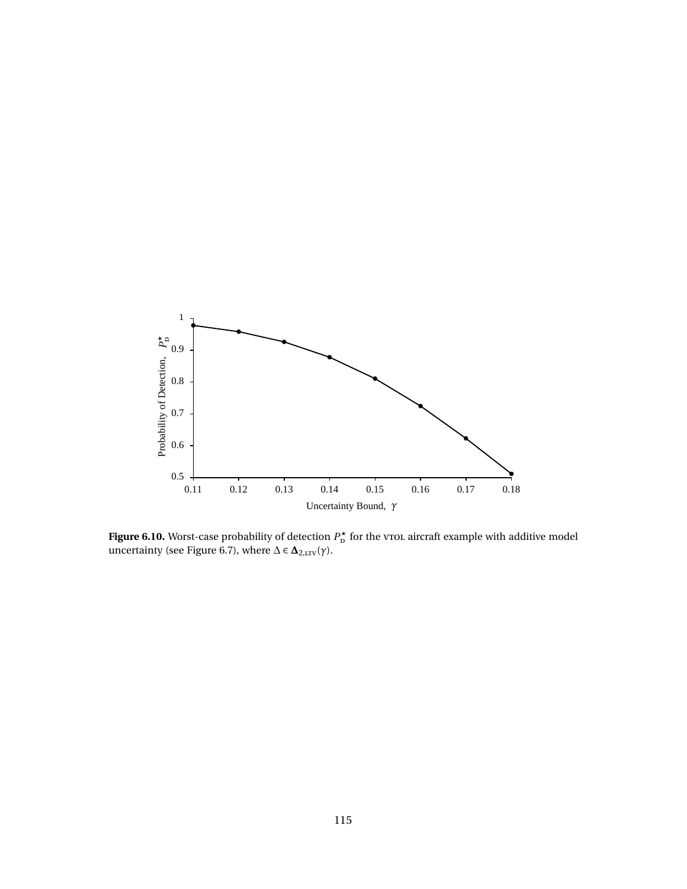**Figure 6.10.** Worst-case probability of detection $P_{\text{D}}^{\star}$ for the VTOL aircraft example with additive model uncertainty (see Figure 6.7), where $\Delta \in \mathbf{\Delta}_{2,\text{LTV}}(\gamma)$.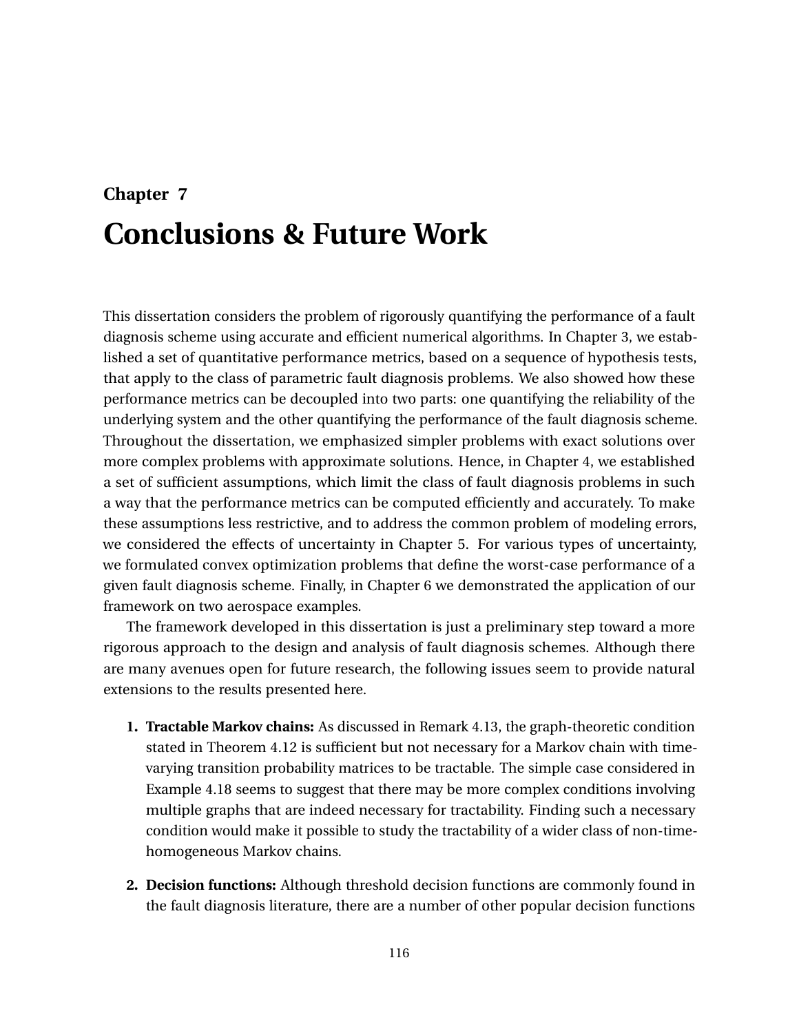# Chapter 7

# Conclusions & Future Work

This dissertation considers the problem of rigorously quantifying the performance of a fault diagnosis scheme using accurate and efficient numerical algorithms. In Chapter 3, we established a set of quantitative performance metrics, based on a sequence of hypothesis tests, that apply to the class of parametric fault diagnosis problems. We also showed how these performance metrics can be decoupled into two parts: one quantifying the reliability of the underlying system and the other quantifying the performance of the fault diagnosis scheme. Throughout the dissertation, we emphasized simpler problems with exact solutions over more complex problems with approximate solutions. Hence, in Chapter 4, we established a set of sufficient assumptions, which limit the class of fault diagnosis problems in such a way that the performance metrics can be computed efficiently and accurately. To make these assumptions less restrictive, and to address the common problem of modeling errors, we considered the effects of uncertainty in Chapter 5. For various types of uncertainty, we formulated convex optimization problems that define the worst-case performance of a given fault diagnosis scheme. Finally, in Chapter 6 we demonstrated the application of our framework on two aerospace examples.

The framework developed in this dissertation is just a preliminary step toward a more rigorous approach to the design and analysis of fault diagnosis schemes. Although there are many avenues open for future research, the following issues seem to provide natural extensions to the results presented here.

1. **Tractable Markov chains:** As discussed in Remark 4.13, the graph-theoretic condition stated in Theorem 4.12 is sufficient but not necessary for a Markov chain with time-varying transition probability matrices to be tractable. The simple case considered in Example 4.18 seems to suggest that there may be more complex conditions involving multiple graphs that are indeed necessary for tractability. Finding such a necessary condition would make it possible to study the tractability of a wider class of non-time-homogeneous Markov chains.

2. **Decision functions:** Although threshold decision functions are commonly found in the fault diagnosis literature, there are a number of other popular decision functions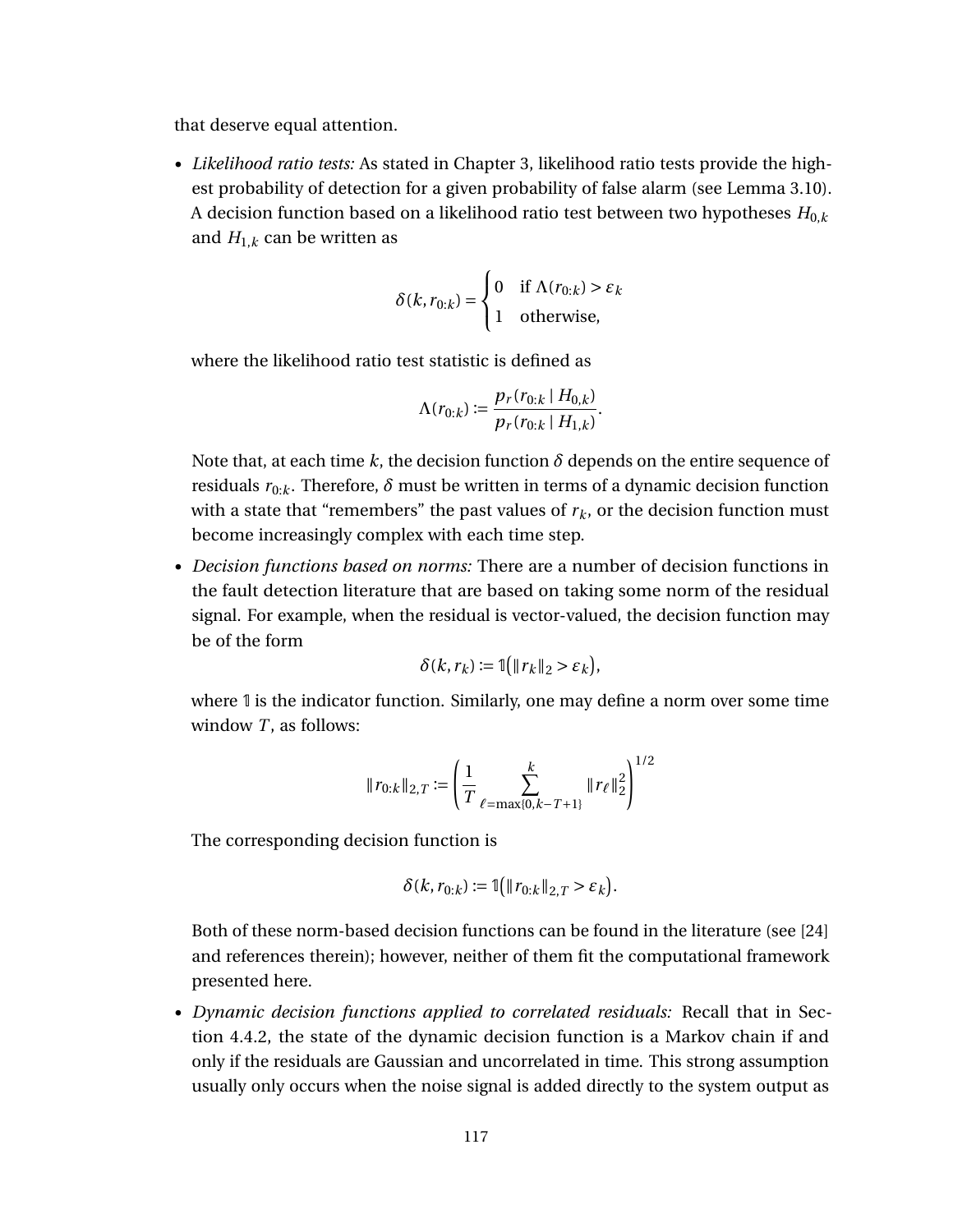that deserve equal attention.

- *Likelihood ratio tests:* As stated in Chapter 3, likelihood ratio tests provide the highest probability of detection for a given probability of false alarm (see Lemma 3.10). A decision function based on a likelihood ratio test between two hypotheses $H_{0,k}$ and $H_{1,k}$ can be written as

$$\delta(k, r_{0:k}) = \begin{cases} 0 & \text{if } \Lambda(r_{0:k}) > \varepsilon_k \\ 1 & \text{otherwise,} \end{cases}$$

  where the likelihood ratio test statistic is defined as

$$\Lambda(r_{0:k}) := \frac{p_r(r_{0:k} \mid H_{0,k})}{p_r(r_{0:k} \mid H_{1,k})}.$$

  Note that, at each time $k$, the decision function $\delta$ depends on the entire sequence of residuals $r_{0:k}$. Therefore, $\delta$ must be written in terms of a dynamic decision function with a state that "remembers" the past values of $r_k$, or the decision function must become increasingly complex with each time step.

- *Decision functions based on norms:* There are a number of decision functions in the fault detection literature that are based on taking some norm of the residual signal. For example, when the residual is vector-valued, the decision function may be of the form

$$\delta(k, r_k) := \mathbb{1}\big(\|r_k\|_2 > \varepsilon_k\big),$$

  where $\mathbb{1}$ is the indicator function. Similarly, one may define a norm over some time window $T$, as follows:

$$\|r_{0:k}\|_{2,T} := \left(\frac{1}{T} \sum_{\ell=\max\{0,k-T+1\}}^{k} \|r_\ell\|_2^2\right)^{1/2}$$

  The corresponding decision function is

$$\delta(k, r_{0:k}) := \mathbb{1}\big(\|r_{0:k}\|_{2,T} > \varepsilon_k\big).$$

  Both of these norm-based decision functions can be found in the literature (see [24] and references therein); however, neither of them fit the computational framework presented here.

- *Dynamic decision functions applied to correlated residuals:* Recall that in Section 4.4.2, the state of the dynamic decision function is a Markov chain if and only if the residuals are Gaussian and uncorrelated in time. This strong assumption usually only occurs when the noise signal is added directly to the system output as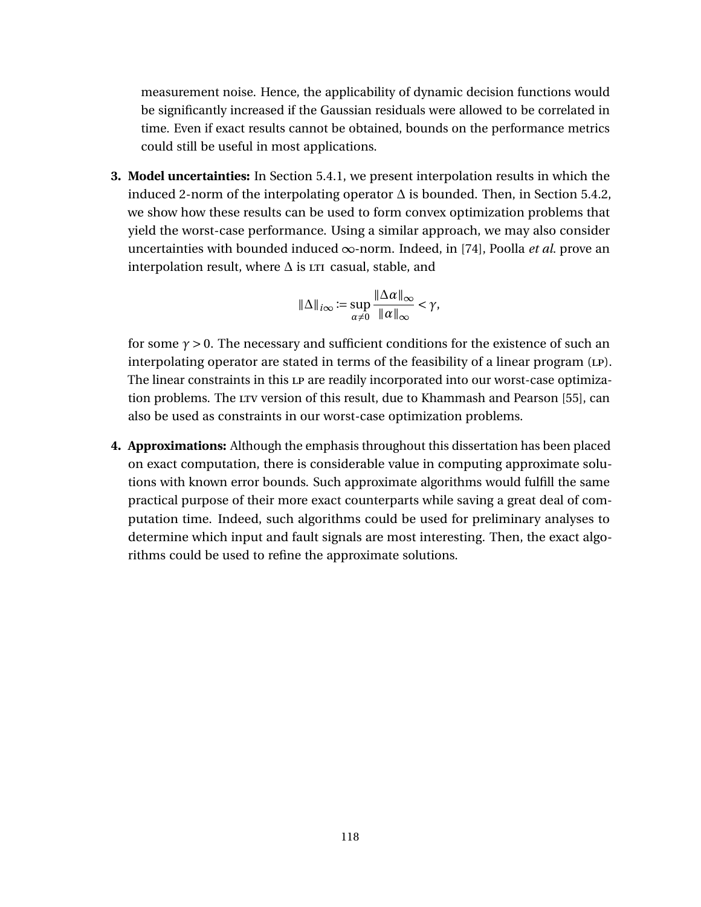measurement noise. Hence, the applicability of dynamic decision functions would be significantly increased if the Gaussian residuals were allowed to be correlated in time. Even if exact results cannot be obtained, bounds on the performance metrics could still be useful in most applications.

3. **Model uncertainties:** In Section 5.4.1, we present interpolation results in which the induced 2-norm of the interpolating operator $\Delta$ is bounded. Then, in Section 5.4.2, we show how these results can be used to form convex optimization problems that yield the worst-case performance. Using a similar approach, we may also consider uncertainties with bounded induced $\infty$-norm. Indeed, in [74], Poolla *et al*. prove an interpolation result, where $\Delta$ is LTI casual, stable, and

$$\|\Delta\|_{i\infty} := \sup_{\alpha \neq 0} \frac{\|\Delta\alpha\|_\infty}{\|\alpha\|_\infty} < \gamma,$$

   for some $\gamma > 0$. The necessary and sufficient conditions for the existence of such an interpolating operator are stated in terms of the feasibility of a linear program (LP). The linear constraints in this LP are readily incorporated into our worst-case optimization problems. The LTV version of this result, due to Khammash and Pearson [55], can also be used as constraints in our worst-case optimization problems.

4. **Approximations:** Although the emphasis throughout this dissertation has been placed on exact computation, there is considerable value in computing approximate solutions with known error bounds. Such approximate algorithms would fulfill the same practical purpose of their more exact counterparts while saving a great deal of computation time. Indeed, such algorithms could be used for preliminary analyses to determine which input and fault signals are most interesting. Then, the exact algorithms could be used to refine the approximate solutions.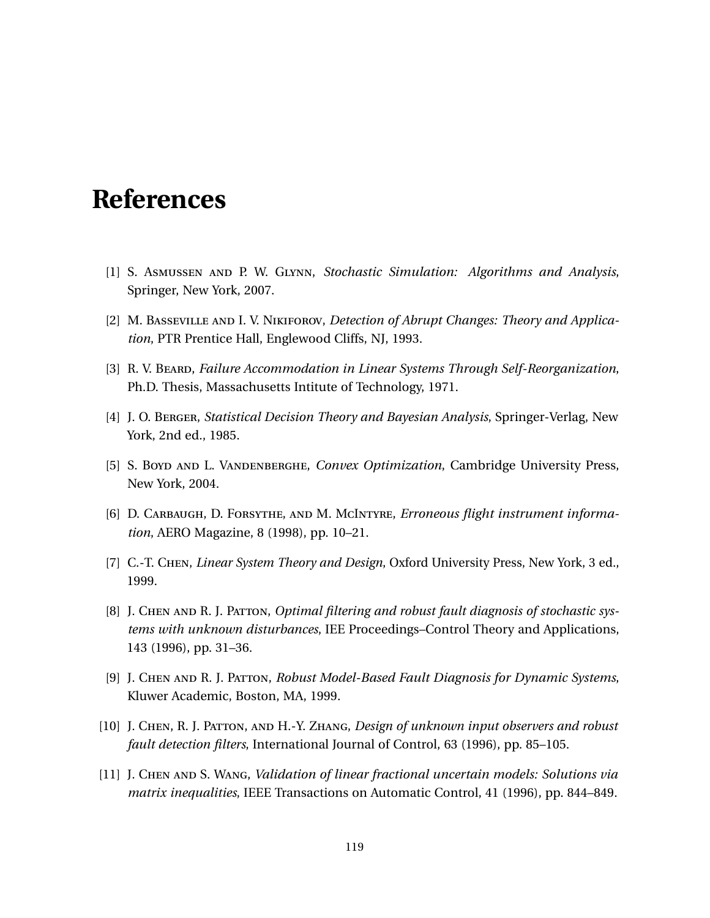# References

[1] S. Asmussen and P. W. Glynn, *Stochastic Simulation: Algorithms and Analysis*, Springer, New York, 2007.

[2] M. Basseville and I. V. Nikiforov, *Detection of Abrupt Changes: Theory and Application*, PTR Prentice Hall, Englewood Cliffs, NJ, 1993.

[3] R. V. Beard, *Failure Accommodation in Linear Systems Through Self-Reorganization*, Ph.D. Thesis, Massachusetts Intitute of Technology, 1971.

[4] J. O. Berger, *Statistical Decision Theory and Bayesian Analysis*, Springer-Verlag, New York, 2nd ed., 1985.

[5] S. Boyd and L. Vandenberghe, *Convex Optimization*, Cambridge University Press, New York, 2004.

[6] D. Carbaugh, D. Forsythe, and M. McIntyre, *Erroneous flight instrument information*, AERO Magazine, 8 (1998), pp. 10–21.

[7] C.-T. Chen, *Linear System Theory and Design*, Oxford University Press, New York, 3 ed., 1999.

[8] J. Chen and R. J. Patton, *Optimal filtering and robust fault diagnosis of stochastic systems with unknown disturbances*, IEE Proceedings–Control Theory and Applications, 143 (1996), pp. 31–36.

[9] J. Chen and R. J. Patton, *Robust Model-Based Fault Diagnosis for Dynamic Systems*, Kluwer Academic, Boston, MA, 1999.

[10] J. Chen, R. J. Patton, and H.-Y. Zhang, *Design of unknown input observers and robust fault detection filters*, International Journal of Control, 63 (1996), pp. 85–105.

[11] J. Chen and S. Wang, *Validation of linear fractional uncertain models: Solutions via matrix inequalities*, IEEE Transactions on Automatic Control, 41 (1996), pp. 844–849.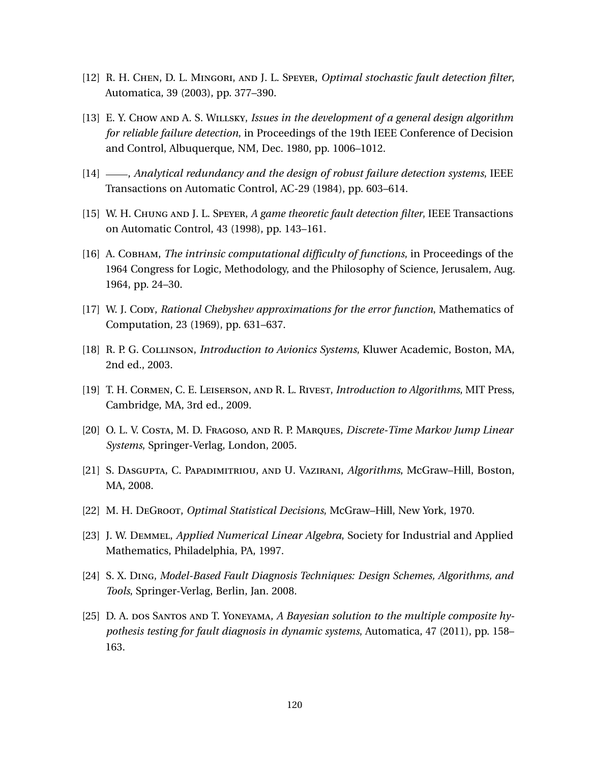[12] R. H. Chen, D. L. Mingori, and J. L. Speyer, *Optimal stochastic fault detection filter*, Automatica, 39 (2003), pp. 377–390.

[13] E. Y. Chow and A. S. Willsky, *Issues in the development of a general design algorithm for reliable failure detection*, in Proceedings of the 19th IEEE Conference of Decision and Control, Albuquerque, NM, Dec. 1980, pp. 1006–1012.

[14] ——, *Analytical redundancy and the design of robust failure detection systems*, IEEE Transactions on Automatic Control, AC-29 (1984), pp. 603–614.

[15] W. H. Chung and J. L. Speyer, *A game theoretic fault detection filter*, IEEE Transactions on Automatic Control, 43 (1998), pp. 143–161.

[16] A. Cobham, *The intrinsic computational difficulty of functions*, in Proceedings of the 1964 Congress for Logic, Methodology, and the Philosophy of Science, Jerusalem, Aug. 1964, pp. 24–30.

[17] W. J. Cody, *Rational Chebyshev approximations for the error function*, Mathematics of Computation, 23 (1969), pp. 631–637.

[18] R. P. G. Collinson, *Introduction to Avionics Systems*, Kluwer Academic, Boston, MA, 2nd ed., 2003.

[19] T. H. Cormen, C. E. Leiserson, and R. L. Rivest, *Introduction to Algorithms*, MIT Press, Cambridge, MA, 3rd ed., 2009.

[20] O. L. V. Costa, M. D. Fragoso, and R. P. Marques, *Discrete-Time Markov Jump Linear Systems*, Springer-Verlag, London, 2005.

[21] S. Dasgupta, C. Papadimitriou, and U. Vazirani, *Algorithms*, McGraw–Hill, Boston, MA, 2008.

[22] M. H. DeGroot, *Optimal Statistical Decisions*, McGraw–Hill, New York, 1970.

[23] J. W. Demmel, *Applied Numerical Linear Algebra*, Society for Industrial and Applied Mathematics, Philadelphia, PA, 1997.

[24] S. X. Ding, *Model-Based Fault Diagnosis Techniques: Design Schemes, Algorithms, and Tools*, Springer-Verlag, Berlin, Jan. 2008.

[25] D. A. dos Santos and T. Yoneyama, *A Bayesian solution to the multiple composite hypothesis testing for fault diagnosis in dynamic systems*, Automatica, 47 (2011), pp. 158–163.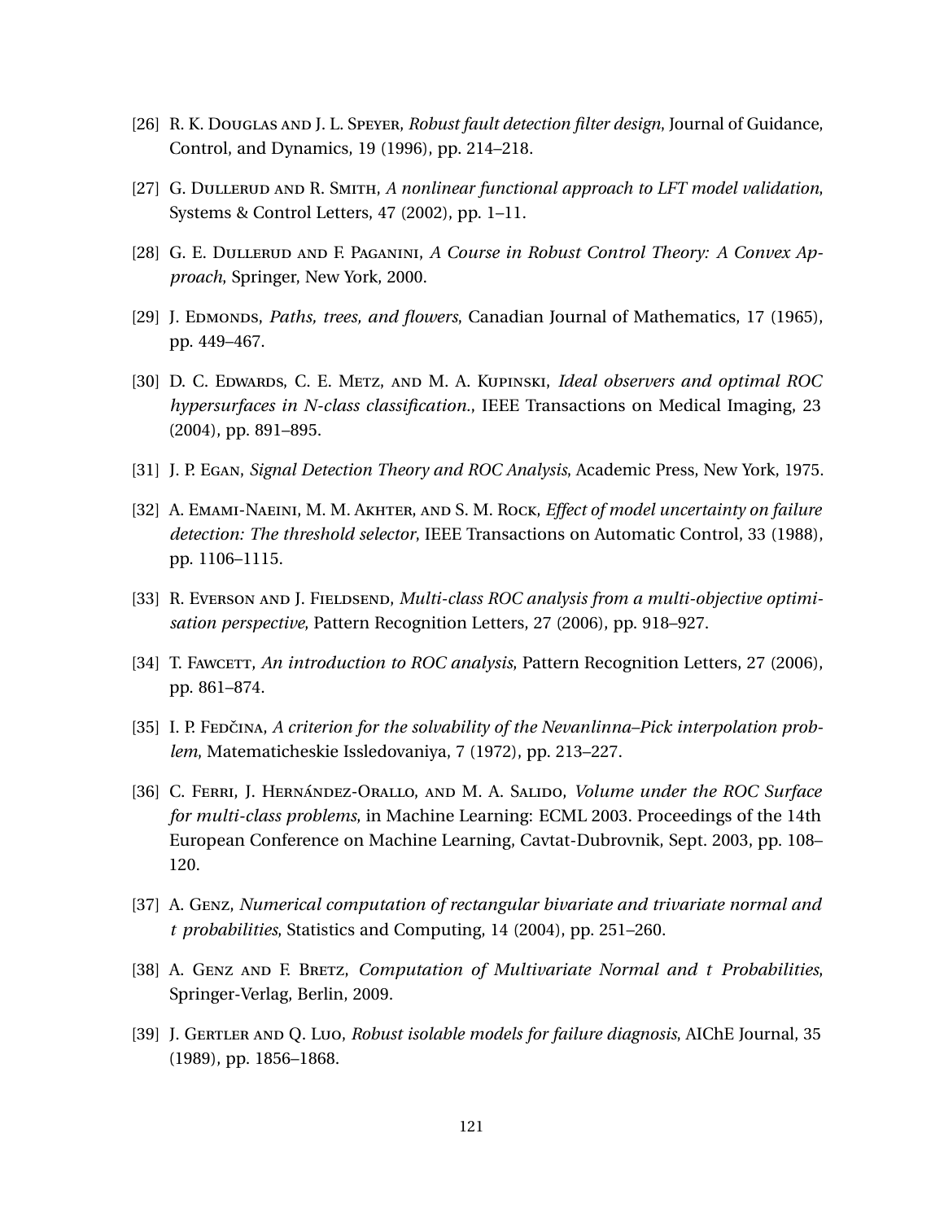[26] R. K. DOUGLAS AND J. L. SPEYER, *Robust fault detection filter design*, Journal of Guidance, Control, and Dynamics, 19 (1996), pp. 214–218.

[27] G. DULLERUD AND R. SMITH, *A nonlinear functional approach to LFT model validation*, Systems & Control Letters, 47 (2002), pp. 1–11.

[28] G. E. DULLERUD AND F. PAGANINI, *A Course in Robust Control Theory: A Convex Approach*, Springer, New York, 2000.

[29] J. EDMONDS, *Paths, trees, and flowers*, Canadian Journal of Mathematics, 17 (1965), pp. 449–467.

[30] D. C. EDWARDS, C. E. METZ, AND M. A. KUPINSKI, *Ideal observers and optimal ROC hypersurfaces in N-class classification.*, IEEE Transactions on Medical Imaging, 23 (2004), pp. 891–895.

[31] J. P. EGAN, *Signal Detection Theory and ROC Analysis*, Academic Press, New York, 1975.

[32] A. EMAMI-NAEINI, M. M. AKHTER, AND S. M. ROCK, *Effect of model uncertainty on failure detection: The threshold selector*, IEEE Transactions on Automatic Control, 33 (1988), pp. 1106–1115.

[33] R. EVERSON AND J. FIELDSEND, *Multi-class ROC analysis from a multi-objective optimisation perspective*, Pattern Recognition Letters, 27 (2006), pp. 918–927.

[34] T. FAWCETT, *An introduction to ROC analysis*, Pattern Recognition Letters, 27 (2006), pp. 861–874.

[35] I. P. FEDČINA, *A criterion for the solvability of the Nevanlinna–Pick interpolation problem*, Matematicheskie Issledovaniya, 7 (1972), pp. 213–227.

[36] C. FERRI, J. HERNÁNDEZ-ORALLO, AND M. A. SALIDO, *Volume under the ROC Surface for multi-class problems*, in Machine Learning: ECML 2003. Proceedings of the 14th European Conference on Machine Learning, Cavtat-Dubrovnik, Sept. 2003, pp. 108–120.

[37] A. GENZ, *Numerical computation of rectangular bivariate and trivariate normal and t probabilities*, Statistics and Computing, 14 (2004), pp. 251–260.

[38] A. GENZ AND F. BRETZ, *Computation of Multivariate Normal and t Probabilities*, Springer-Verlag, Berlin, 2009.

[39] J. GERTLER AND Q. LUO, *Robust isolable models for failure diagnosis*, AIChE Journal, 35 (1989), pp. 1856–1868.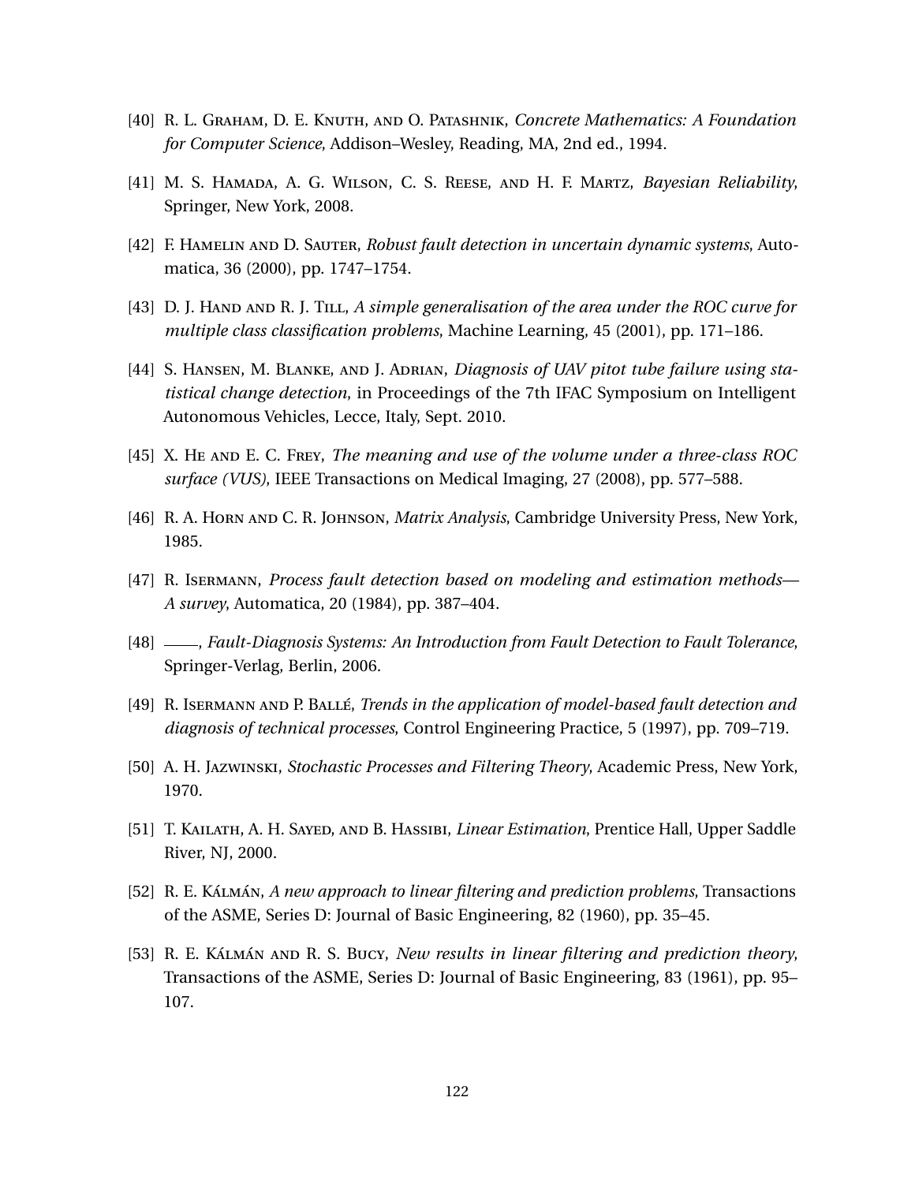[40] R. L. Graham, D. E. Knuth, and O. Patashnik, *Concrete Mathematics: A Foundation for Computer Science*, Addison–Wesley, Reading, MA, 2nd ed., 1994.

[41] M. S. Hamada, A. G. Wilson, C. S. Reese, and H. F. Martz, *Bayesian Reliability*, Springer, New York, 2008.

[42] F. Hamelin and D. Sauter, *Robust fault detection in uncertain dynamic systems*, Automatica, 36 (2000), pp. 1747–1754.

[43] D. J. Hand and R. J. Till, *A simple generalisation of the area under the ROC curve for multiple class classification problems*, Machine Learning, 45 (2001), pp. 171–186.

[44] S. Hansen, M. Blanke, and J. Adrian, *Diagnosis of UAV pitot tube failure using statistical change detection*, in Proceedings of the 7th IFAC Symposium on Intelligent Autonomous Vehicles, Lecce, Italy, Sept. 2010.

[45] X. He and E. C. Frey, *The meaning and use of the volume under a three-class ROC surface (VUS)*, IEEE Transactions on Medical Imaging, 27 (2008), pp. 577–588.

[46] R. A. Horn and C. R. Johnson, *Matrix Analysis*, Cambridge University Press, New York, 1985.

[47] R. Isermann, *Process fault detection based on modeling and estimation methods—A survey*, Automatica, 20 (1984), pp. 387–404.

[48] ——, *Fault-Diagnosis Systems: An Introduction from Fault Detection to Fault Tolerance*, Springer-Verlag, Berlin, 2006.

[49] R. Isermann and P. Ballé, *Trends in the application of model-based fault detection and diagnosis of technical processes*, Control Engineering Practice, 5 (1997), pp. 709–719.

[50] A. H. Jazwinski, *Stochastic Processes and Filtering Theory*, Academic Press, New York, 1970.

[51] T. Kailath, A. H. Sayed, and B. Hassibi, *Linear Estimation*, Prentice Hall, Upper Saddle River, NJ, 2000.

[52] R. E. Kálmán, *A new approach to linear filtering and prediction problems*, Transactions of the ASME, Series D: Journal of Basic Engineering, 82 (1960), pp. 35–45.

[53] R. E. Kálmán and R. S. Bucy, *New results in linear filtering and prediction theory*, Transactions of the ASME, Series D: Journal of Basic Engineering, 83 (1961), pp. 95–107.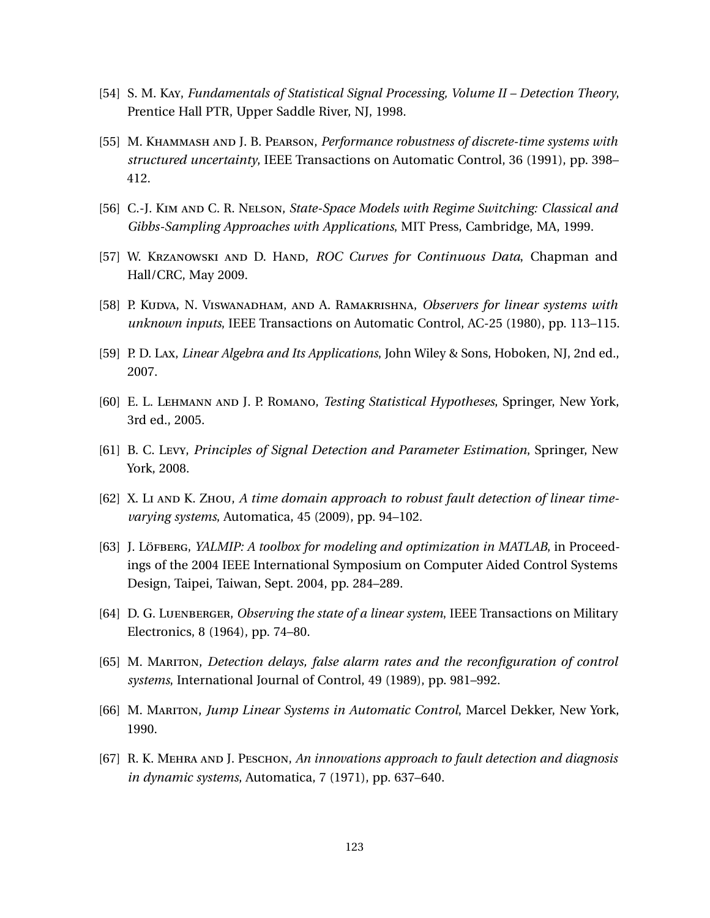[54] S. M. Kay, *Fundamentals of Statistical Signal Processing, Volume II – Detection Theory*, Prentice Hall PTR, Upper Saddle River, NJ, 1998.

[55] M. Khammash and J. B. Pearson, *Performance robustness of discrete-time systems with structured uncertainty*, IEEE Transactions on Automatic Control, 36 (1991), pp. 398–412.

[56] C.-J. Kim and C. R. Nelson, *State-Space Models with Regime Switching: Classical and Gibbs-Sampling Approaches with Applications*, MIT Press, Cambridge, MA, 1999.

[57] W. Krzanowski and D. Hand, *ROC Curves for Continuous Data*, Chapman and Hall/CRC, May 2009.

[58] P. Kudva, N. Viswanadham, and A. Ramakrishna, *Observers for linear systems with unknown inputs*, IEEE Transactions on Automatic Control, AC-25 (1980), pp. 113–115.

[59] P. D. Lax, *Linear Algebra and Its Applications*, John Wiley & Sons, Hoboken, NJ, 2nd ed., 2007.

[60] E. L. Lehmann and J. P. Romano, *Testing Statistical Hypotheses*, Springer, New York, 3rd ed., 2005.

[61] B. C. Levy, *Principles of Signal Detection and Parameter Estimation*, Springer, New York, 2008.

[62] X. Li and K. Zhou, *A time domain approach to robust fault detection of linear time-varying systems*, Automatica, 45 (2009), pp. 94–102.

[63] J. Löfberg, *YALMIP: A toolbox for modeling and optimization in MATLAB*, in Proceedings of the 2004 IEEE International Symposium on Computer Aided Control Systems Design, Taipei, Taiwan, Sept. 2004, pp. 284–289.

[64] D. G. Luenberger, *Observing the state of a linear system*, IEEE Transactions on Military Electronics, 8 (1964), pp. 74–80.

[65] M. Mariton, *Detection delays, false alarm rates and the reconfiguration of control systems*, International Journal of Control, 49 (1989), pp. 981–992.

[66] M. Mariton, *Jump Linear Systems in Automatic Control*, Marcel Dekker, New York, 1990.

[67] R. K. Mehra and J. Peschon, *An innovations approach to fault detection and diagnosis in dynamic systems*, Automatica, 7 (1971), pp. 637–640.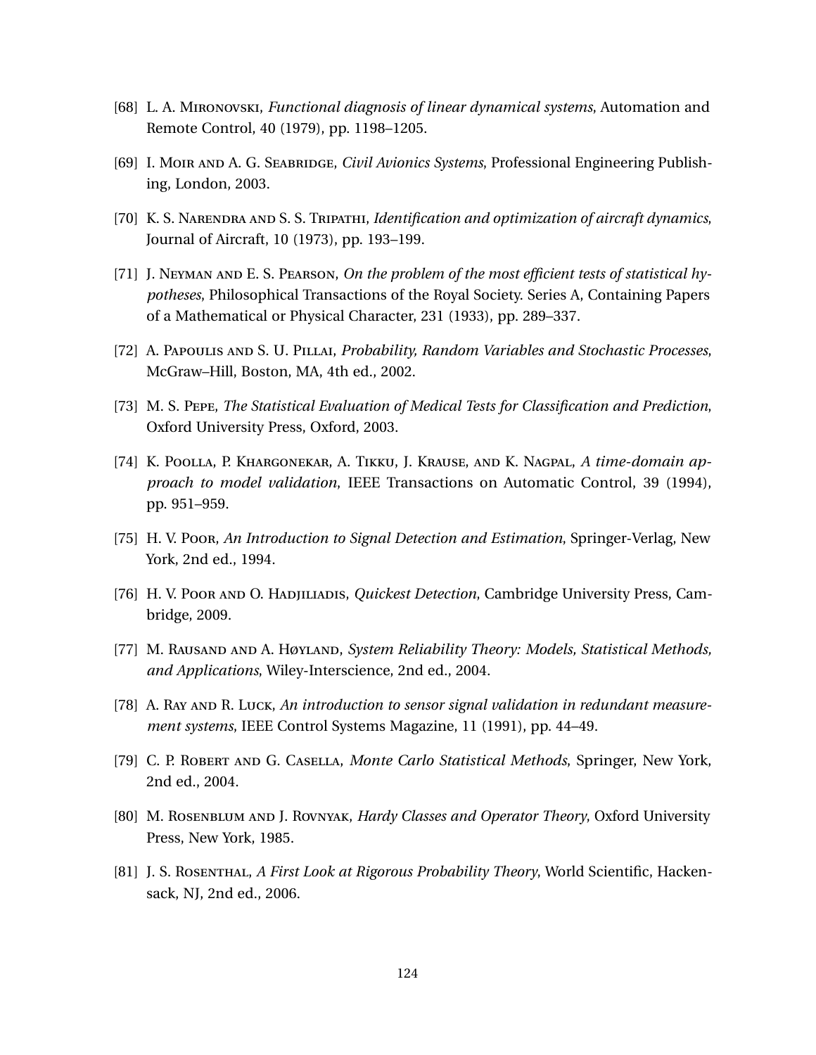[68] L. A. Mironovski, *Functional diagnosis of linear dynamical systems*, Automation and Remote Control, 40 (1979), pp. 1198–1205.

[69] I. Moir and A. G. Seabridge, *Civil Avionics Systems*, Professional Engineering Publishing, London, 2003.

[70] K. S. Narendra and S. S. Tripathi, *Identification and optimization of aircraft dynamics*, Journal of Aircraft, 10 (1973), pp. 193–199.

[71] J. Neyman and E. S. Pearson, *On the problem of the most efficient tests of statistical hypotheses*, Philosophical Transactions of the Royal Society. Series A, Containing Papers of a Mathematical or Physical Character, 231 (1933), pp. 289–337.

[72] A. Papoulis and S. U. Pillai, *Probability, Random Variables and Stochastic Processes*, McGraw–Hill, Boston, MA, 4th ed., 2002.

[73] M. S. Pepe, *The Statistical Evaluation of Medical Tests for Classification and Prediction*, Oxford University Press, Oxford, 2003.

[74] K. Poolla, P. Khargonekar, A. Tikku, J. Krause, and K. Nagpal, *A time-domain approach to model validation*, IEEE Transactions on Automatic Control, 39 (1994), pp. 951–959.

[75] H. V. Poor, *An Introduction to Signal Detection and Estimation*, Springer-Verlag, New York, 2nd ed., 1994.

[76] H. V. Poor and O. Hadjiliadis, *Quickest Detection*, Cambridge University Press, Cambridge, 2009.

[77] M. Rausand and A. Høyland, *System Reliability Theory: Models, Statistical Methods, and Applications*, Wiley-Interscience, 2nd ed., 2004.

[78] A. Ray and R. Luck, *An introduction to sensor signal validation in redundant measurement systems*, IEEE Control Systems Magazine, 11 (1991), pp. 44–49.

[79] C. P. Robert and G. Casella, *Monte Carlo Statistical Methods*, Springer, New York, 2nd ed., 2004.

[80] M. Rosenblum and J. Rovnyak, *Hardy Classes and Operator Theory*, Oxford University Press, New York, 1985.

[81] J. S. Rosenthal, *A First Look at Rigorous Probability Theory*, World Scientific, Hackensack, NJ, 2nd ed., 2006.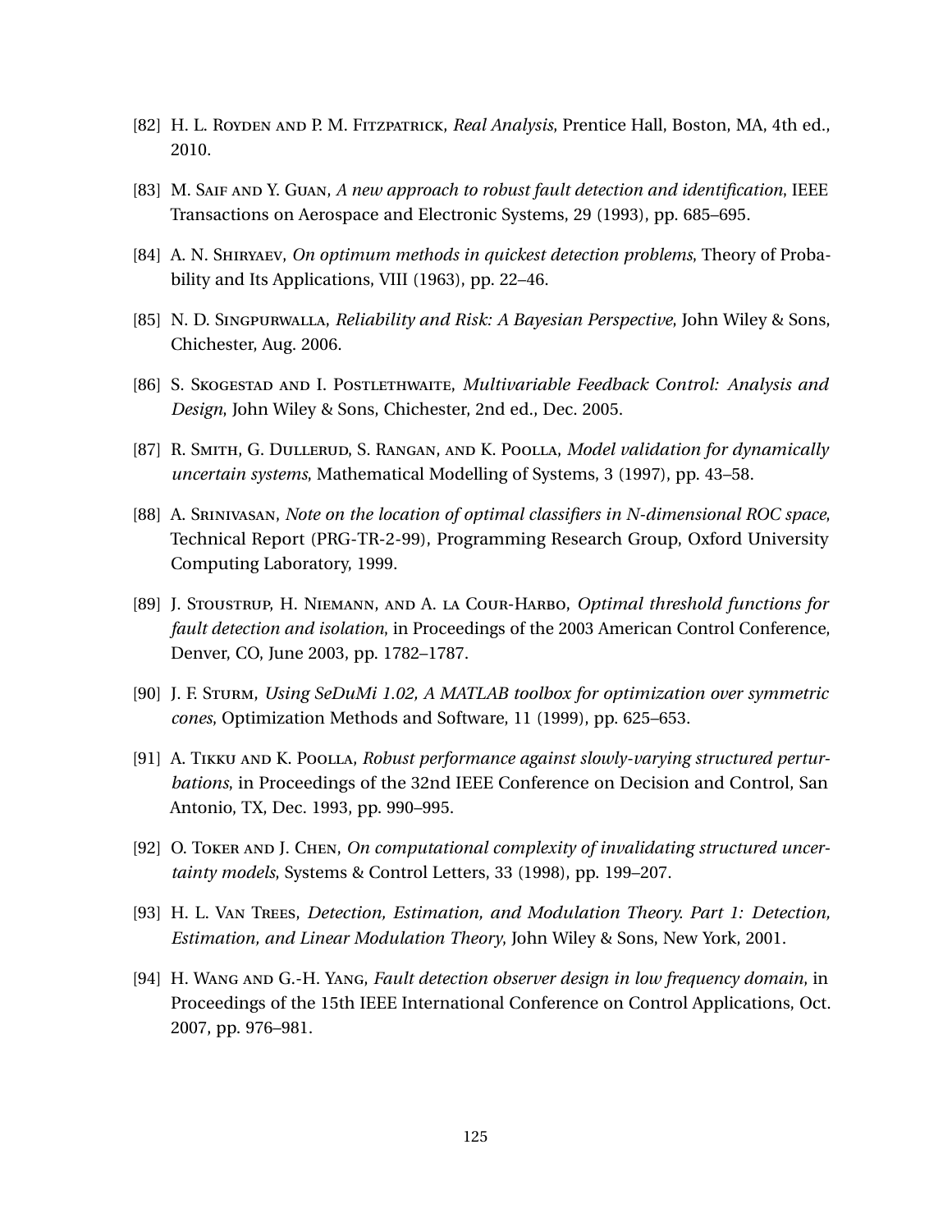[82] H. L. Royden and P. M. Fitzpatrick, *Real Analysis*, Prentice Hall, Boston, MA, 4th ed., 2010.

[83] M. Saif and Y. Guan, *A new approach to robust fault detection and identification*, IEEE Transactions on Aerospace and Electronic Systems, 29 (1993), pp. 685–695.

[84] A. N. Shiryaev, *On optimum methods in quickest detection problems*, Theory of Probability and Its Applications, VIII (1963), pp. 22–46.

[85] N. D. Singpurwalla, *Reliability and Risk: A Bayesian Perspective*, John Wiley & Sons, Chichester, Aug. 2006.

[86] S. Skogestad and I. Postlethwaite, *Multivariable Feedback Control: Analysis and Design*, John Wiley & Sons, Chichester, 2nd ed., Dec. 2005.

[87] R. Smith, G. Dullerud, S. Rangan, and K. Poolla, *Model validation for dynamically uncertain systems*, Mathematical Modelling of Systems, 3 (1997), pp. 43–58.

[88] A. Srinivasan, *Note on the location of optimal classifiers in N-dimensional ROC space*, Technical Report (PRG-TR-2-99), Programming Research Group, Oxford University Computing Laboratory, 1999.

[89] J. Stoustrup, H. Niemann, and A. la Cour-Harbo, *Optimal threshold functions for fault detection and isolation*, in Proceedings of the 2003 American Control Conference, Denver, CO, June 2003, pp. 1782–1787.

[90] J. F. Sturm, *Using SeDuMi 1.02, A MATLAB toolbox for optimization over symmetric cones*, Optimization Methods and Software, 11 (1999), pp. 625–653.

[91] A. Tikku and K. Poolla, *Robust performance against slowly-varying structured perturbations*, in Proceedings of the 32nd IEEE Conference on Decision and Control, San Antonio, TX, Dec. 1993, pp. 990–995.

[92] O. Toker and J. Chen, *On computational complexity of invalidating structured uncertainty models*, Systems & Control Letters, 33 (1998), pp. 199–207.

[93] H. L. Van Trees, *Detection, Estimation, and Modulation Theory. Part 1: Detection, Estimation, and Linear Modulation Theory*, John Wiley & Sons, New York, 2001.

[94] H. Wang and G.-H. Yang, *Fault detection observer design in low frequency domain*, in Proceedings of the 15th IEEE International Conference on Control Applications, Oct. 2007, pp. 976–981.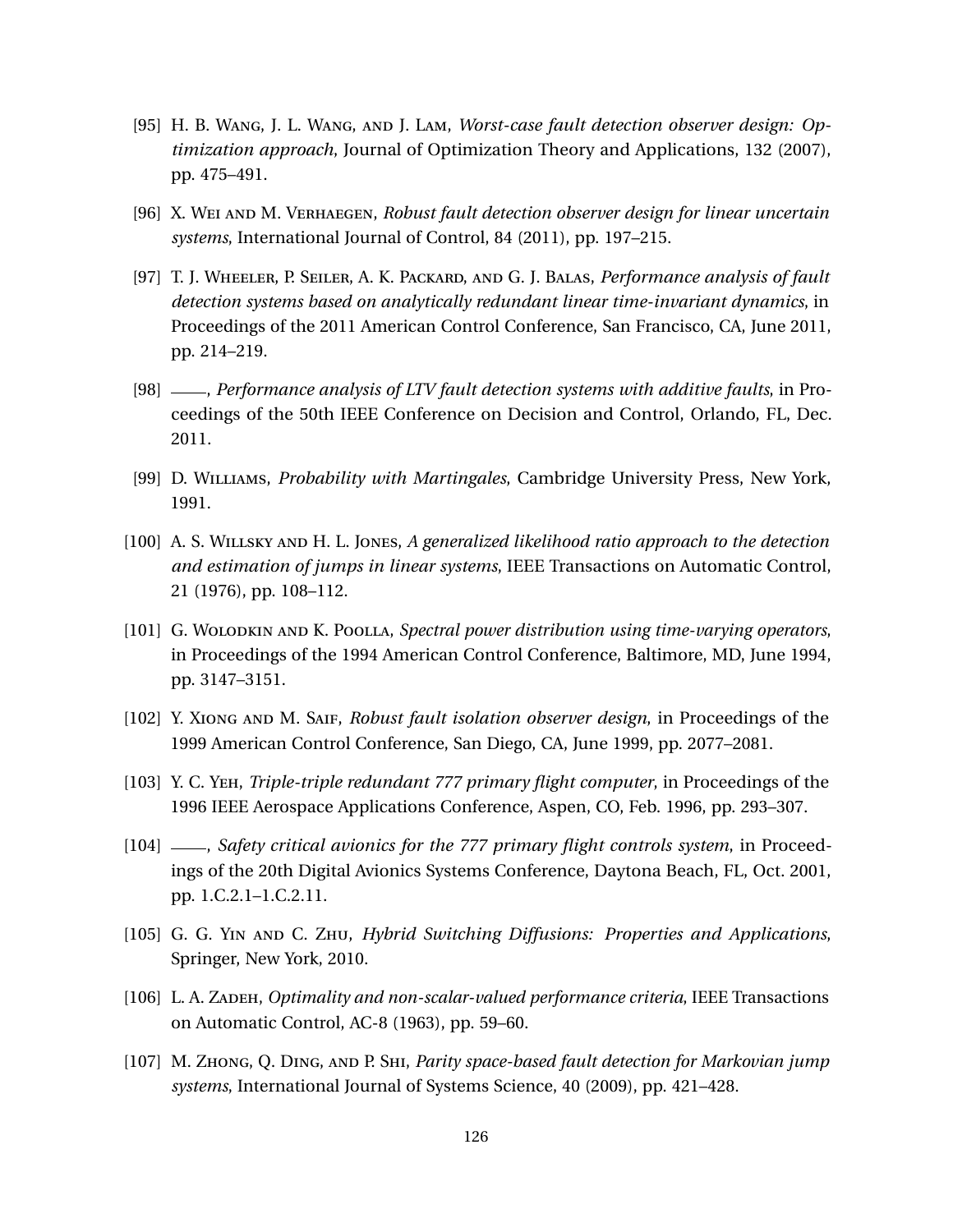[95] H. B. Wang, J. L. Wang, and J. Lam, *Worst-case fault detection observer design: Optimization approach*, Journal of Optimization Theory and Applications, 132 (2007), pp. 475–491.

[96] X. Wei and M. Verhaegen, *Robust fault detection observer design for linear uncertain systems*, International Journal of Control, 84 (2011), pp. 197–215.

[97] T. J. Wheeler, P. Seiler, A. K. Packard, and G. J. Balas, *Performance analysis of fault detection systems based on analytically redundant linear time-invariant dynamics*, in Proceedings of the 2011 American Control Conference, San Francisco, CA, June 2011, pp. 214–219.

[98] ——, *Performance analysis of LTV fault detection systems with additive faults*, in Proceedings of the 50th IEEE Conference on Decision and Control, Orlando, FL, Dec. 2011.

[99] D. Williams, *Probability with Martingales*, Cambridge University Press, New York, 1991.

[100] A. S. Willsky and H. L. Jones, *A generalized likelihood ratio approach to the detection and estimation of jumps in linear systems*, IEEE Transactions on Automatic Control, 21 (1976), pp. 108–112.

[101] G. Wolodkin and K. Poolla, *Spectral power distribution using time-varying operators*, in Proceedings of the 1994 American Control Conference, Baltimore, MD, June 1994, pp. 3147–3151.

[102] Y. Xiong and M. Saif, *Robust fault isolation observer design*, in Proceedings of the 1999 American Control Conference, San Diego, CA, June 1999, pp. 2077–2081.

[103] Y. C. Yeh, *Triple-triple redundant 777 primary flight computer*, in Proceedings of the 1996 IEEE Aerospace Applications Conference, Aspen, CO, Feb. 1996, pp. 293–307.

[104] ——, *Safety critical avionics for the 777 primary flight controls system*, in Proceedings of the 20th Digital Avionics Systems Conference, Daytona Beach, FL, Oct. 2001, pp. 1.C.2.1–1.C.2.11.

[105] G. G. Yin and C. Zhu, *Hybrid Switching Diffusions: Properties and Applications*, Springer, New York, 2010.

[106] L. A. Zadeh, *Optimality and non-scalar-valued performance criteria*, IEEE Transactions on Automatic Control, AC-8 (1963), pp. 59–60.

[107] M. Zhong, Q. Ding, and P. Shi, *Parity space-based fault detection for Markovian jump systems*, International Journal of Systems Science, 40 (2009), pp. 421–428.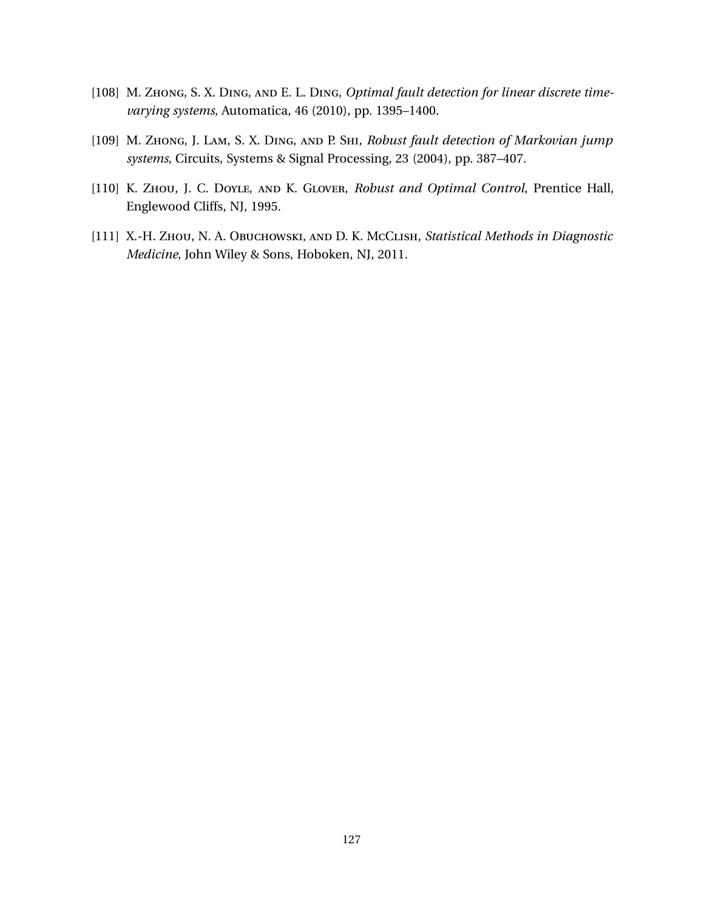[108] M. Zhong, S. X. Ding, and E. L. Ding, *Optimal fault detection for linear discrete time-varying systems*, Automatica, 46 (2010), pp. 1395–1400.

[109] M. Zhong, J. Lam, S. X. Ding, and P. Shi, *Robust fault detection of Markovian jump systems*, Circuits, Systems & Signal Processing, 23 (2004), pp. 387–407.

[110] K. Zhou, J. C. Doyle, and K. Glover, *Robust and Optimal Control*, Prentice Hall, Englewood Cliffs, NJ, 1995.

[111] X.-H. Zhou, N. A. Obuchowski, and D. K. McClish, *Statistical Methods in Diagnostic Medicine*, John Wiley & Sons, Hoboken, NJ, 2011.